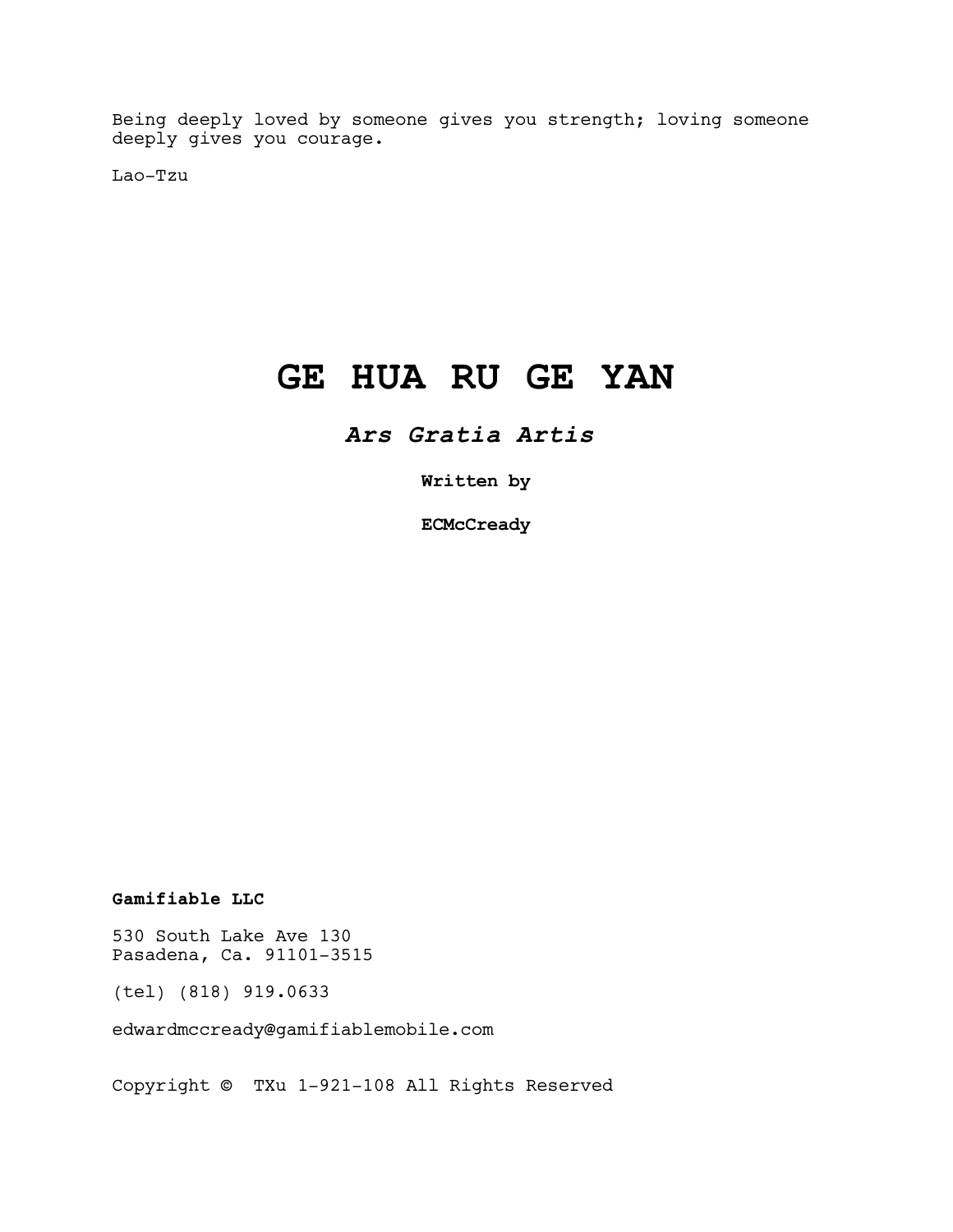Being deeply loved by someone gives you strength; loving someone deeply gives you courage.

Lao-Tzu

# GE HUA RU GE YAN

## *Ars Gratia Artis*

**Written by**

**ECMcCready**

**Gamifiable LLC**

530 South Lake Ave 130
Pasadena, Ca. 91101-3515

(tel) (818) 919.0633

edwardmccready@gamifiablemobile.com

Copyright © TXu 1-921-108 All Rights Reserved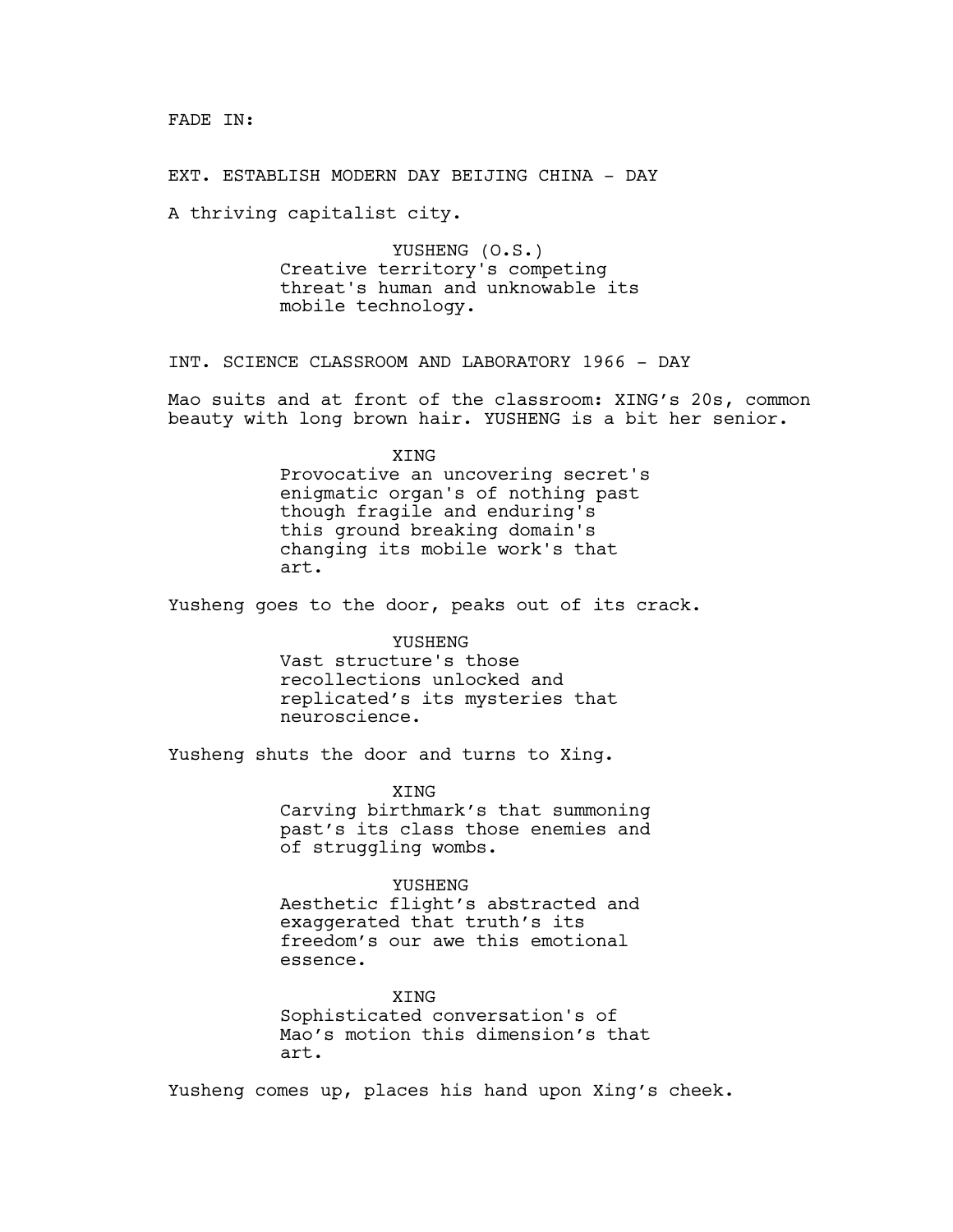FADE IN:

EXT. ESTABLISH MODERN DAY BEIJING CHINA - DAY

A thriving capitalist city.

YUSHENG (O.S.)
Creative territory's competing threat's human and unknowable its mobile technology.

INT. SCIENCE CLASSROOM AND LABORATORY 1966 - DAY

Mao suits and at front of the classroom: XING's 20s, common beauty with long brown hair. YUSHENG is a bit her senior.

XING
Provocative an uncovering secret's enigmatic organ's of nothing past though fragile and enduring's this ground breaking domain's changing its mobile work's that art.

Yusheng goes to the door, peaks out of its crack.

YUSHENG
Vast structure's those recollections unlocked and replicated's its mysteries that neuroscience.

Yusheng shuts the door and turns to Xing.

XING
Carving birthmark's that summoning past's its class those enemies and of struggling wombs.

YUSHENG
Aesthetic flight's abstracted and exaggerated that truth's its freedom's our awe this emotional essence.

XING
Sophisticated conversation's of Mao's motion this dimension's that art.

Yusheng comes up, places his hand upon Xing's cheek.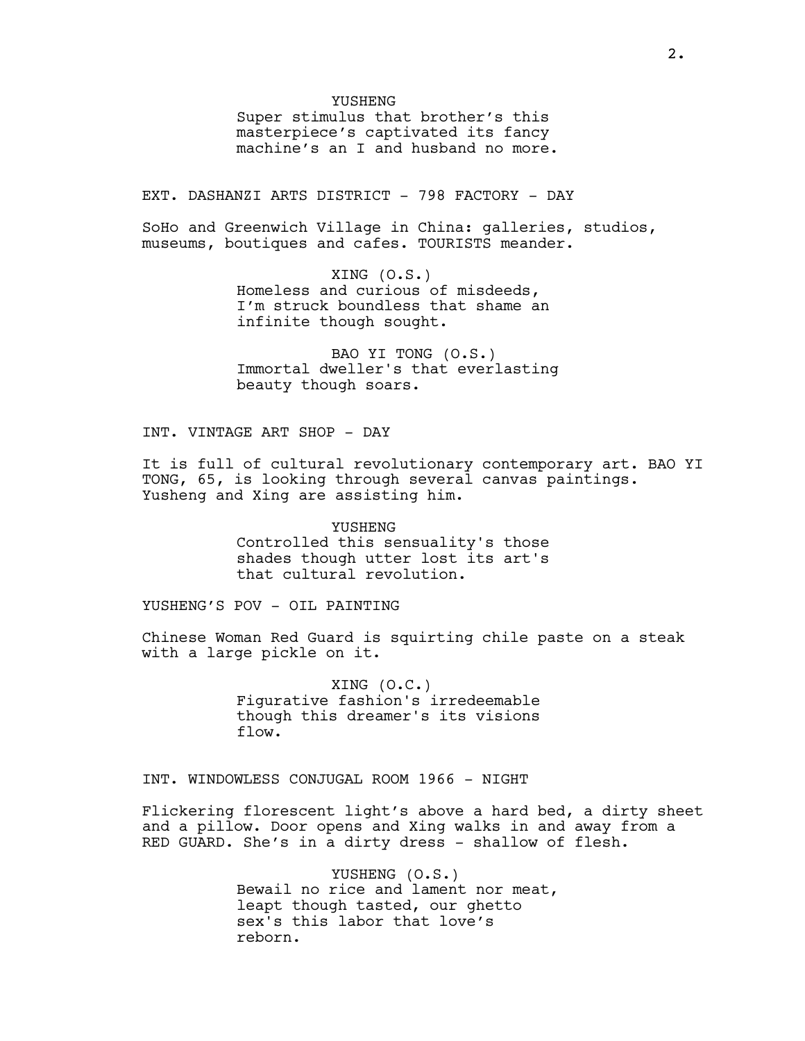YUSHENG
Super stimulus that brother's this masterpiece's captivated its fancy machine's an I and husband no more.

EXT. DASHANZI ARTS DISTRICT - 798 FACTORY - DAY

SoHo and Greenwich Village in China: galleries, studios, museums, boutiques and cafes. TOURISTS meander.

XING (O.S.)
Homeless and curious of misdeeds, I'm struck boundless that shame an infinite though sought.

BAO YI TONG (O.S.)
Immortal dweller's that everlasting beauty though soars.

INT. VINTAGE ART SHOP - DAY

It is full of cultural revolutionary contemporary art. BAO YI TONG, 65, is looking through several canvas paintings. Yusheng and Xing are assisting him.

YUSHENG
Controlled this sensuality's those shades though utter lost its art's that cultural revolution.

YUSHENG'S POV - OIL PAINTING

Chinese Woman Red Guard is squirting chile paste on a steak with a large pickle on it.

XING (O.C.)
Figurative fashion's irredeemable though this dreamer's its visions flow.

INT. WINDOWLESS CONJUGAL ROOM 1966 - NIGHT

Flickering florescent light's above a hard bed, a dirty sheet and a pillow. Door opens and Xing walks in and away from a RED GUARD. She's in a dirty dress - shallow of flesh.

YUSHENG (O.S.)
Bewail no rice and lament nor meat, leapt though tasted, our ghetto sex's this labor that love's reborn.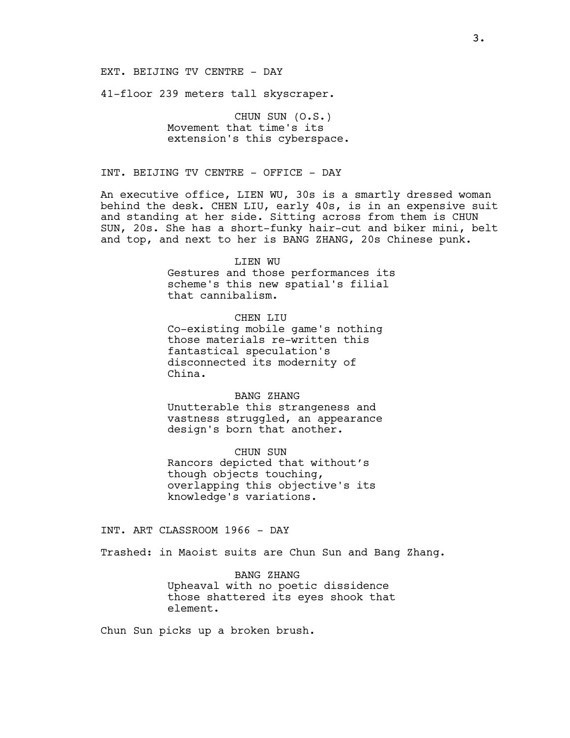EXT. BEIJING TV CENTRE - DAY

41-floor 239 meters tall skyscraper.

CHUN SUN (O.S.)
Movement that time's its extension's this cyberspace.

INT. BEIJING TV CENTRE - OFFICE - DAY

An executive office, LIEN WU, 30s is a smartly dressed woman behind the desk. CHEN LIU, early 40s, is in an expensive suit and standing at her side. Sitting across from them is CHUN SUN, 20s. She has a short-funky hair-cut and biker mini, belt and top, and next to her is BANG ZHANG, 20s Chinese punk.

LIEN WU
Gestures and those performances its scheme's this new spatial's filial that cannibalism.

CHEN LIU
Co-existing mobile game's nothing those materials re-written this fantastical speculation's disconnected its modernity of China.

BANG ZHANG
Unutterable this strangeness and vastness struggled, an appearance design's born that another.

CHUN SUN
Rancors depicted that without’s though objects touching, overlapping this objective's its knowledge's variations.

INT. ART CLASSROOM 1966 - DAY

Trashed: in Maoist suits are Chun Sun and Bang Zhang.

BANG ZHANG
Upheaval with no poetic dissidence those shattered its eyes shook that element.

Chun Sun picks up a broken brush.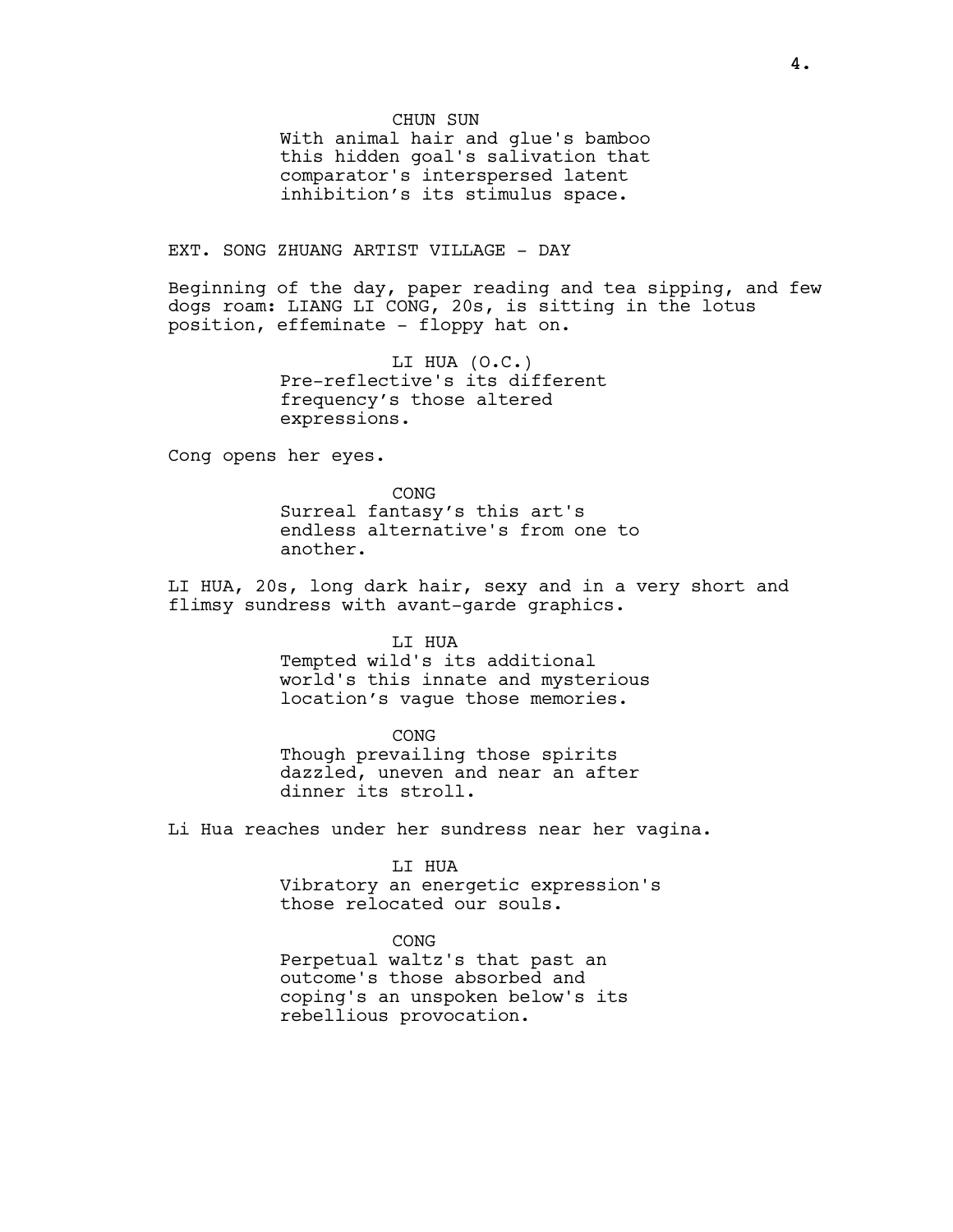CHUN SUN

With animal hair and glue's bamboo this hidden goal's salvation that comparator's interspersed latent inhibition's its stimulus space.

EXT. SONG ZHUANG ARTIST VILLAGE - DAY

Beginning of the day, paper reading and tea sipping, and few dogs roam: LIANG LI CONG, 20s, is sitting in the lotus position, effeminate - floppy hat on.

LI HUA (O.C.)

Pre-reflective's its different frequency's those altered expressions.

Cong opens her eyes.

CONG

Surreal fantasy's this art's endless alternative's from one to another.

LI HUA, 20s, long dark hair, sexy and in a very short and flimsy sundress with avant-garde graphics.

LI HUA

Tempted wild's its additional world's this innate and mysterious location's vague those memories.

CONG

Though prevailing those spirits dazzled, uneven and near an after dinner its stroll.

Li Hua reaches under her sundress near her vagina.

LI HUA

Vibratory an energetic expression's those relocated our souls.

CONG

Perpetual waltz's that past an outcome's those absorbed and coping's an unspoken below's its rebellious provocation.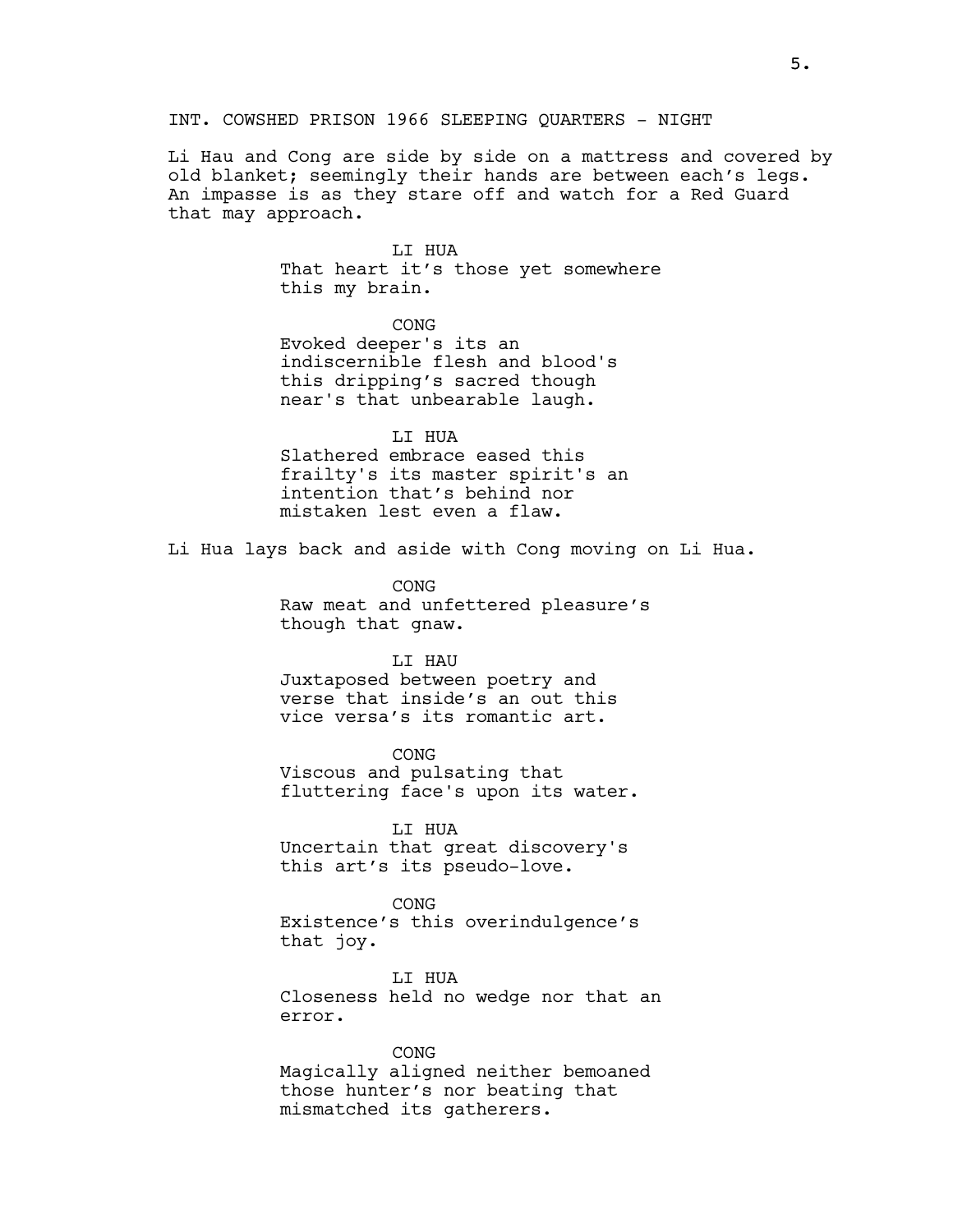INT. COWSHED PRISON 1966 SLEEPING QUARTERS - NIGHT

Li Hau and Cong are side by side on a mattress and covered by old blanket; seemingly their hands are between each's legs. An impasse is as they stare off and watch for a Red Guard that may approach.

LI HUA
That heart it's those yet somewhere this my brain.

CONG
Evoked deeper's its an indiscernible flesh and blood's this dripping's sacred though near's that unbearable laugh.

LI HUA
Slathered embrace eased this frailty's its master spirit's an intention that's behind nor mistaken lest even a flaw.

Li Hua lays back and aside with Cong moving on Li Hua.

CONG
Raw meat and unfettered pleasure's though that gnaw.

LI HAU
Juxtaposed between poetry and verse that inside's an out this vice versa's its romantic art.

CONG
Viscous and pulsating that fluttering face's upon its water.

LI HUA
Uncertain that great discovery's this art's its pseudo-love.

CONG
Existence's this overindulgence's that joy.

LI HUA
Closeness held no wedge nor that an error.

CONG
Magically aligned neither bemoaned those hunter's nor beating that mismatched its gatherers.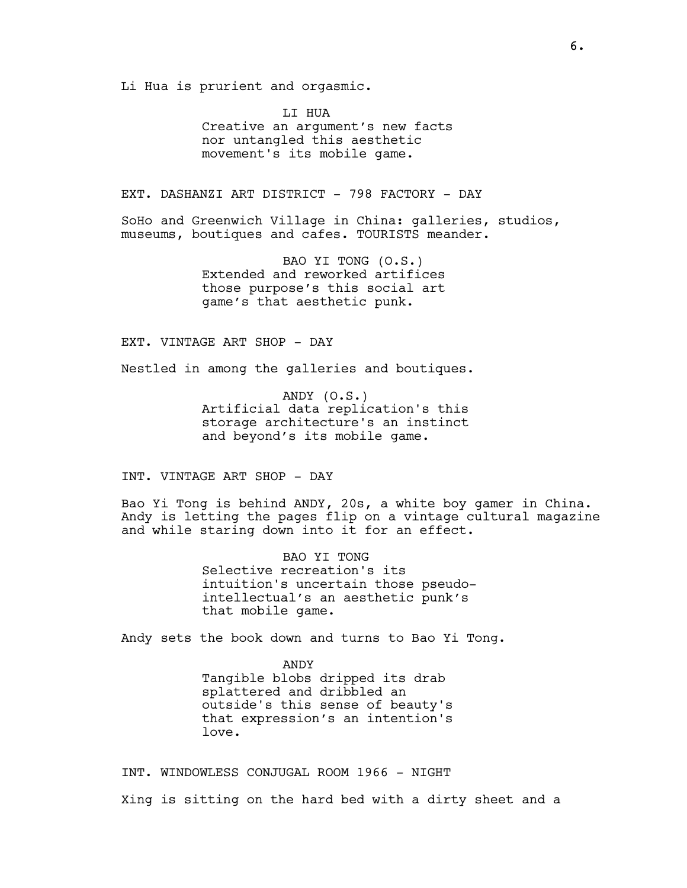Li Hua is prurient and orgasmic.

LI HUA
Creative an argument's new facts nor untangled this aesthetic movement's its mobile game.

EXT. DASHANZI ART DISTRICT - 798 FACTORY - DAY

SoHo and Greenwich Village in China: galleries, studios, museums, boutiques and cafes. TOURISTS meander.

BAO YI TONG (O.S.)
Extended and reworked artifices those purpose's this social art game's that aesthetic punk.

EXT. VINTAGE ART SHOP - DAY

Nestled in among the galleries and boutiques.

ANDY (O.S.)
Artificial data replication's this storage architecture's an instinct and beyond's its mobile game.

INT. VINTAGE ART SHOP - DAY

Bao Yi Tong is behind ANDY, 20s, a white boy gamer in China. Andy is letting the pages flip on a vintage cultural magazine and while staring down into it for an effect.

BAO YI TONG
Selective recreation's its intuition's uncertain those pseudo-intellectual's an aesthetic punk's that mobile game.

Andy sets the book down and turns to Bao Yi Tong.

ANDY
Tangible blobs dripped its drab splattered and dribbled an outside's this sense of beauty's that expression's an intention's love.

INT. WINDOWLESS CONJUGAL ROOM 1966 - NIGHT

Xing is sitting on the hard bed with a dirty sheet and a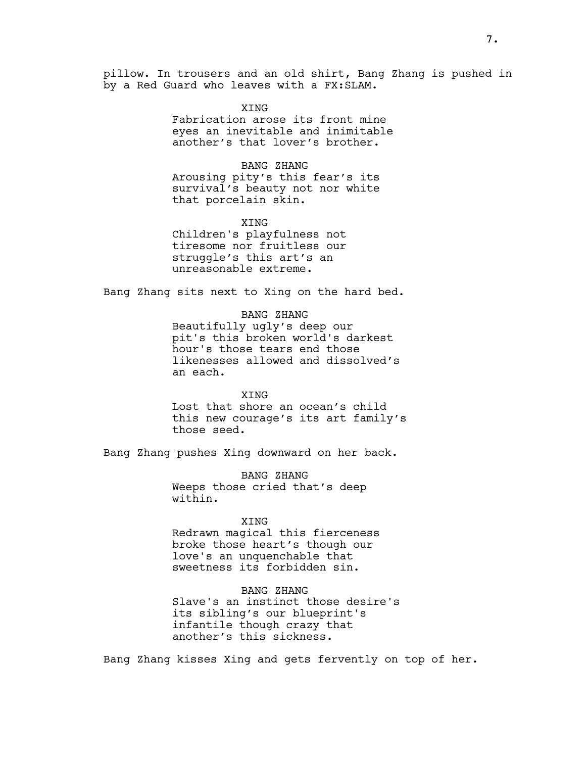pillow. In trousers and an old shirt, Bang Zhang is pushed in by a Red Guard who leaves with a FX:SLAM.

XING
Fabrication arose its front mine eyes an inevitable and inimitable another's that lover's brother.

BANG ZHANG
Arousing pity's this fear's its survival's beauty not nor white that porcelain skin.

XING
Children's playfulness not tiresome nor fruitless our struggle's this art's an unreasonable extreme.

Bang Zhang sits next to Xing on the hard bed.

BANG ZHANG
Beautifully ugly's deep our pit's this broken world's darkest hour's those tears end those likenesses allowed and dissolved's an each.

XING
Lost that shore an ocean's child this new courage's its art family's those seed.

Bang Zhang pushes Xing downward on her back.

BANG ZHANG
Weeps those cried that's deep within.

XING
Redrawn magical this fierceness broke those heart's though our love's an unquenchable that sweetness its forbidden sin.

BANG ZHANG
Slave's an instinct those desire's its sibling's our blueprint's infantile though crazy that another's this sickness.

Bang Zhang kisses Xing and gets fervently on top of her.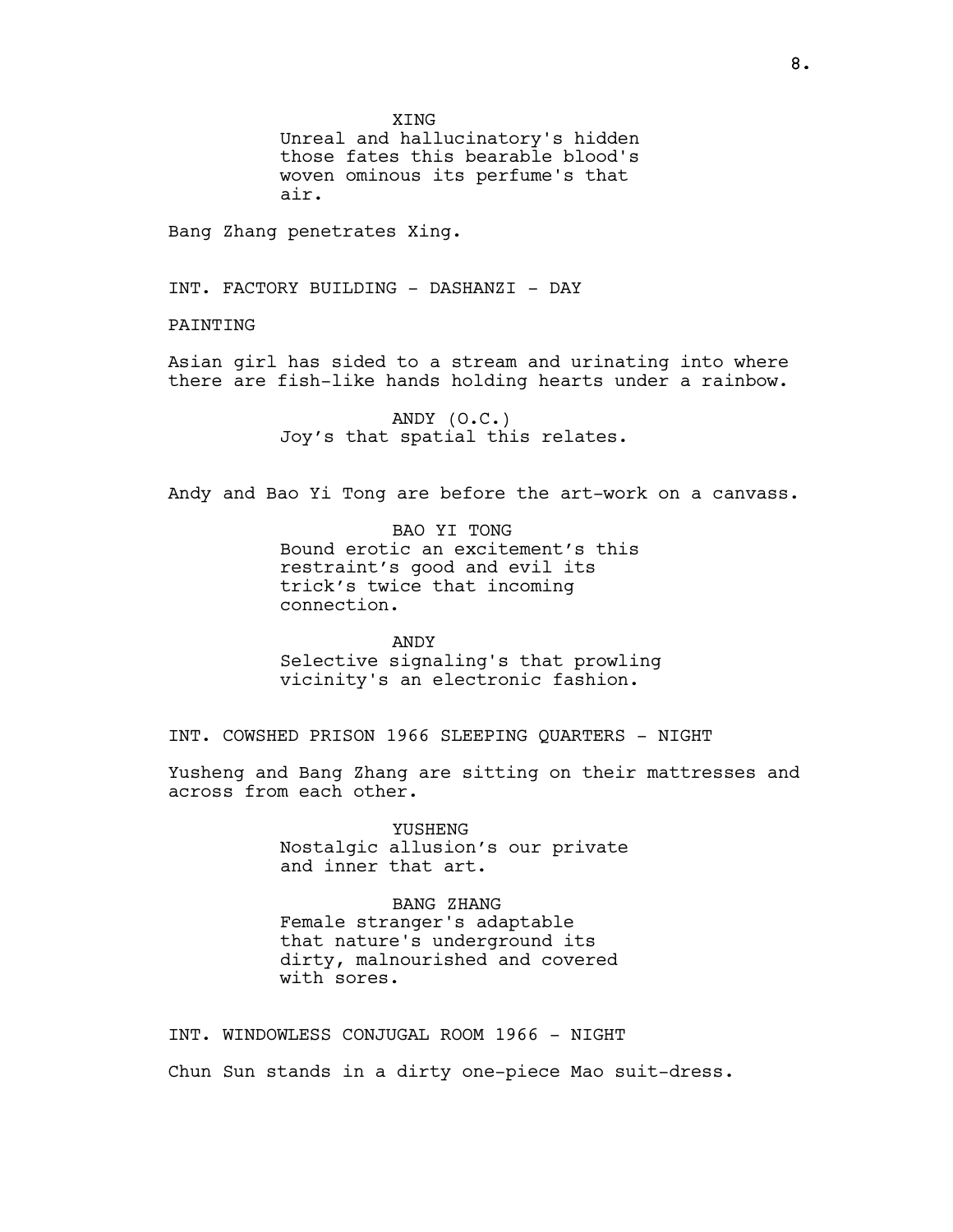XING
Unreal and hallucinatory's hidden those fates this bearable blood's woven ominous its perfume's that air.

Bang Zhang penetrates Xing.

INT. FACTORY BUILDING - DASHANZI - DAY

PAINTING

Asian girl has sided to a stream and urinating into where there are fish-like hands holding hearts under a rainbow.

ANDY (O.C.)
Joy's that spatial this relates.

Andy and Bao Yi Tong are before the art-work on a canvass.

BAO YI TONG
Bound erotic an excitement's this restraint's good and evil its trick's twice that incoming connection.

ANDY
Selective signaling's that prowling vicinity's an electronic fashion.

INT. COWSHED PRISON 1966 SLEEPING QUARTERS - NIGHT

Yusheng and Bang Zhang are sitting on their mattresses and across from each other.

YUSHENG
Nostalgic allusion's our private and inner that art.

BANG ZHANG
Female stranger's adaptable that nature's underground its dirty, malnourished and covered with sores.

INT. WINDOWLESS CONJUGAL ROOM 1966 - NIGHT

Chun Sun stands in a dirty one-piece Mao suit-dress.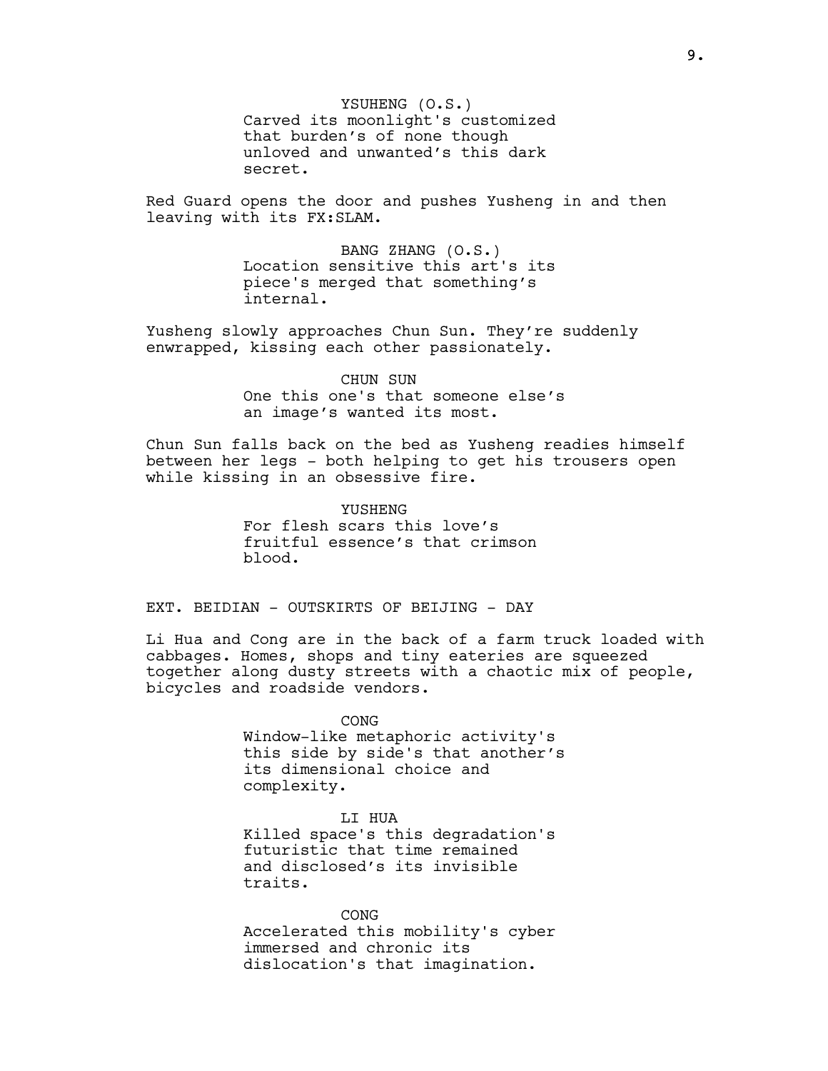YSUHENG (O.S.)
Carved its moonlight's customized that burden's of none though unloved and unwanted's this dark secret.

Red Guard opens the door and pushes Yusheng in and then leaving with its FX:SLAM.

BANG ZHANG (O.S.)
Location sensitive this art's its piece's merged that something's internal.

Yusheng slowly approaches Chun Sun. They're suddenly enwrapped, kissing each other passionately.

CHUN SUN
One this one's that someone else's an image's wanted its most.

Chun Sun falls back on the bed as Yusheng readies himself between her legs - both helping to get his trousers open while kissing in an obsessive fire.

YUSHENG
For flesh scars this love's fruitful essence's that crimson blood.

EXT. BEIDIAN - OUTSKIRTS OF BEIJING - DAY

Li Hua and Cong are in the back of a farm truck loaded with cabbages. Homes, shops and tiny eateries are squeezed together along dusty streets with a chaotic mix of people, bicycles and roadside vendors.

CONG
Window-like metaphoric activity's this side by side's that another's its dimensional choice and complexity.

LI HUA
Killed space's this degradation's futuristic that time remained and disclosed's its invisible traits.

CONG
Accelerated this mobility's cyber immersed and chronic its dislocation's that imagination.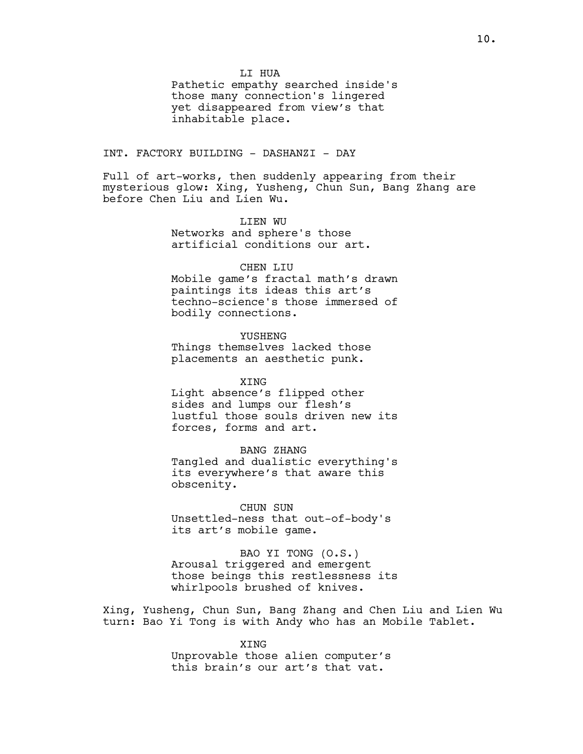LI HUA

Pathetic empathy searched inside's those many connection's lingered yet disappeared from view's that inhabitable place.

INT. FACTORY BUILDING - DASHANZI - DAY

Full of art-works, then suddenly appearing from their mysterious glow: Xing, Yusheng, Chun Sun, Bang Zhang are before Chen Liu and Lien Wu.

LIEN WU

Networks and sphere's those artificial conditions our art.

CHEN LIU

Mobile game's fractal math's drawn paintings its ideas this art's techno-science's those immersed of bodily connections.

YUSHENG

Things themselves lacked those placements an aesthetic punk.

XING

Light absence's flipped other sides and lumps our flesh's lustful those souls driven new its forces, forms and art.

BANG ZHANG

Tangled and dualistic everything's its everywhere's that aware this obscenity.

CHUN SUN

Unsettled-ness that out-of-body's its art's mobile game.

BAO YI TONG (O.S.)

Arousal triggered and emergent those beings this restlessness its whirlpools brushed of knives.

Xing, Yusheng, Chun Sun, Bang Zhang and Chen Liu and Lien Wu turn: Bao Yi Tong is with Andy who has an Mobile Tablet.

XING

Unprovable those alien computer's this brain's our art's that vat.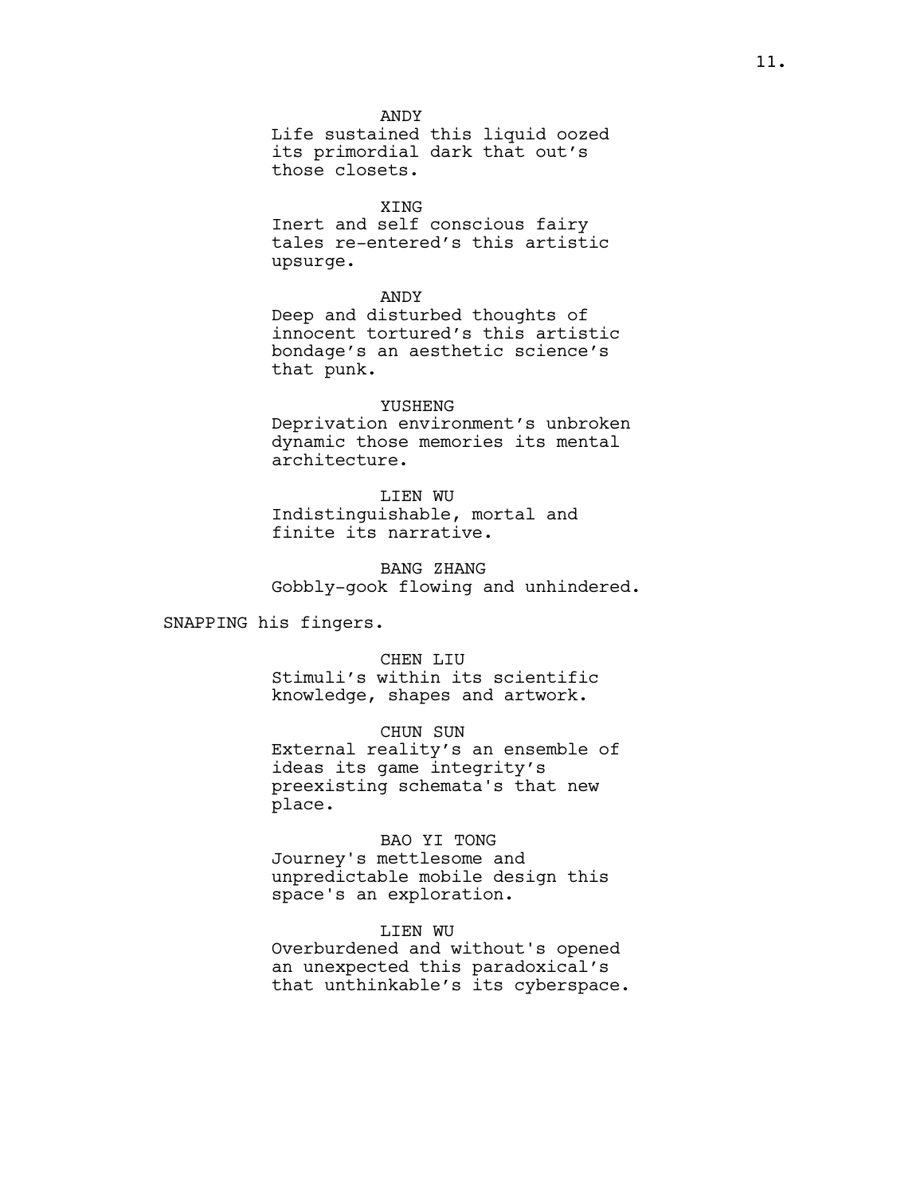ANDY
Life sustained this liquid oozed its primordial dark that out's those closets.

XING
Inert and self conscious fairy tales re-entered's this artistic upsurge.

ANDY
Deep and disturbed thoughts of innocent tortured's this artistic bondage's an aesthetic science's that punk.

YUSHENG
Deprivation environment's unbroken dynamic those memories its mental architecture.

LIEN WU
Indistinguishable, mortal and finite its narrative.

BANG ZHANG
Gobbly-gook flowing and unhindered.

SNAPPING his fingers.

CHEN LIU
Stimuli's within its scientific knowledge, shapes and artwork.

CHUN SUN
External reality's an ensemble of ideas its game integrity's preexisting schemata's that new place.

BAO YI TONG
Journey's mettlesome and unpredictable mobile design this space's an exploration.

LIEN WU
Overburdened and without's opened an unexpected this paradoxical's that unthinkable's its cyberspace.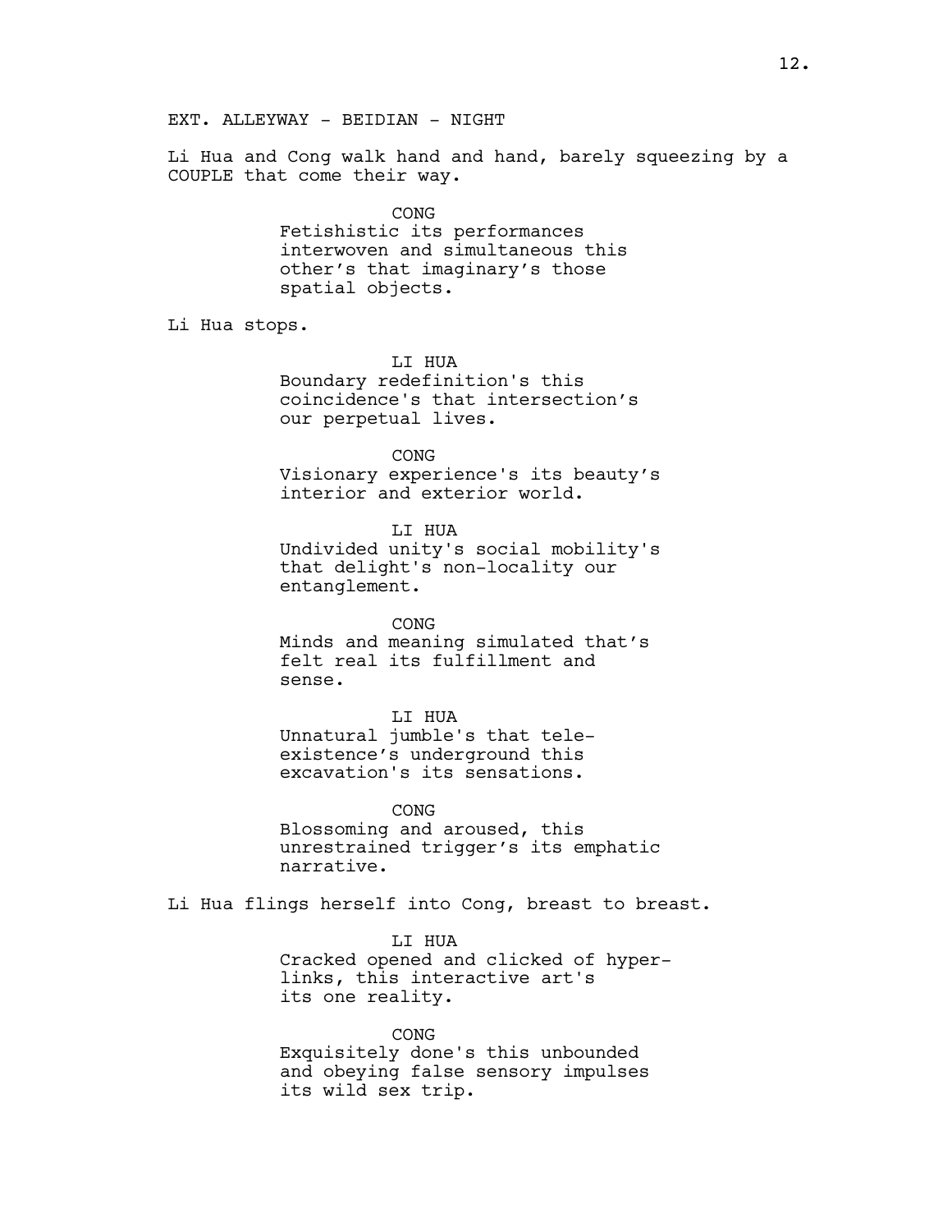EXT. ALLEYWAY - BEIDIAN - NIGHT

Li Hua and Cong walk hand and hand, barely squeezing by a COUPLE that come their way.

CONG
Fetishistic its performances interwoven and simultaneous this other's that imaginary's those spatial objects.

Li Hua stops.

LI HUA
Boundary redefinition's this coincidence's that intersection's our perpetual lives.

CONG
Visionary experience's its beauty's interior and exterior world.

LI HUA
Undivided unity's social mobility's that delight's non-locality our entanglement.

CONG
Minds and meaning simulated that's felt real its fulfillment and sense.

LI HUA
Unnatural jumble's that tele-existence's underground this excavation's its sensations.

CONG
Blossoming and aroused, this unrestrained trigger's its emphatic narrative.

Li Hua flings herself into Cong, breast to breast.

LI HUA
Cracked opened and clicked of hyper-links, this interactive art's its one reality.

CONG
Exquisitely done's this unbounded and obeying false sensory impulses its wild sex trip.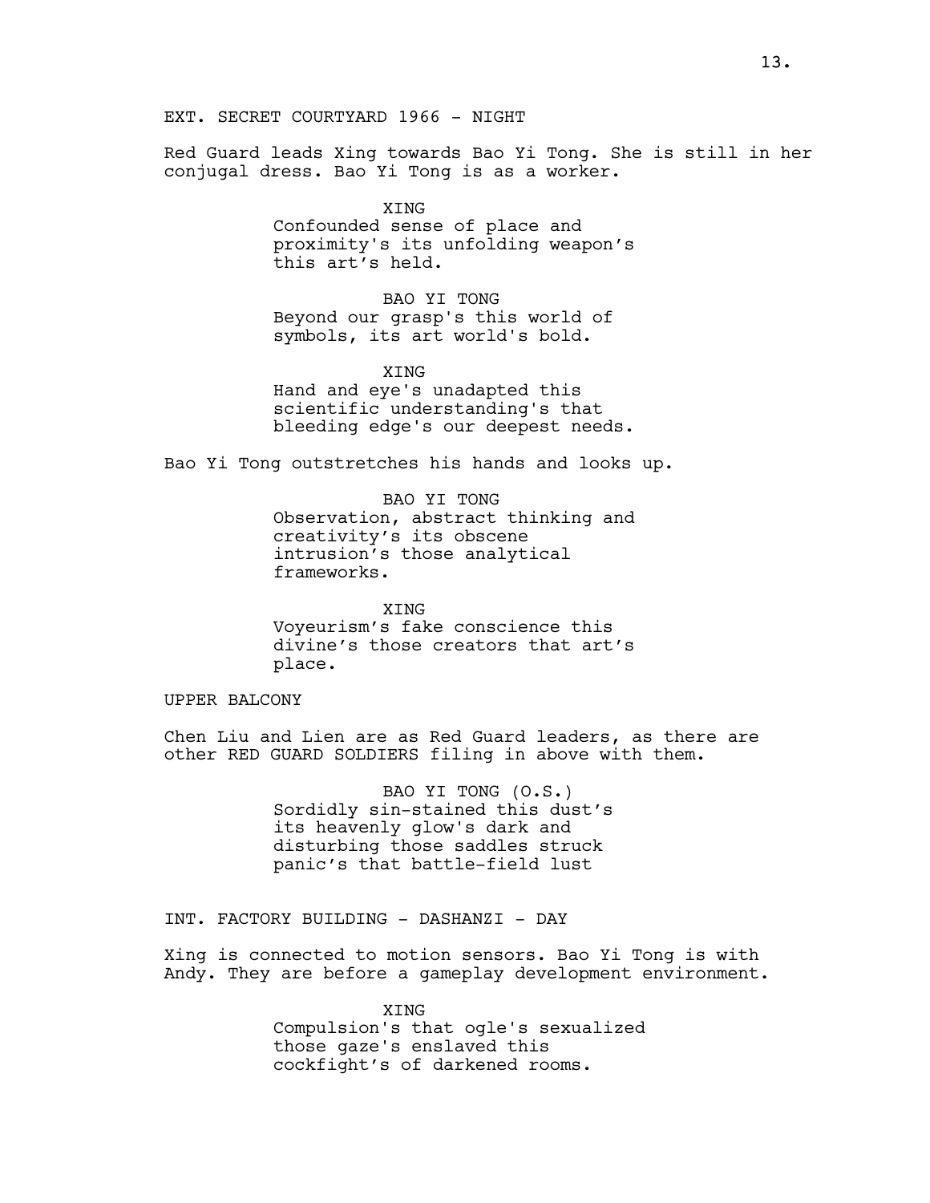EXT. SECRET COURTYARD 1966 - NIGHT

Red Guard leads Xing towards Bao Yi Tong. She is still in her conjugal dress. Bao Yi Tong is as a worker.

XING
Confounded sense of place and proximity's its unfolding weapon's this art's held.

BAO YI TONG
Beyond our grasp's this world of symbols, its art world's bold.

XING
Hand and eye's unadapted this scientific understanding's that bleeding edge's our deepest needs.

Bao Yi Tong outstretches his hands and looks up.

BAO YI TONG
Observation, abstract thinking and creativity's its obscene intrusion's those analytical frameworks.

XING
Voyeurism's fake conscience this divine's those creators that art's place.

UPPER BALCONY

Chen Liu and Lien are as Red Guard leaders, as there are other RED GUARD SOLDIERS filing in above with them.

BAO YI TONG (O.S.)
Sordidly sin-stained this dust's its heavenly glow's dark and disturbing those saddles struck panic's that battle-field lust

INT. FACTORY BUILDING - DASHANZI - DAY

Xing is connected to motion sensors. Bao Yi Tong is with Andy. They are before a gameplay development environment.

XING
Compulsion's that ogle's sexualized those gaze's enslaved this cockfight's of darkened rooms.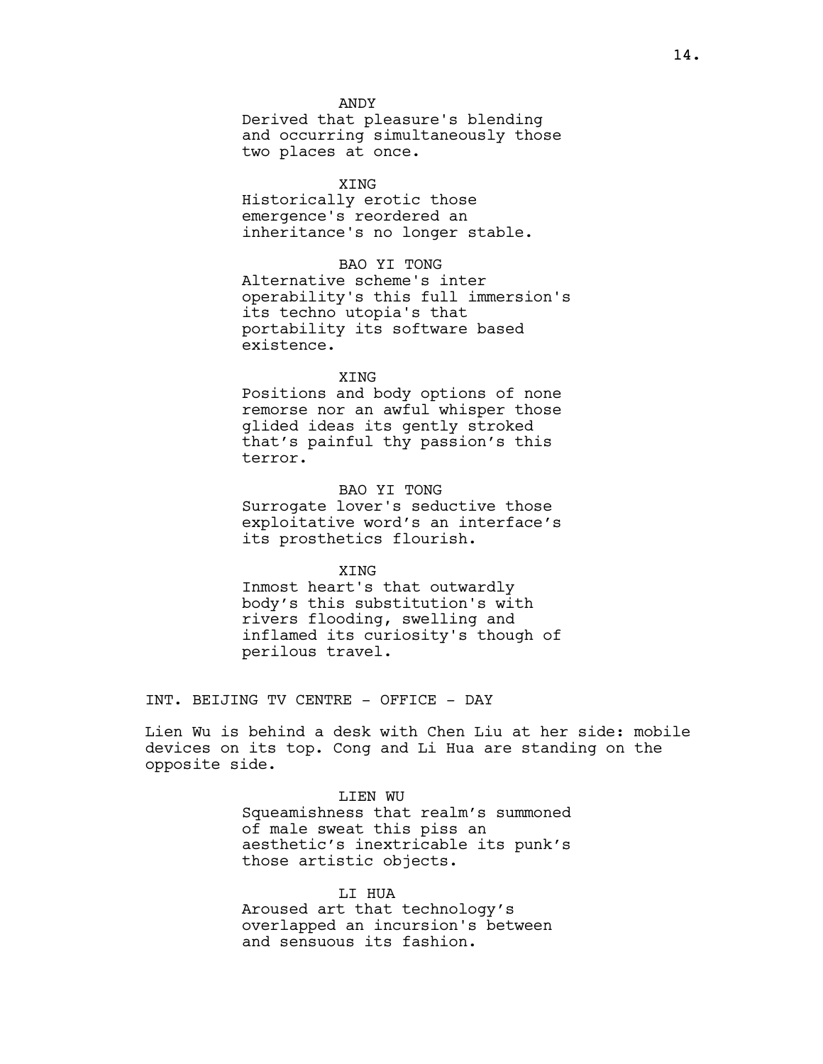ANDY
Derived that pleasure's blending and occurring simultaneously those two places at once.

XING
Historically erotic those emergence's reordered an inheritance's no longer stable.

BAO YI TONG
Alternative scheme's inter operability's this full immersion's its techno utopia's that portability its software based existence.

XING
Positions and body options of none remorse nor an awful whisper those glided ideas its gently stroked that's painful thy passion's this terror.

BAO YI TONG
Surrogate lover's seductive those exploitative word's an interface's its prosthetics flourish.

XING
Inmost heart's that outwardly body's this substitution's with rivers flooding, swelling and inflamed its curiosity's though of perilous travel.

INT. BEIJING TV CENTRE - OFFICE - DAY

Lien Wu is behind a desk with Chen Liu at her side: mobile devices on its top. Cong and Li Hua are standing on the opposite side.

LIEN WU
Squeamishness that realm's summoned of male sweat this piss an aesthetic's inextricable its punk's those artistic objects.

LI HUA
Aroused art that technology's overlapped an incursion's between and sensuous its fashion.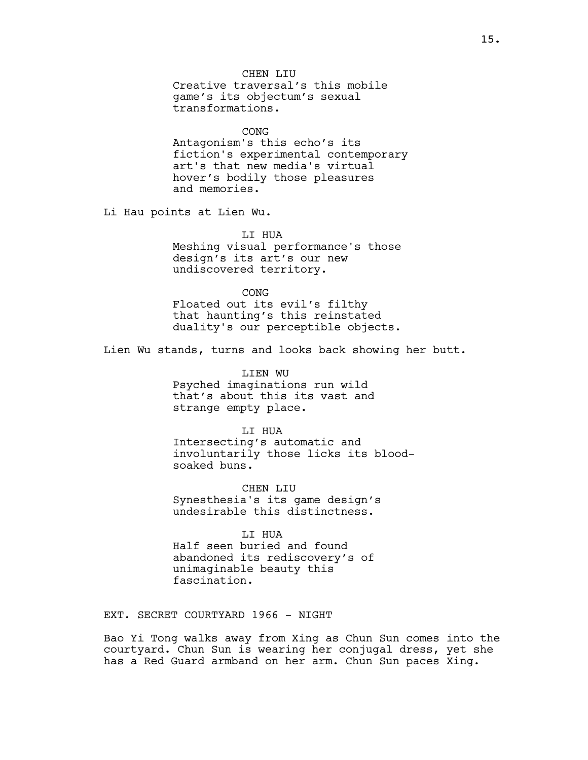CHEN LIU
Creative traversal's this mobile game's its objectum's sexual transformations.

CONG
Antagonism's this echo's its fiction's experimental contemporary art's that new media's virtual hover's bodily those pleasures and memories.

Li Hau points at Lien Wu.

LI HUA
Meshing visual performance's those design's its art's our new undiscovered territory.

CONG
Floated out its evil's filthy that haunting's this reinstated duality's our perceptible objects.

Lien Wu stands, turns and looks back showing her butt.

LIEN WU
Psyched imaginations run wild that's about this its vast and strange empty place.

LI HUA
Intersecting's automatic and involuntarily those licks its blood-soaked buns.

CHEN LIU
Synesthesia's its game design's undesirable this distinctness.

LI HUA
Half seen buried and found abandoned its rediscovery's of unimaginable beauty this fascination.

EXT. SECRET COURTYARD 1966 - NIGHT

Bao Yi Tong walks away from Xing as Chun Sun comes into the courtyard. Chun Sun is wearing her conjugal dress, yet she has a Red Guard armband on her arm. Chun Sun paces Xing.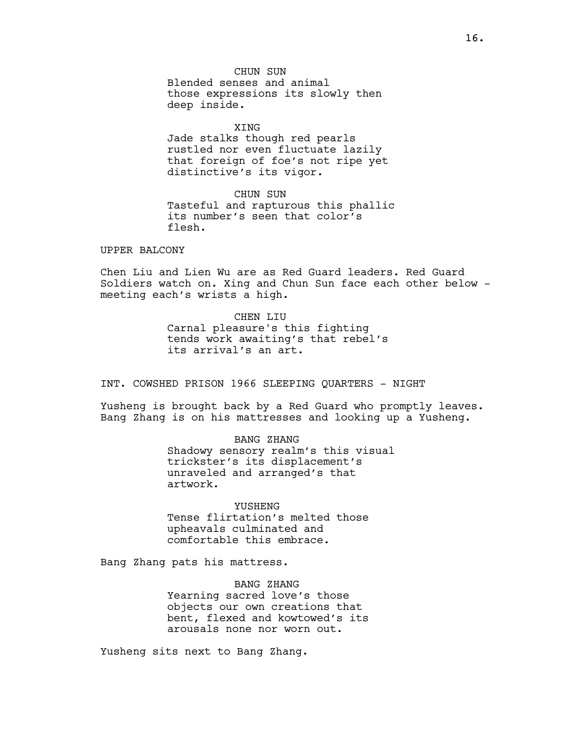CHUN SUN
Blended senses and animal
those expressions its slowly then
deep inside.

XING
Jade stalks though red pearls
rustled nor even fluctuate lazily
that foreign of foe's not ripe yet
distinctive's its vigor.

CHUN SUN
Tasteful and rapturous this phallic
its number's seen that color's
flesh.

UPPER BALCONY

Chen Liu and Lien Wu are as Red Guard leaders. Red Guard Soldiers watch on. Xing and Chun Sun face each other below - meeting each's wrists a high.

CHEN LIU
Carnal pleasure's this fighting
tends work awaiting's that rebel's
its arrival's an art.

INT. COWSHED PRISON 1966 SLEEPING QUARTERS - NIGHT

Yusheng is brought back by a Red Guard who promptly leaves. Bang Zhang is on his mattresses and looking up a Yusheng.

BANG ZHANG
Shadowy sensory realm's this visual
trickster's its displacement's
unraveled and arranged's that
artwork.

YUSHENG
Tense flirtation's melted those
upheavals culminated and
comfortable this embrace.

Bang Zhang pats his mattress.

BANG ZHANG
Yearning sacred love's those
objects our own creations that
bent, flexed and kowtowed's its
arousals none nor worn out.

Yusheng sits next to Bang Zhang.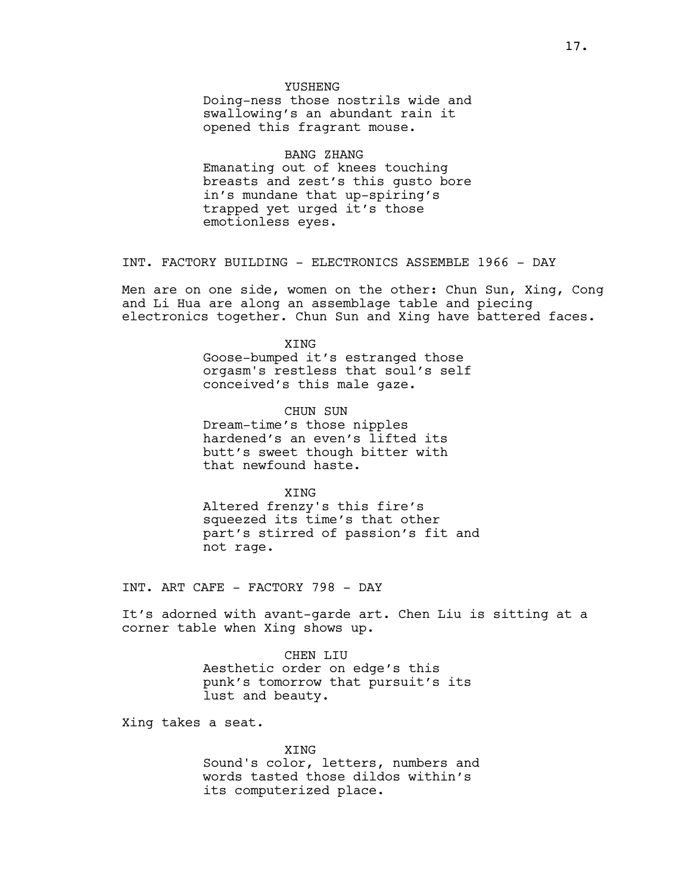YUSHENG
Doing-ness those nostrils wide and swallowing's an abundant rain it opened this fragrant mouse.

BANG ZHANG
Emanating out of knees touching breasts and zest's this gusto bore in's mundane that up-spiring's trapped yet urged it's those emotionless eyes.

INT. FACTORY BUILDING - ELECTRONICS ASSEMBLE 1966 - DAY

Men are on one side, women on the other: Chun Sun, Xing, Cong and Li Hua are along an assemblage table and piecing electronics together. Chun Sun and Xing have battered faces.

XING
Goose-bumped it's estranged those orgasm's restless that soul's self conceived's this male gaze.

CHUN SUN
Dream-time's those nipples hardened's an even's lifted its butt's sweet though bitter with that newfound haste.

XING
Altered frenzy's this fire's squeezed its time's that other part's stirred of passion's fit and not rage.

INT. ART CAFE - FACTORY 798 - DAY

It's adorned with avant-garde art. Chen Liu is sitting at a corner table when Xing shows up.

CHEN LIU
Aesthetic order on edge's this punk's tomorrow that pursuit's its lust and beauty.

Xing takes a seat.

XING
Sound's color, letters, numbers and words tasted those dildos within's its computerized place.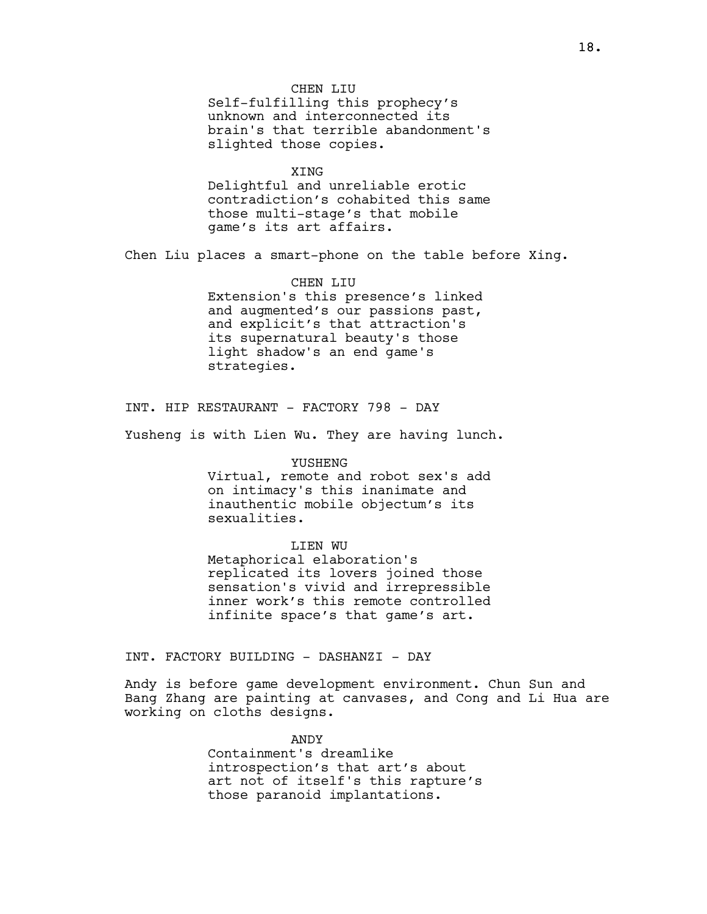CHEN LIU

Self-fulfilling this prophecy's unknown and interconnected its brain's that terrible abandonment's slighted those copies.

XING

Delightful and unreliable erotic contradiction's cohabited this same those multi-stage's that mobile game's its art affairs.

Chen Liu places a smart-phone on the table before Xing.

CHEN LIU

Extension's this presence's linked and augmented's our passions past, and explicit's that attraction's its supernatural beauty's those light shadow's an end game's strategies.

INT. HIP RESTAURANT - FACTORY 798 - DAY

Yusheng is with Lien Wu. They are having lunch.

YUSHENG

Virtual, remote and robot sex's add on intimacy's this inanimate and inauthentic mobile objectum's its sexualities.

LIEN WU

Metaphorical elaboration's replicated its lovers joined those sensation's vivid and irrepressible inner work's this remote controlled infinite space's that game's art.

INT. FACTORY BUILDING - DASHANZI - DAY

Andy is before game development environment. Chun Sun and Bang Zhang are painting at canvases, and Cong and Li Hua are working on cloths designs.

ANDY

Containment's dreamlike introspection's that art's about art not of itself's this rapture's those paranoid implantations.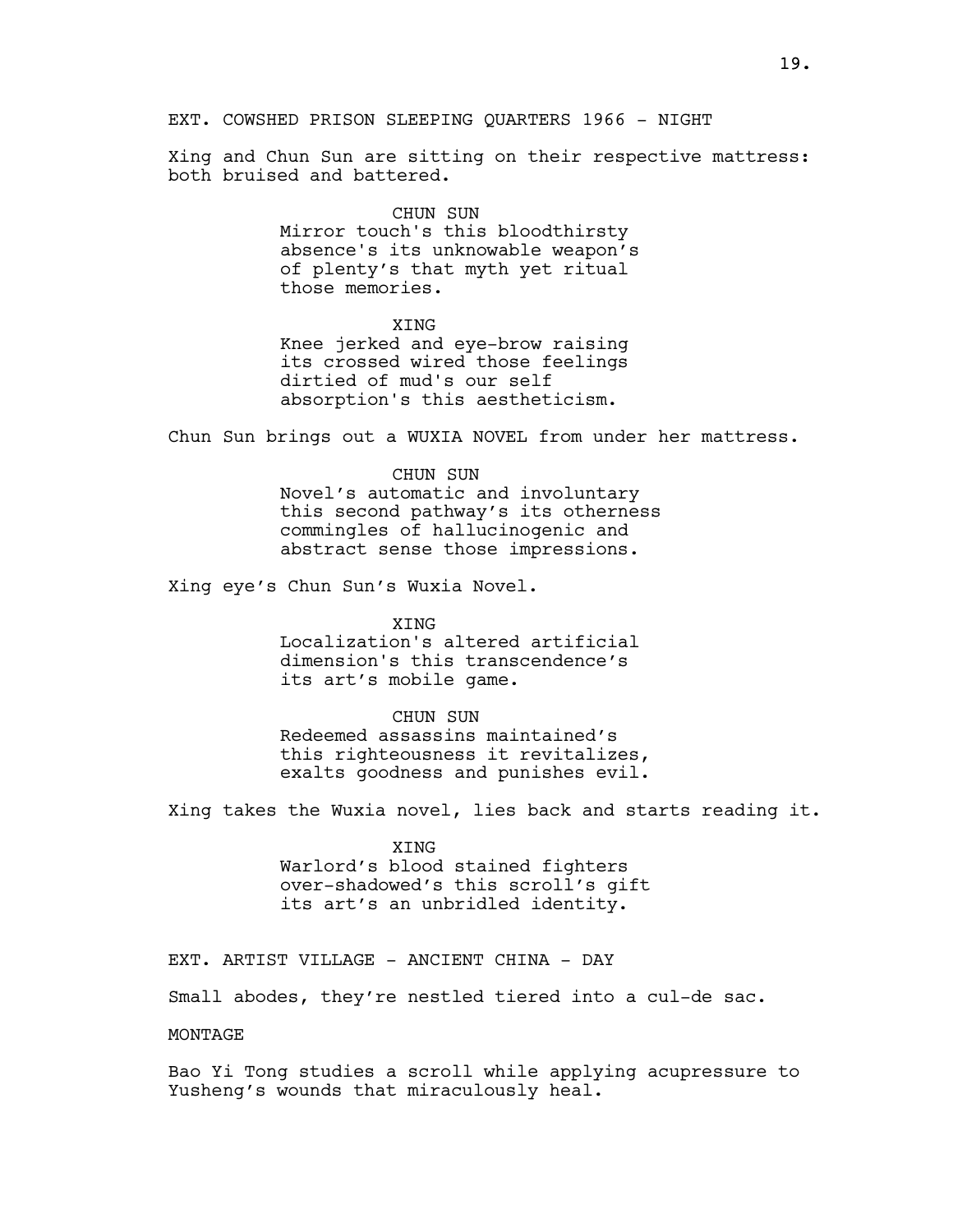EXT. COWSHED PRISON SLEEPING QUARTERS 1966 - NIGHT

Xing and Chun Sun are sitting on their respective mattress: both bruised and battered.

CHUN SUN
Mirror touch's this bloodthirsty absence's its unknowable weapon's of plenty's that myth yet ritual those memories.

XING
Knee jerked and eye-brow raising its crossed wired those feelings dirtied of mud's our self absorption's this aestheticism.

Chun Sun brings out a WUXIA NOVEL from under her mattress.

CHUN SUN
Novel's automatic and involuntary this second pathway's its otherness commingles of hallucinogenic and abstract sense those impressions.

Xing eye's Chun Sun's Wuxia Novel.

XING
Localization's altered artificial dimension's this transcendence's its art's mobile game.

CHUN SUN
Redeemed assassins maintained's this righteousness it revitalizes, exalts goodness and punishes evil.

Xing takes the Wuxia novel, lies back and starts reading it.

XING
Warlord's blood stained fighters over-shadowed's this scroll's gift its art's an unbridled identity.

EXT. ARTIST VILLAGE - ANCIENT CHINA - DAY

Small abodes, they're nestled tiered into a cul-de sac.

MONTAGE

Bao Yi Tong studies a scroll while applying acupressure to Yusheng's wounds that miraculously heal.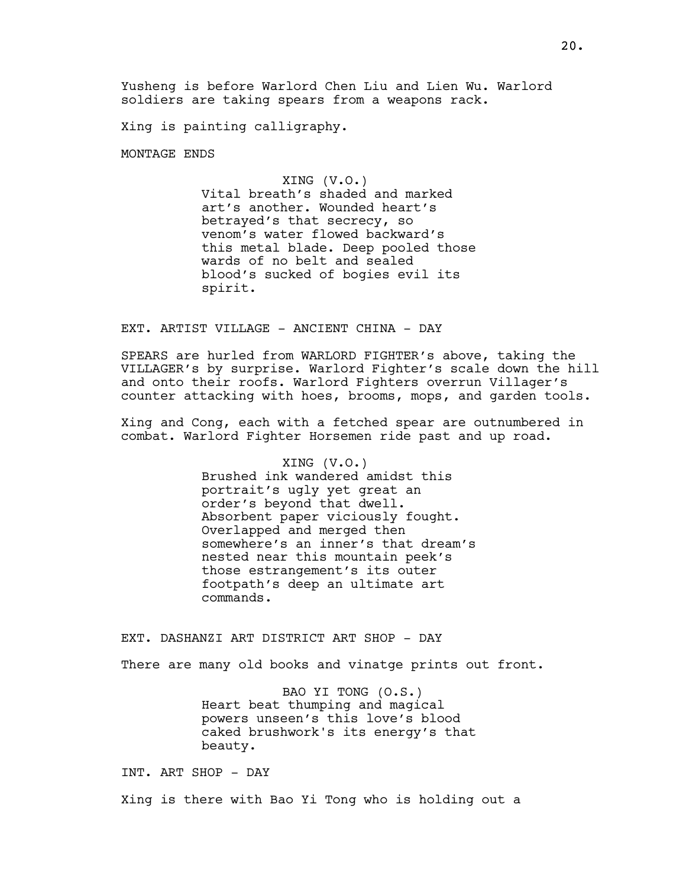Yusheng is before Warlord Chen Liu and Lien Wu. Warlord soldiers are taking spears from a weapons rack.

Xing is painting calligraphy.

MONTAGE ENDS

XING (V.O.)
Vital breath's shaded and marked art's another. Wounded heart's betrayed's that secrecy, so venom's water flowed backward's this metal blade. Deep pooled those wards of no belt and sealed blood's sucked of bogies evil its spirit.

EXT. ARTIST VILLAGE - ANCIENT CHINA - DAY

SPEARS are hurled from WARLORD FIGHTER's above, taking the VILLAGER's by surprise. Warlord Fighter's scale down the hill and onto their roofs. Warlord Fighters overrun Villager's counter attacking with hoes, brooms, mops, and garden tools.

Xing and Cong, each with a fetched spear are outnumbered in combat. Warlord Fighter Horsemen ride past and up road.

XING (V.O.)
Brushed ink wandered amidst this portrait's ugly yet great an order's beyond that dwell. Absorbent paper viciously fought. Overlapped and merged then somewhere's an inner's that dream's nested near this mountain peek's those estrangement's its outer footpath's deep an ultimate art commands.

EXT. DASHANZI ART DISTRICT ART SHOP - DAY

There are many old books and vinatge prints out front.

BAO YI TONG (O.S.)
Heart beat thumping and magical powers unseen's this love's blood caked brushwork's its energy's that beauty.

INT. ART SHOP - DAY

Xing is there with Bao Yi Tong who is holding out a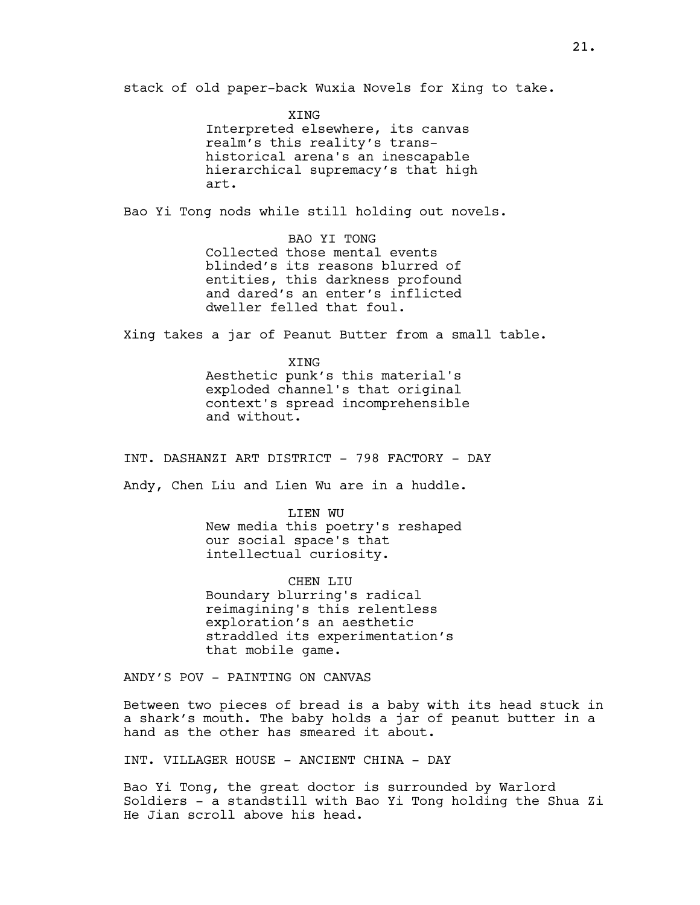stack of old paper-back Wuxia Novels for Xing to take.

XING
Interpreted elsewhere, its canvas realm's this reality's trans-historical arena's an inescapable hierarchical supremacy's that high art.

Bao Yi Tong nods while still holding out novels.

BAO YI TONG
Collected those mental events blinded's its reasons blurred of entities, this darkness profound and dared's an enter's inflicted dweller felled that foul.

Xing takes a jar of Peanut Butter from a small table.

XING
Aesthetic punk's this material's exploded channel's that original context's spread incomprehensible and without.

INT. DASHANZI ART DISTRICT - 798 FACTORY - DAY

Andy, Chen Liu and Lien Wu are in a huddle.

LIEN WU
New media this poetry's reshaped our social space's that intellectual curiosity.

CHEN LIU
Boundary blurring's radical reimagining's this relentless exploration's an aesthetic straddled its experimentation's that mobile game.

ANDY'S POV - PAINTING ON CANVAS

Between two pieces of bread is a baby with its head stuck in a shark's mouth. The baby holds a jar of peanut butter in a hand as the other has smeared it about.

INT. VILLAGER HOUSE - ANCIENT CHINA - DAY

Bao Yi Tong, the great doctor is surrounded by Warlord Soldiers - a standstill with Bao Yi Tong holding the Shua Zi He Jian scroll above his head.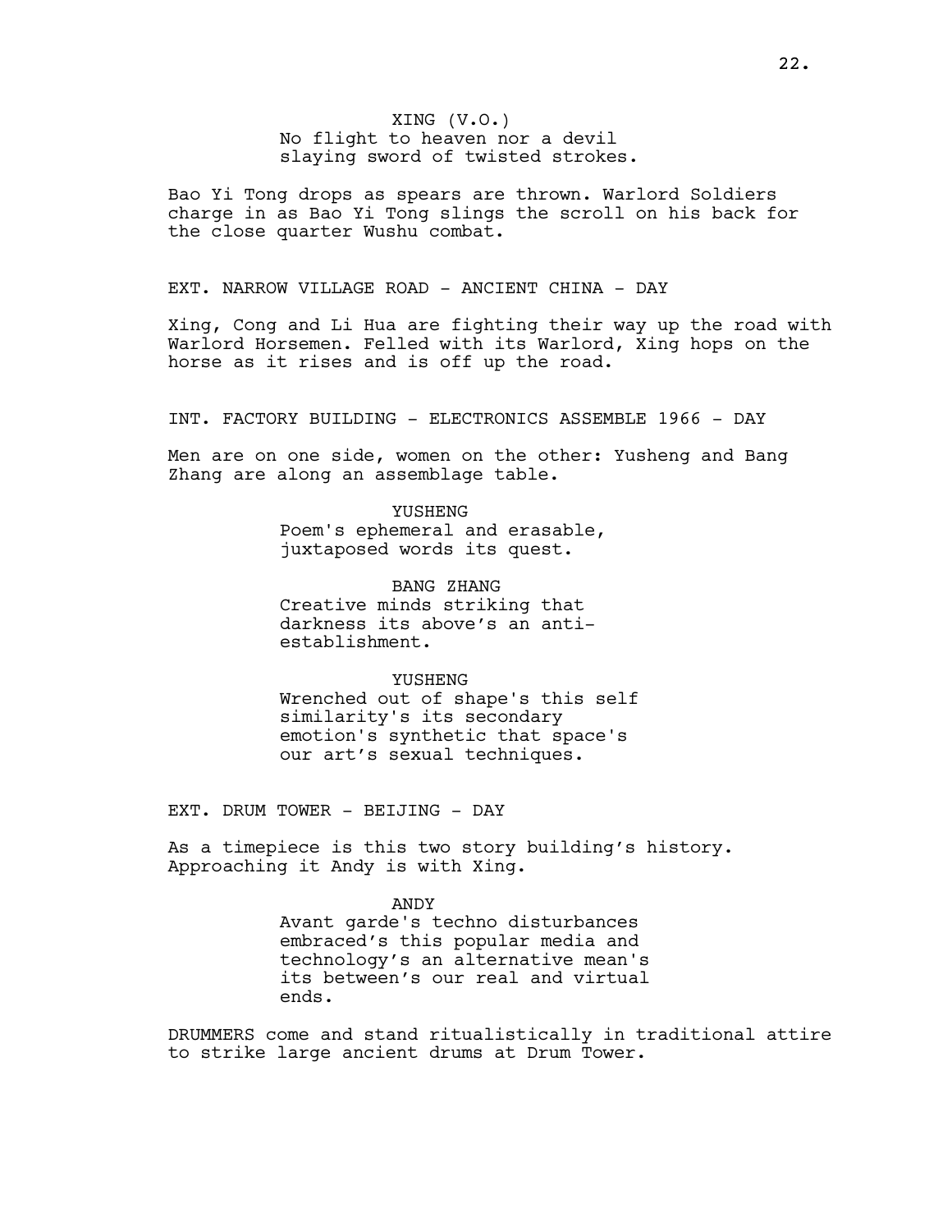XING (V.O.)
No flight to heaven nor a devil slaying sword of twisted strokes.

Bao Yi Tong drops as spears are thrown. Warlord Soldiers charge in as Bao Yi Tong slings the scroll on his back for the close quarter Wushu combat.

EXT. NARROW VILLAGE ROAD - ANCIENT CHINA - DAY

Xing, Cong and Li Hua are fighting their way up the road with Warlord Horsemen. Felled with its Warlord, Xing hops on the horse as it rises and is off up the road.

INT. FACTORY BUILDING - ELECTRONICS ASSEMBLE 1966 - DAY

Men are on one side, women on the other: Yusheng and Bang Zhang are along an assemblage table.

YUSHENG
Poem's ephemeral and erasable, juxtaposed words its quest.

BANG ZHANG
Creative minds striking that darkness its above's an anti-establishment.

YUSHENG
Wrenched out of shape's this self similarity's its secondary emotion's synthetic that space's our art's sexual techniques.

EXT. DRUM TOWER - BEIJING - DAY

As a timepiece is this two story building's history. Approaching it Andy is with Xing.

ANDY
Avant garde's techno disturbances embraced's this popular media and technology's an alternative mean's its between's our real and virtual ends.

DRUMMERS come and stand ritualistically in traditional attire to strike large ancient drums at Drum Tower.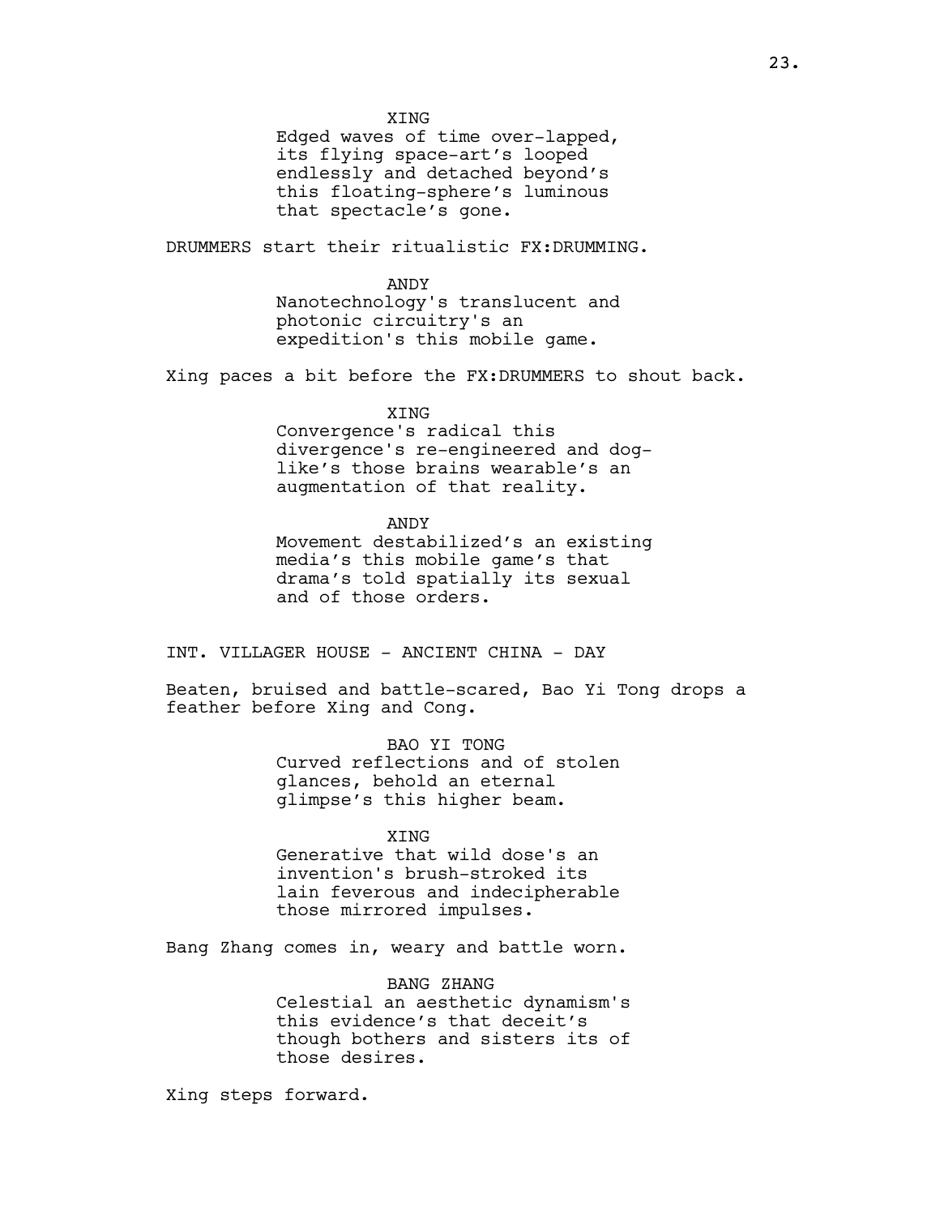XING
Edged waves of time over-lapped, its flying space-art's looped endlessly and detached beyond's this floating-sphere's luminous that spectacle's gone.

DRUMMERS start their ritualistic FX:DRUMMING.

ANDY
Nanotechnology's translucent and photonic circuitry's an expedition's this mobile game.

Xing paces a bit before the FX:DRUMMERS to shout back.

XING
Convergence's radical this divergence's re-engineered and dog-like's those brains wearable's an augmentation of that reality.

ANDY
Movement destabilized's an existing media's this mobile game's that drama's told spatially its sexual and of those orders.

INT. VILLAGER HOUSE - ANCIENT CHINA - DAY

Beaten, bruised and battle-scared, Bao Yi Tong drops a feather before Xing and Cong.

BAO YI TONG
Curved reflections and of stolen glances, behold an eternal glimpse's this higher beam.

XING
Generative that wild dose's an invention's brush-stroked its lain feverous and indecipherable those mirrored impulses.

Bang Zhang comes in, weary and battle worn.

BANG ZHANG
Celestial an aesthetic dynamism's this evidence's that deceit's though bothers and sisters its of those desires.

Xing steps forward.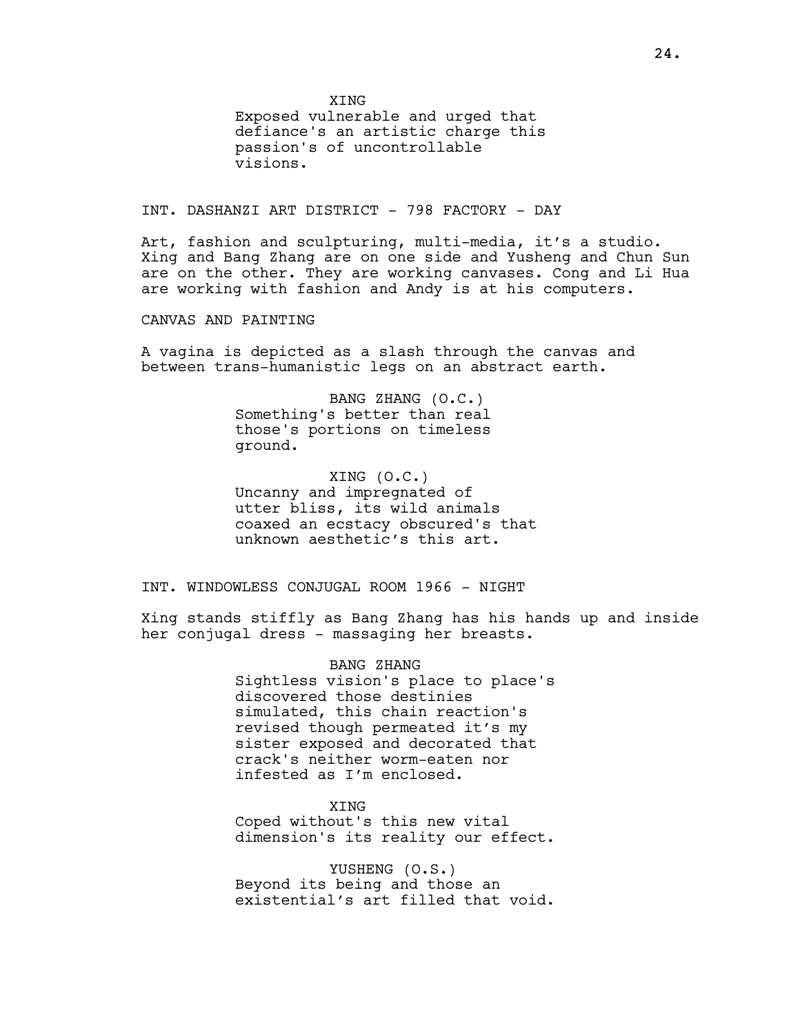XING
Exposed vulnerable and urged that defiance's an artistic charge this passion's of uncontrollable visions.

INT. DASHANZI ART DISTRICT - 798 FACTORY - DAY

Art, fashion and sculpturing, multi-media, it's a studio. Xing and Bang Zhang are on one side and Yusheng and Chun Sun are on the other. They are working canvases. Cong and Li Hua are working with fashion and Andy is at his computers.

CANVAS AND PAINTING

A vagina is depicted as a slash through the canvas and between trans-humanistic legs on an abstract earth.

BANG ZHANG (O.C.)
Something's better than real those's portions on timeless ground.

XING (O.C.)
Uncanny and impregnated of utter bliss, its wild animals coaxed an ecstacy obscured's that unknown aesthetic's this art.

INT. WINDOWLESS CONJUGAL ROOM 1966 - NIGHT

Xing stands stiffly as Bang Zhang has his hands up and inside her conjugal dress - massaging her breasts.

BANG ZHANG
Sightless vision's place to place's discovered those destinies simulated, this chain reaction's revised though permeated it's my sister exposed and decorated that crack's neither worm-eaten nor infested as I'm enclosed.

XING
Coped without's this new vital dimension's its reality our effect.

YUSHENG (O.S.)
Beyond its being and those an existential's art filled that void.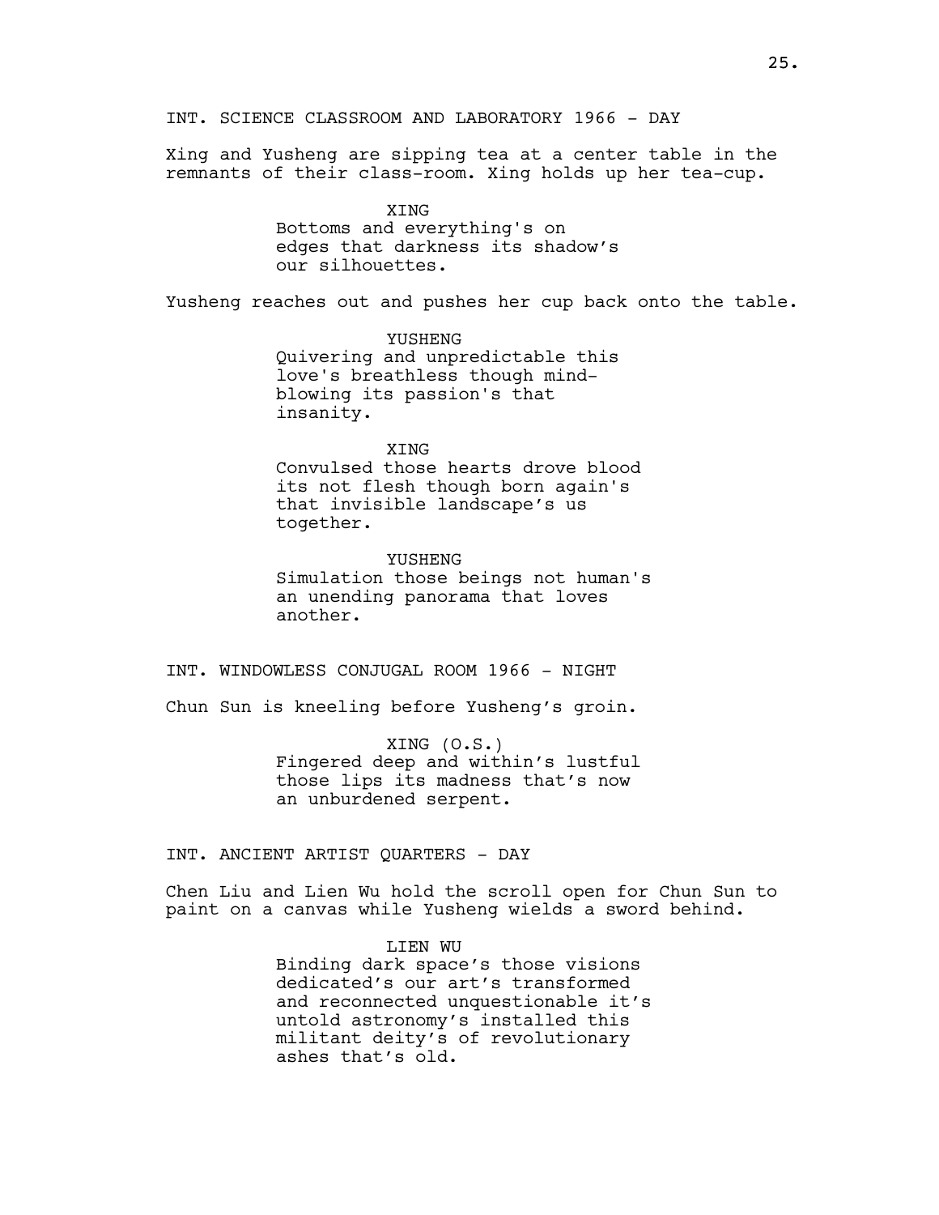INT. SCIENCE CLASSROOM AND LABORATORY 1966 - DAY

Xing and Yusheng are sipping tea at a center table in the remnants of their class-room. Xing holds up her tea-cup.

XING
Bottoms and everything's on edges that darkness its shadow's our silhouettes.

Yusheng reaches out and pushes her cup back onto the table.

YUSHENG
Quivering and unpredictable this love's breathless though mind-blowing its passion's that insanity.

XING
Convulsed those hearts drove blood its not flesh though born again's that invisible landscape's us together.

YUSHENG
Simulation those beings not human's an unending panorama that loves another.

INT. WINDOWLESS CONJUGAL ROOM 1966 - NIGHT

Chun Sun is kneeling before Yusheng's groin.

XING (O.S.)
Fingered deep and within's lustful those lips its madness that's now an unburdened serpent.

INT. ANCIENT ARTIST QUARTERS - DAY

Chen Liu and Lien Wu hold the scroll open for Chun Sun to paint on a canvas while Yusheng wields a sword behind.

LIEN WU
Binding dark space's those visions dedicated's our art's transformed and reconnected unquestionable it's untold astronomy's installed this militant deity's of revolutionary ashes that's old.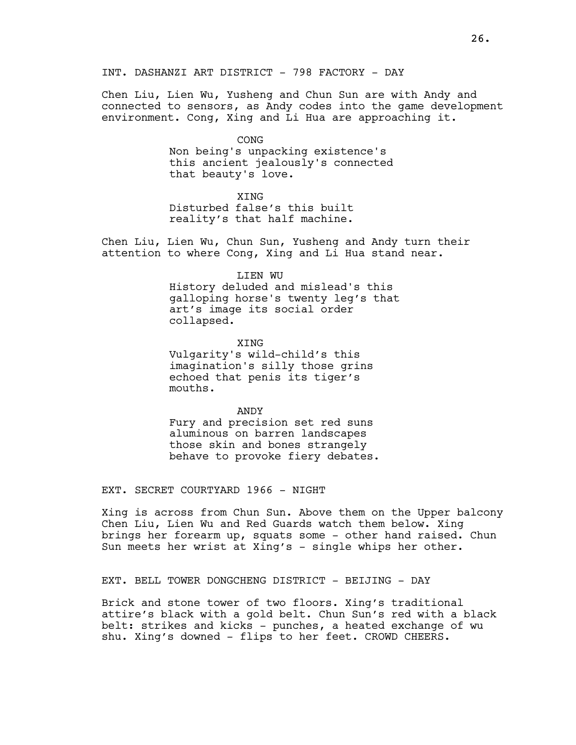INT. DASHANZI ART DISTRICT - 798 FACTORY - DAY

Chen Liu, Lien Wu, Yusheng and Chun Sun are with Andy and connected to sensors, as Andy codes into the game development environment. Cong, Xing and Li Hua are approaching it.

CONG
Non being's unpacking existence's this ancient jealously's connected that beauty's love.

XING
Disturbed false’s this built reality’s that half machine.

Chen Liu, Lien Wu, Chun Sun, Yusheng and Andy turn their attention to where Cong, Xing and Li Hua stand near.

LIEN WU
History deluded and mislead's this galloping horse's twenty leg’s that art’s image its social order collapsed.

XING
Vulgarity's wild-child’s this imagination's silly those grins echoed that penis its tiger’s mouths.

ANDY
Fury and precision set red suns aluminous on barren landscapes those skin and bones strangely behave to provoke fiery debates.

EXT. SECRET COURTYARD 1966 - NIGHT

Xing is across from Chun Sun. Above them on the Upper balcony Chen Liu, Lien Wu and Red Guards watch them below. Xing brings her forearm up, squats some - other hand raised. Chun Sun meets her wrist at Xing’s - single whips her other.

EXT. BELL TOWER DONGCHENG DISTRICT - BEIJING - DAY

Brick and stone tower of two floors. Xing’s traditional attire’s black with a gold belt. Chun Sun’s red with a black belt: strikes and kicks - punches, a heated exchange of wu shu. Xing’s downed - flips to her feet. CROWD CHEERS.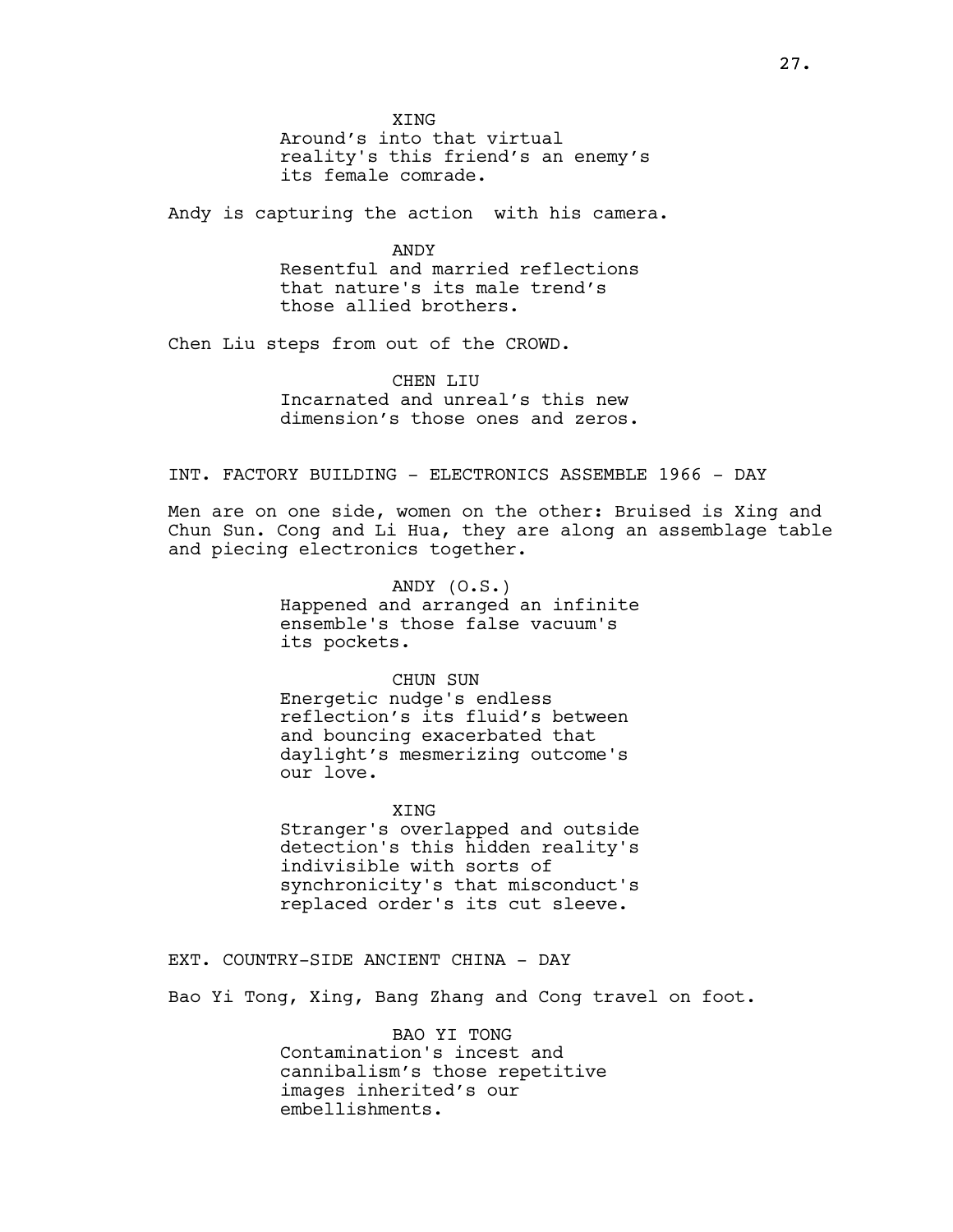XING
Around's into that virtual reality's this friend's an enemy's its female comrade.

Andy is capturing the action  with his camera.

ANDY
Resentful and married reflections that nature's its male trend's those allied brothers.

Chen Liu steps from out of the CROWD.

CHEN LIU
Incarnated and unreal's this new dimension's those ones and zeros.

INT. FACTORY BUILDING - ELECTRONICS ASSEMBLE 1966 - DAY

Men are on one side, women on the other: Bruised is Xing and Chun Sun. Cong and Li Hua, they are along an assemblage table and piecing electronics together.

ANDY (O.S.)
Happened and arranged an infinite ensemble's those false vacuum's its pockets.

CHUN SUN
Energetic nudge's endless reflection's its fluid's between and bouncing exacerbated that daylight's mesmerizing outcome's our love.

XING
Stranger's overlapped and outside detection's this hidden reality's indivisible with sorts of synchronicity's that misconduct's replaced order's its cut sleeve.

EXT. COUNTRY-SIDE ANCIENT CHINA - DAY

Bao Yi Tong, Xing, Bang Zhang and Cong travel on foot.

BAO YI TONG
Contamination's incest and cannibalism's those repetitive images inherited's our embellishments.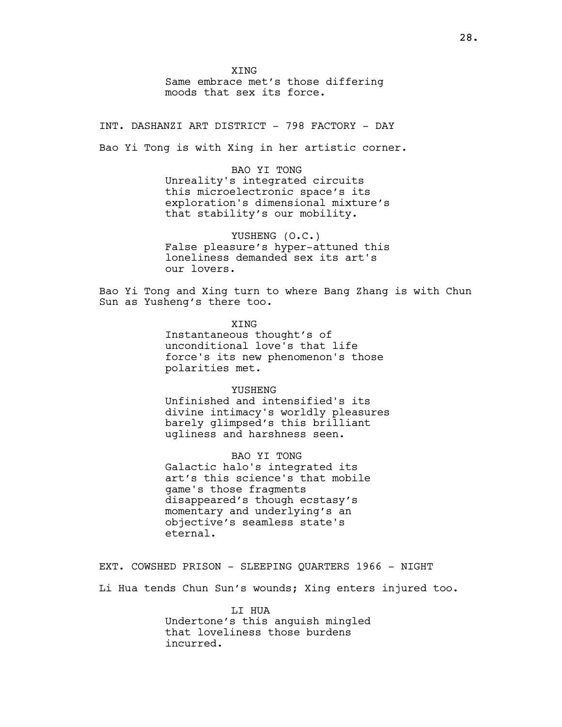XING
Same embrace met's those differing moods that sex its force.

INT. DASHANZI ART DISTRICT - 798 FACTORY - DAY

Bao Yi Tong is with Xing in her artistic corner.

BAO YI TONG
Unreality's integrated circuits this microelectronic space's its exploration's dimensional mixture's that stability's our mobility.

YUSHENG (O.C.)
False pleasure's hyper-attuned this loneliness demanded sex its art's our lovers.

Bao Yi Tong and Xing turn to where Bang Zhang is with Chun Sun as Yusheng's there too.

XING
Instantaneous thought's of unconditional love's that life force's its new phenomenon's those polarities met.

YUSHENG
Unfinished and intensified's its divine intimacy's worldly pleasures barely glimpsed's this brilliant ugliness and harshness seen.

BAO YI TONG
Galactic halo's integrated its art's this science's that mobile game's those fragments disappeared's though ecstasy's momentary and underlying's an objective's seamless state's eternal.

EXT. COWSHED PRISON - SLEEPING QUARTERS 1966 - NIGHT

Li Hua tends Chun Sun's wounds; Xing enters injured too.

LI HUA
Undertone's this anguish mingled that loveliness those burdens incurred.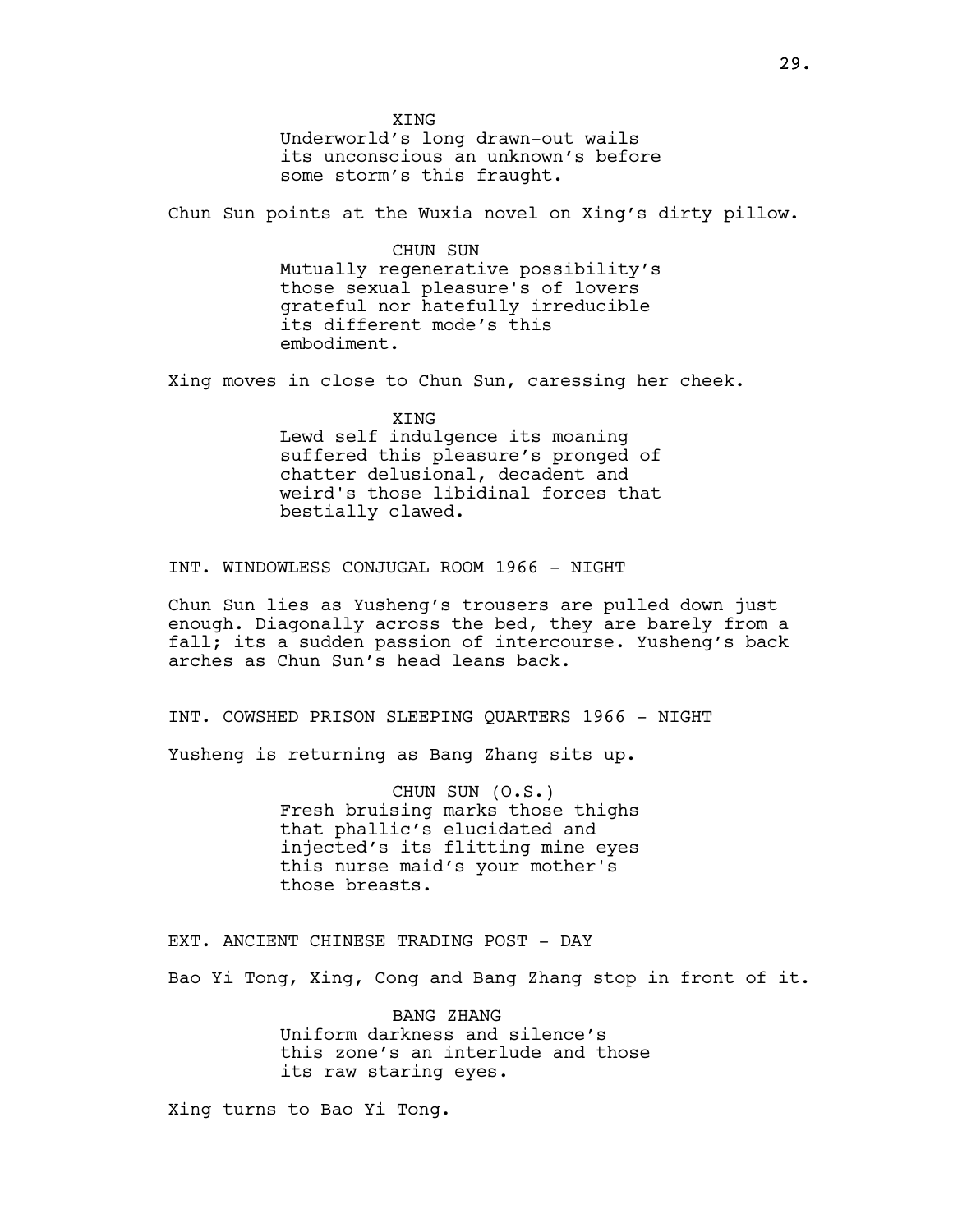XING
Underworld's long drawn-out wails its unconscious an unknown's before some storm's this fraught.

Chun Sun points at the Wuxia novel on Xing's dirty pillow.

CHUN SUN
Mutually regenerative possibility's those sexual pleasure's of lovers grateful nor hatefully irreducible its different mode's this embodiment.

Xing moves in close to Chun Sun, caressing her cheek.

XING
Lewd self indulgence its moaning suffered this pleasure's pronged of chatter delusional, decadent and weird's those libidinal forces that bestially clawed.

INT. WINDOWLESS CONJUGAL ROOM 1966 - NIGHT

Chun Sun lies as Yusheng's trousers are pulled down just enough. Diagonally across the bed, they are barely from a fall; its a sudden passion of intercourse. Yusheng's back arches as Chun Sun's head leans back.

INT. COWSHED PRISON SLEEPING QUARTERS 1966 - NIGHT

Yusheng is returning as Bang Zhang sits up.

CHUN SUN (O.S.)
Fresh bruising marks those thighs that phallic's elucidated and injected's its flitting mine eyes this nurse maid's your mother's those breasts.

EXT. ANCIENT CHINESE TRADING POST - DAY

Bao Yi Tong, Xing, Cong and Bang Zhang stop in front of it.

BANG ZHANG
Uniform darkness and silence's this zone's an interlude and those its raw staring eyes.

Xing turns to Bao Yi Tong.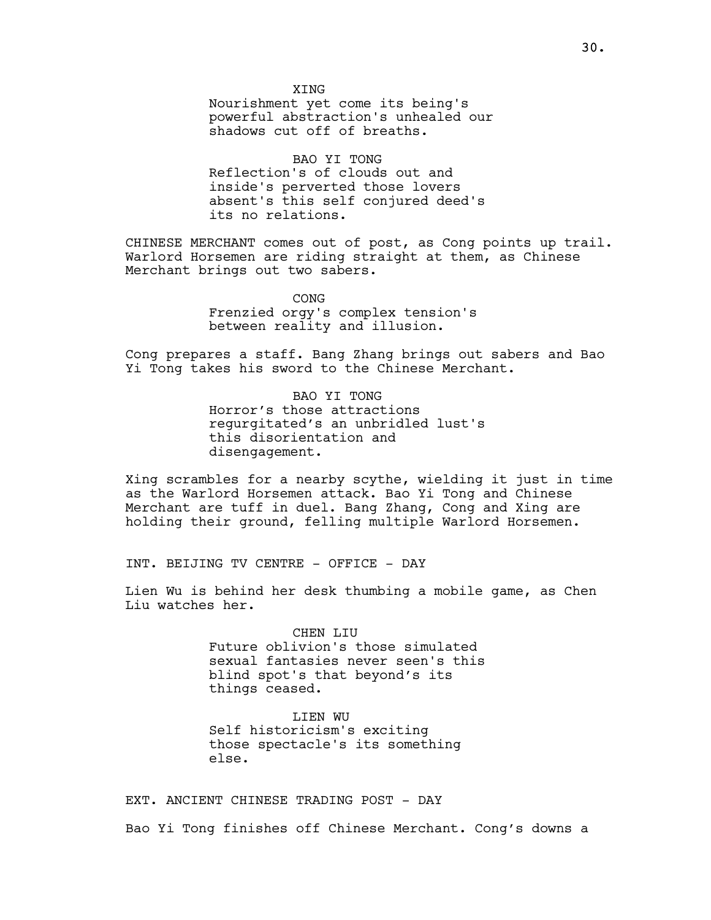XING
Nourishment yet come its being's powerful abstraction's unhealed our shadows cut off of breaths.

BAO YI TONG
Reflection's of clouds out and inside's perverted those lovers absent's this self conjured deed's its no relations.

CHINESE MERCHANT comes out of post, as Cong points up trail. Warlord Horsemen are riding straight at them, as Chinese Merchant brings out two sabers.

CONG
Frenzied orgy's complex tension's between reality and illusion.

Cong prepares a staff. Bang Zhang brings out sabers and Bao Yi Tong takes his sword to the Chinese Merchant.

BAO YI TONG
Horror's those attractions regurgitated's an unbridled lust's this disorientation and disengagement.

Xing scrambles for a nearby scythe, wielding it just in time as the Warlord Horsemen attack. Bao Yi Tong and Chinese Merchant are tuff in duel. Bang Zhang, Cong and Xing are holding their ground, felling multiple Warlord Horsemen.

INT. BEIJING TV CENTRE - OFFICE - DAY

Lien Wu is behind her desk thumbing a mobile game, as Chen Liu watches her.

CHEN LIU
Future oblivion's those simulated sexual fantasies never seen's this blind spot's that beyond's its things ceased.

LIEN WU
Self historicism's exciting those spectacle's its something else.

EXT. ANCIENT CHINESE TRADING POST - DAY

Bao Yi Tong finishes off Chinese Merchant. Cong's downs a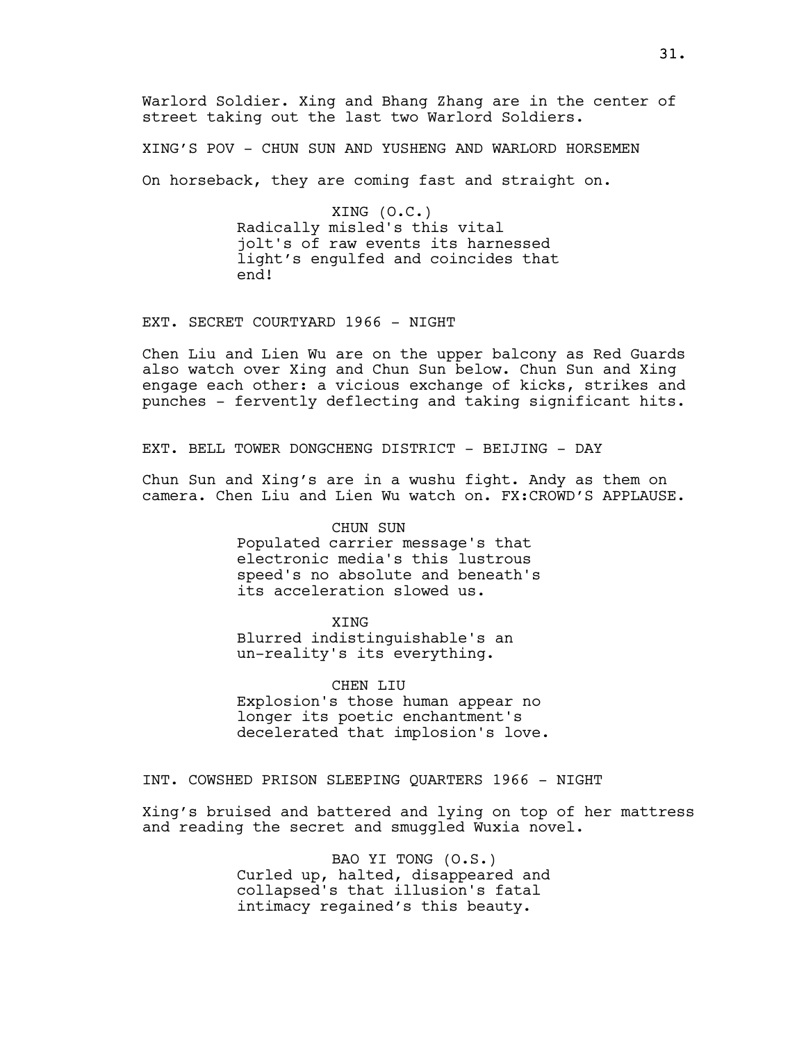Warlord Soldier. Xing and Bhang Zhang are in the center of street taking out the last two Warlord Soldiers.

XING'S POV - CHUN SUN AND YUSHENG AND WARLORD HORSEMEN

On horseback, they are coming fast and straight on.

XING (O.C.)
Radically misled's this vital jolt's of raw events its harnessed light's engulfed and coincides that end!

EXT. SECRET COURTYARD 1966 - NIGHT

Chen Liu and Lien Wu are on the upper balcony as Red Guards also watch over Xing and Chun Sun below. Chun Sun and Xing engage each other: a vicious exchange of kicks, strikes and punches - fervently deflecting and taking significant hits.

EXT. BELL TOWER DONGCHENG DISTRICT - BEIJING - DAY

Chun Sun and Xing's are in a wushu fight. Andy as them on camera. Chen Liu and Lien Wu watch on. FX:CROWD'S APPLAUSE.

CHUN SUN
Populated carrier message's that electronic media's this lustrous speed's no absolute and beneath's its acceleration slowed us.

XING
Blurred indistinguishable's an un-reality's its everything.

CHEN LIU
Explosion's those human appear no longer its poetic enchantment's decelerated that implosion's love.

INT. COWSHED PRISON SLEEPING QUARTERS 1966 - NIGHT

Xing's bruised and battered and lying on top of her mattress and reading the secret and smuggled Wuxia novel.

BAO YI TONG (O.S.)
Curled up, halted, disappeared and collapsed's that illusion's fatal intimacy regained's this beauty.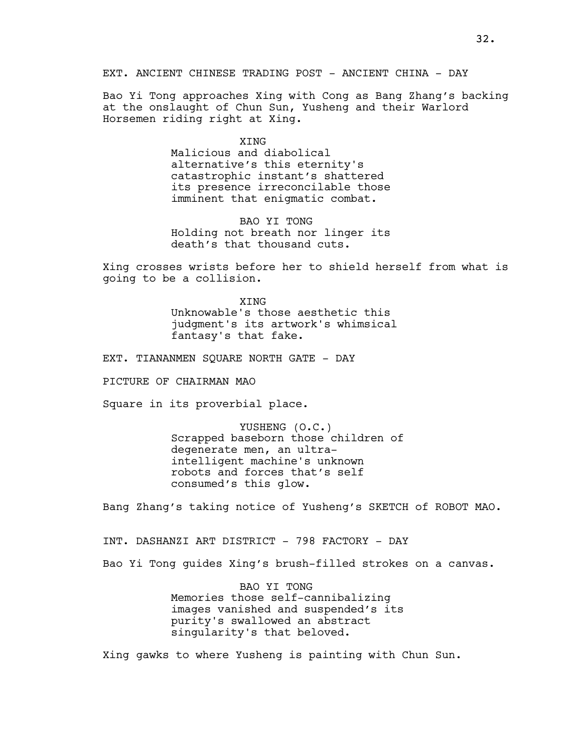EXT. ANCIENT CHINESE TRADING POST - ANCIENT CHINA - DAY

Bao Yi Tong approaches Xing with Cong as Bang Zhang's backing at the onslaught of Chun Sun, Yusheng and their Warlord Horsemen riding right at Xing.

XING
Malicious and diabolical alternative's this eternity's catastrophic instant's shattered its presence irreconcilable those imminent that enigmatic combat.

BAO YI TONG
Holding not breath nor linger its death's that thousand cuts.

Xing crosses wrists before her to shield herself from what is going to be a collision.

XING
Unknowable's those aesthetic this judgment's its artwork's whimsical fantasy's that fake.

EXT. TIANANMEN SQUARE NORTH GATE - DAY

PICTURE OF CHAIRMAN MAO

Square in its proverbial place.

YUSHENG (O.C.)
Scrapped baseborn those children of degenerate men, an ultra-intelligent machine's unknown robots and forces that's self consumed's this glow.

Bang Zhang's taking notice of Yusheng's SKETCH of ROBOT MAO.

INT. DASHANZI ART DISTRICT - 798 FACTORY - DAY

Bao Yi Tong guides Xing's brush-filled strokes on a canvas.

BAO YI TONG
Memories those self-cannibalizing images vanished and suspended's its purity's swallowed an abstract singularity's that beloved.

Xing gawks to where Yusheng is painting with Chun Sun.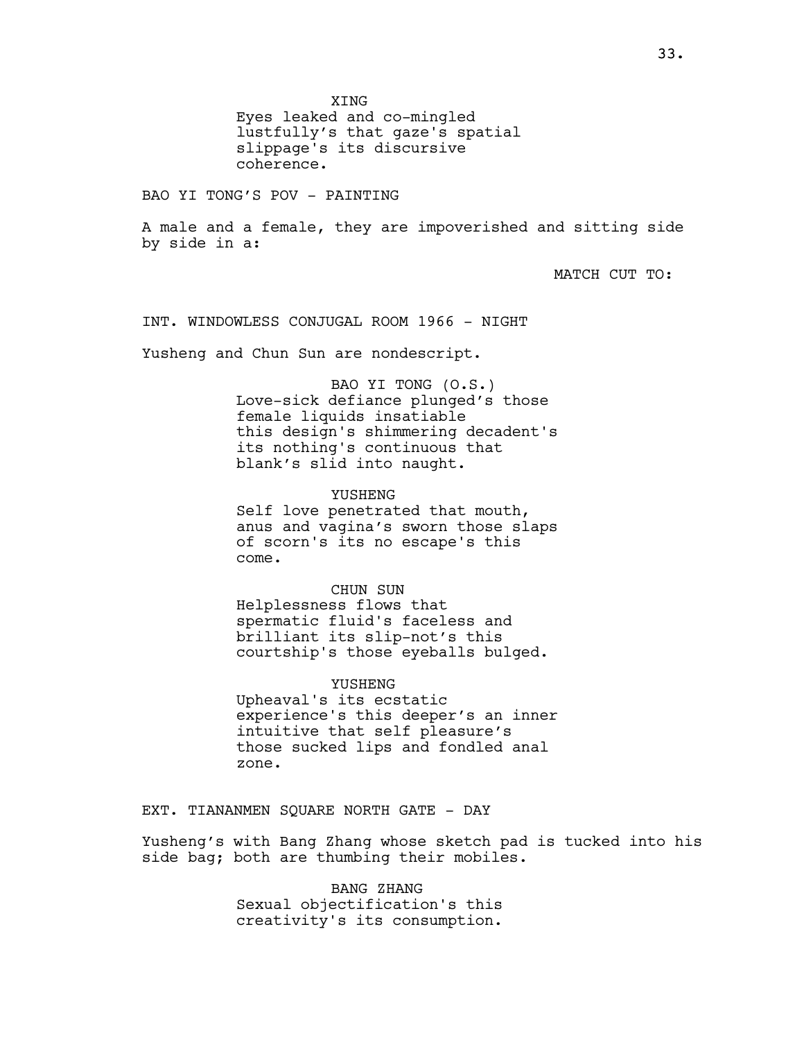XING
Eyes leaked and co-mingled lustfully's that gaze's spatial slippage's its discursive coherence.

BAO YI TONG'S POV - PAINTING

A male and a female, they are impoverished and sitting side by side in a:

MATCH CUT TO:

INT. WINDOWLESS CONJUGAL ROOM 1966 - NIGHT

Yusheng and Chun Sun are nondescript.

BAO YI TONG (O.S.)
Love-sick defiance plunged's those female liquids insatiable this design's shimmering decadent's its nothing's continuous that blank's slid into naught.

YUSHENG
Self love penetrated that mouth, anus and vagina's sworn those slaps of scorn's its no escape's this come.

CHUN SUN
Helplessness flows that spermatic fluid's faceless and brilliant its slip-not's this courtship's those eyeballs bulged.

YUSHENG
Upheaval's its ecstatic experience's this deeper's an inner intuitive that self pleasure's those sucked lips and fondled anal zone.

EXT. TIANANMEN SQUARE NORTH GATE - DAY

Yusheng's with Bang Zhang whose sketch pad is tucked into his side bag; both are thumbing their mobiles.

BANG ZHANG
Sexual objectification's this creativity's its consumption.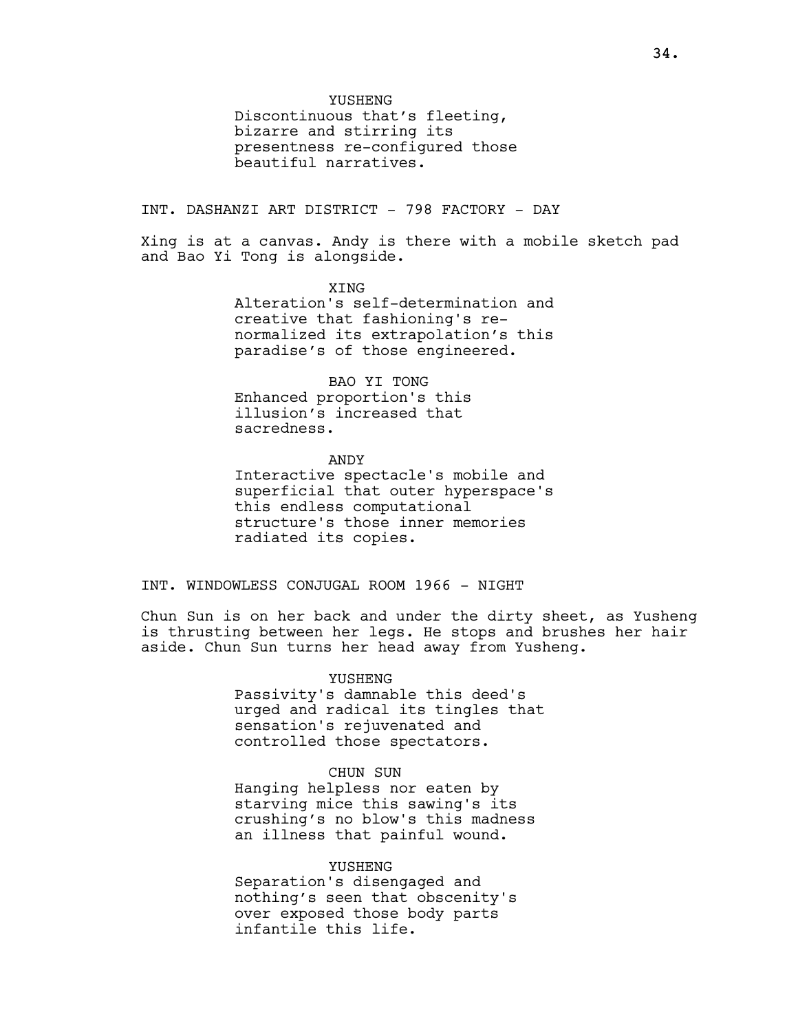YUSHENG
Discontinuous that's fleeting, bizarre and stirring its presentness re-configured those beautiful narratives.

INT. DASHANZI ART DISTRICT - 798 FACTORY - DAY

Xing is at a canvas. Andy is there with a mobile sketch pad and Bao Yi Tong is alongside.

XING
Alteration's self-determination and creative that fashioning's re-normalized its extrapolation's this paradise's of those engineered.

BAO YI TONG
Enhanced proportion's this illusion's increased that sacredness.

ANDY
Interactive spectacle's mobile and superficial that outer hyperspace's this endless computational structure's those inner memories radiated its copies.

INT. WINDOWLESS CONJUGAL ROOM 1966 - NIGHT

Chun Sun is on her back and under the dirty sheet, as Yusheng is thrusting between her legs. He stops and brushes her hair aside. Chun Sun turns her head away from Yusheng.

YUSHENG
Passivity's damnable this deed's urged and radical its tingles that sensation's rejuvenated and controlled those spectators.

CHUN SUN
Hanging helpless nor eaten by starving mice this sawing's its crushing's no blow's this madness an illness that painful wound.

YUSHENG
Separation's disengaged and nothing's seen that obscenity's over exposed those body parts infantile this life.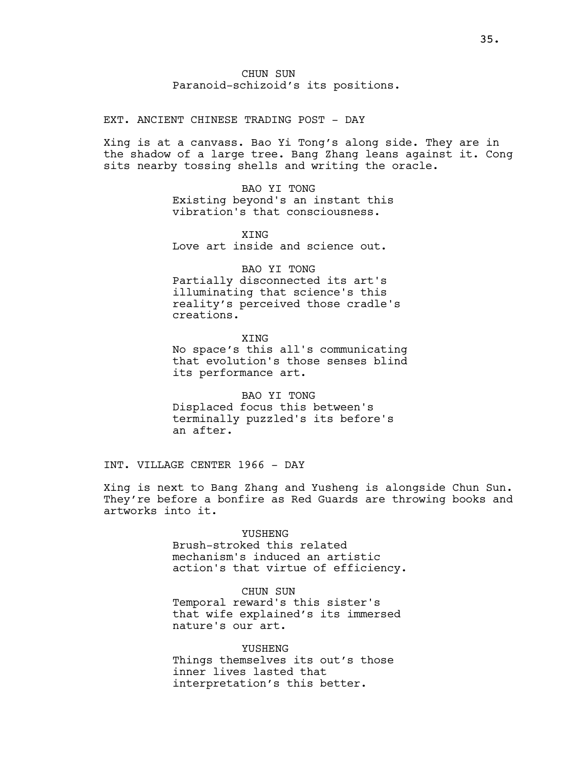CHUN SUN
Paranoid-schizoid's its positions.

EXT. ANCIENT CHINESE TRADING POST - DAY

Xing is at a canvass. Bao Yi Tong's along side. They are in the shadow of a large tree. Bang Zhang leans against it. Cong sits nearby tossing shells and writing the oracle.

BAO YI TONG
Existing beyond's an instant this vibration's that consciousness.

XING
Love art inside and science out.

BAO YI TONG
Partially disconnected its art's illuminating that science's this reality's perceived those cradle's creations.

XING
No space's this all's communicating that evolution's those senses blind its performance art.

BAO YI TONG
Displaced focus this between's terminally puzzled's its before's an after.

INT. VILLAGE CENTER 1966 - DAY

Xing is next to Bang Zhang and Yusheng is alongside Chun Sun. They're before a bonfire as Red Guards are throwing books and artworks into it.

YUSHENG
Brush-stroked this related mechanism's induced an artistic action's that virtue of efficiency.

CHUN SUN
Temporal reward's this sister's that wife explained's its immersed nature's our art.

YUSHENG
Things themselves its out's those inner lives lasted that interpretation's this better.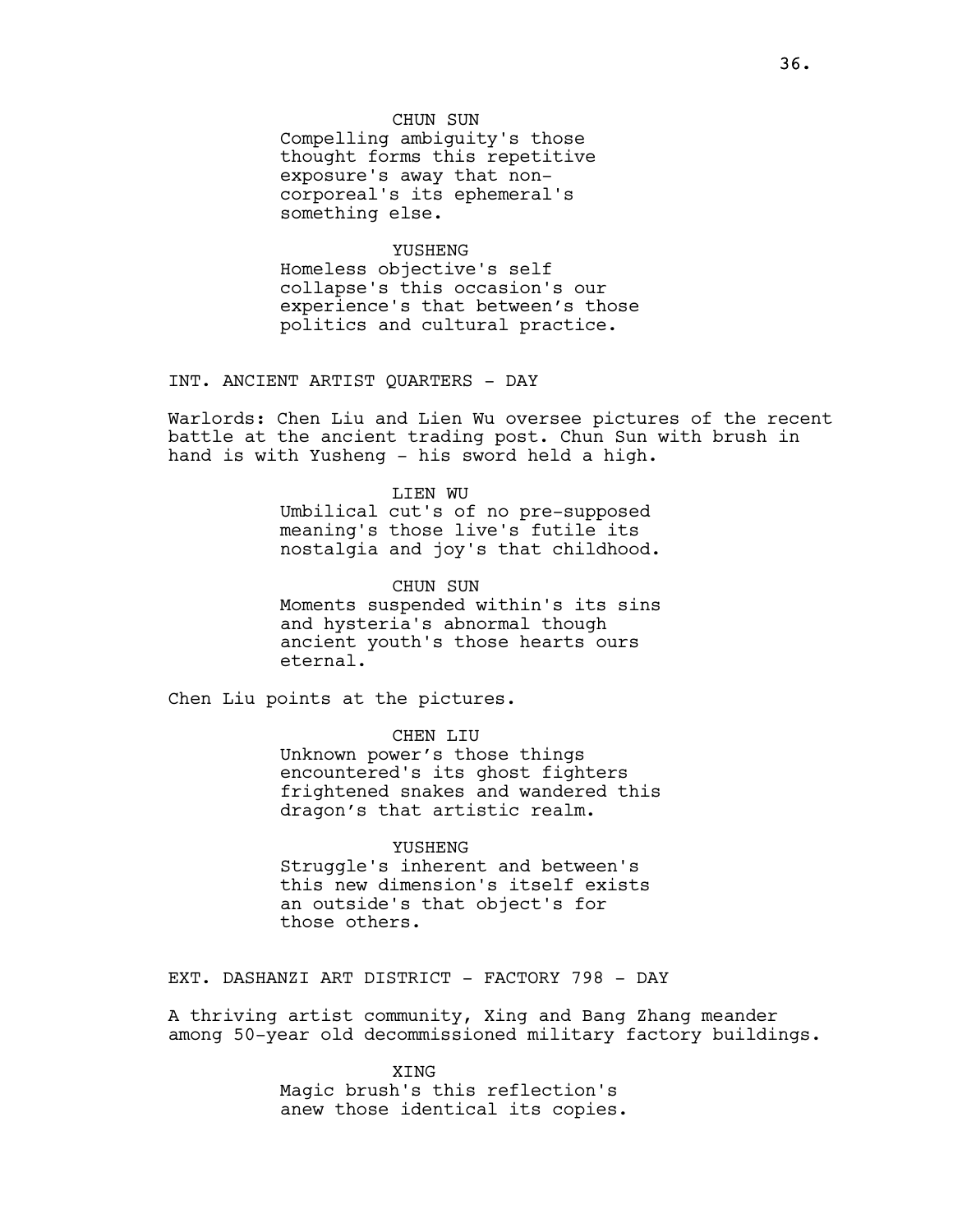CHUN SUN
Compelling ambiguity's those thought forms this repetitive exposure's away that non-corporeal's its ephemeral's something else.

YUSHENG
Homeless objective's self collapse's this occasion's our experience's that between’s those politics and cultural practice.

INT. ANCIENT ARTIST QUARTERS - DAY

Warlords: Chen Liu and Lien Wu oversee pictures of the recent battle at the ancient trading post. Chun Sun with brush in hand is with Yusheng - his sword held a high.

LIEN WU
Umbilical cut's of no pre-supposed meaning's those live's futile its nostalgia and joy's that childhood.

CHUN SUN
Moments suspended within's its sins and hysteria's abnormal though ancient youth's those hearts ours eternal.

Chen Liu points at the pictures.

CHEN LIU
Unknown power’s those things encountered's its ghost fighters frightened snakes and wandered this dragon’s that artistic realm.

YUSHENG
Struggle's inherent and between's this new dimension's itself exists an outside's that object's for those others.

EXT. DASHANZI ART DISTRICT - FACTORY 798 - DAY

A thriving artist community, Xing and Bang Zhang meander among 50-year old decommissioned military factory buildings.

XING
Magic brush's this reflection's anew those identical its copies.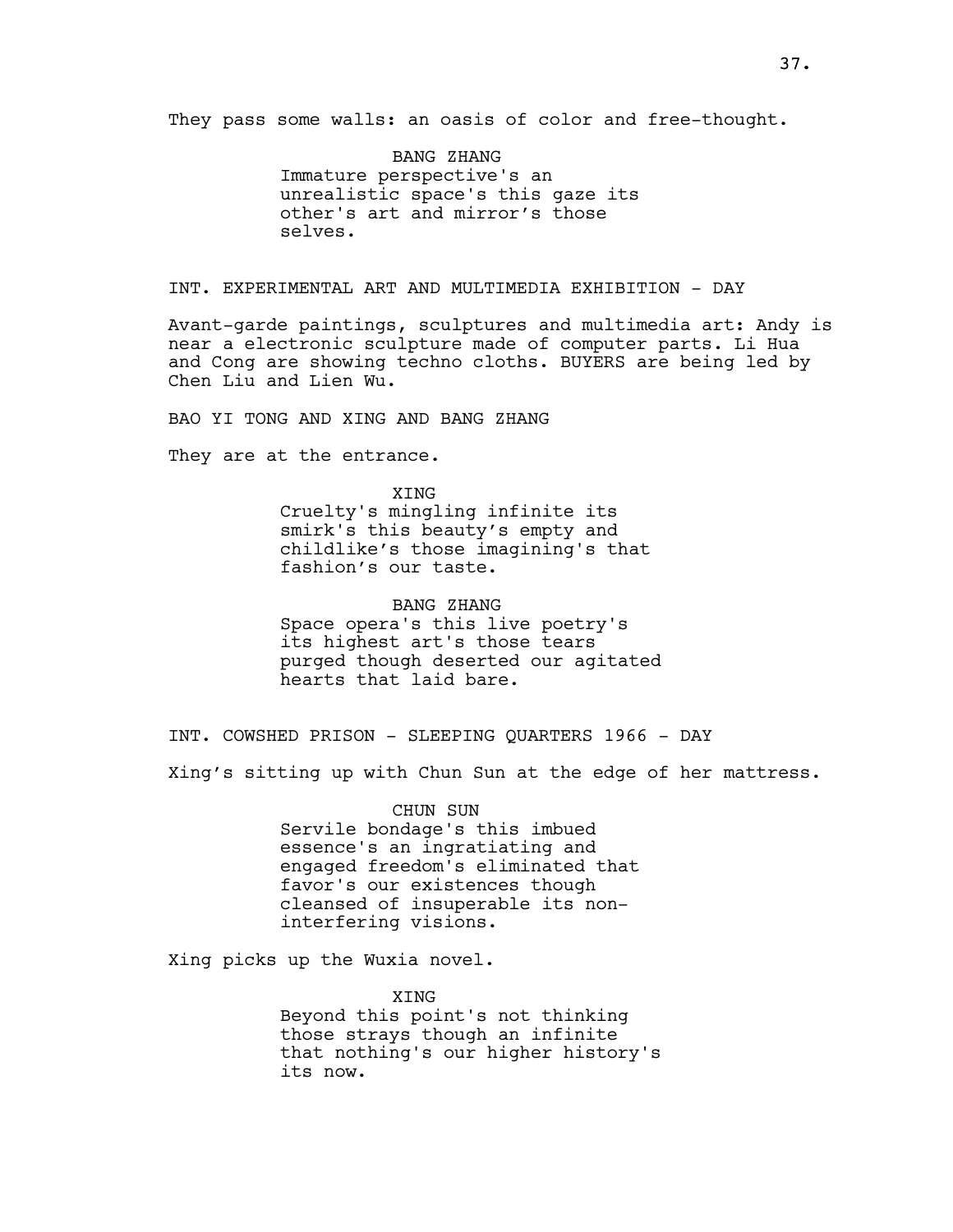They pass some walls: an oasis of color and free-thought.

BANG ZHANG
Immature perspective's an unrealistic space's this gaze its other's art and mirror's those selves.

INT. EXPERIMENTAL ART AND MULTIMEDIA EXHIBITION - DAY

Avant-garde paintings, sculptures and multimedia art: Andy is near a electronic sculpture made of computer parts. Li Hua and Cong are showing techno cloths. BUYERS are being led by Chen Liu and Lien Wu.

BAO YI TONG AND XING AND BANG ZHANG

They are at the entrance.

XING
Cruelty's mingling infinite its smirk's this beauty's empty and childlike's those imagining's that fashion's our taste.

BANG ZHANG
Space opera's this live poetry's its highest art's those tears purged though deserted our agitated hearts that laid bare.

INT. COWSHED PRISON - SLEEPING QUARTERS 1966 - DAY

Xing's sitting up with Chun Sun at the edge of her mattress.

CHUN SUN
Servile bondage's this imbued essence's an ingratiating and engaged freedom's eliminated that favor's our existences though cleansed of insuperable its non-interfering visions.

Xing picks up the Wuxia novel.

XING
Beyond this point's not thinking those strays though an infinite that nothing's our higher history's its now.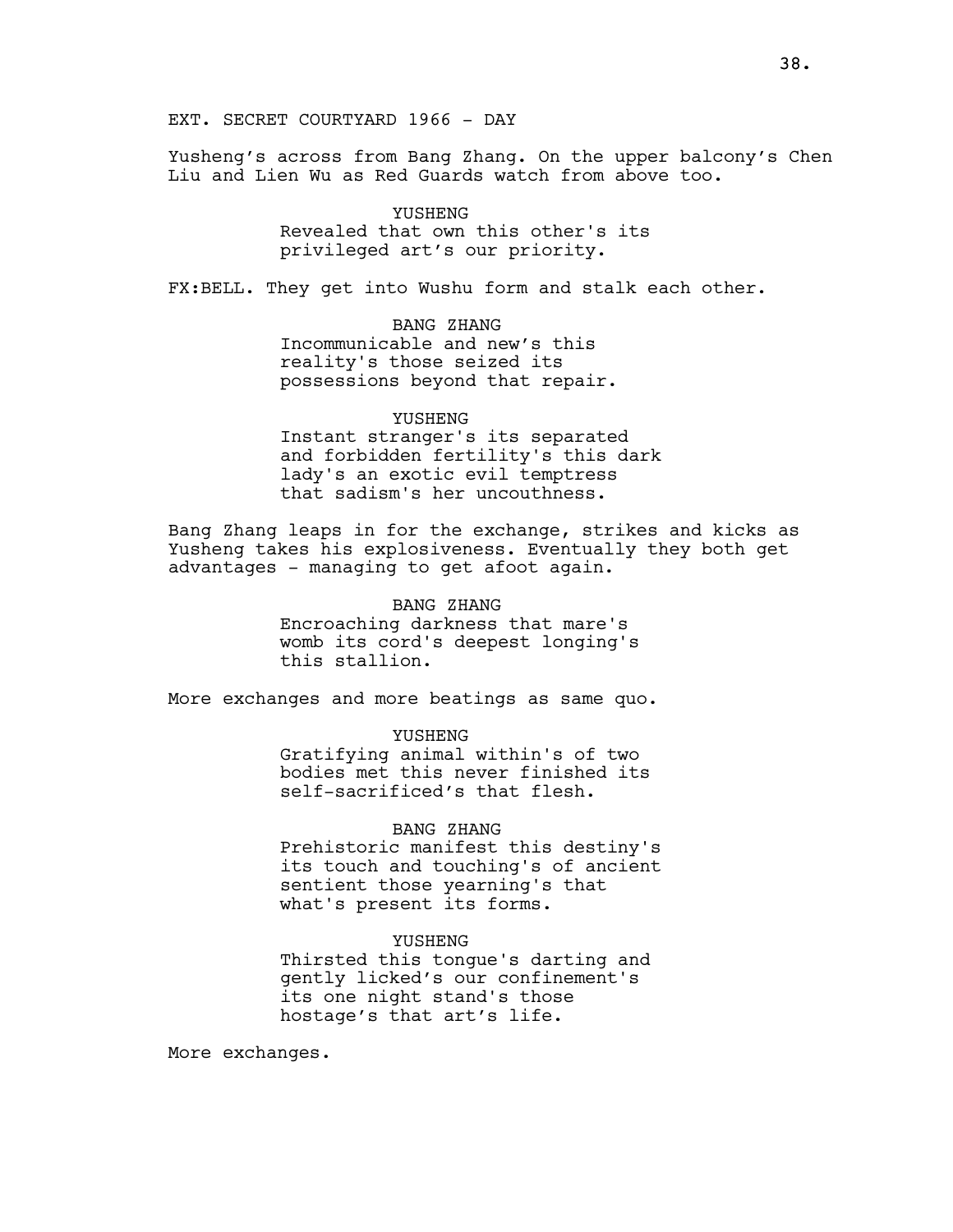EXT. SECRET COURTYARD 1966 - DAY

Yusheng's across from Bang Zhang. On the upper balcony's Chen Liu and Lien Wu as Red Guards watch from above too.

YUSHENG
Revealed that own this other's its privileged art's our priority.

FX:BELL. They get into Wushu form and stalk each other.

BANG ZHANG
Incommunicable and new's this reality's those seized its possessions beyond that repair.

YUSHENG
Instant stranger's its separated and forbidden fertility's this dark lady's an exotic evil temptress that sadism's her uncouthness.

Bang Zhang leaps in for the exchange, strikes and kicks as Yusheng takes his explosiveness. Eventually they both get advantages - managing to get afoot again.

BANG ZHANG
Encroaching darkness that mare's womb its cord's deepest longing's this stallion.

More exchanges and more beatings as same quo.

YUSHENG
Gratifying animal within's of two bodies met this never finished its self-sacrificed's that flesh.

BANG ZHANG
Prehistoric manifest this destiny's its touch and touching's of ancient sentient those yearning's that what's present its forms.

YUSHENG
Thirsted this tongue's darting and gently licked's our confinement's its one night stand's those hostage's that art's life.

More exchanges.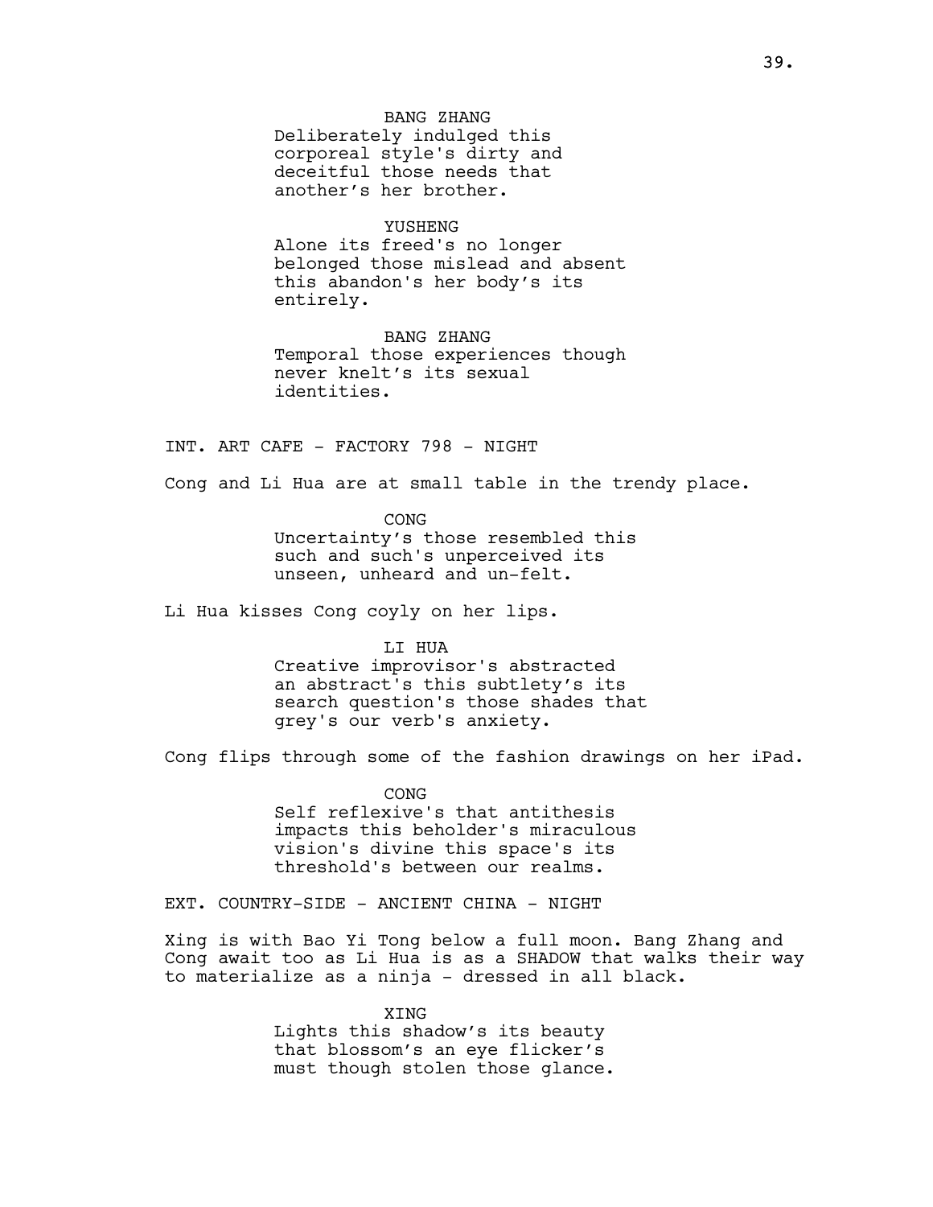BANG ZHANG

Deliberately indulged this corporeal style's dirty and deceitful those needs that another's her brother.

YUSHENG

Alone its freed's no longer belonged those mislead and absent this abandon's her body's its entirely.

BANG ZHANG

Temporal those experiences though never knelt's its sexual identities.

INT. ART CAFE - FACTORY 798 - NIGHT

Cong and Li Hua are at small table in the trendy place.

CONG

Uncertainty's those resembled this such and such's unperceived its unseen, unheard and un-felt.

Li Hua kisses Cong coyly on her lips.

LI HUA

Creative improvisor's abstracted an abstract's this subtlety's its search question's those shades that grey's our verb's anxiety.

Cong flips through some of the fashion drawings on her iPad.

CONG

Self reflexive's that antithesis impacts this beholder's miraculous vision's divine this space's its threshold's between our realms.

EXT. COUNTRY-SIDE - ANCIENT CHINA - NIGHT

Xing is with Bao Yi Tong below a full moon. Bang Zhang and Cong await too as Li Hua is as a SHADOW that walks their way to materialize as a ninja - dressed in all black.

XING

Lights this shadow's its beauty that blossom's an eye flicker's must though stolen those glance.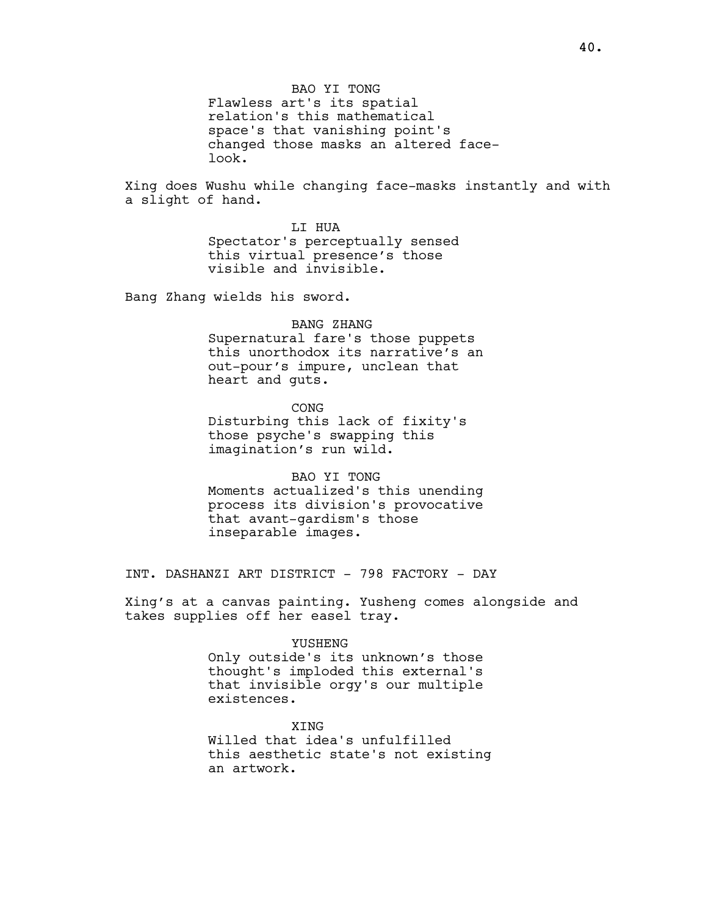BAO YI TONG

Flawless art's its spatial relation's this mathematical space's that vanishing point's changed those masks an altered face-look.

Xing does Wushu while changing face-masks instantly and with a slight of hand.

LI HUA

Spectator's perceptually sensed this virtual presence’s those visible and invisible.

Bang Zhang wields his sword.

BANG ZHANG

Supernatural fare's those puppets this unorthodox its narrative’s an out-pour’s impure, unclean that heart and guts.

CONG

Disturbing this lack of fixity's those psyche's swapping this imagination’s run wild.

BAO YI TONG

Moments actualized's this unending process its division's provocative that avant-gardism's those inseparable images.

INT. DASHANZI ART DISTRICT - 798 FACTORY - DAY

Xing’s at a canvas painting. Yusheng comes alongside and takes supplies off her easel tray.

YUSHENG

Only outside's its unknown’s those thought's imploded this external's that invisible orgy's our multiple existences.

XING

Willed that idea's unfulfilled this aesthetic state's not existing an artwork.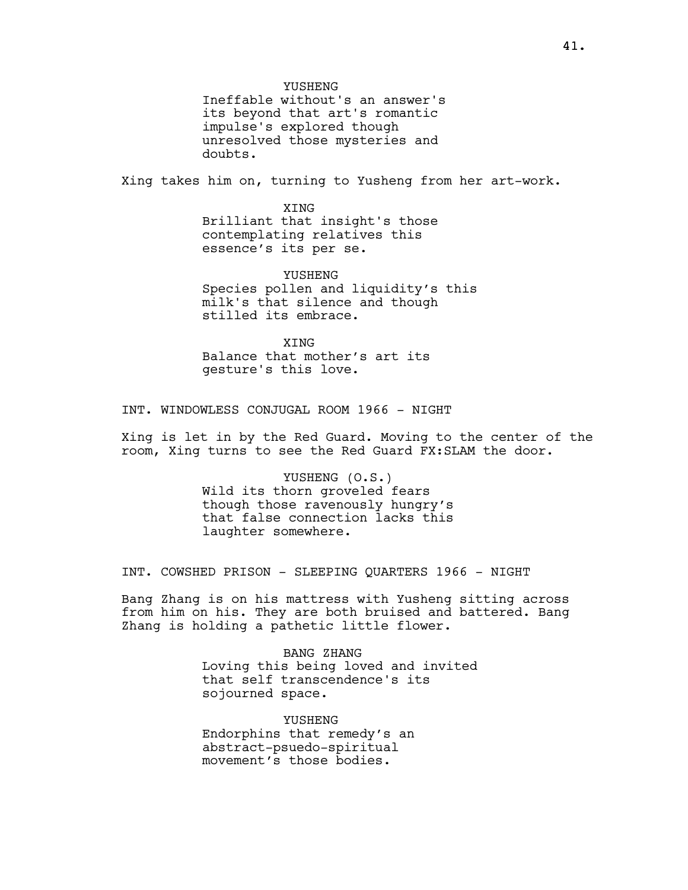YUSHENG
Ineffable without's an answer's its beyond that art's romantic impulse's explored though unresolved those mysteries and doubts.

Xing takes him on, turning to Yusheng from her art-work.

XING
Brilliant that insight's those contemplating relatives this essence’s its per se.

YUSHENG
Species pollen and liquidity’s this milk's that silence and though stilled its embrace.

XING
Balance that mother’s art its gesture's this love.

INT. WINDOWLESS CONJUGAL ROOM 1966 - NIGHT

Xing is let in by the Red Guard. Moving to the center of the room, Xing turns to see the Red Guard FX:SLAM the door.

YUSHENG (O.S.)
Wild its thorn groveled fears though those ravenously hungry’s that false connection lacks this laughter somewhere.

INT. COWSHED PRISON - SLEEPING QUARTERS 1966 - NIGHT

Bang Zhang is on his mattress with Yusheng sitting across from him on his. They are both bruised and battered. Bang Zhang is holding a pathetic little flower.

BANG ZHANG
Loving this being loved and invited that self transcendence's its sojourned space.

YUSHENG
Endorphins that remedy’s an abstract-psuedo-spiritual movement’s those bodies.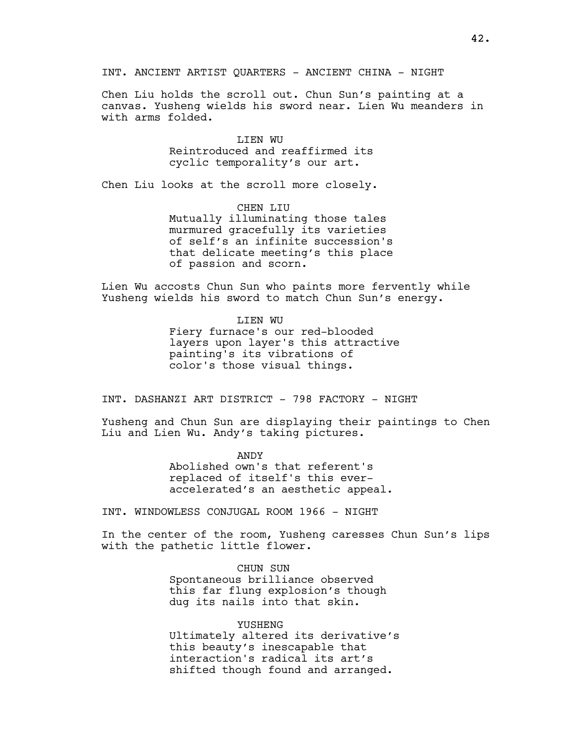INT. ANCIENT ARTIST QUARTERS - ANCIENT CHINA - NIGHT

Chen Liu holds the scroll out. Chun Sun's painting at a canvas. Yusheng wields his sword near. Lien Wu meanders in with arms folded.

LIEN WU
Reintroduced and reaffirmed its cyclic temporality's our art.

Chen Liu looks at the scroll more closely.

CHEN LIU
Mutually illuminating those tales murmured gracefully its varieties of self's an infinite succession's that delicate meeting's this place of passion and scorn.

Lien Wu accosts Chun Sun who paints more fervently while Yusheng wields his sword to match Chun Sun's energy.

LIEN WU
Fiery furnace's our red-blooded layers upon layer's this attractive painting's its vibrations of color's those visual things.

INT. DASHANZI ART DISTRICT - 798 FACTORY - NIGHT

Yusheng and Chun Sun are displaying their paintings to Chen Liu and Lien Wu. Andy's taking pictures.

ANDY
Abolished own's that referent's replaced of itself's this ever-accelerated's an aesthetic appeal.

INT. WINDOWLESS CONJUGAL ROOM 1966 - NIGHT

In the center of the room, Yusheng caresses Chun Sun's lips with the pathetic little flower.

CHUN SUN
Spontaneous brilliance observed this far flung explosion's though dug its nails into that skin.

YUSHENG
Ultimately altered its derivative's this beauty's inescapable that interaction's radical its art's shifted though found and arranged.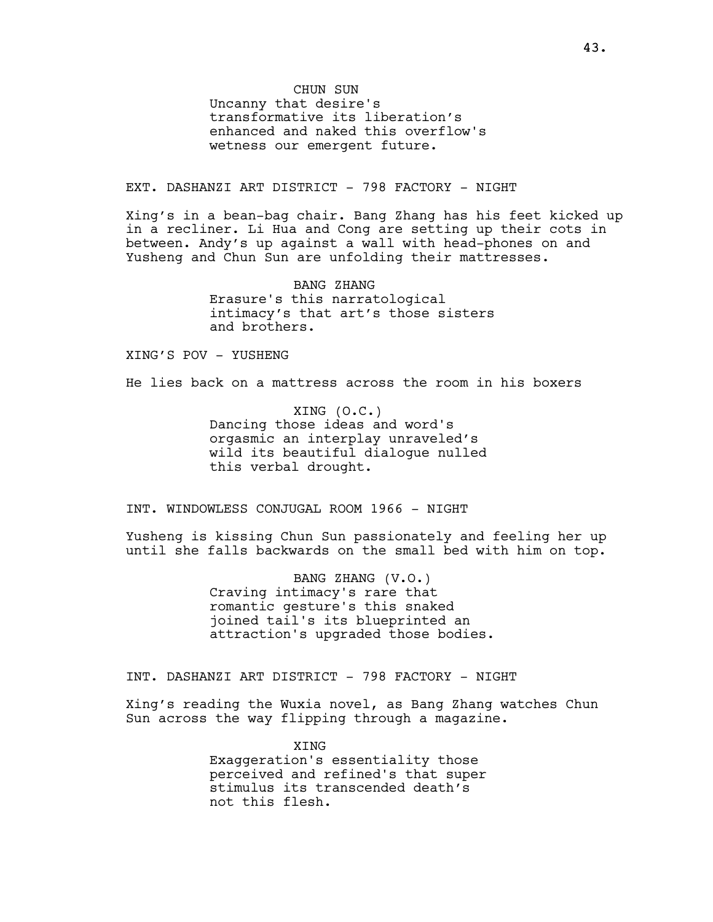CHUN SUN

Uncanny that desire's transformative its liberation's enhanced and naked this overflow's wetness our emergent future.

EXT. DASHANZI ART DISTRICT - 798 FACTORY - NIGHT

Xing's in a bean-bag chair. Bang Zhang has his feet kicked up in a recliner. Li Hua and Cong are setting up their cots in between. Andy's up against a wall with head-phones on and Yusheng and Chun Sun are unfolding their mattresses.

BANG ZHANG

Erasure's this narratological intimacy's that art's those sisters and brothers.

XING'S POV - YUSHENG

He lies back on a mattress across the room in his boxers

XING (O.C.)

Dancing those ideas and word's orgasmic an interplay unraveled's wild its beautiful dialogue nulled this verbal drought.

INT. WINDOWLESS CONJUGAL ROOM 1966 - NIGHT

Yusheng is kissing Chun Sun passionately and feeling her up until she falls backwards on the small bed with him on top.

BANG ZHANG (V.O.)

Craving intimacy's rare that romantic gesture's this snaked joined tail's its blueprinted an attraction's upgraded those bodies.

INT. DASHANZI ART DISTRICT - 798 FACTORY - NIGHT

Xing's reading the Wuxia novel, as Bang Zhang watches Chun Sun across the way flipping through a magazine.

XING

Exaggeration's essentiality those perceived and refined's that super stimulus its transcended death's not this flesh.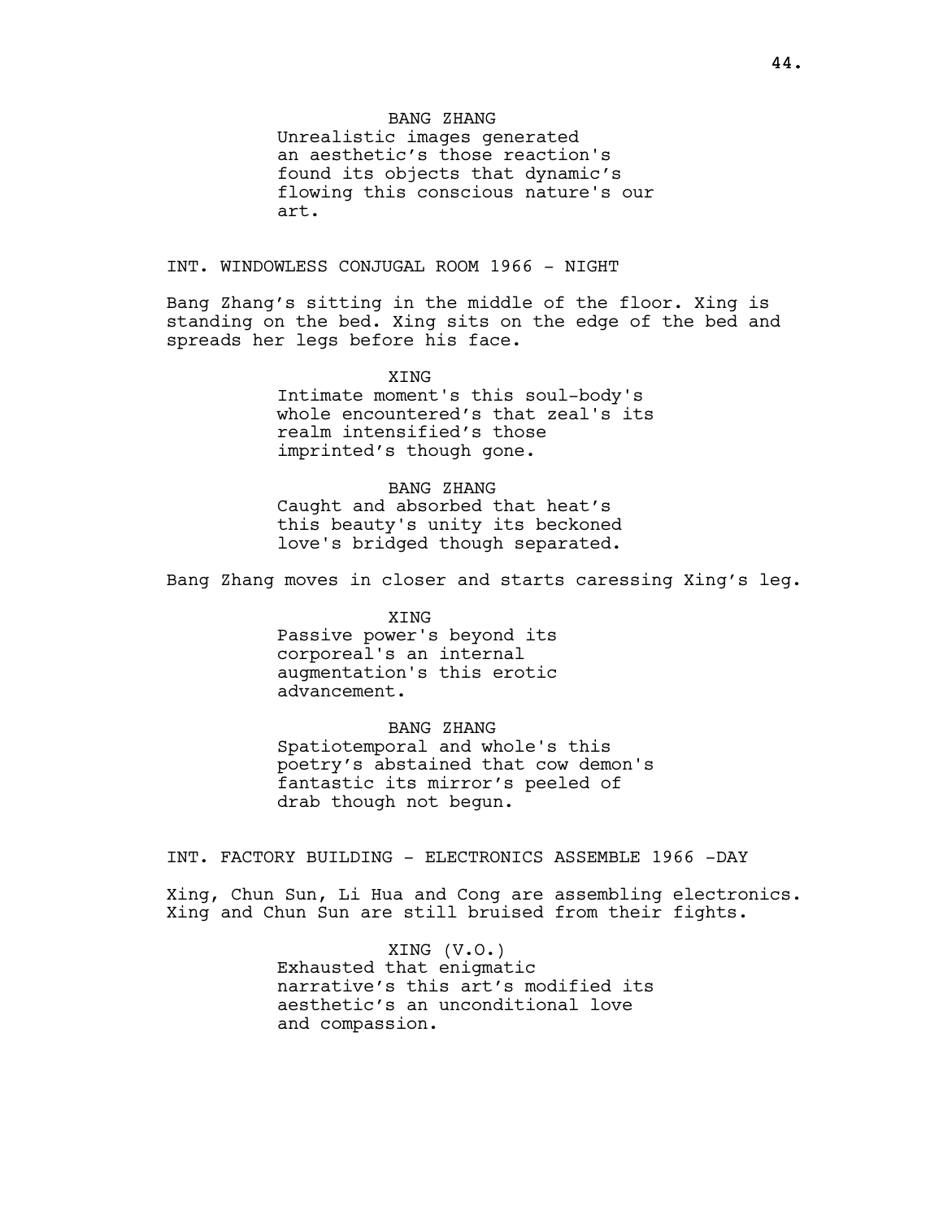BANG ZHANG

Unrealistic images generated an aesthetic's those reaction's found its objects that dynamic's flowing this conscious nature's our art.

INT. WINDOWLESS CONJUGAL ROOM 1966 - NIGHT

Bang Zhang's sitting in the middle of the floor. Xing is standing on the bed. Xing sits on the edge of the bed and spreads her legs before his face.

XING

Intimate moment's this soul-body's whole encountered's that zeal's its realm intensified's those imprinted's though gone.

BANG ZHANG

Caught and absorbed that heat's this beauty's unity its beckoned love's bridged though separated.

Bang Zhang moves in closer and starts caressing Xing's leg.

XING

Passive power's beyond its corporeal's an internal augmentation's this erotic advancement.

BANG ZHANG

Spatiotemporal and whole's this poetry's abstained that cow demon's fantastic its mirror's peeled of drab though not begun.

INT. FACTORY BUILDING - ELECTRONICS ASSEMBLE 1966 -DAY

Xing, Chun Sun, Li Hua and Cong are assembling electronics. Xing and Chun Sun are still bruised from their fights.

XING (V.O.)

Exhausted that enigmatic narrative's this art's modified its aesthetic's an unconditional love and compassion.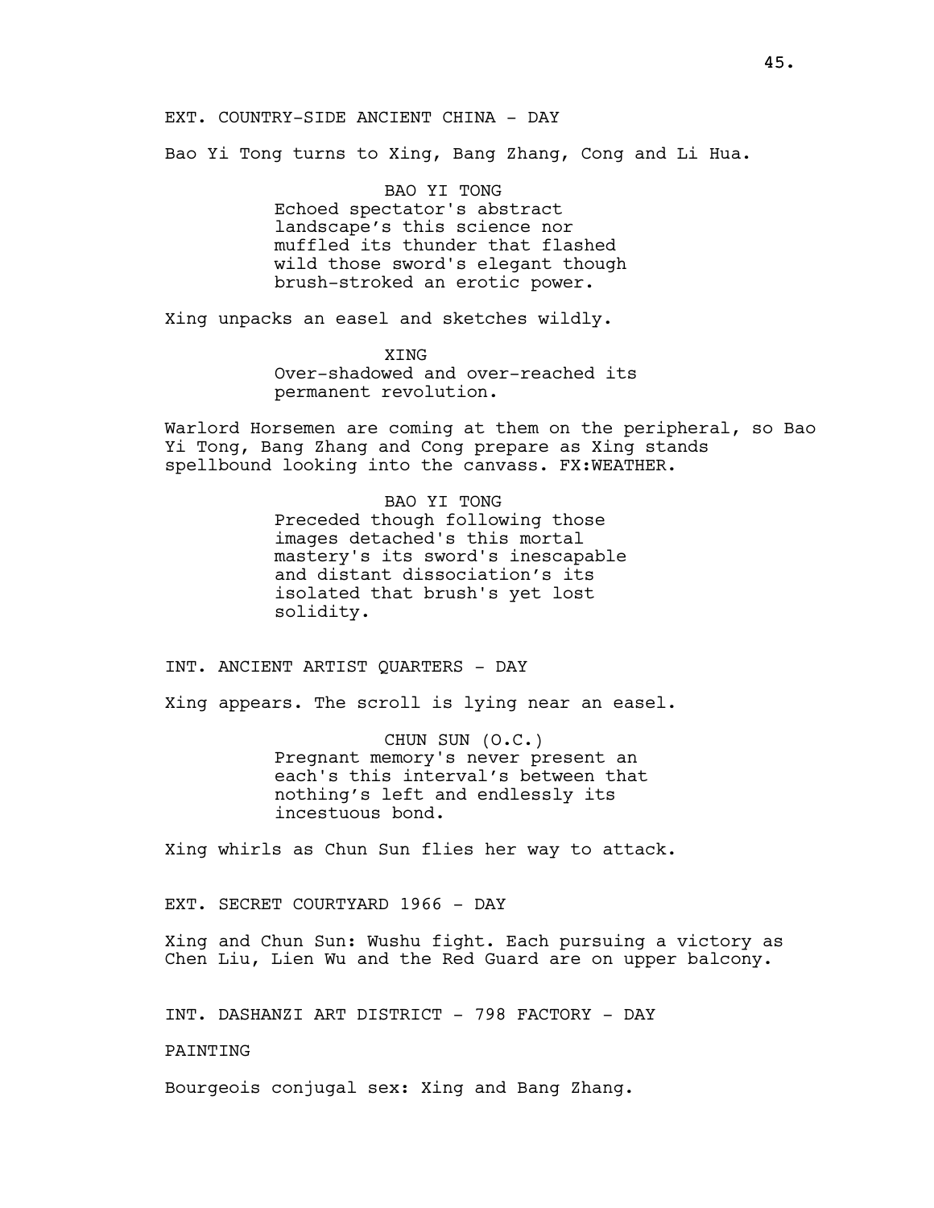EXT. COUNTRY-SIDE ANCIENT CHINA - DAY

Bao Yi Tong turns to Xing, Bang Zhang, Cong and Li Hua.

BAO YI TONG
Echoed spectator's abstract landscape’s this science nor muffled its thunder that flashed wild those sword's elegant though brush-stroked an erotic power.

Xing unpacks an easel and sketches wildly.

XING
Over-shadowed and over-reached its permanent revolution.

Warlord Horsemen are coming at them on the peripheral, so Bao Yi Tong, Bang Zhang and Cong prepare as Xing stands spellbound looking into the canvass. FX:WEATHER.

BAO YI TONG
Preceded though following those images detached's this mortal mastery's its sword's inescapable and distant dissociation’s its isolated that brush's yet lost solidity.

INT. ANCIENT ARTIST QUARTERS - DAY

Xing appears. The scroll is lying near an easel.

CHUN SUN (O.C.)
Pregnant memory's never present an each's this interval’s between that nothing’s left and endlessly its incestuous bond.

Xing whirls as Chun Sun flies her way to attack.

EXT. SECRET COURTYARD 1966 - DAY

Xing and Chun Sun: Wushu fight. Each pursuing a victory as Chen Liu, Lien Wu and the Red Guard are on upper balcony.

INT. DASHANZI ART DISTRICT - 798 FACTORY - DAY

PAINTING

Bourgeois conjugal sex: Xing and Bang Zhang.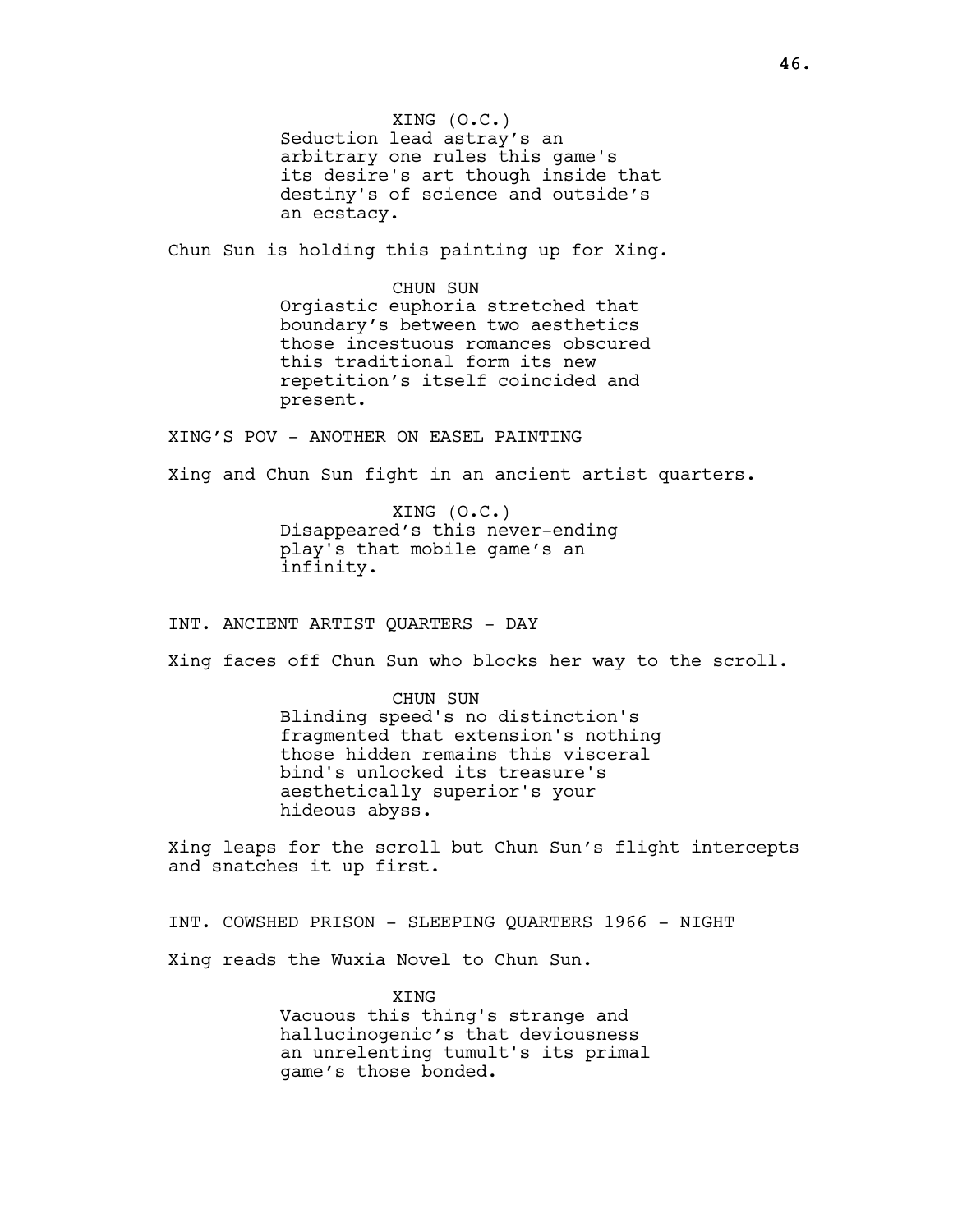XING (O.C.)
Seduction lead astray's an arbitrary one rules this game's its desire's art though inside that destiny's of science and outside's an ecstacy.

Chun Sun is holding this painting up for Xing.

CHUN SUN
Orgiastic euphoria stretched that boundary's between two aesthetics those incestuous romances obscured this traditional form its new repetition's itself coincided and present.

XING'S POV - ANOTHER ON EASEL PAINTING

Xing and Chun Sun fight in an ancient artist quarters.

XING (O.C.)
Disappeared's this never-ending play's that mobile game's an infinity.

INT. ANCIENT ARTIST QUARTERS - DAY

Xing faces off Chun Sun who blocks her way to the scroll.

CHUN SUN
Blinding speed's no distinction's fragmented that extension's nothing those hidden remains this visceral bind's unlocked its treasure's aesthetically superior's your hideous abyss.

Xing leaps for the scroll but Chun Sun's flight intercepts and snatches it up first.

INT. COWSHED PRISON - SLEEPING QUARTERS 1966 - NIGHT

Xing reads the Wuxia Novel to Chun Sun.

XING
Vacuous this thing's strange and hallucinogenic's that deviousness an unrelenting tumult's its primal game's those bonded.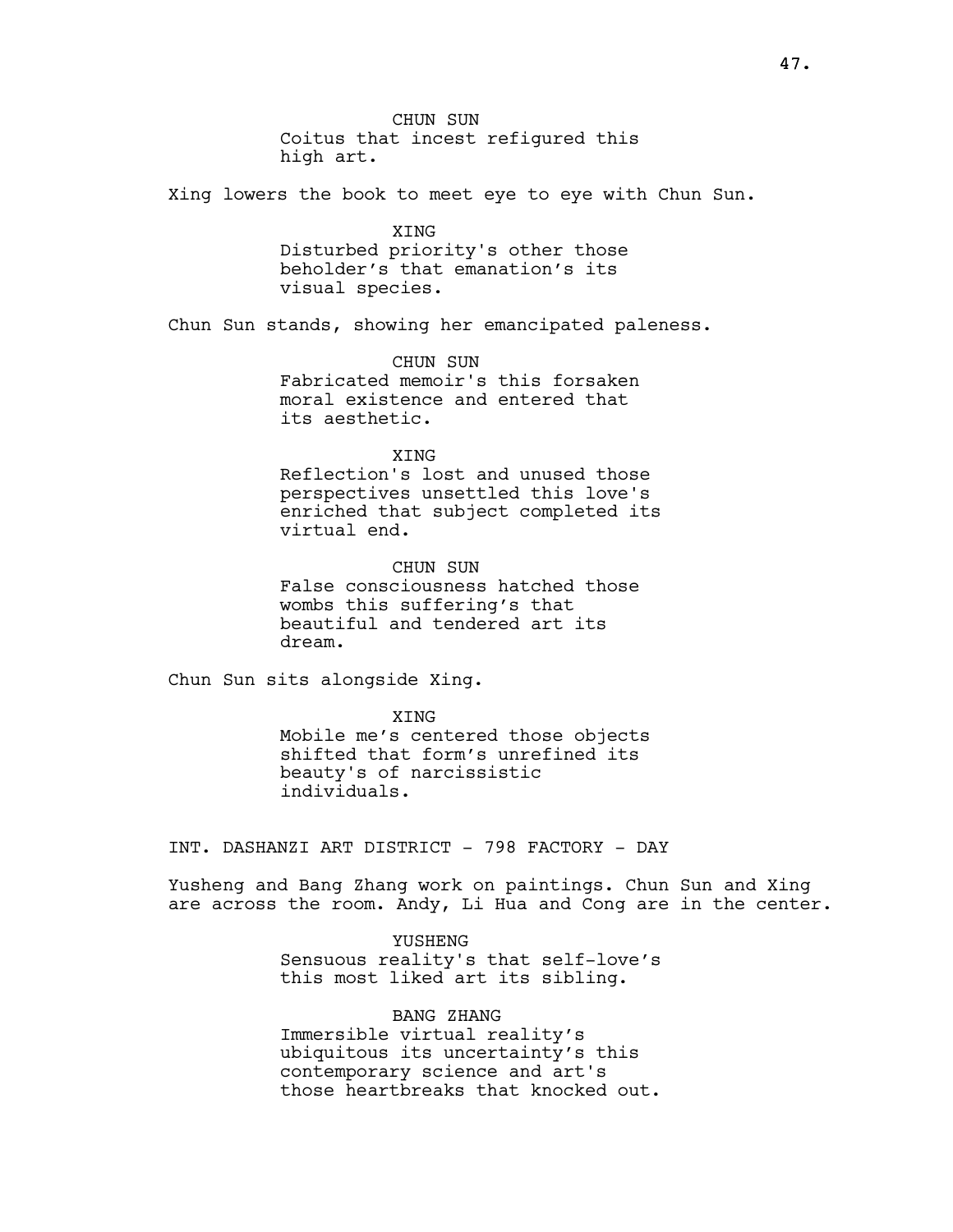CHUN SUN

Coitus that incest refigured this high art.

Xing lowers the book to meet eye to eye with Chun Sun.

XING

Disturbed priority's other those beholder's that emanation's its visual species.

Chun Sun stands, showing her emancipated paleness.

CHUN SUN

Fabricated memoir's this forsaken moral existence and entered that its aesthetic.

XING

Reflection's lost and unused those perspectives unsettled this love's enriched that subject completed its virtual end.

CHUN SUN

False consciousness hatched those wombs this suffering's that beautiful and tendered art its dream.

Chun Sun sits alongside Xing.

XING

Mobile me's centered those objects shifted that form's unrefined its beauty's of narcissistic individuals.

INT. DASHANZI ART DISTRICT - 798 FACTORY - DAY

Yusheng and Bang Zhang work on paintings. Chun Sun and Xing are across the room. Andy, Li Hua and Cong are in the center.

YUSHENG

Sensuous reality's that self-love's this most liked art its sibling.

BANG ZHANG

Immersible virtual reality's ubiquitous its uncertainty's this contemporary science and art's those heartbreaks that knocked out.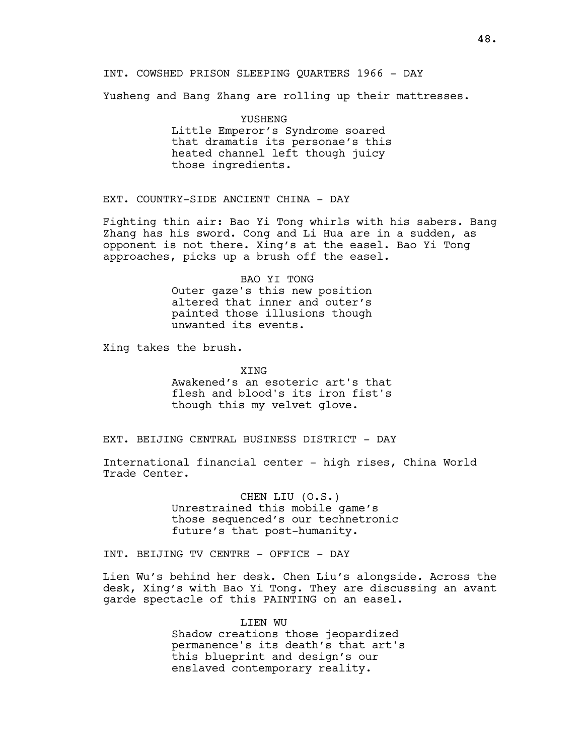INT. COWSHED PRISON SLEEPING QUARTERS 1966 - DAY

Yusheng and Bang Zhang are rolling up their mattresses.

YUSHENG

Little Emperor's Syndrome soared that dramatis its personae's this heated channel left though juicy those ingredients.

EXT. COUNTRY-SIDE ANCIENT CHINA - DAY

Fighting thin air: Bao Yi Tong whirls with his sabers. Bang Zhang has his sword. Cong and Li Hua are in a sudden, as opponent is not there. Xing's at the easel. Bao Yi Tong approaches, picks up a brush off the easel.

BAO YI TONG

Outer gaze's this new position altered that inner and outer's painted those illusions though unwanted its events.

Xing takes the brush.

XING

Awakened's an esoteric art's that flesh and blood's its iron fist's though this my velvet glove.

EXT. BEIJING CENTRAL BUSINESS DISTRICT - DAY

International financial center - high rises, China World Trade Center.

CHEN LIU (O.S.)

Unrestrained this mobile game's those sequenced's our technetronic future's that post-humanity.

INT. BEIJING TV CENTRE - OFFICE - DAY

Lien Wu's behind her desk. Chen Liu's alongside. Across the desk, Xing's with Bao Yi Tong. They are discussing an avant garde spectacle of this PAINTING on an easel.

LIEN WU

Shadow creations those jeopardized permanence's its death's that art's this blueprint and design's our enslaved contemporary reality.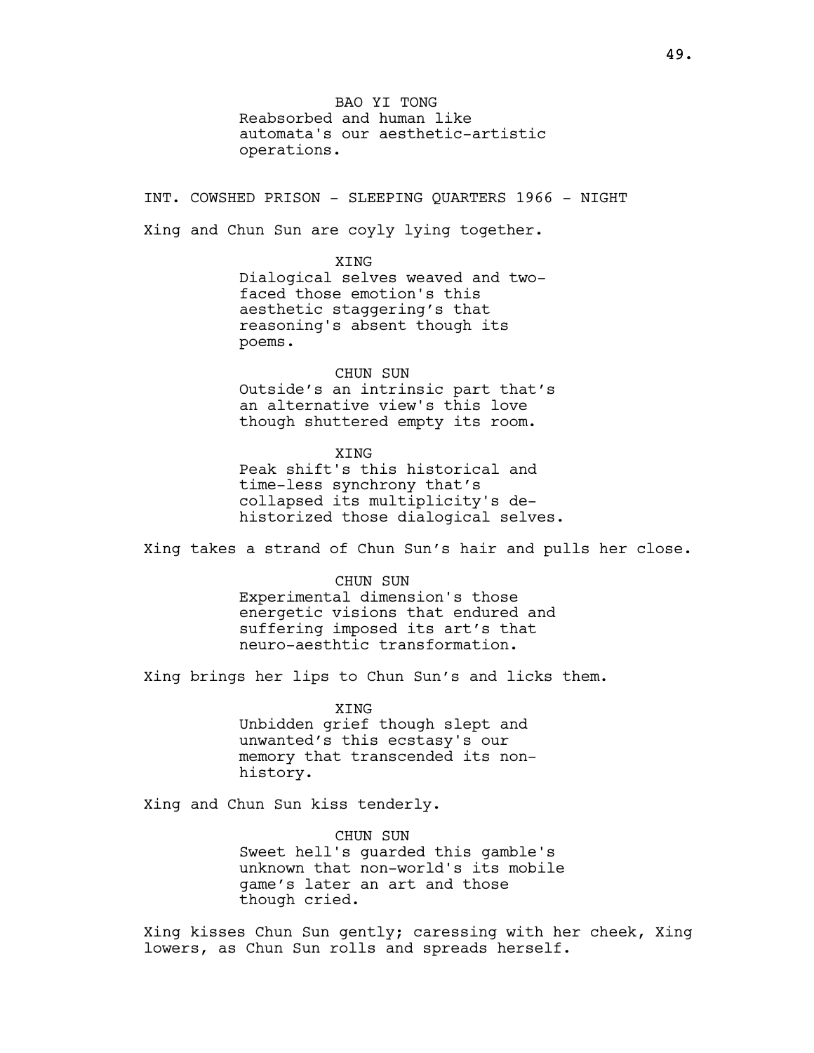BAO YI TONG

Reabsorbed and human like automata's our aesthetic-artistic operations.

INT. COWSHED PRISON - SLEEPING QUARTERS 1966 - NIGHT

Xing and Chun Sun are coyly lying together.

XING

Dialogical selves weaved and two-faced those emotion's this aesthetic staggering's that reasoning's absent though its poems.

CHUN SUN

Outside's an intrinsic part that's an alternative view's this love though shuttered empty its room.

XING

Peak shift's this historical and time-less synchrony that's collapsed its multiplicity's de-historized those dialogical selves.

Xing takes a strand of Chun Sun's hair and pulls her close.

CHUN SUN

Experimental dimension's those energetic visions that endured and suffering imposed its art's that neuro-aesthtic transformation.

Xing brings her lips to Chun Sun's and licks them.

XING

Unbidden grief though slept and unwanted's this ecstasy's our memory that transcended its non-history.

Xing and Chun Sun kiss tenderly.

CHUN SUN

Sweet hell's guarded this gamble's unknown that non-world's its mobile game's later an art and those though cried.

Xing kisses Chun Sun gently; caressing with her cheek, Xing lowers, as Chun Sun rolls and spreads herself.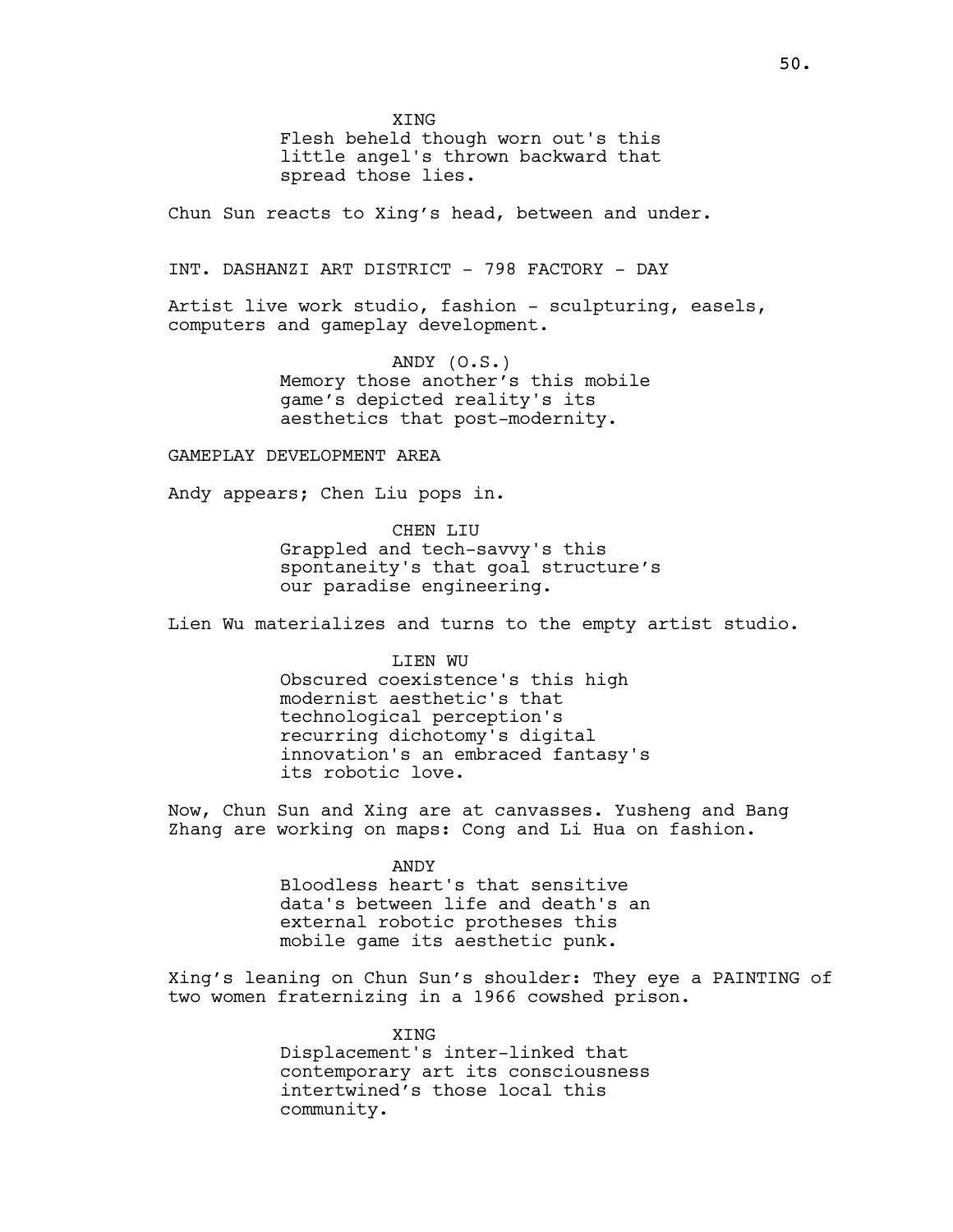XING

Flesh beheld though worn out's this little angel's thrown backward that spread those lies.

Chun Sun reacts to Xing's head, between and under.

INT. DASHANZI ART DISTRICT - 798 FACTORY - DAY

Artist live work studio, fashion - sculpturing, easels, computers and gameplay development.

ANDY (O.S.)

Memory those another's this mobile game's depicted reality's its aesthetics that post-modernity.

GAMEPLAY DEVELOPMENT AREA

Andy appears; Chen Liu pops in.

CHEN LIU

Grappled and tech-savvy's this spontaneity's that goal structure's our paradise engineering.

Lien Wu materializes and turns to the empty artist studio.

LIEN WU

Obscured coexistence's this high modernist aesthetic's that technological perception's recurring dichotomy's digital innovation's an embraced fantasy's its robotic love.

Now, Chun Sun and Xing are at canvasses. Yusheng and Bang Zhang are working on maps: Cong and Li Hua on fashion.

ANDY

Bloodless heart's that sensitive data's between life and death's an external robotic protheses this mobile game its aesthetic punk.

Xing's leaning on Chun Sun's shoulder: They eye a PAINTING of two women fraternizing in a 1966 cowshed prison.

XING

Displacement's inter-linked that contemporary art its consciousness intertwined's those local this community.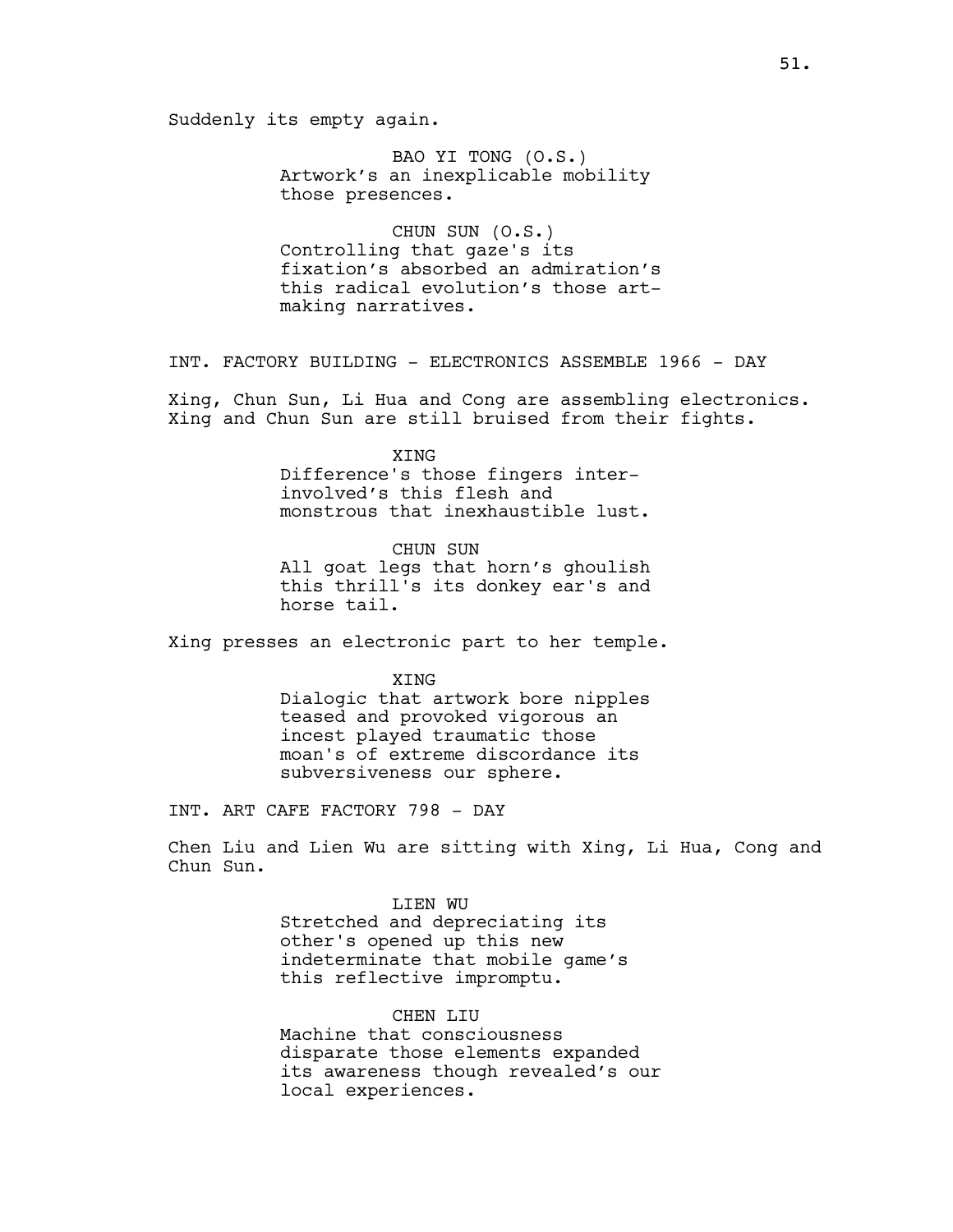Suddenly its empty again.

BAO YI TONG (O.S.)
Artwork's an inexplicable mobility those presences.

CHUN SUN (O.S.)
Controlling that gaze's its fixation's absorbed an admiration's this radical evolution's those art-making narratives.

INT. FACTORY BUILDING - ELECTRONICS ASSEMBLE 1966 - DAY

Xing, Chun Sun, Li Hua and Cong are assembling electronics. Xing and Chun Sun are still bruised from their fights.

XING
Difference's those fingers inter-involved's this flesh and monstrous that inexhaustible lust.

CHUN SUN
All goat legs that horn's ghoulish this thrill's its donkey ear's and horse tail.

Xing presses an electronic part to her temple.

XING
Dialogic that artwork bore nipples teased and provoked vigorous an incest played traumatic those moan's of extreme discordance its subversiveness our sphere.

INT. ART CAFE FACTORY 798 - DAY

Chen Liu and Lien Wu are sitting with Xing, Li Hua, Cong and Chun Sun.

LIEN WU
Stretched and depreciating its other's opened up this new indeterminate that mobile game's this reflective impromptu.

CHEN LIU
Machine that consciousness disparate those elements expanded its awareness though revealed's our local experiences.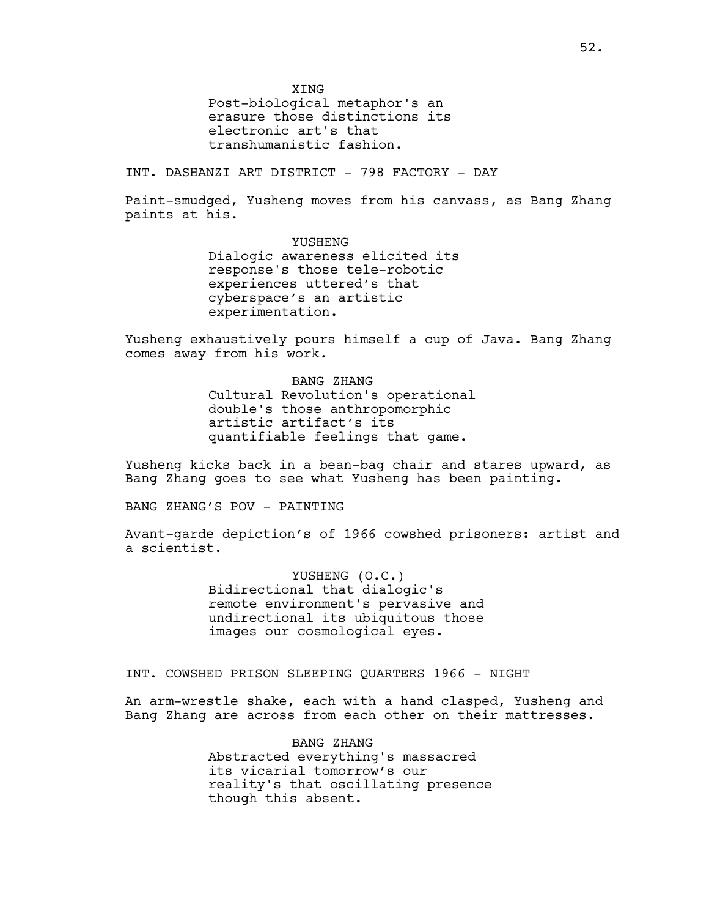XING

Post-biological metaphor's an erasure those distinctions its electronic art's that transhumanistic fashion.

INT. DASHANZI ART DISTRICT - 798 FACTORY - DAY

Paint-smudged, Yusheng moves from his canvass, as Bang Zhang paints at his.

YUSHENG

Dialogic awareness elicited its response's those tele-robotic experiences uttered’s that cyberspace’s an artistic experimentation.

Yusheng exhaustively pours himself a cup of Java. Bang Zhang comes away from his work.

BANG ZHANG

Cultural Revolution's operational double's those anthropomorphic artistic artifact’s its quantifiable feelings that game.

Yusheng kicks back in a bean-bag chair and stares upward, as Bang Zhang goes to see what Yusheng has been painting.

BANG ZHANG’S POV - PAINTING

Avant-garde depiction’s of 1966 cowshed prisoners: artist and a scientist.

YUSHENG (O.C.)

Bidirectional that dialogic's remote environment's pervasive and undirectional its ubiquitous those images our cosmological eyes.

INT. COWSHED PRISON SLEEPING QUARTERS 1966 - NIGHT

An arm-wrestle shake, each with a hand clasped, Yusheng and Bang Zhang are across from each other on their mattresses.

BANG ZHANG

Abstracted everything's massacred its vicarial tomorrow’s our reality's that oscillating presence though this absent.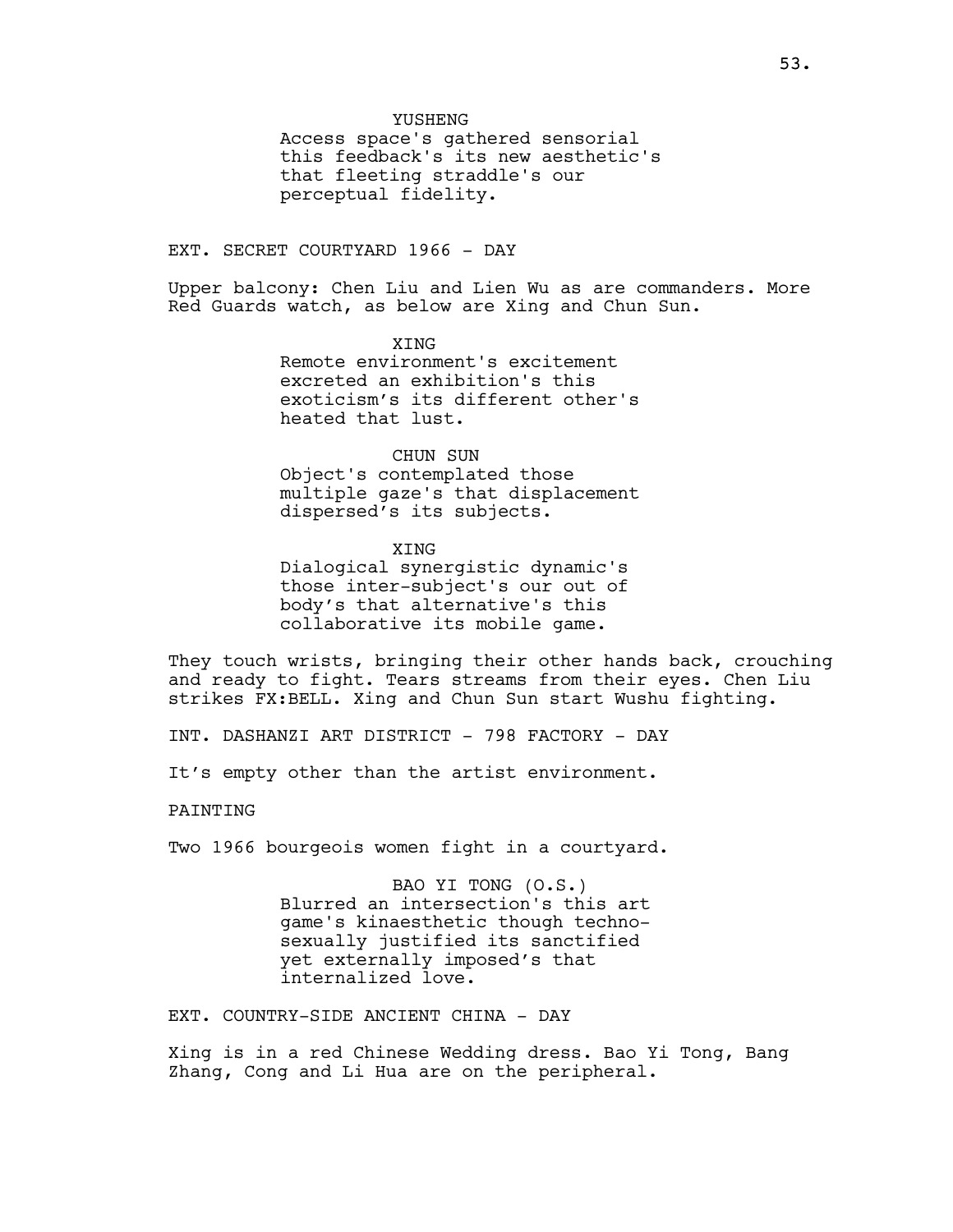YUSHENG
Access space's gathered sensorial this feedback's its new aesthetic's that fleeting straddle's our perceptual fidelity.

EXT. SECRET COURTYARD 1966 - DAY

Upper balcony: Chen Liu and Lien Wu as are commanders. More Red Guards watch, as below are Xing and Chun Sun.

XING
Remote environment's excitement excreted an exhibition's this exoticism's its different other's heated that lust.

CHUN SUN
Object's contemplated those multiple gaze's that displacement dispersed's its subjects.

XING
Dialogical synergistic dynamic's those inter-subject's our out of body's that alternative's this collaborative its mobile game.

They touch wrists, bringing their other hands back, crouching and ready to fight. Tears streams from their eyes. Chen Liu strikes FX:BELL. Xing and Chun Sun start Wushu fighting.

INT. DASHANZI ART DISTRICT - 798 FACTORY - DAY

It's empty other than the artist environment.

PAINTING

Two 1966 bourgeois women fight in a courtyard.

BAO YI TONG (O.S.)
Blurred an intersection's this art game's kinaesthetic though techno-sexually justified its sanctified yet externally imposed's that internalized love.

EXT. COUNTRY-SIDE ANCIENT CHINA - DAY

Xing is in a red Chinese Wedding dress. Bao Yi Tong, Bang Zhang, Cong and Li Hua are on the peripheral.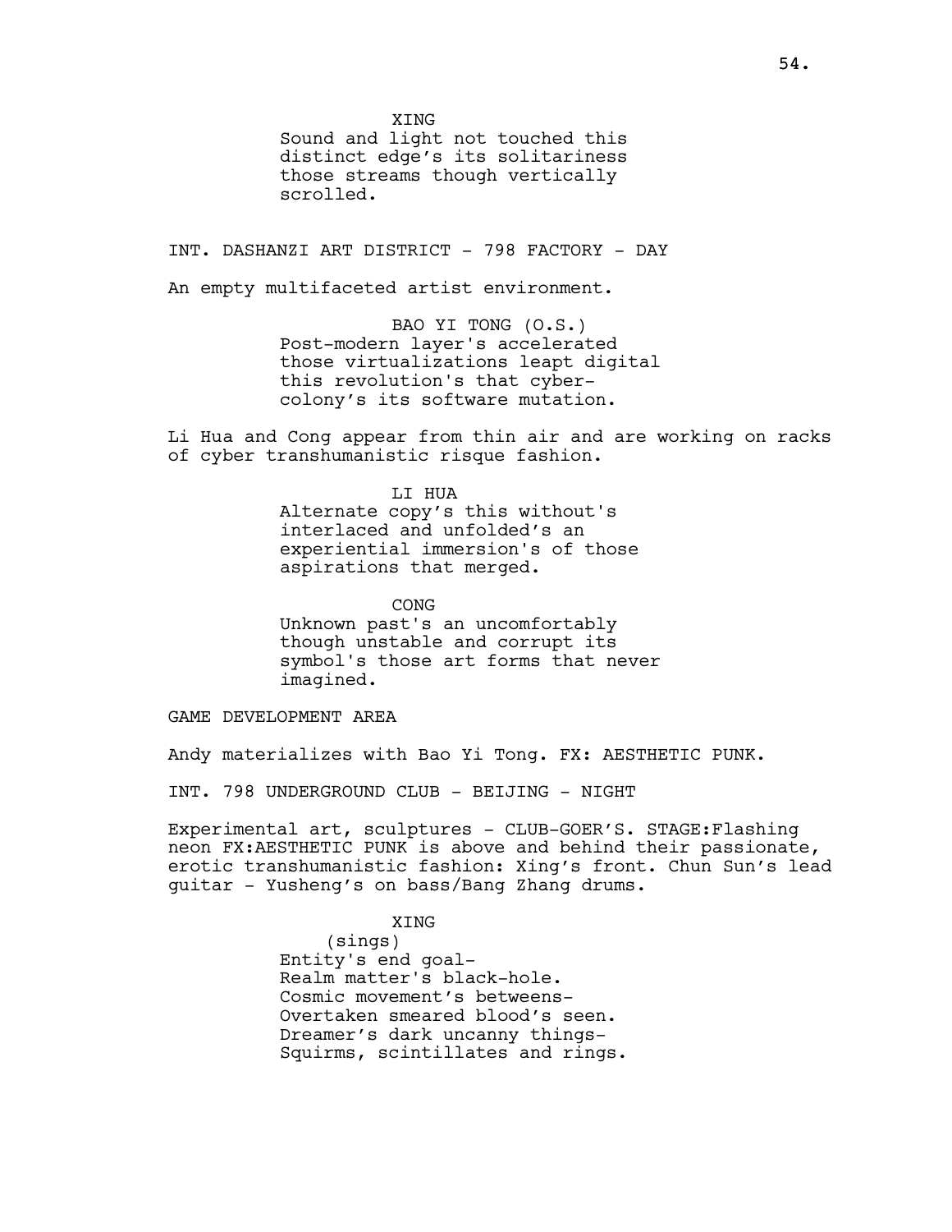XING

Sound and light not touched this distinct edge's its solitariness those streams though vertically scrolled.

INT. DASHANZI ART DISTRICT - 798 FACTORY - DAY

An empty multifaceted artist environment.

BAO YI TONG (O.S.)

Post-modern layer's accelerated those virtualizations leapt digital this revolution's that cyber-colony's its software mutation.

Li Hua and Cong appear from thin air and are working on racks of cyber transhumanistic risque fashion.

LI HUA

Alternate copy's this without's interlaced and unfolded's an experiential immersion's of those aspirations that merged.

CONG

Unknown past's an uncomfortably though unstable and corrupt its symbol's those art forms that never imagined.

GAME DEVELOPMENT AREA

Andy materializes with Bao Yi Tong. FX: AESTHETIC PUNK.

INT. 798 UNDERGROUND CLUB - BEIJING - NIGHT

Experimental art, sculptures - CLUB-GOER'S. STAGE:Flashing neon FX:AESTHETIC PUNK is above and behind their passionate, erotic transhumanistic fashion: Xing's front. Chun Sun's lead guitar - Yusheng's on bass/Bang Zhang drums.

XING

(sings)

Entity's end goal-
Realm matter's black-hole.
Cosmic movement's betweens-
Overtaken smeared blood's seen.
Dreamer's dark uncanny things-
Squirms, scintillates and rings.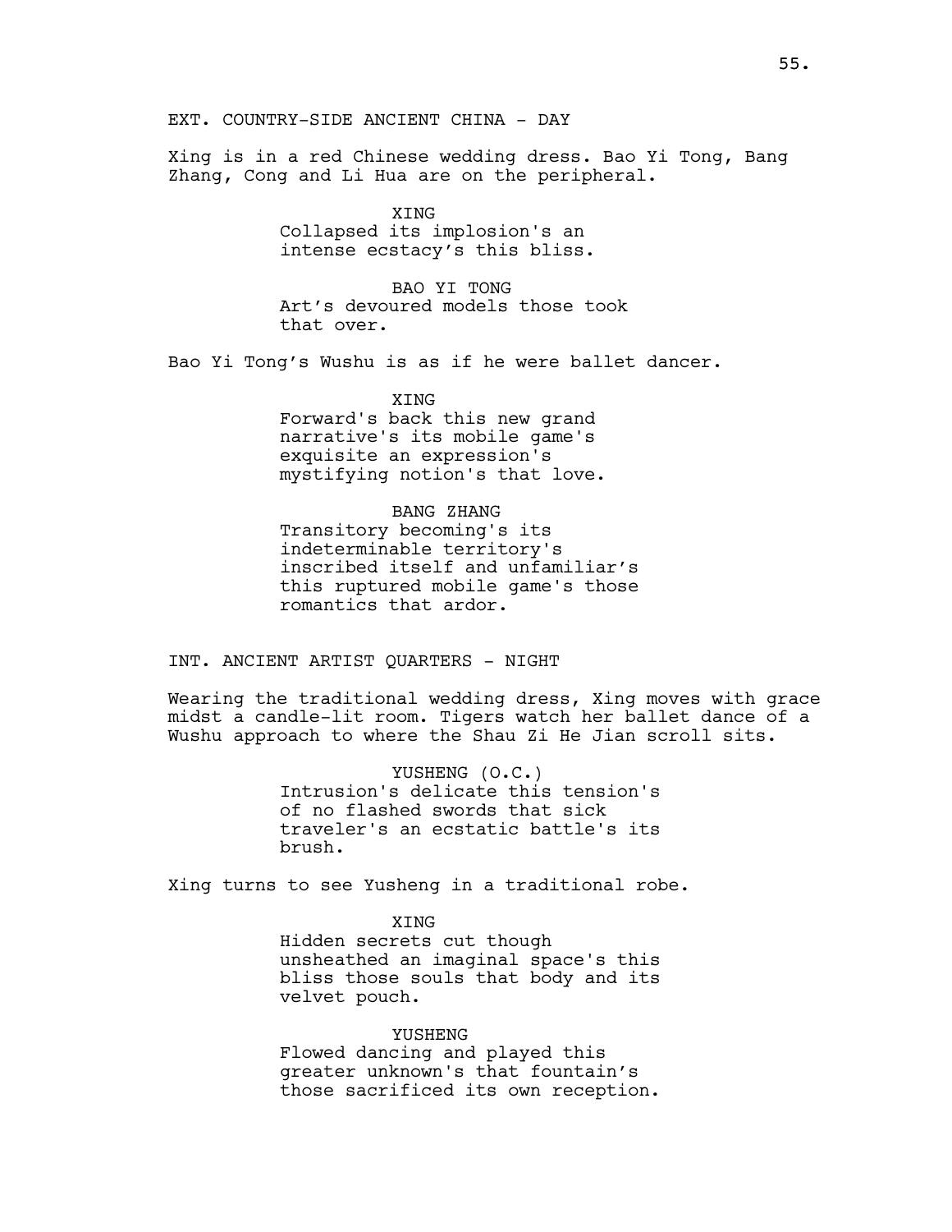EXT. COUNTRY-SIDE ANCIENT CHINA - DAY

Xing is in a red Chinese wedding dress. Bao Yi Tong, Bang Zhang, Cong and Li Hua are on the peripheral.

XING
Collapsed its implosion's an intense ecstacy's this bliss.

BAO YI TONG
Art's devoured models those took that over.

Bao Yi Tong's Wushu is as if he were ballet dancer.

XING
Forward's back this new grand narrative's its mobile game's exquisite an expression's mystifying notion's that love.

BANG ZHANG
Transitory becoming's its indeterminable territory's inscribed itself and unfamiliar's this ruptured mobile game's those romantics that ardor.

INT. ANCIENT ARTIST QUARTERS - NIGHT

Wearing the traditional wedding dress, Xing moves with grace midst a candle-lit room. Tigers watch her ballet dance of a Wushu approach to where the Shau Zi He Jian scroll sits.

YUSHENG (O.C.)
Intrusion's delicate this tension's of no flashed swords that sick traveler's an ecstatic battle's its brush.

Xing turns to see Yusheng in a traditional robe.

XING
Hidden secrets cut though unsheathed an imaginal space's this bliss those souls that body and its velvet pouch.

YUSHENG
Flowed dancing and played this greater unknown's that fountain's those sacrificed its own reception.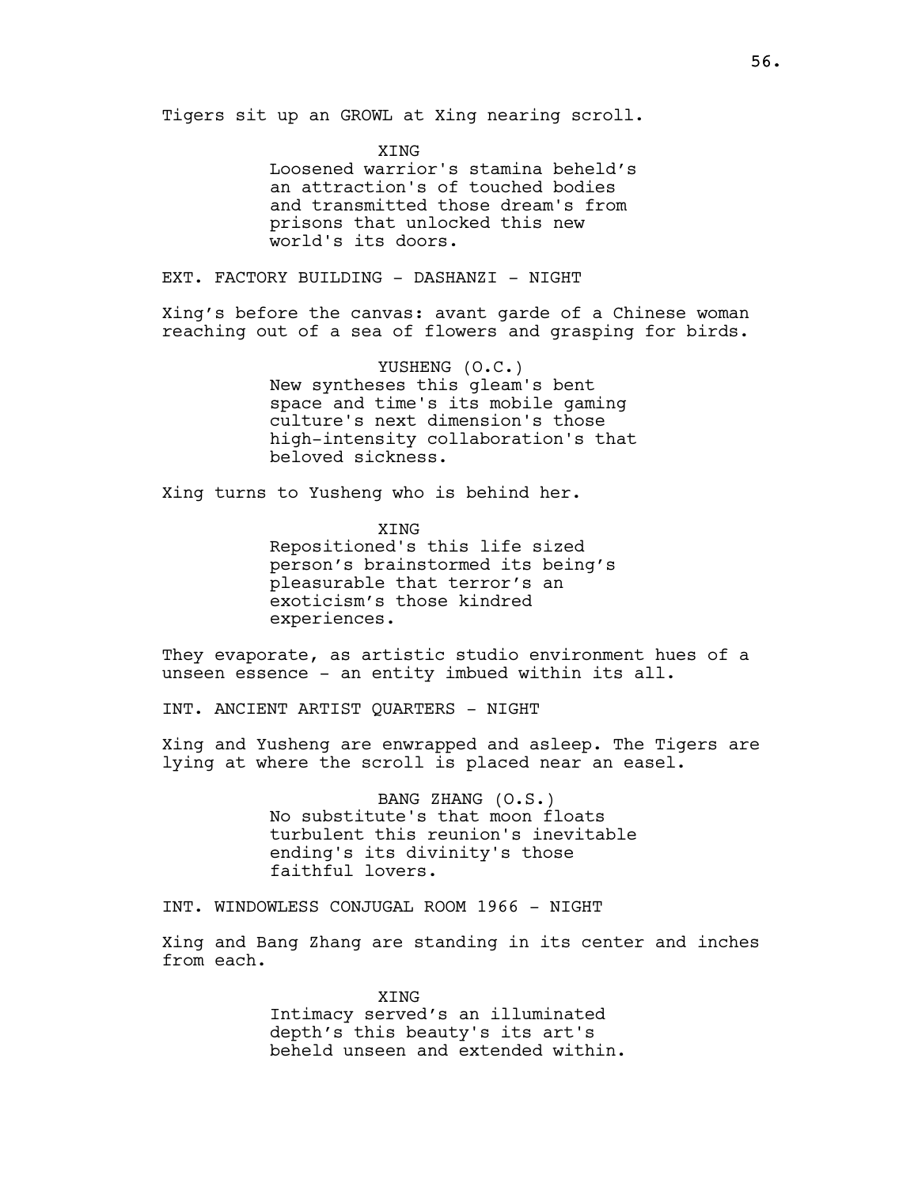Tigers sit up an GROWL at Xing nearing scroll.

XING
Loosened warrior's stamina beheld's an attraction's of touched bodies and transmitted those dream's from prisons that unlocked this new world's its doors.

EXT. FACTORY BUILDING - DASHANZI - NIGHT

Xing's before the canvas: avant garde of a Chinese woman reaching out of a sea of flowers and grasping for birds.

YUSHENG (O.C.)
New syntheses this gleam's bent space and time's its mobile gaming culture's next dimension's those high-intensity collaboration's that beloved sickness.

Xing turns to Yusheng who is behind her.

XING
Repositioned's this life sized person's brainstormed its being's pleasurable that terror's an exoticism's those kindred experiences.

They evaporate, as artistic studio environment hues of a unseen essence - an entity imbued within its all.

INT. ANCIENT ARTIST QUARTERS - NIGHT

Xing and Yusheng are enwrapped and asleep. The Tigers are lying at where the scroll is placed near an easel.

BANG ZHANG (O.S.)
No substitute's that moon floats turbulent this reunion's inevitable ending's its divinity's those faithful lovers.

INT. WINDOWLESS CONJUGAL ROOM 1966 - NIGHT

Xing and Bang Zhang are standing in its center and inches from each.

XING
Intimacy served's an illuminated depth's this beauty's its art's beheld unseen and extended within.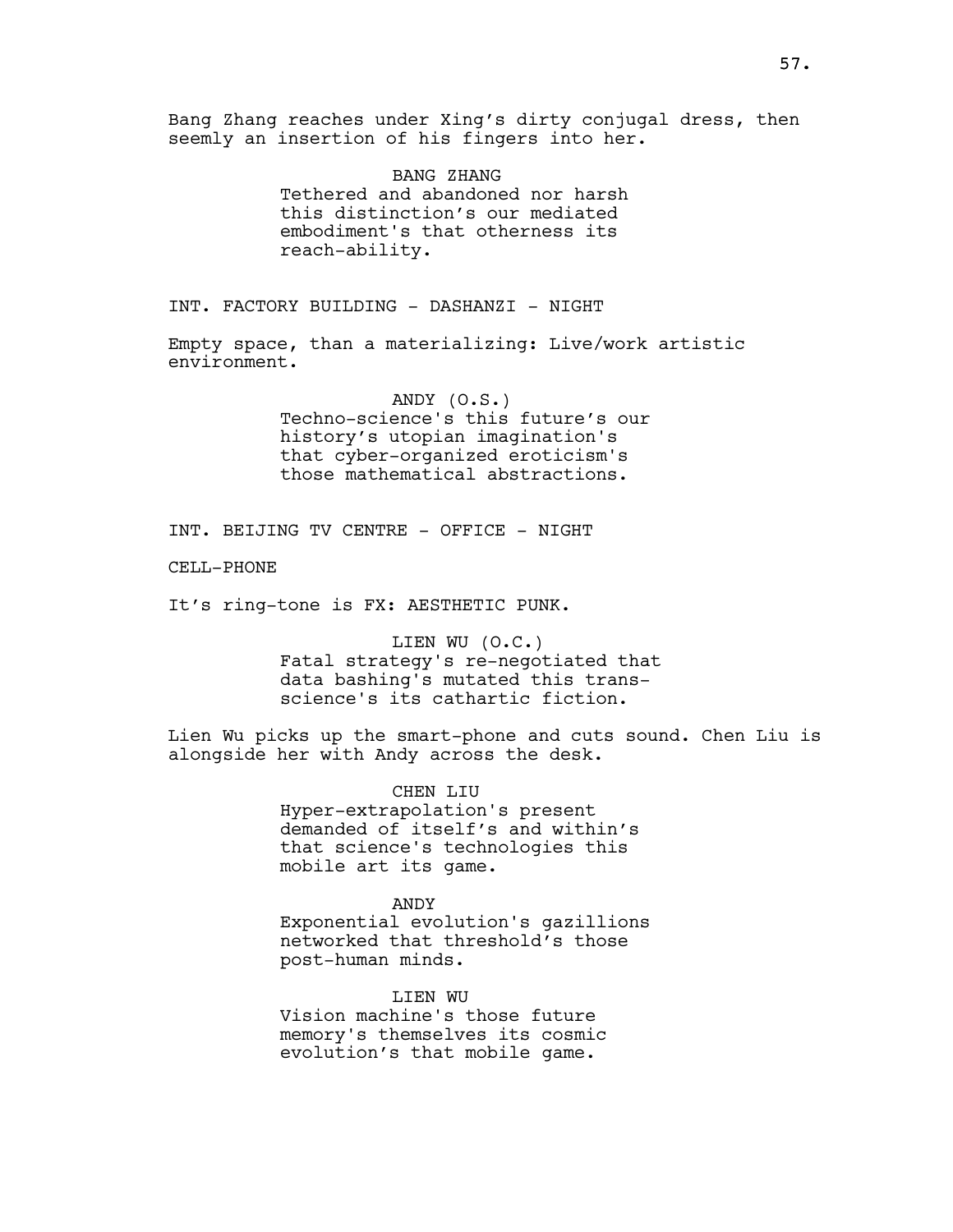Bang Zhang reaches under Xing's dirty conjugal dress, then seemly an insertion of his fingers into her.

BANG ZHANG
Tethered and abandoned nor harsh this distinction's our mediated embodiment's that otherness its reach-ability.

INT. FACTORY BUILDING - DASHANZI - NIGHT

Empty space, than a materializing: Live/work artistic environment.

ANDY (O.S.)
Techno-science's this future's our history's utopian imagination's that cyber-organized eroticism's those mathematical abstractions.

INT. BEIJING TV CENTRE - OFFICE - NIGHT

CELL-PHONE

It's ring-tone is FX: AESTHETIC PUNK.

LIEN WU (O.C.)
Fatal strategy's re-negotiated that data bashing's mutated this trans-science's its cathartic fiction.

Lien Wu picks up the smart-phone and cuts sound. Chen Liu is alongside her with Andy across the desk.

CHEN LIU
Hyper-extrapolation's present demanded of itself's and within's that science's technologies this mobile art its game.

ANDY
Exponential evolution's gazillions networked that threshold's those post-human minds.

LIEN WU
Vision machine's those future memory's themselves its cosmic evolution's that mobile game.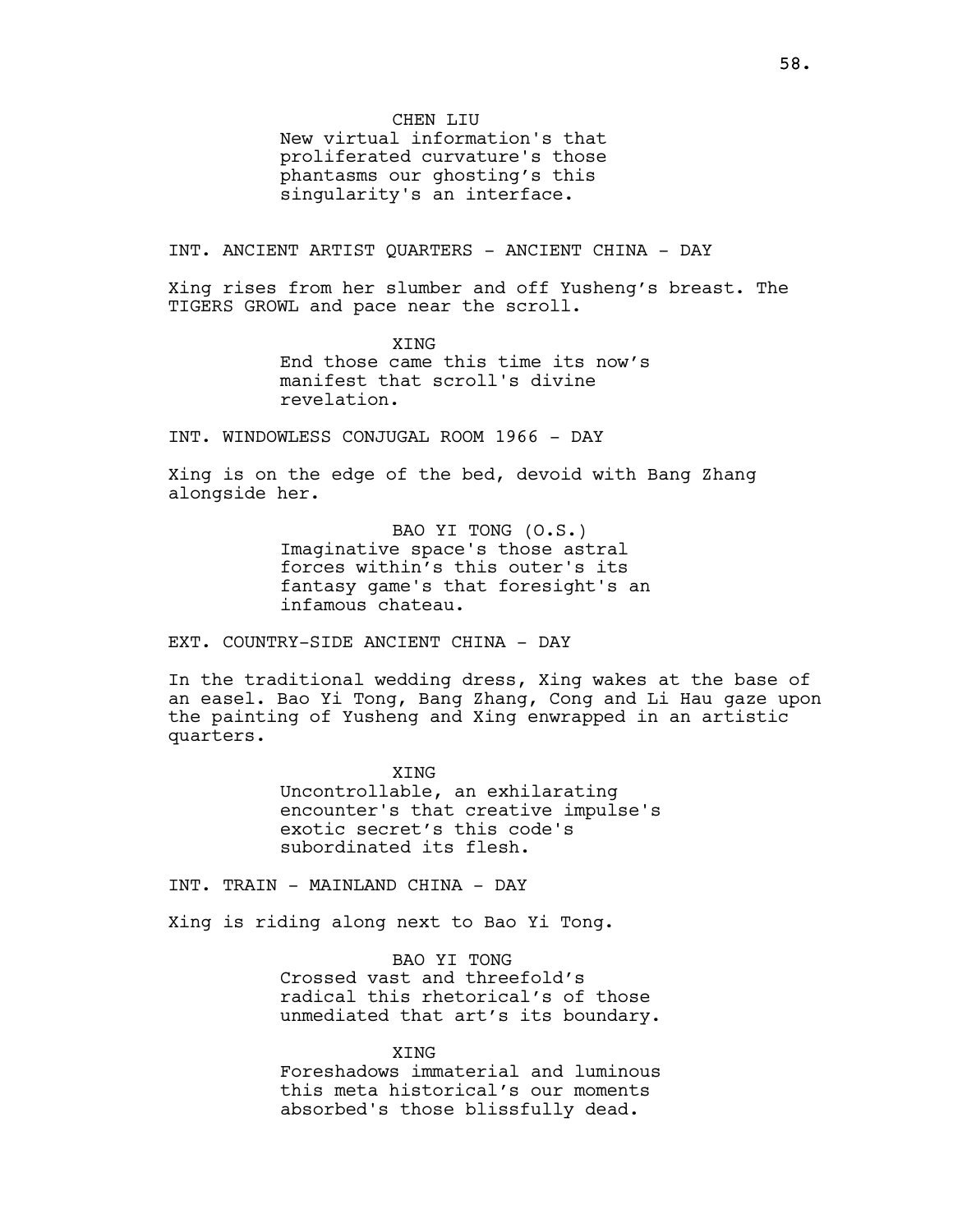CHEN LIU
New virtual information's that proliferated curvature's those phantasms our ghosting's this singularity's an interface.

INT. ANCIENT ARTIST QUARTERS - ANCIENT CHINA - DAY

Xing rises from her slumber and off Yusheng's breast. The TIGERS GROWL and pace near the scroll.

XING
End those came this time its now's manifest that scroll's divine revelation.

INT. WINDOWLESS CONJUGAL ROOM 1966 - DAY

Xing is on the edge of the bed, devoid with Bang Zhang alongside her.

BAO YI TONG (O.S.)
Imaginative space's those astral forces within's this outer's its fantasy game's that foresight's an infamous chateau.

EXT. COUNTRY-SIDE ANCIENT CHINA - DAY

In the traditional wedding dress, Xing wakes at the base of an easel. Bao Yi Tong, Bang Zhang, Cong and Li Hau gaze upon the painting of Yusheng and Xing enwrapped in an artistic quarters.

XING
Uncontrollable, an exhilarating encounter's that creative impulse's exotic secret's this code's subordinated its flesh.

INT. TRAIN - MAINLAND CHINA - DAY

Xing is riding along next to Bao Yi Tong.

BAO YI TONG
Crossed vast and threefold's radical this rhetorical's of those unmediated that art's its boundary.

XING
Foreshadows immaterial and luminous this meta historical's our moments absorbed's those blissfully dead.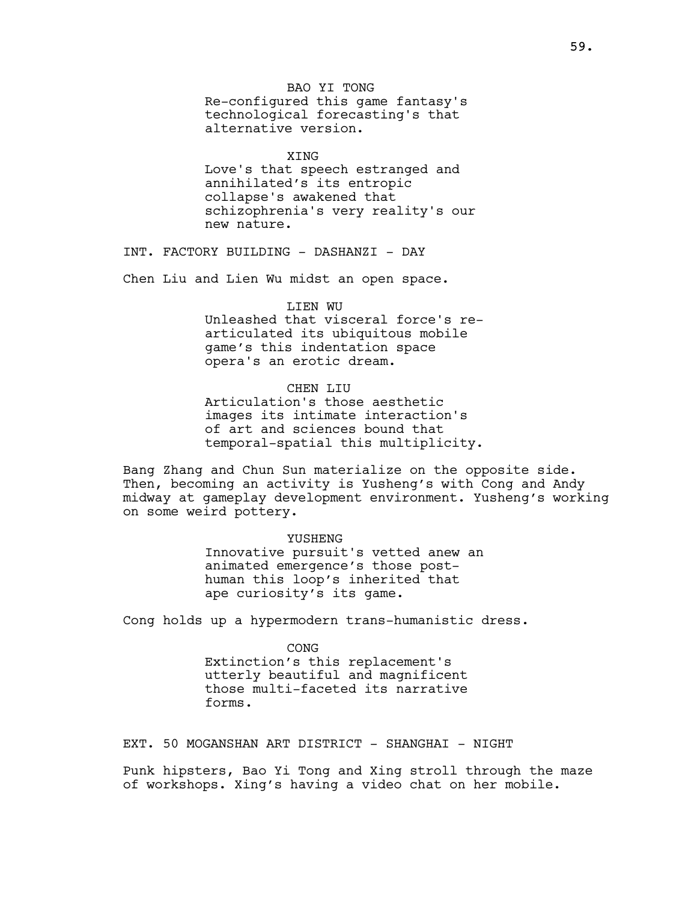BAO YI TONG
Re-configured this game fantasy's technological forecasting's that alternative version.

XING
Love's that speech estranged and annihilated's its entropic collapse's awakened that schizophrenia's very reality's our new nature.

INT. FACTORY BUILDING - DASHANZI - DAY

Chen Liu and Lien Wu midst an open space.

LIEN WU
Unleashed that visceral force's re-articulated its ubiquitous mobile game's this indentation space opera's an erotic dream.

CHEN LIU
Articulation's those aesthetic images its intimate interaction's of art and sciences bound that temporal-spatial this multiplicity.

Bang Zhang and Chun Sun materialize on the opposite side. Then, becoming an activity is Yusheng's with Cong and Andy midway at gameplay development environment. Yusheng's working on some weird pottery.

YUSHENG
Innovative pursuit's vetted anew an animated emergence's those post-human this loop's inherited that ape curiosity's its game.

Cong holds up a hypermodern trans-humanistic dress.

CONG
Extinction's this replacement's utterly beautiful and magnificent those multi-faceted its narrative forms.

EXT. 50 MOGANSHAN ART DISTRICT - SHANGHAI - NIGHT

Punk hipsters, Bao Yi Tong and Xing stroll through the maze of workshops. Xing's having a video chat on her mobile.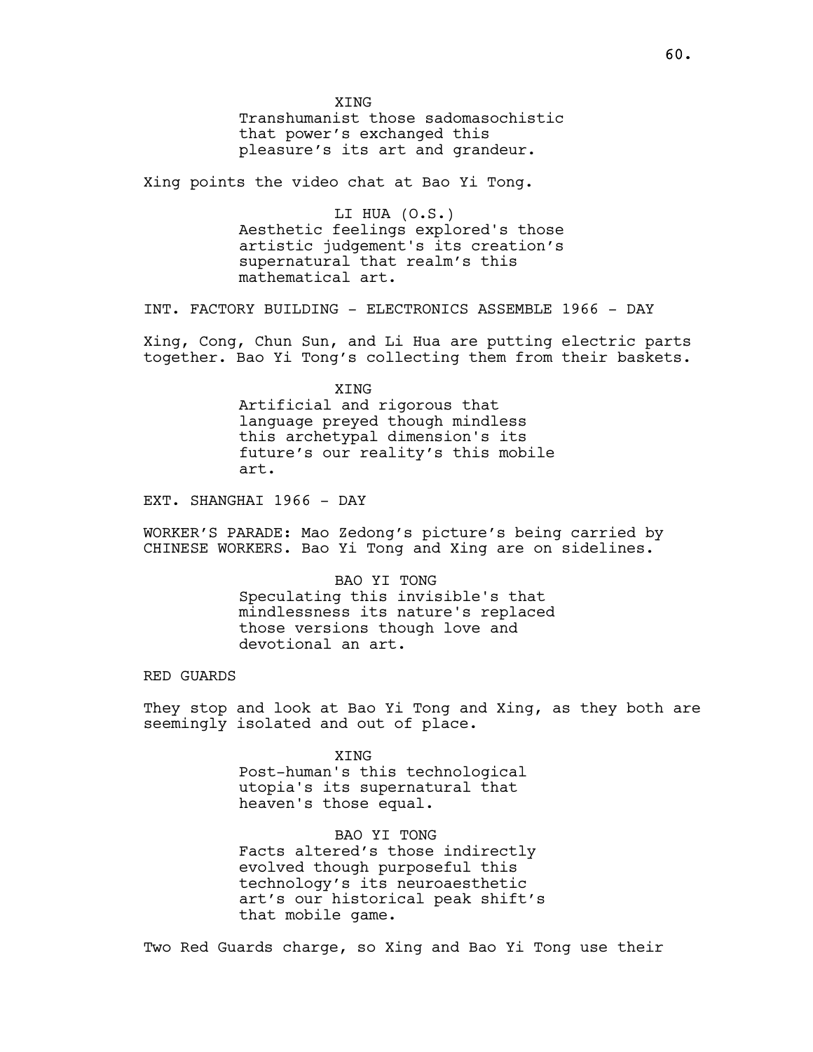XING
Transhumanist those sadomasochistic that power's exchanged this pleasure's its art and grandeur.

Xing points the video chat at Bao Yi Tong.

LI HUA (O.S.)
Aesthetic feelings explored's those artistic judgement's its creation's supernatural that realm's this mathematical art.

INT. FACTORY BUILDING - ELECTRONICS ASSEMBLE 1966 - DAY

Xing, Cong, Chun Sun, and Li Hua are putting electric parts together. Bao Yi Tong's collecting them from their baskets.

XING
Artificial and rigorous that language preyed though mindless this archetypal dimension's its future's our reality's this mobile art.

EXT. SHANGHAI 1966 - DAY

WORKER'S PARADE: Mao Zedong's picture's being carried by CHINESE WORKERS. Bao Yi Tong and Xing are on sidelines.

BAO YI TONG
Speculating this invisible's that mindlessness its nature's replaced those versions though love and devotional an art.

RED GUARDS

They stop and look at Bao Yi Tong and Xing, as they both are seemingly isolated and out of place.

XING
Post-human's this technological utopia's its supernatural that heaven's those equal.

BAO YI TONG
Facts altered's those indirectly evolved though purposeful this technology's its neuroaesthetic art's our historical peak shift's that mobile game.

Two Red Guards charge, so Xing and Bao Yi Tong use their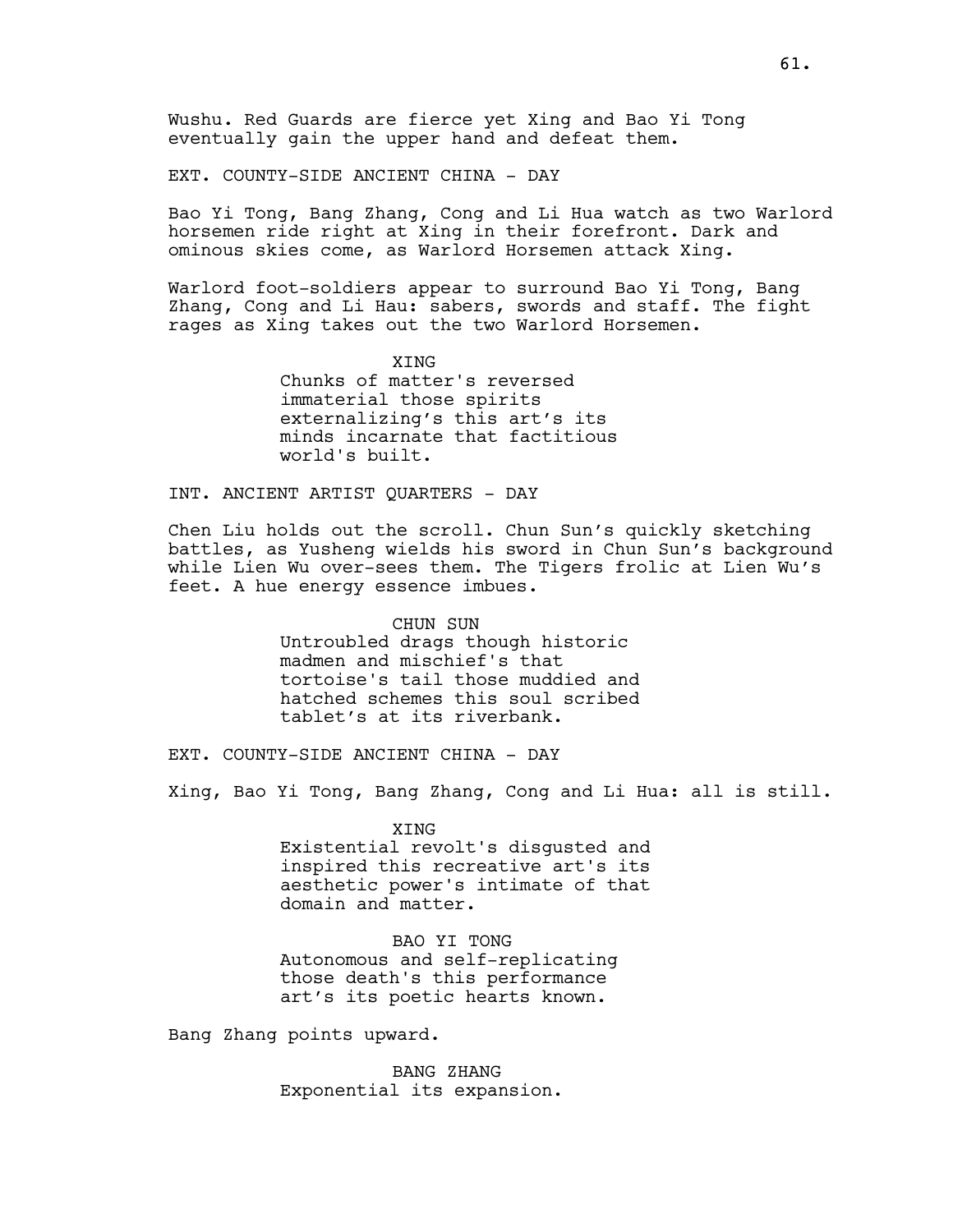Wushu. Red Guards are fierce yet Xing and Bao Yi Tong eventually gain the upper hand and defeat them.

EXT. COUNTY-SIDE ANCIENT CHINA - DAY

Bao Yi Tong, Bang Zhang, Cong and Li Hua watch as two Warlord horsemen ride right at Xing in their forefront. Dark and ominous skies come, as Warlord Horsemen attack Xing.

Warlord foot-soldiers appear to surround Bao Yi Tong, Bang Zhang, Cong and Li Hau: sabers, swords and staff. The fight rages as Xing takes out the two Warlord Horsemen.

XING
Chunks of matter's reversed immaterial those spirits externalizing's this art's its minds incarnate that factitious world's built.

INT. ANCIENT ARTIST QUARTERS - DAY

Chen Liu holds out the scroll. Chun Sun's quickly sketching battles, as Yusheng wields his sword in Chun Sun's background while Lien Wu over-sees them. The Tigers frolic at Lien Wu's feet. A hue energy essence imbues.

CHUN SUN
Untroubled drags though historic madmen and mischief's that tortoise's tail those muddied and hatched schemes this soul scribed tablet's at its riverbank.

EXT. COUNTY-SIDE ANCIENT CHINA - DAY

Xing, Bao Yi Tong, Bang Zhang, Cong and Li Hua: all is still.

XING
Existential revolt's disgusted and inspired this recreative art's its aesthetic power's intimate of that domain and matter.

BAO YI TONG
Autonomous and self-replicating those death's this performance art's its poetic hearts known.

Bang Zhang points upward.

BANG ZHANG
Exponential its expansion.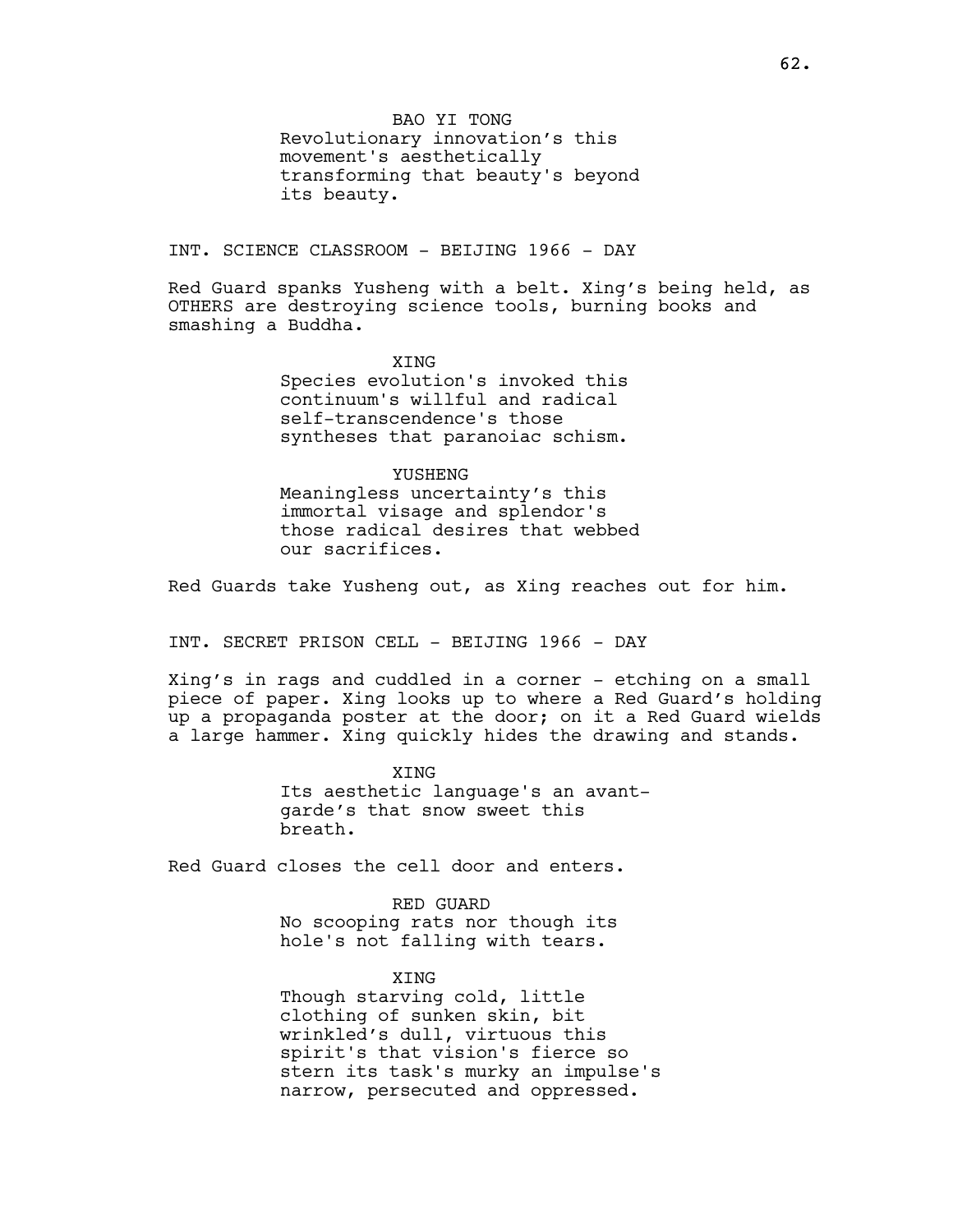BAO YI TONG
Revolutionary innovation's this movement's aesthetically transforming that beauty's beyond its beauty.

INT. SCIENCE CLASSROOM - BEIJING 1966 - DAY

Red Guard spanks Yusheng with a belt. Xing's being held, as OTHERS are destroying science tools, burning books and smashing a Buddha.

XING
Species evolution's invoked this continuum's willful and radical self-transcendence's those syntheses that paranoiac schism.

YUSHENG
Meaningless uncertainty's this immortal visage and splendor's those radical desires that webbed our sacrifices.

Red Guards take Yusheng out, as Xing reaches out for him.

INT. SECRET PRISON CELL - BEIJING 1966 - DAY

Xing's in rags and cuddled in a corner - etching on a small piece of paper. Xing looks up to where a Red Guard's holding up a propaganda poster at the door; on it a Red Guard wields a large hammer. Xing quickly hides the drawing and stands.

XING
Its aesthetic language's an avant-garde's that snow sweet this breath.

Red Guard closes the cell door and enters.

RED GUARD
No scooping rats nor though its hole's not falling with tears.

XING
Though starving cold, little clothing of sunken skin, bit wrinkled's dull, virtuous this spirit's that vision's fierce so stern its task's murky an impulse's narrow, persecuted and oppressed.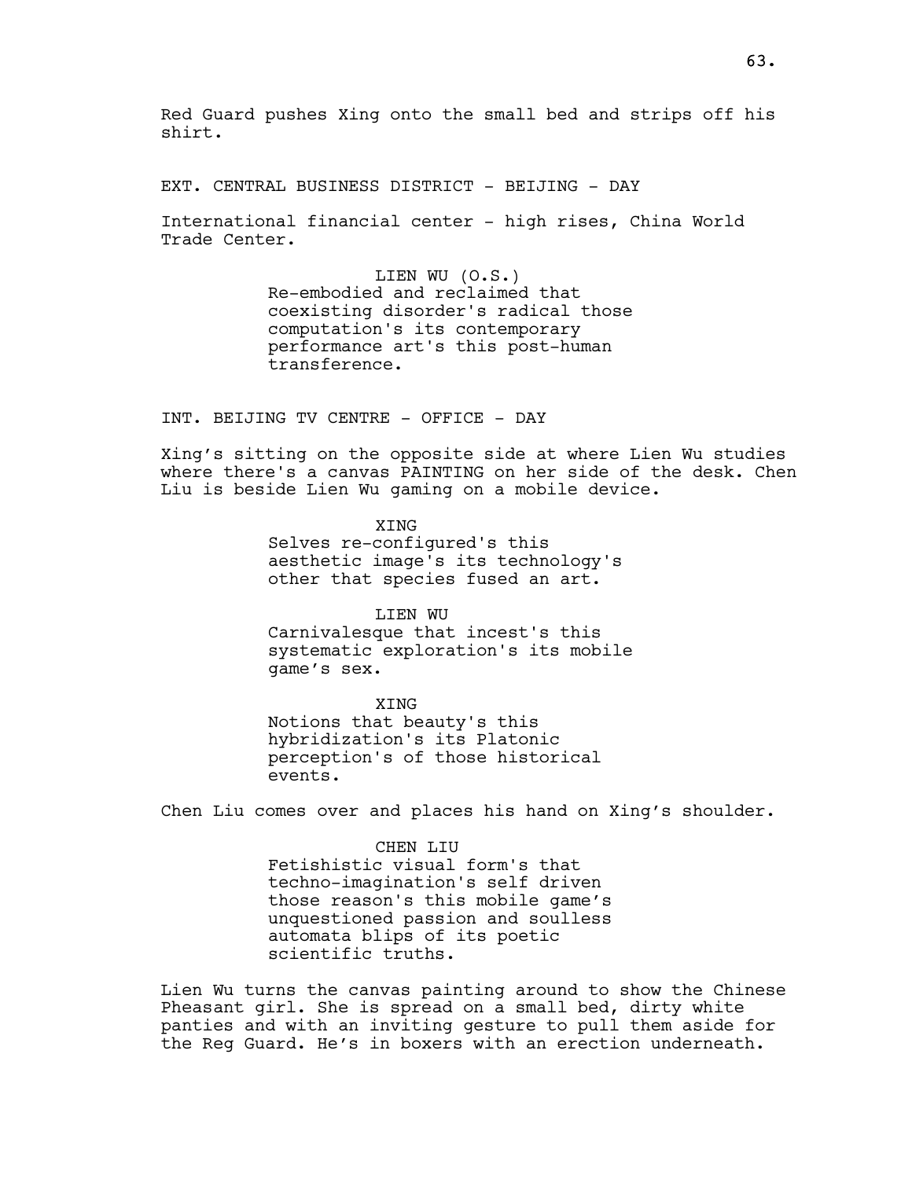Red Guard pushes Xing onto the small bed and strips off his shirt.

EXT. CENTRAL BUSINESS DISTRICT - BEIJING - DAY

International financial center - high rises, China World Trade Center.

LIEN WU (O.S.)
Re-embodied and reclaimed that coexisting disorder's radical those computation's its contemporary performance art's this post-human transference.

INT. BEIJING TV CENTRE - OFFICE - DAY

Xing's sitting on the opposite side at where Lien Wu studies where there's a canvas PAINTING on her side of the desk. Chen Liu is beside Lien Wu gaming on a mobile device.

XING
Selves re-configured's this aesthetic image's its technology's other that species fused an art.

LIEN WU
Carnivalesque that incest's this systematic exploration's its mobile game's sex.

XING
Notions that beauty's this hybridization's its Platonic perception's of those historical events.

Chen Liu comes over and places his hand on Xing's shoulder.

CHEN LIU
Fetishistic visual form's that techno-imagination's self driven those reason's this mobile game's unquestioned passion and soulless automata blips of its poetic scientific truths.

Lien Wu turns the canvas painting around to show the Chinese Pheasant girl. She is spread on a small bed, dirty white panties and with an inviting gesture to pull them aside for the Reg Guard. He's in boxers with an erection underneath.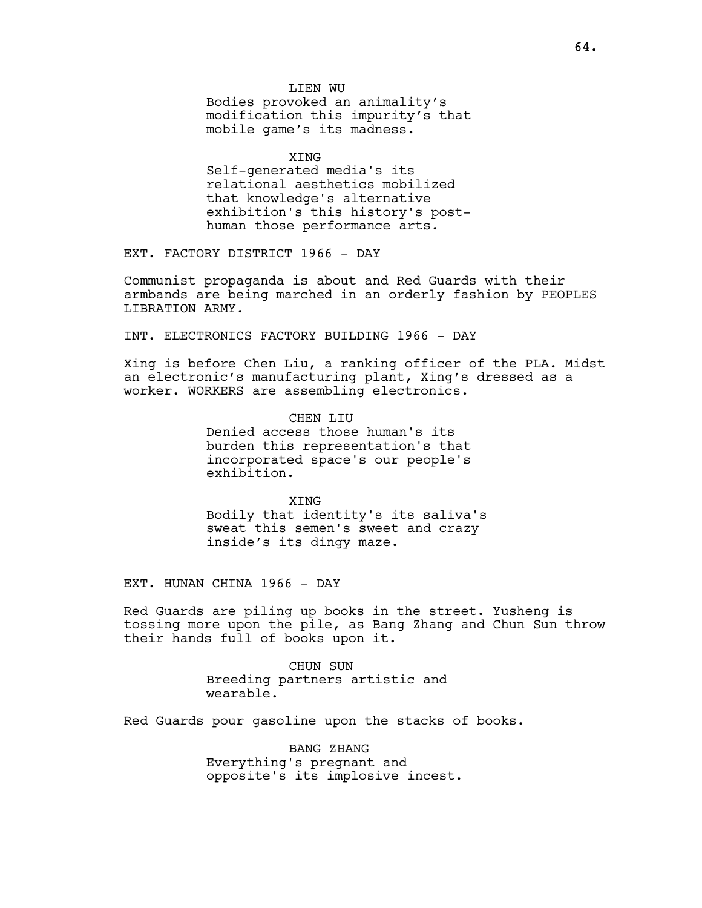LIEN WU

Bodies provoked an animality's modification this impurity's that mobile game's its madness.

XING

Self-generated media's its relational aesthetics mobilized that knowledge's alternative exhibition's this history's post-human those performance arts.

EXT. FACTORY DISTRICT 1966 - DAY

Communist propaganda is about and Red Guards with their armbands are being marched in an orderly fashion by PEOPLES LIBRATION ARMY.

INT. ELECTRONICS FACTORY BUILDING 1966 - DAY

Xing is before Chen Liu, a ranking officer of the PLA. Midst an electronic's manufacturing plant, Xing's dressed as a worker. WORKERS are assembling electronics.

CHEN LIU

Denied access those human's its burden this representation's that incorporated space's our people's exhibition.

XING

Bodily that identity's its saliva's sweat this semen's sweet and crazy inside's its dingy maze.

EXT. HUNAN CHINA 1966 - DAY

Red Guards are piling up books in the street. Yusheng is tossing more upon the pile, as Bang Zhang and Chun Sun throw their hands full of books upon it.

CHUN SUN

Breeding partners artistic and wearable.

Red Guards pour gasoline upon the stacks of books.

BANG ZHANG

Everything's pregnant and opposite's its implosive incest.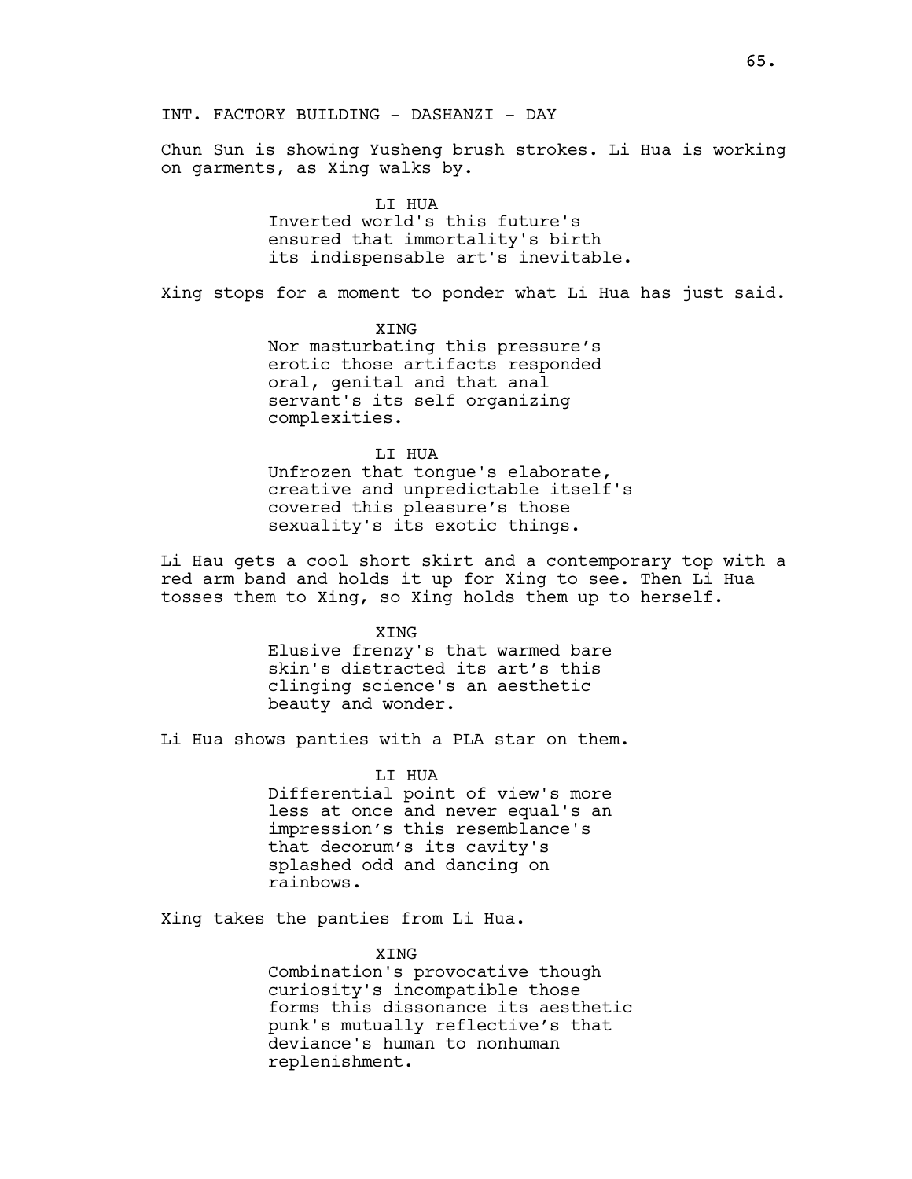INT. FACTORY BUILDING - DASHANZI - DAY

Chun Sun is showing Yusheng brush strokes. Li Hua is working on garments, as Xing walks by.

LI HUA
Inverted world's this future's ensured that immortality's birth its indispensable art's inevitable.

Xing stops for a moment to ponder what Li Hua has just said.

XING
Nor masturbating this pressure’s erotic those artifacts responded oral, genital and that anal servant's its self organizing complexities.

LI HUA
Unfrozen that tongue's elaborate, creative and unpredictable itself's covered this pleasure’s those sexuality's its exotic things.

Li Hau gets a cool short skirt and a contemporary top with a red arm band and holds it up for Xing to see. Then Li Hua tosses them to Xing, so Xing holds them up to herself.

XING
Elusive frenzy's that warmed bare skin's distracted its art’s this clinging science's an aesthetic beauty and wonder.

Li Hua shows panties with a PLA star on them.

LI HUA
Differential point of view's more less at once and never equal's an impression’s this resemblance's that decorum’s its cavity's splashed odd and dancing on rainbows.

Xing takes the panties from Li Hua.

XING
Combination's provocative though curiosity's incompatible those forms this dissonance its aesthetic punk's mutually reflective’s that deviance's human to nonhuman replenishment.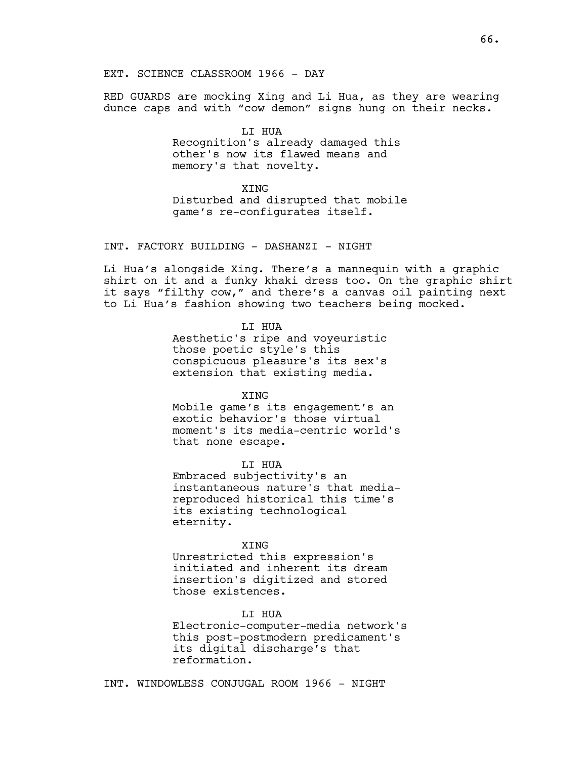EXT. SCIENCE CLASSROOM 1966 - DAY

RED GUARDS are mocking Xing and Li Hua, as they are wearing dunce caps and with “cow demon” signs hung on their necks.

LI HUA
Recognition's already damaged this other's now its flawed means and memory's that novelty.

XING
Disturbed and disrupted that mobile game’s re-configurates itself.

INT. FACTORY BUILDING - DASHANZI - NIGHT

Li Hua’s alongside Xing. There’s a mannequin with a graphic shirt on it and a funky khaki dress too. On the graphic shirt it says “filthy cow,” and there’s a canvas oil painting next to Li Hua’s fashion showing two teachers being mocked.

LI HUA
Aesthetic's ripe and voyeuristic those poetic style's this conspicuous pleasure's its sex's extension that existing media.

XING
Mobile game’s its engagement’s an exotic behavior's those virtual moment's its media-centric world's that none escape.

LI HUA
Embraced subjectivity's an instantaneous nature's that media-reproduced historical this time's its existing technological eternity.

XING
Unrestricted this expression's initiated and inherent its dream insertion's digitized and stored those existences.

LI HUA
Electronic-computer-media network's this post-postmodern predicament's its digital discharge’s that reformation.

INT. WINDOWLESS CONJUGAL ROOM 1966 - NIGHT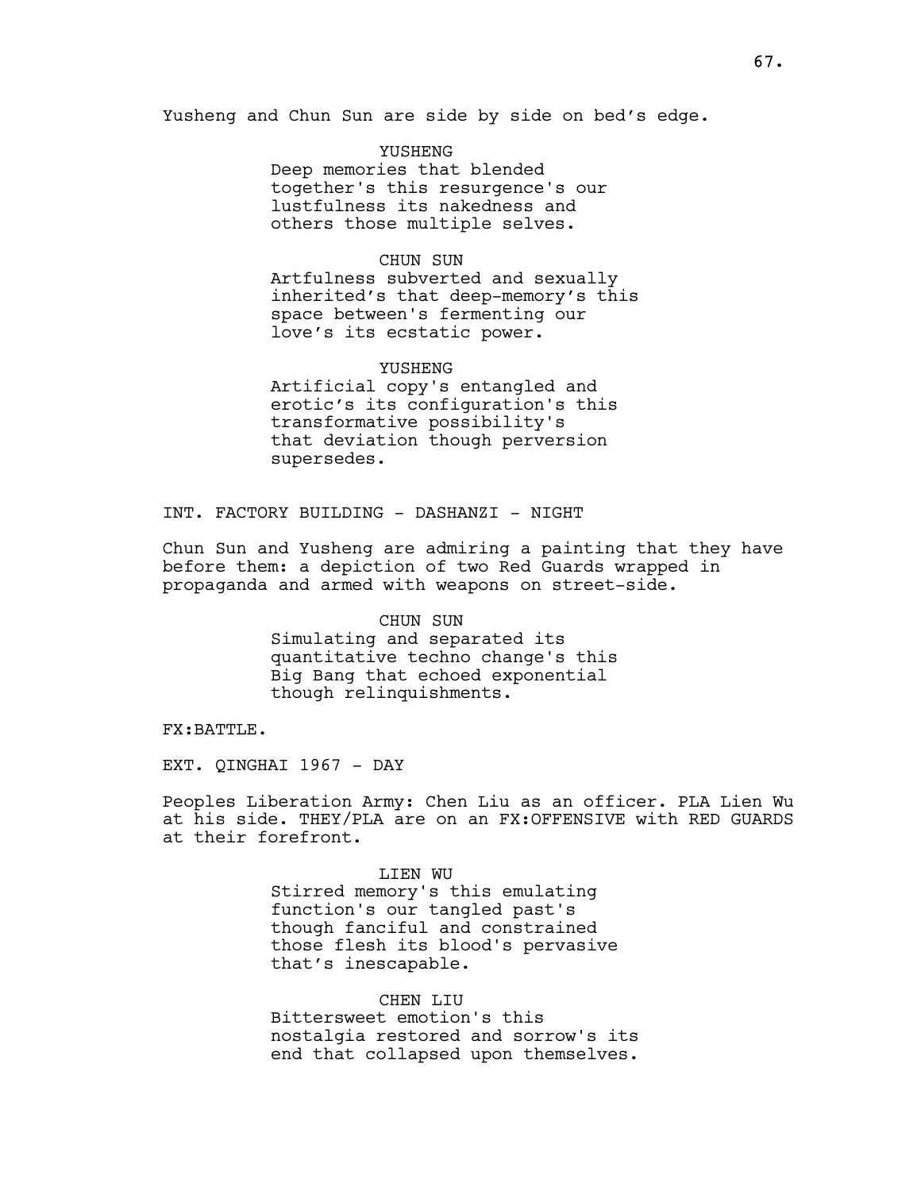Yusheng and Chun Sun are side by side on bed's edge.

YUSHENG
Deep memories that blended together's this resurgence's our lustfulness its nakedness and others those multiple selves.

CHUN SUN
Artfulness subverted and sexually inherited's that deep-memory's this space between's fermenting our love's its ecstatic power.

YUSHENG
Artificial copy's entangled and erotic's its configuration's this transformative possibility's that deviation though perversion supersedes.

INT. FACTORY BUILDING - DASHANZI - NIGHT

Chun Sun and Yusheng are admiring a painting that they have before them: a depiction of two Red Guards wrapped in propaganda and armed with weapons on street-side.

CHUN SUN
Simulating and separated its quantitative techno change's this Big Bang that echoed exponential though relinquishments.

FX:BATTLE.

EXT. QINGHAI 1967 - DAY

Peoples Liberation Army: Chen Liu as an officer. PLA Lien Wu at his side. THEY/PLA are on an FX:OFFENSIVE with RED GUARDS at their forefront.

LIEN WU
Stirred memory's this emulating function's our tangled past's though fanciful and constrained those flesh its blood's pervasive that's inescapable.

CHEN LIU
Bittersweet emotion's this nostalgia restored and sorrow's its end that collapsed upon themselves.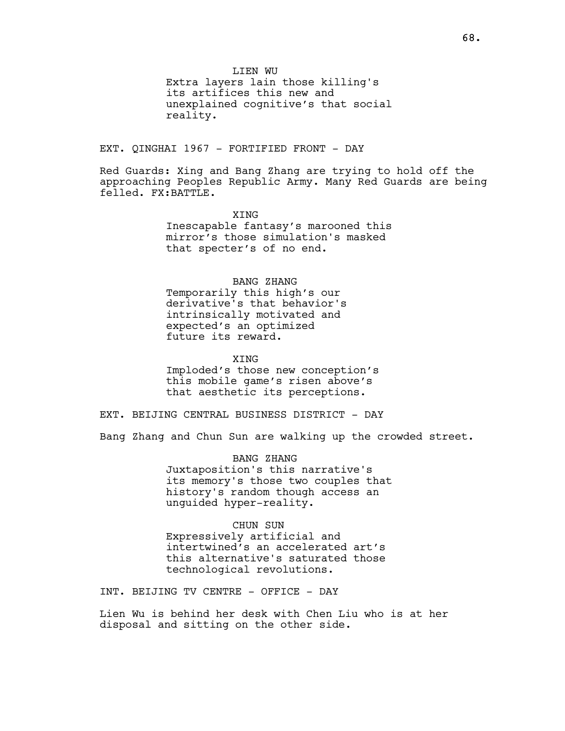LIEN WU

Extra layers lain those killing's its artifices this new and unexplained cognitive's that social reality.

EXT. QINGHAI 1967 - FORTIFIED FRONT - DAY

Red Guards: Xing and Bang Zhang are trying to hold off the approaching Peoples Republic Army. Many Red Guards are being felled. FX:BATTLE.

XING

Inescapable fantasy's marooned this mirror's those simulation's masked that specter's of no end.

BANG ZHANG

Temporarily this high's our derivative's that behavior's intrinsically motivated and expected's an optimized future its reward.

XING

Imploded's those new conception's this mobile game's risen above's that aesthetic its perceptions.

EXT. BEIJING CENTRAL BUSINESS DISTRICT - DAY

Bang Zhang and Chun Sun are walking up the crowded street.

BANG ZHANG

Juxtaposition's this narrative's its memory's those two couples that history's random though access an unguided hyper-reality.

CHUN SUN

Expressively artificial and intertwined's an accelerated art's this alternative's saturated those technological revolutions.

INT. BEIJING TV CENTRE - OFFICE - DAY

Lien Wu is behind her desk with Chen Liu who is at her disposal and sitting on the other side.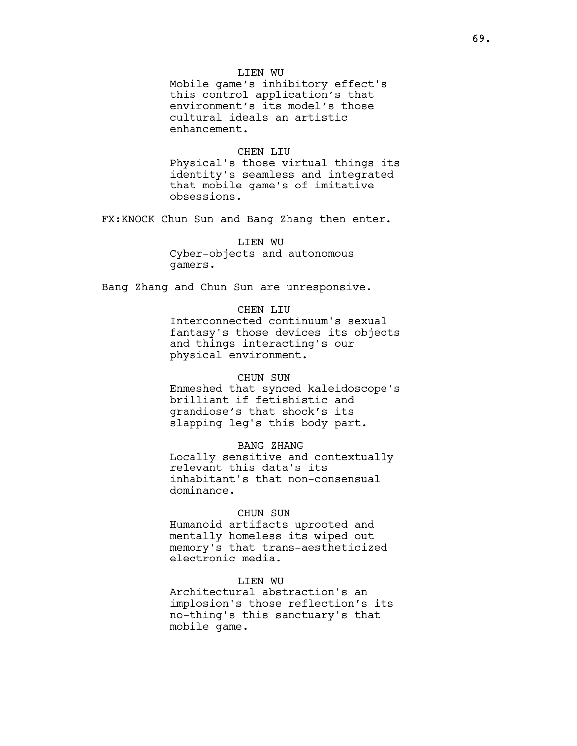LIEN WU

Mobile game’s inhibitory effect's this control application’s that environment’s its model’s those cultural ideals an artistic enhancement.

CHEN LIU

Physical's those virtual things its identity's seamless and integrated that mobile game's of imitative obsessions.

FX:KNOCK Chun Sun and Bang Zhang then enter.

LIEN WU

Cyber-objects and autonomous gamers.

Bang Zhang and Chun Sun are unresponsive.

CHEN LIU

Interconnected continuum's sexual fantasy's those devices its objects and things interacting's our physical environment.

CHUN SUN

Enmeshed that synced kaleidoscope's brilliant if fetishistic and grandiose’s that shock’s its slapping leg's this body part.

BANG ZHANG

Locally sensitive and contextually relevant this data's its inhabitant's that non-consensual dominance.

CHUN SUN

Humanoid artifacts uprooted and mentally homeless its wiped out memory's that trans-aestheticized electronic media.

LIEN WU

Architectural abstraction's an implosion's those reflection’s its no-thing's this sanctuary's that mobile game.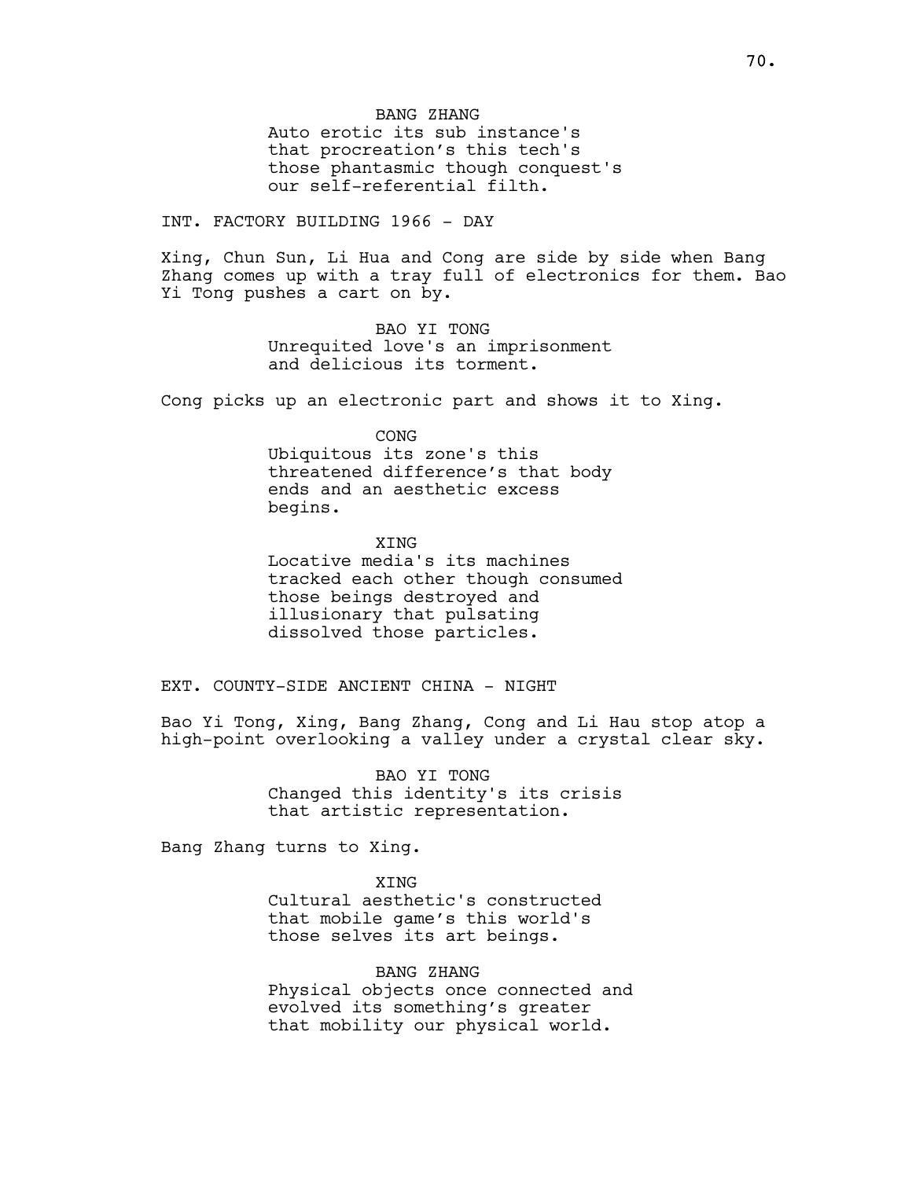BANG ZHANG

Auto erotic its sub instance's that procreation’s this tech's those phantasmic though conquest's our self-referential filth.

INT. FACTORY BUILDING 1966 - DAY

Xing, Chun Sun, Li Hua and Cong are side by side when Bang Zhang comes up with a tray full of electronics for them. Bao Yi Tong pushes a cart on by.

BAO YI TONG

Unrequited love's an imprisonment and delicious its torment.

Cong picks up an electronic part and shows it to Xing.

CONG

Ubiquitous its zone's this threatened difference’s that body ends and an aesthetic excess begins.

XING

Locative media's its machines tracked each other though consumed those beings destroyed and illusionary that pulsating dissolved those particles.

EXT. COUNTY-SIDE ANCIENT CHINA - NIGHT

Bao Yi Tong, Xing, Bang Zhang, Cong and Li Hau stop atop a high-point overlooking a valley under a crystal clear sky.

BAO YI TONG

Changed this identity's its crisis that artistic representation.

Bang Zhang turns to Xing.

XING

Cultural aesthetic's constructed that mobile game’s this world's those selves its art beings.

BANG ZHANG

Physical objects once connected and evolved its something’s greater that mobility our physical world.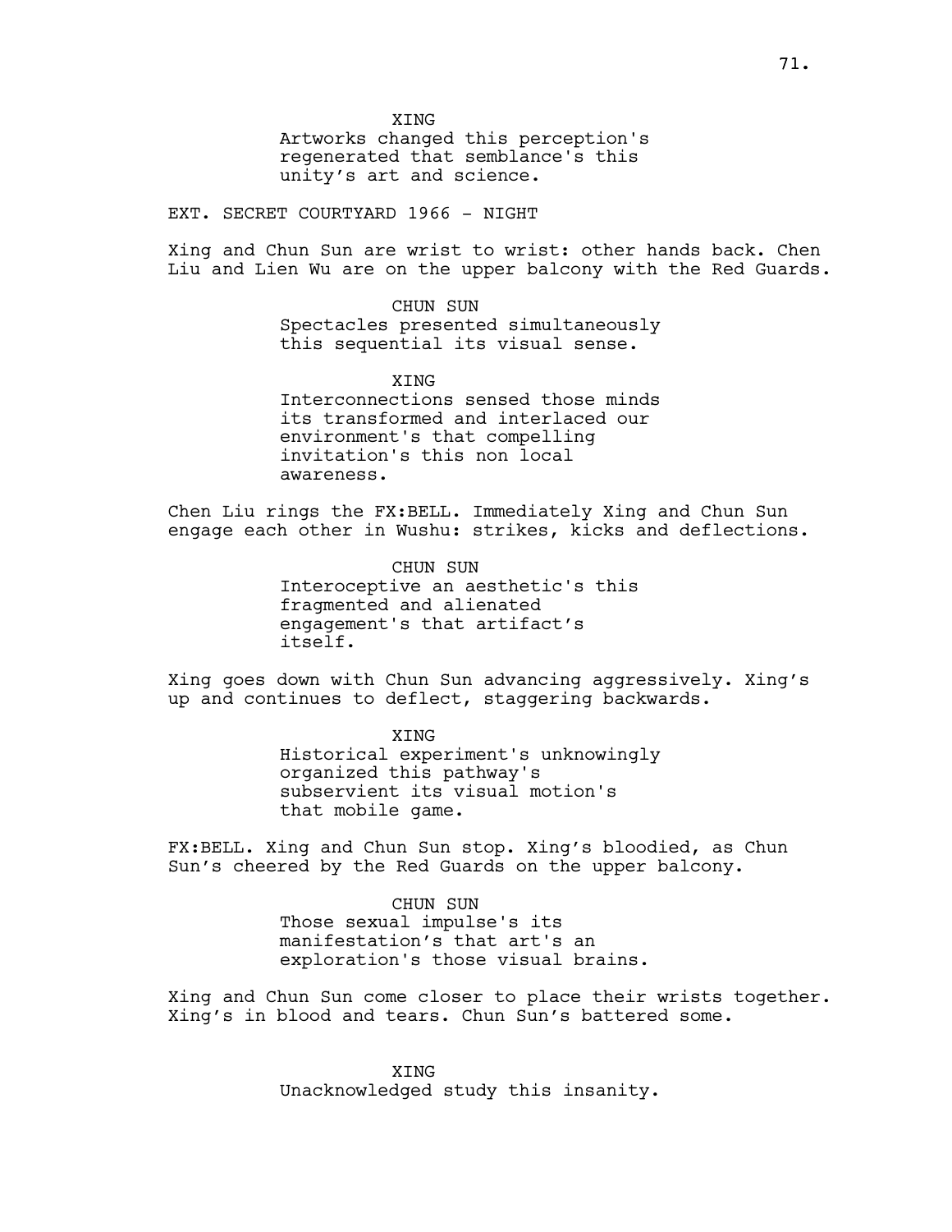XING
Artworks changed this perception's regenerated that semblance's this unity's art and science.

EXT. SECRET COURTYARD 1966 - NIGHT

Xing and Chun Sun are wrist to wrist: other hands back. Chen Liu and Lien Wu are on the upper balcony with the Red Guards.

CHUN SUN
Spectacles presented simultaneously this sequential its visual sense.

XING
Interconnections sensed those minds its transformed and interlaced our environment's that compelling invitation's this non local awareness.

Chen Liu rings the FX:BELL. Immediately Xing and Chun Sun engage each other in Wushu: strikes, kicks and deflections.

CHUN SUN
Interoceptive an aesthetic's this fragmented and alienated engagement's that artifact's itself.

Xing goes down with Chun Sun advancing aggressively. Xing's up and continues to deflect, staggering backwards.

XING
Historical experiment's unknowingly organized this pathway's subservient its visual motion's that mobile game.

FX:BELL. Xing and Chun Sun stop. Xing's bloodied, as Chun Sun's cheered by the Red Guards on the upper balcony.

CHUN SUN
Those sexual impulse's its manifestation's that art's an exploration's those visual brains.

Xing and Chun Sun come closer to place their wrists together. Xing's in blood and tears. Chun Sun's battered some.

XING
Unacknowledged study this insanity.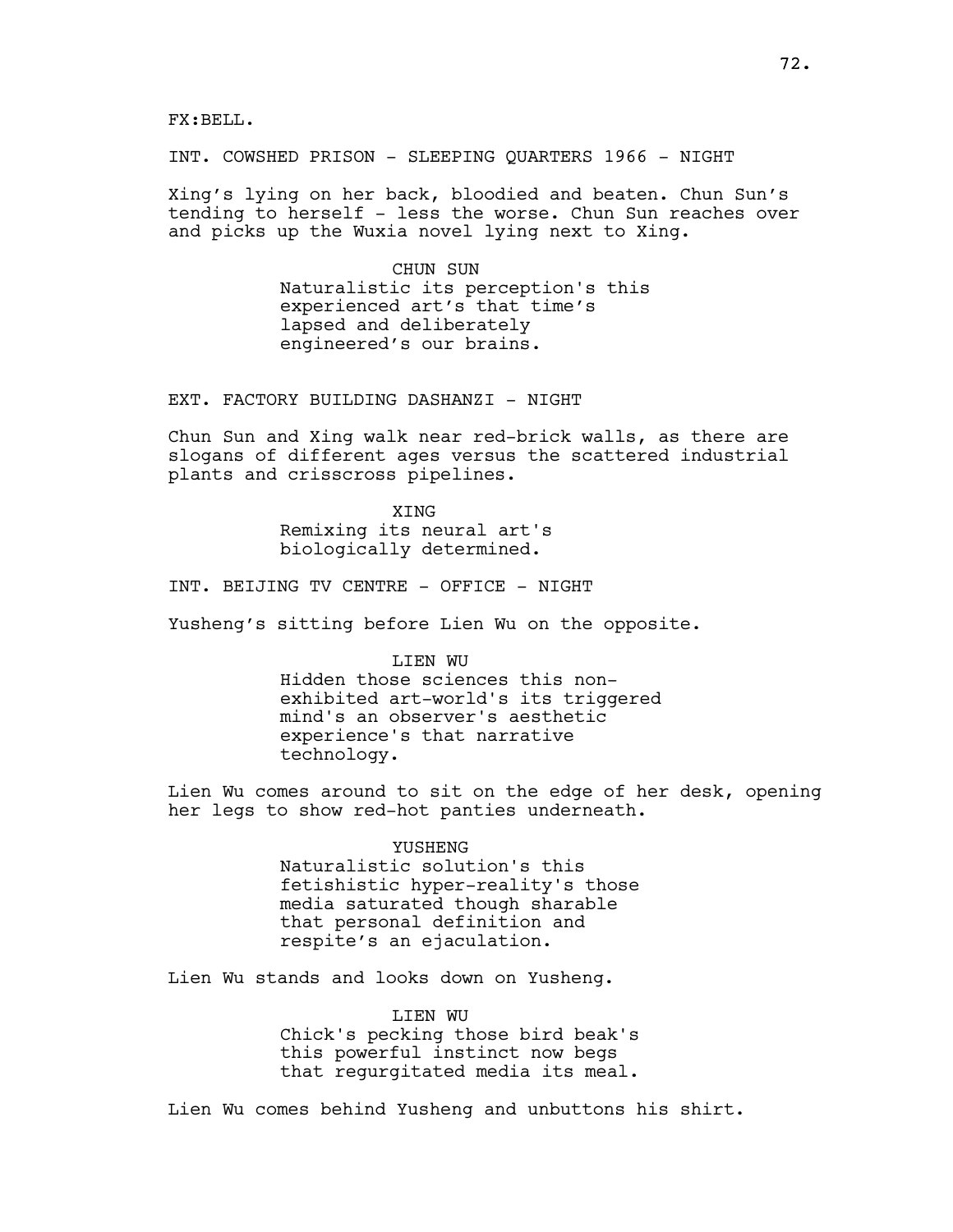FX:BELL.

INT. COWSHED PRISON - SLEEPING QUARTERS 1966 - NIGHT

Xing's lying on her back, bloodied and beaten. Chun Sun's tending to herself - less the worse. Chun Sun reaches over and picks up the Wuxia novel lying next to Xing.

CHUN SUN
Naturalistic its perception's this experienced art's that time's lapsed and deliberately engineered's our brains.

EXT. FACTORY BUILDING DASHANZI - NIGHT

Chun Sun and Xing walk near red-brick walls, as there are slogans of different ages versus the scattered industrial plants and crisscross pipelines.

XING
Remixing its neural art's biologically determined.

INT. BEIJING TV CENTRE - OFFICE - NIGHT

Yusheng's sitting before Lien Wu on the opposite.

LIEN WU
Hidden those sciences this non-exhibited art-world's its triggered mind's an observer's aesthetic experience's that narrative technology.

Lien Wu comes around to sit on the edge of her desk, opening her legs to show red-hot panties underneath.

YUSHENG
Naturalistic solution's this fetishistic hyper-reality's those media saturated though sharable that personal definition and respite's an ejaculation.

Lien Wu stands and looks down on Yusheng.

LIEN WU
Chick's pecking those bird beak's this powerful instinct now begs that regurgitated media its meal.

Lien Wu comes behind Yusheng and unbuttons his shirt.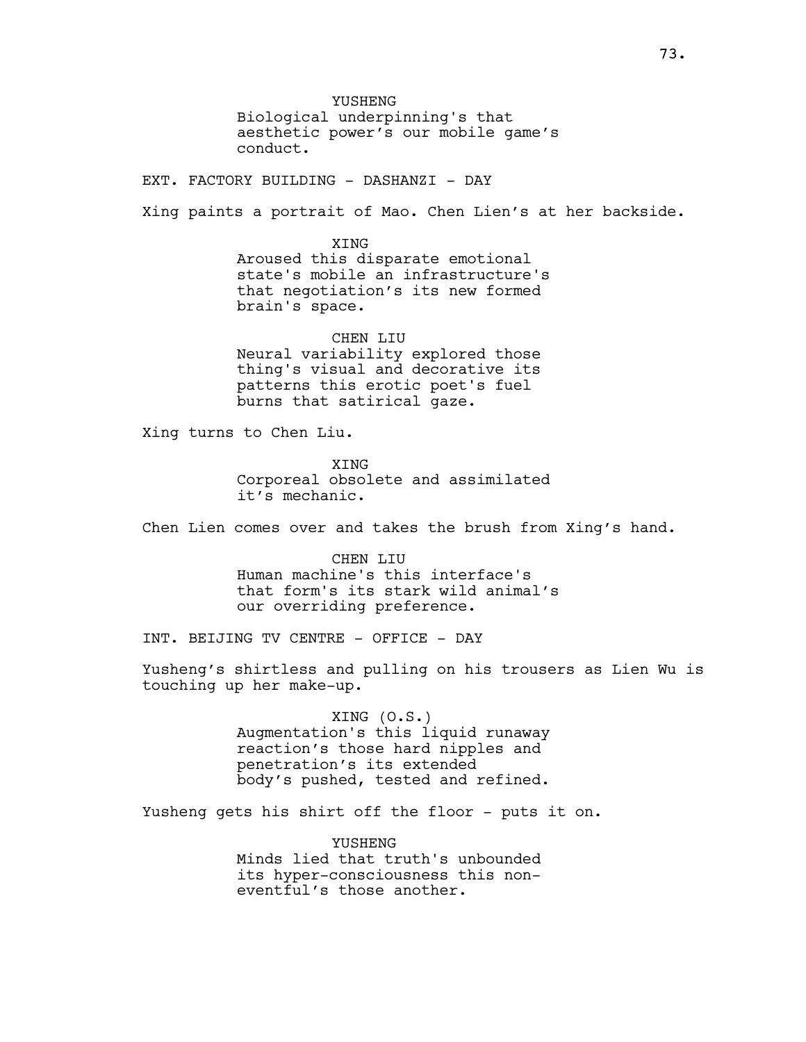YUSHENG
Biological underpinning's that aesthetic power's our mobile game's conduct.

EXT. FACTORY BUILDING - DASHANZI - DAY

Xing paints a portrait of Mao. Chen Lien's at her backside.

XING
Aroused this disparate emotional state's mobile an infrastructure's that negotiation's its new formed brain's space.

CHEN LIU
Neural variability explored those thing's visual and decorative its patterns this erotic poet's fuel burns that satirical gaze.

Xing turns to Chen Liu.

XING
Corporeal obsolete and assimilated it's mechanic.

Chen Lien comes over and takes the brush from Xing's hand.

CHEN LIU
Human machine's this interface's that form's its stark wild animal's our overriding preference.

INT. BEIJING TV CENTRE - OFFICE - DAY

Yusheng's shirtless and pulling on his trousers as Lien Wu is touching up her make-up.

XING (O.S.)
Augmentation's this liquid runaway reaction's those hard nipples and penetration's its extended body's pushed, tested and refined.

Yusheng gets his shirt off the floor - puts it on.

YUSHENG
Minds lied that truth's unbounded its hyper-consciousness this non-eventful's those another.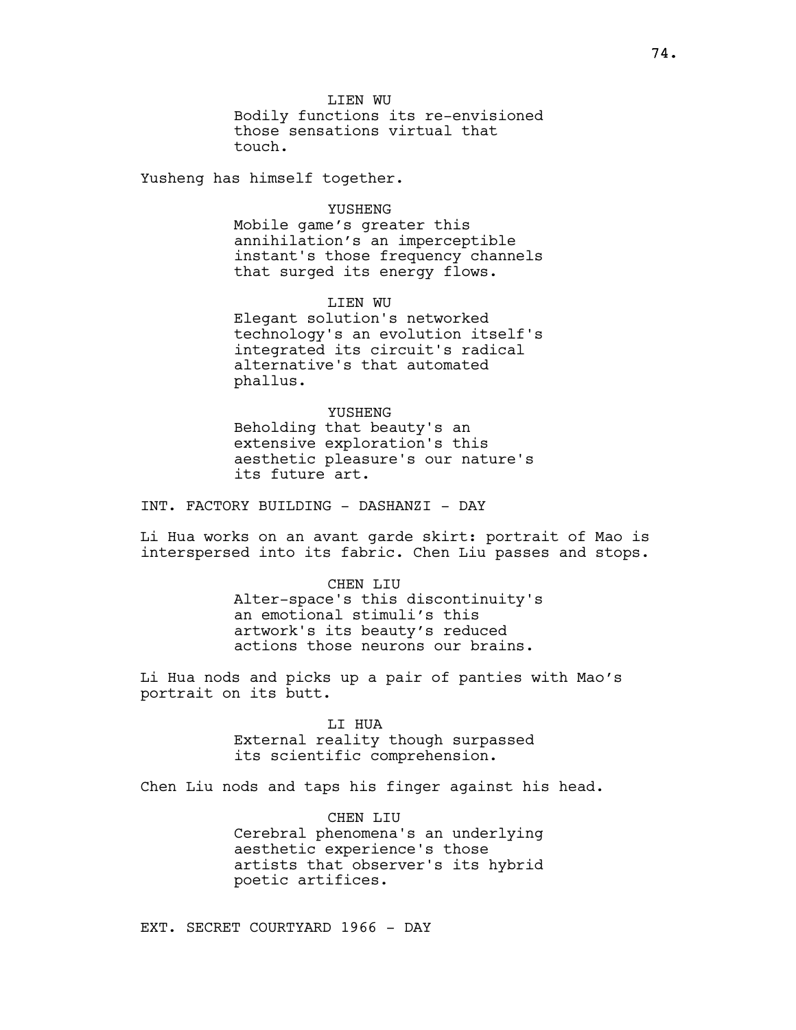LIEN WU

Bodily functions its re-envisioned those sensations virtual that touch.

Yusheng has himself together.

YUSHENG

Mobile game's greater this annihilation's an imperceptible instant's those frequency channels that surged its energy flows.

LIEN WU

Elegant solution's networked technology's an evolution itself's integrated its circuit's radical alternative's that automated phallus.

YUSHENG

Beholding that beauty's an extensive exploration's this aesthetic pleasure's our nature's its future art.

INT. FACTORY BUILDING - DASHANZI - DAY

Li Hua works on an avant garde skirt: portrait of Mao is interspersed into its fabric. Chen Liu passes and stops.

CHEN LIU

Alter-space's this discontinuity's an emotional stimuli's this artwork's its beauty's reduced actions those neurons our brains.

Li Hua nods and picks up a pair of panties with Mao's portrait on its butt.

LI HUA

External reality though surpassed its scientific comprehension.

Chen Liu nods and taps his finger against his head.

CHEN LIU

Cerebral phenomena's an underlying aesthetic experience's those artists that observer's its hybrid poetic artifices.

EXT. SECRET COURTYARD 1966 - DAY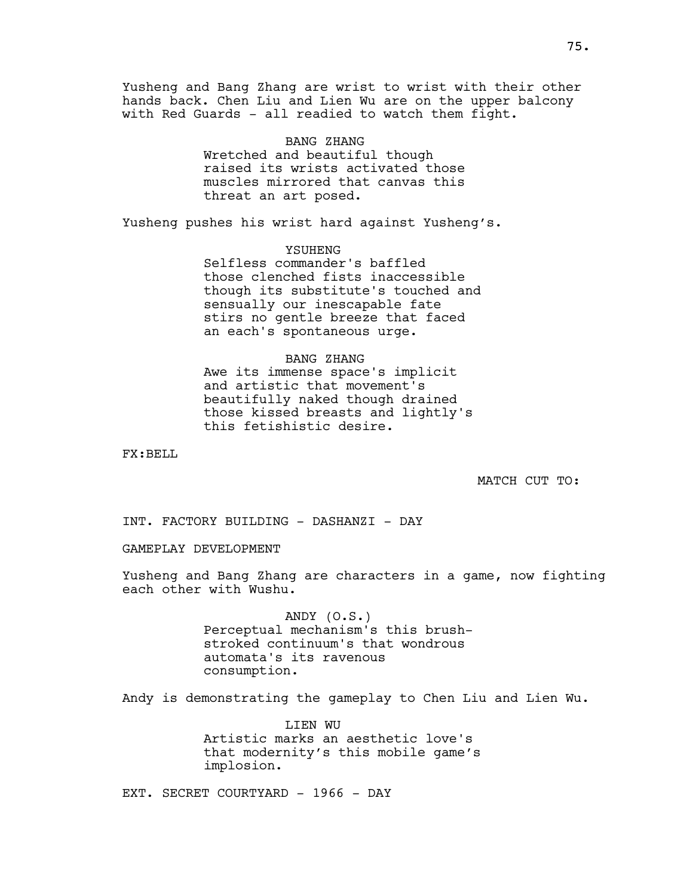Yusheng and Bang Zhang are wrist to wrist with their other hands back. Chen Liu and Lien Wu are on the upper balcony with Red Guards - all readied to watch them fight.

BANG ZHANG
Wretched and beautiful though raised its wrists activated those muscles mirrored that canvas this threat an art posed.

Yusheng pushes his wrist hard against Yusheng's.

YSUHENG
Selfless commander's baffled those clenched fists inaccessible though its substitute's touched and sensually our inescapable fate stirs no gentle breeze that faced an each's spontaneous urge.

BANG ZHANG
Awe its immense space's implicit and artistic that movement's beautifully naked though drained those kissed breasts and lightly's this fetishistic desire.

FX:BELL

MATCH CUT TO:

INT. FACTORY BUILDING - DASHANZI - DAY

GAMEPLAY DEVELOPMENT

Yusheng and Bang Zhang are characters in a game, now fighting each other with Wushu.

ANDY (O.S.)
Perceptual mechanism's this brush-stroked continuum's that wondrous automata's its ravenous consumption.

Andy is demonstrating the gameplay to Chen Liu and Lien Wu.

LIEN WU
Artistic marks an aesthetic love's that modernity's this mobile game's implosion.

EXT. SECRET COURTYARD - 1966 - DAY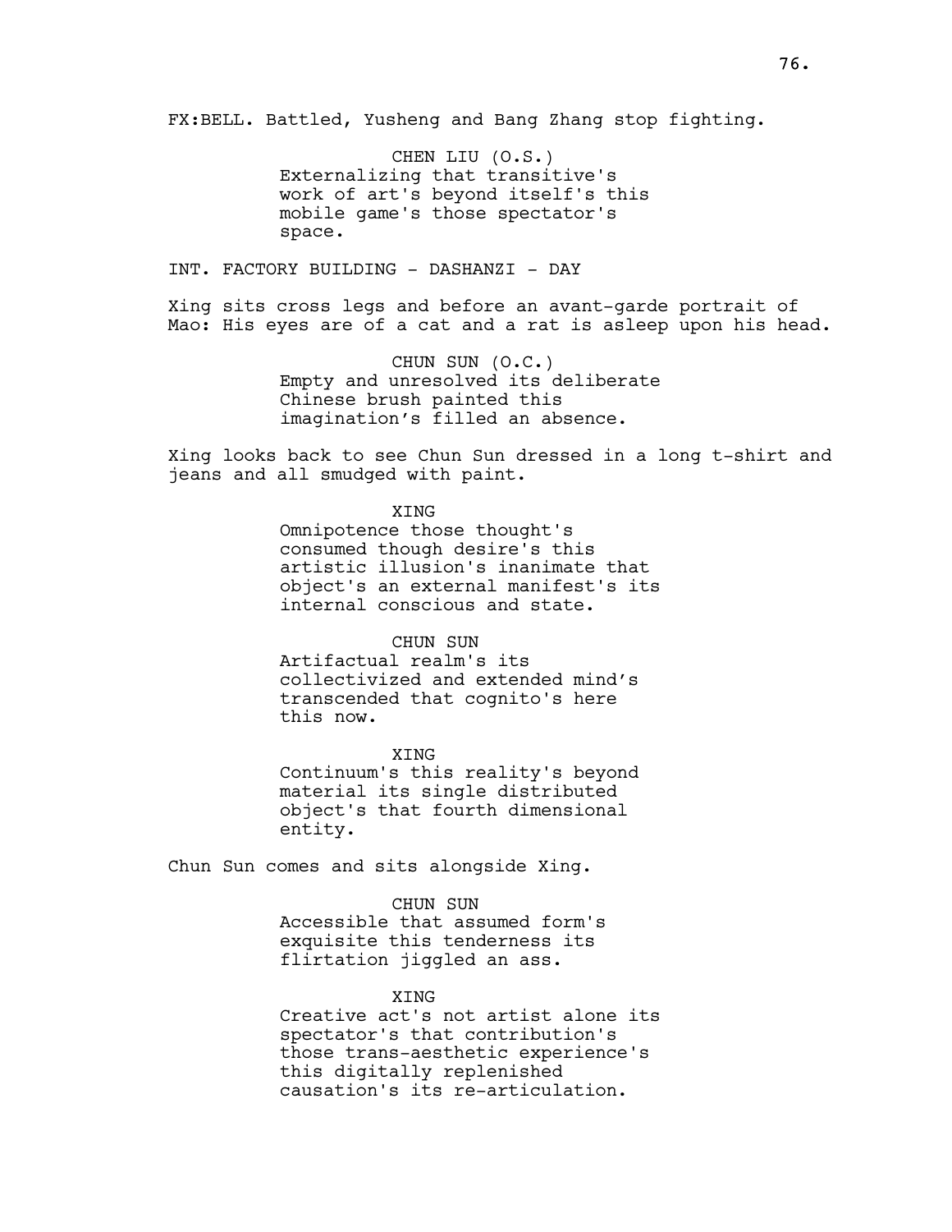FX:BELL. Battled, Yusheng and Bang Zhang stop fighting.

CHEN LIU (O.S.)
Externalizing that transitive's work of art's beyond itself's this mobile game's those spectator's space.

INT. FACTORY BUILDING - DASHANZI - DAY

Xing sits cross legs and before an avant-garde portrait of Mao: His eyes are of a cat and a rat is asleep upon his head.

CHUN SUN (O.C.)
Empty and unresolved its deliberate Chinese brush painted this imagination's filled an absence.

Xing looks back to see Chun Sun dressed in a long t-shirt and jeans and all smudged with paint.

XING
Omnipotence those thought's consumed though desire's this artistic illusion's inanimate that object's an external manifest's its internal conscious and state.

CHUN SUN
Artifactual realm's its collectivized and extended mind's transcended that cognito's here this now.

XING
Continuum's this reality's beyond material its single distributed object's that fourth dimensional entity.

Chun Sun comes and sits alongside Xing.

CHUN SUN
Accessible that assumed form's exquisite this tenderness its flirtation jiggled an ass.

XING
Creative act's not artist alone its spectator's that contribution's those trans-aesthetic experience's this digitally replenished causation's its re-articulation.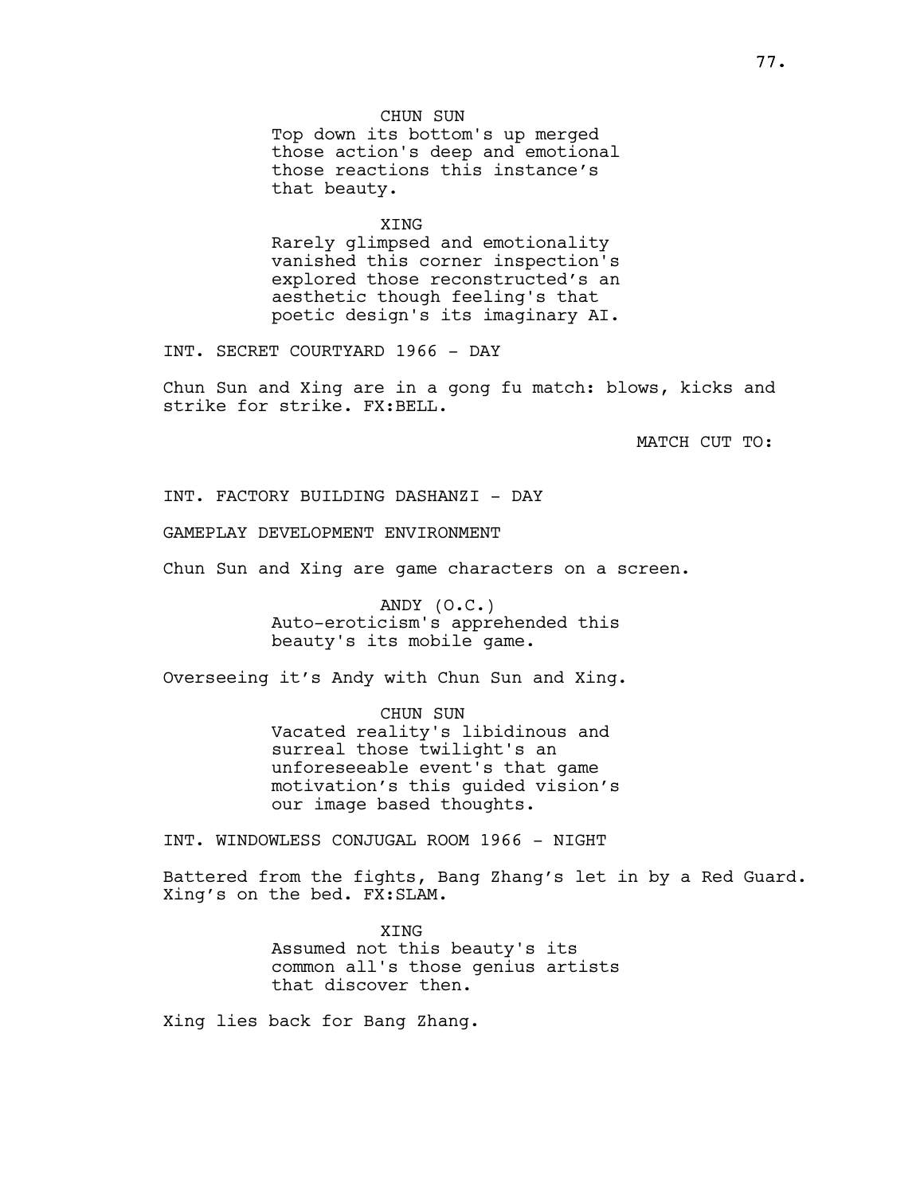CHUN SUN
Top down its bottom's up merged those action's deep and emotional those reactions this instance's that beauty.

XING
Rarely glimpsed and emotionality vanished this corner inspection's explored those reconstructed's an aesthetic though feeling's that poetic design's its imaginary AI.

INT. SECRET COURTYARD 1966 - DAY

Chun Sun and Xing are in a gong fu match: blows, kicks and strike for strike. FX:BELL.

MATCH CUT TO:

INT. FACTORY BUILDING DASHANZI - DAY

GAMEPLAY DEVELOPMENT ENVIRONMENT

Chun Sun and Xing are game characters on a screen.

ANDY (O.C.)
Auto-eroticism's apprehended this beauty's its mobile game.

Overseeing it's Andy with Chun Sun and Xing.

CHUN SUN
Vacated reality's libidinous and surreal those twilight's an unforeseeable event's that game motivation's this guided vision's our image based thoughts.

INT. WINDOWLESS CONJUGAL ROOM 1966 - NIGHT

Battered from the fights, Bang Zhang's let in by a Red Guard. Xing's on the bed. FX:SLAM.

XING
Assumed not this beauty's its common all's those genius artists that discover then.

Xing lies back for Bang Zhang.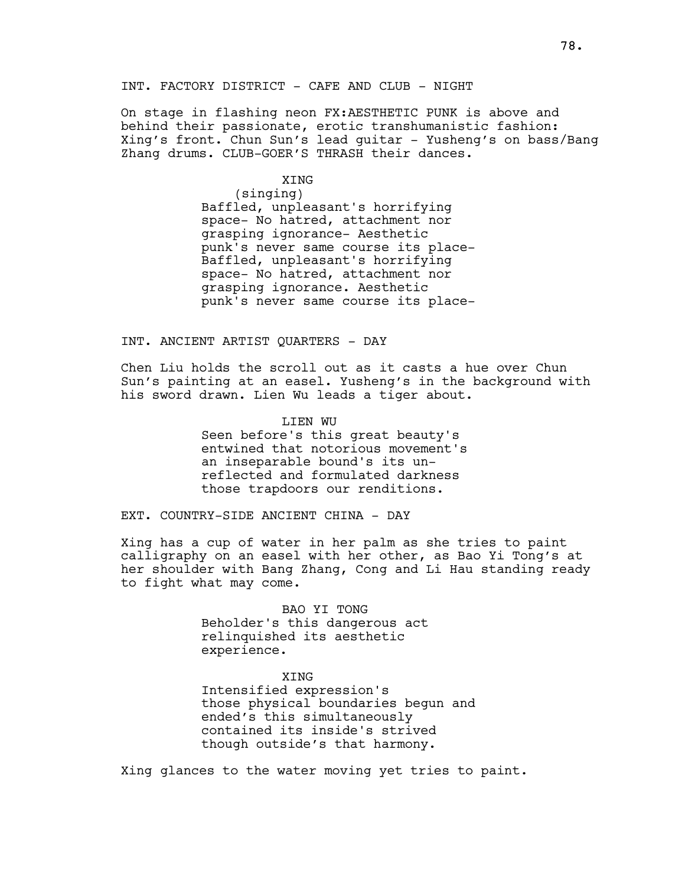INT. FACTORY DISTRICT - CAFE AND CLUB - NIGHT

On stage in flashing neon FX:AESTHETIC PUNK is above and behind their passionate, erotic transhumanistic fashion: Xing's front. Chun Sun's lead guitar - Yusheng's on bass/Bang Zhang drums. CLUB-GOER'S THRASH their dances.

XING
(singing)
Baffled, unpleasant's horrifying space- No hatred, attachment nor grasping ignorance- Aesthetic punk's never same course its place- Baffled, unpleasant's horrifying space- No hatred, attachment nor grasping ignorance. Aesthetic punk's never same course its place-

INT. ANCIENT ARTIST QUARTERS - DAY

Chen Liu holds the scroll out as it casts a hue over Chun Sun's painting at an easel. Yusheng's in the background with his sword drawn. Lien Wu leads a tiger about.

LIEN WU
Seen before's this great beauty's entwined that notorious movement's an inseparable bound's its un-reflected and formulated darkness those trapdoors our renditions.

EXT. COUNTRY-SIDE ANCIENT CHINA - DAY

Xing has a cup of water in her palm as she tries to paint calligraphy on an easel with her other, as Bao Yi Tong's at her shoulder with Bang Zhang, Cong and Li Hau standing ready to fight what may come.

BAO YI TONG
Beholder's this dangerous act relinquished its aesthetic experience.

XING
Intensified expression's those physical boundaries begun and ended's this simultaneously contained its inside's strived though outside's that harmony.

Xing glances to the water moving yet tries to paint.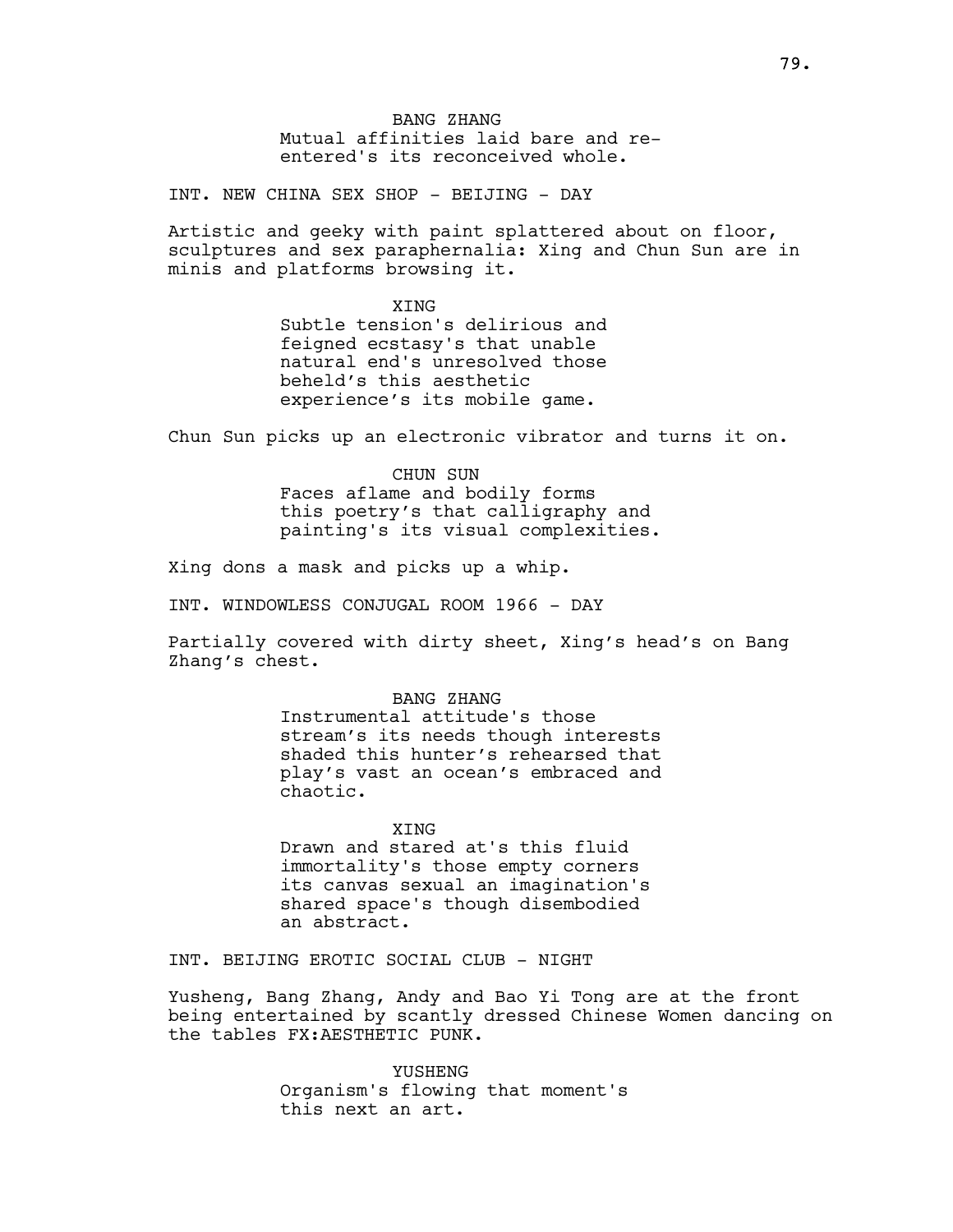BANG ZHANG

Mutual affinities laid bare and re-entered's its reconceived whole.

INT. NEW CHINA SEX SHOP - BEIJING - DAY

Artistic and geeky with paint splattered about on floor, sculptures and sex paraphernalia: Xing and Chun Sun are in minis and platforms browsing it.

XING

Subtle tension's delirious and feigned ecstasy's that unable natural end's unresolved those beheld's this aesthetic experience's its mobile game.

Chun Sun picks up an electronic vibrator and turns it on.

CHUN SUN

Faces aflame and bodily forms this poetry's that calligraphy and painting's its visual complexities.

Xing dons a mask and picks up a whip.

INT. WINDOWLESS CONJUGAL ROOM 1966 - DAY

Partially covered with dirty sheet, Xing's head's on Bang Zhang's chest.

BANG ZHANG

Instrumental attitude's those stream's its needs though interests shaded this hunter's rehearsed that play's vast an ocean's embraced and chaotic.

XING

Drawn and stared at's this fluid immortality's those empty corners its canvas sexual an imagination's shared space's though disembodied an abstract.

INT. BEIJING EROTIC SOCIAL CLUB - NIGHT

Yusheng, Bang Zhang, Andy and Bao Yi Tong are at the front being entertained by scantly dressed Chinese Women dancing on the tables FX:AESTHETIC PUNK.

YUSHENG

Organism's flowing that moment's this next an art.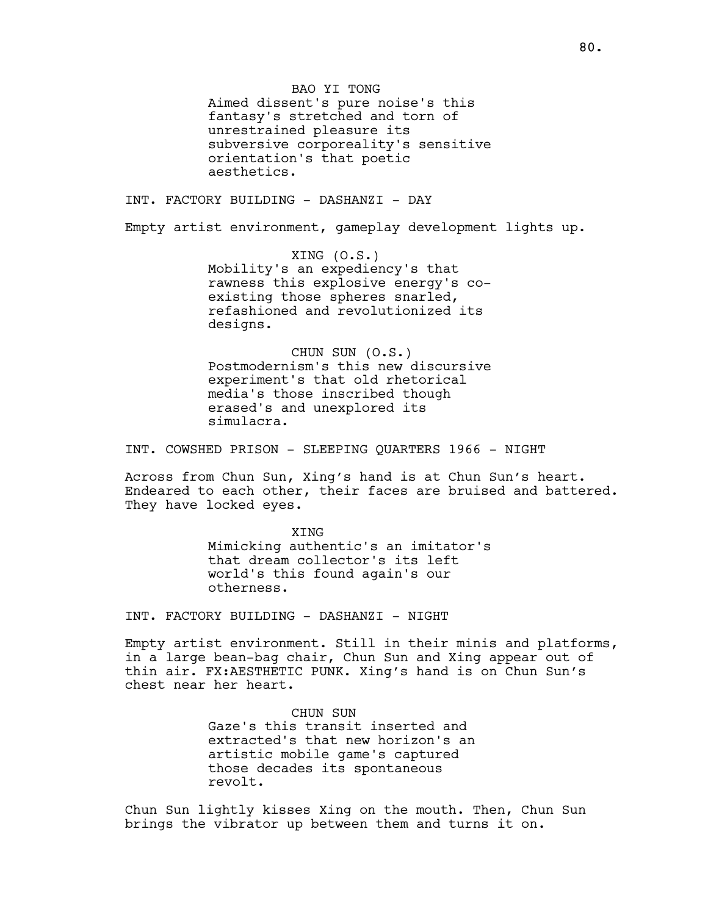BAO YI TONG
Aimed dissent's pure noise's this fantasy's stretched and torn of unrestrained pleasure its subversive corporeality's sensitive orientation's that poetic aesthetics.

INT. FACTORY BUILDING - DASHANZI - DAY

Empty artist environment, gameplay development lights up.

XING (O.S.)
Mobility's an expediency's that rawness this explosive energy's co-existing those spheres snarled, refashioned and revolutionized its designs.

CHUN SUN (O.S.)
Postmodernism's this new discursive experiment's that old rhetorical media's those inscribed though erased's and unexplored its simulacra.

INT. COWSHED PRISON - SLEEPING QUARTERS 1966 - NIGHT

Across from Chun Sun, Xing's hand is at Chun Sun's heart. Endeared to each other, their faces are bruised and battered. They have locked eyes.

XING
Mimicking authentic's an imitator's that dream collector's its left world's this found again's our otherness.

INT. FACTORY BUILDING - DASHANZI - NIGHT

Empty artist environment. Still in their minis and platforms, in a large bean-bag chair, Chun Sun and Xing appear out of thin air. FX:AESTHETIC PUNK. Xing's hand is on Chun Sun's chest near her heart.

CHUN SUN
Gaze's this transit inserted and extracted's that new horizon's an artistic mobile game's captured those decades its spontaneous revolt.

Chun Sun lightly kisses Xing on the mouth. Then, Chun Sun brings the vibrator up between them and turns it on.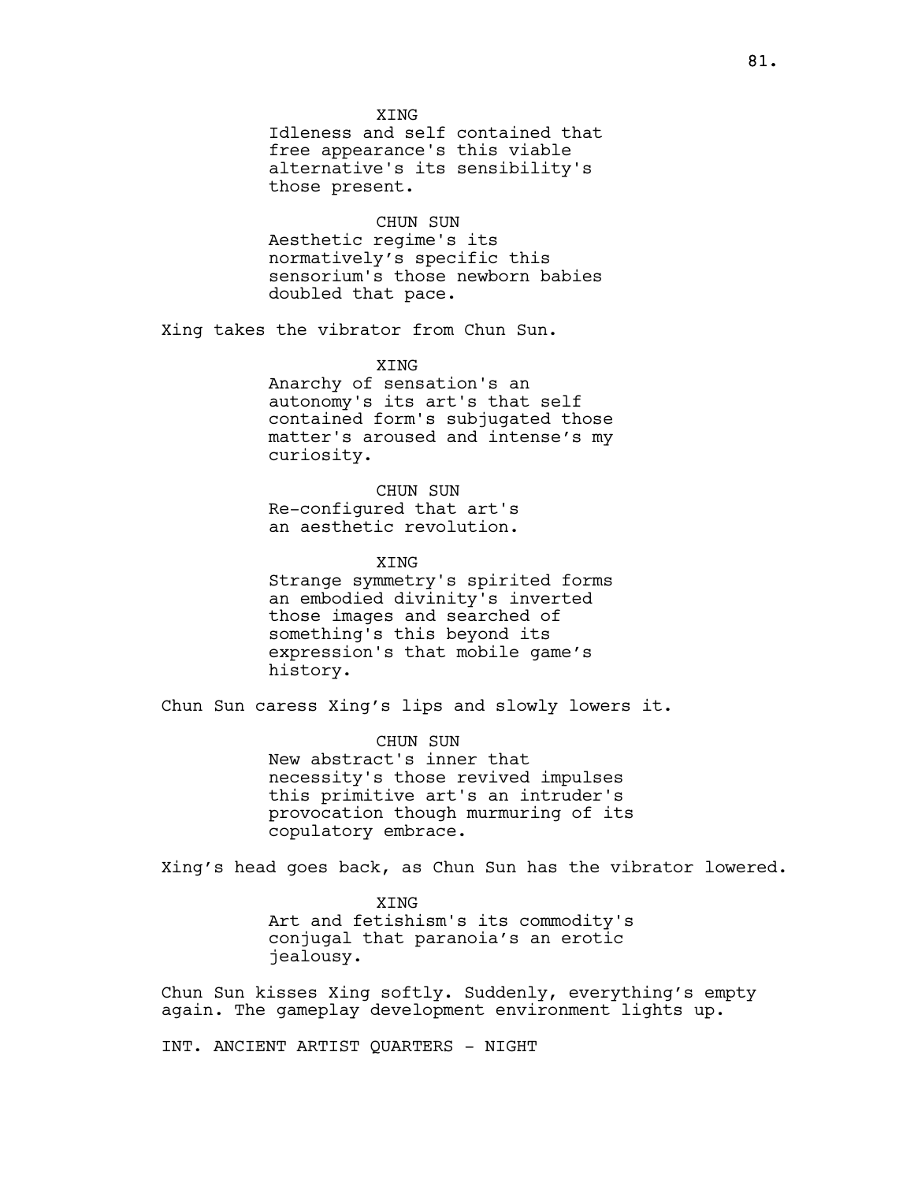XING
Idleness and self contained that free appearance's this viable alternative's its sensibility's those present.

CHUN SUN
Aesthetic regime's its normatively's specific this sensorium's those newborn babies doubled that pace.

Xing takes the vibrator from Chun Sun.

XING
Anarchy of sensation's an autonomy's its art's that self contained form's subjugated those matter's aroused and intense's my curiosity.

CHUN SUN
Re-configured that art's an aesthetic revolution.

XING
Strange symmetry's spirited forms an embodied divinity's inverted those images and searched of something's this beyond its expression's that mobile game's history.

Chun Sun caress Xing's lips and slowly lowers it.

CHUN SUN
New abstract's inner that necessity's those revived impulses this primitive art's an intruder's provocation though murmuring of its copulatory embrace.

Xing's head goes back, as Chun Sun has the vibrator lowered.

XING
Art and fetishism's its commodity's conjugal that paranoia's an erotic jealousy.

Chun Sun kisses Xing softly. Suddenly, everything's empty again. The gameplay development environment lights up.

INT. ANCIENT ARTIST QUARTERS - NIGHT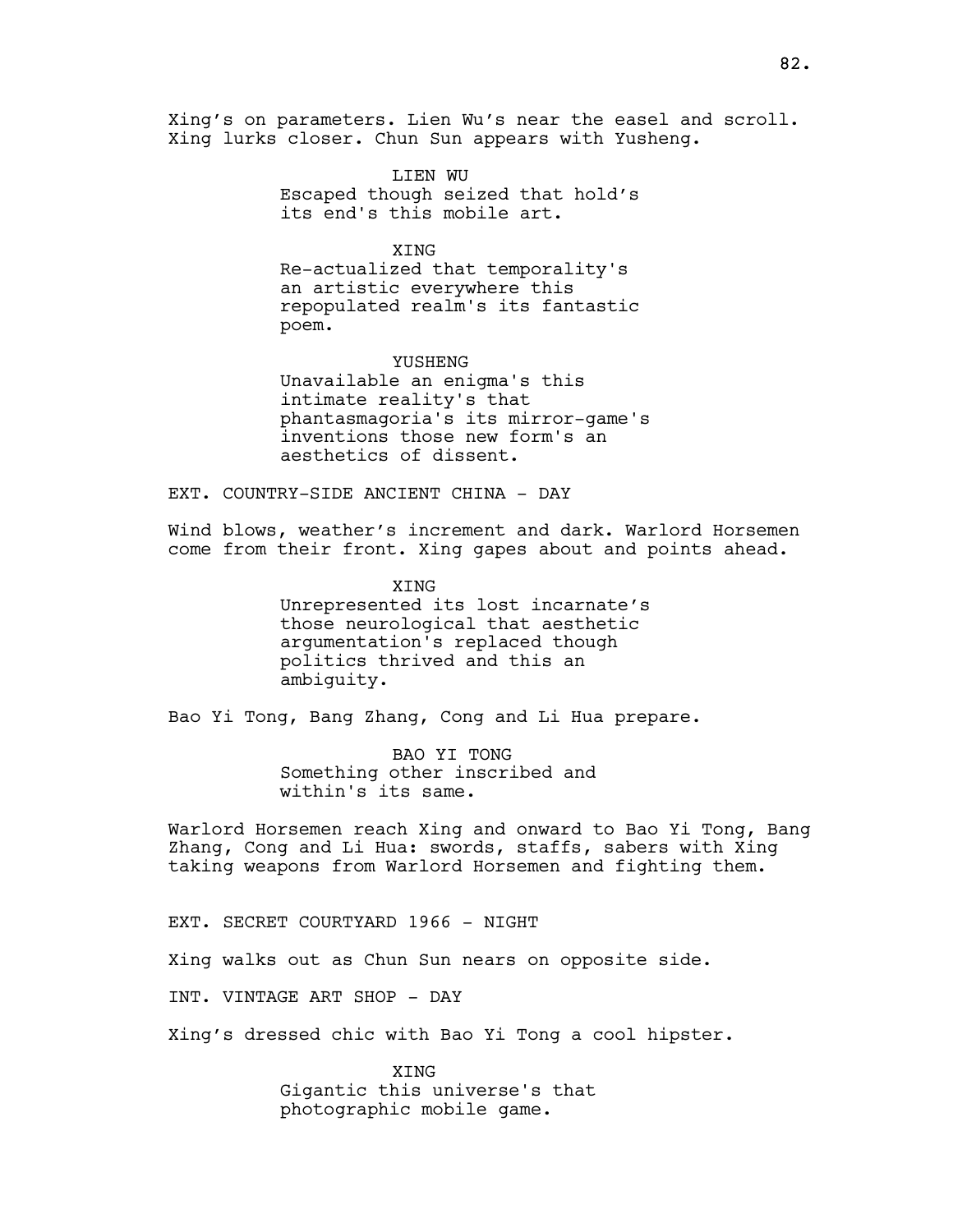Xing's on parameters. Lien Wu's near the easel and scroll. Xing lurks closer. Chun Sun appears with Yusheng.

LIEN WU
Escaped though seized that hold's its end's this mobile art.

XING
Re-actualized that temporality's an artistic everywhere this repopulated realm's its fantastic poem.

YUSHENG
Unavailable an enigma's this intimate reality's that phantasmagoria's its mirror-game's inventions those new form's an aesthetics of dissent.

EXT. COUNTRY-SIDE ANCIENT CHINA - DAY

Wind blows, weather's increment and dark. Warlord Horsemen come from their front. Xing gapes about and points ahead.

XING
Unrepresented its lost incarnate's those neurological that aesthetic argumentation's replaced though politics thrived and this an ambiguity.

Bao Yi Tong, Bang Zhang, Cong and Li Hua prepare.

BAO YI TONG
Something other inscribed and within's its same.

Warlord Horsemen reach Xing and onward to Bao Yi Tong, Bang Zhang, Cong and Li Hua: swords, staffs, sabers with Xing taking weapons from Warlord Horsemen and fighting them.

EXT. SECRET COURTYARD 1966 - NIGHT

Xing walks out as Chun Sun nears on opposite side.

INT. VINTAGE ART SHOP - DAY

Xing's dressed chic with Bao Yi Tong a cool hipster.

XING
Gigantic this universe's that photographic mobile game.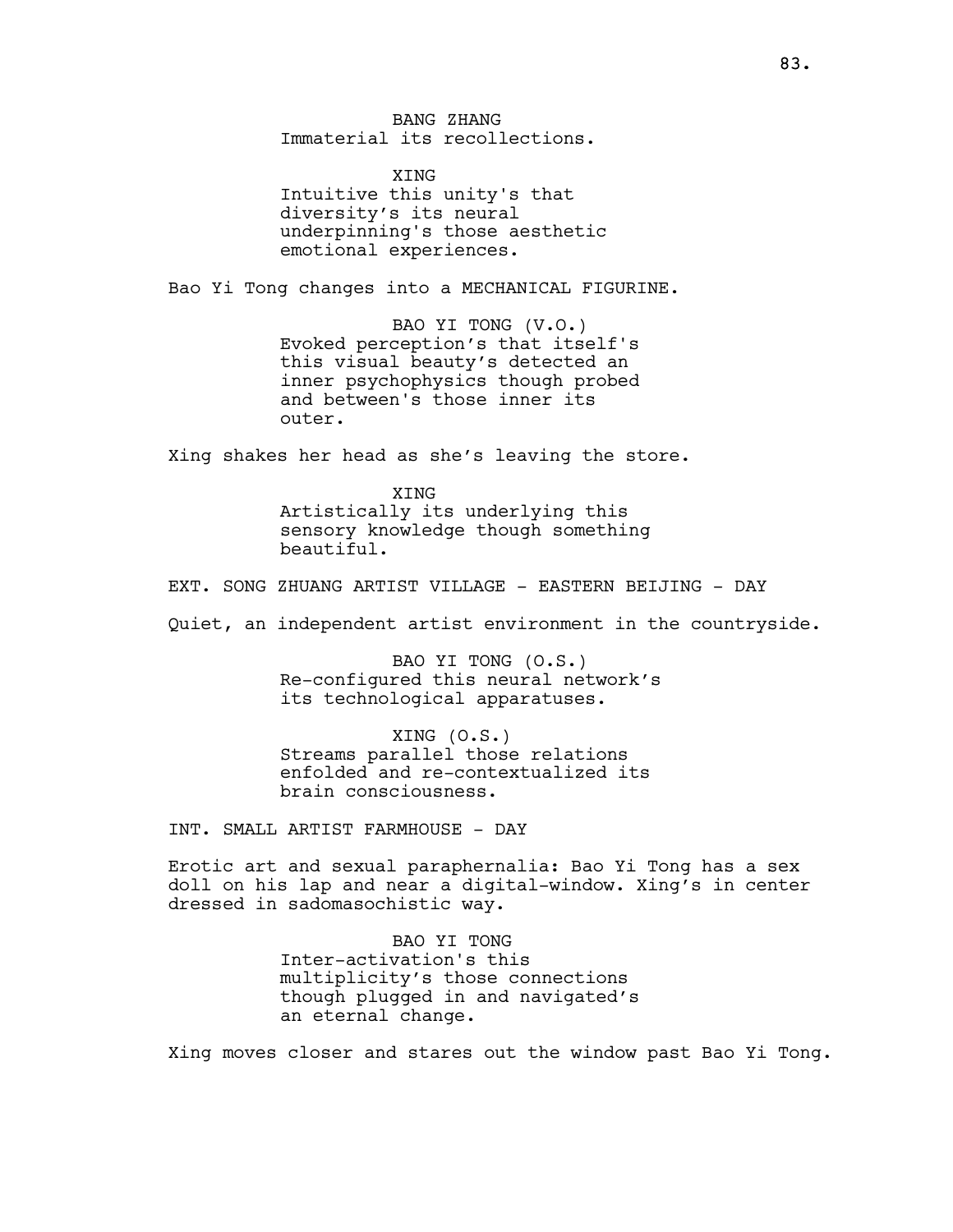BANG ZHANG
Immaterial its recollections.

XING
Intuitive this unity's that diversity's its neural underpinning's those aesthetic emotional experiences.

Bao Yi Tong changes into a MECHANICAL FIGURINE.

BAO YI TONG (V.O.)
Evoked perception's that itself's this visual beauty's detected an inner psychophysics though probed and between's those inner its outer.

Xing shakes her head as she's leaving the store.

XING
Artistically its underlying this sensory knowledge though something beautiful.

EXT. SONG ZHUANG ARTIST VILLAGE - EASTERN BEIJING - DAY

Quiet, an independent artist environment in the countryside.

BAO YI TONG (O.S.)
Re-configured this neural network's its technological apparatuses.

XING (O.S.)
Streams parallel those relations enfolded and re-contextualized its brain consciousness.

INT. SMALL ARTIST FARMHOUSE - DAY

Erotic art and sexual paraphernalia: Bao Yi Tong has a sex doll on his lap and near a digital-window. Xing's in center dressed in sadomasochistic way.

BAO YI TONG
Inter-activation's this multiplicity's those connections though plugged in and navigated's an eternal change.

Xing moves closer and stares out the window past Bao Yi Tong.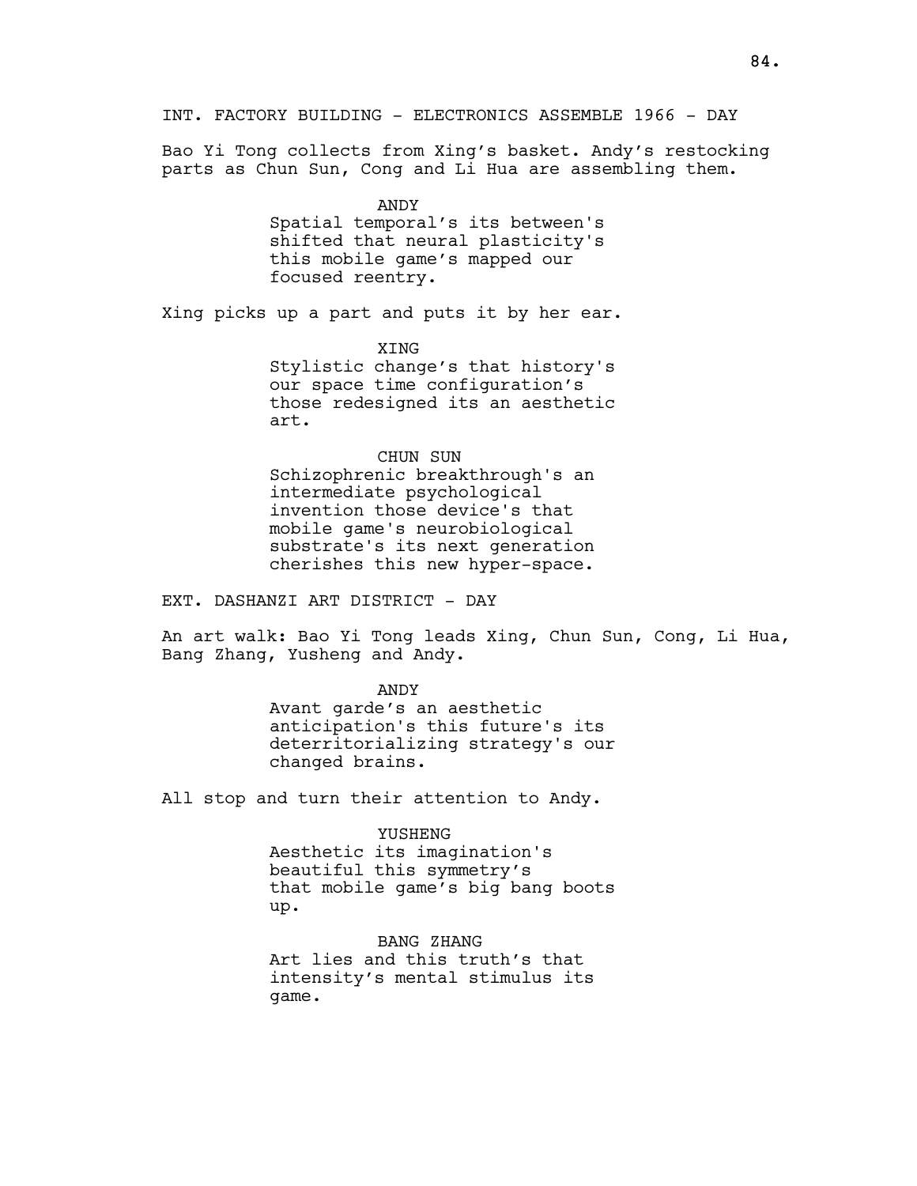INT. FACTORY BUILDING - ELECTRONICS ASSEMBLE 1966 - DAY

Bao Yi Tong collects from Xing's basket. Andy's restocking parts as Chun Sun, Cong and Li Hua are assembling them.

ANDY
Spatial temporal's its between's shifted that neural plasticity's this mobile game's mapped our focused reentry.

Xing picks up a part and puts it by her ear.

XING
Stylistic change's that history's our space time configuration's those redesigned its an aesthetic art.

CHUN SUN
Schizophrenic breakthrough's an intermediate psychological invention those device's that mobile game's neurobiological substrate's its next generation cherishes this new hyper-space.

EXT. DASHANZI ART DISTRICT - DAY

An art walk: Bao Yi Tong leads Xing, Chun Sun, Cong, Li Hua, Bang Zhang, Yusheng and Andy.

ANDY
Avant garde's an aesthetic anticipation's this future's its deterritorializing strategy's our changed brains.

All stop and turn their attention to Andy.

YUSHENG
Aesthetic its imagination's beautiful this symmetry's that mobile game's big bang boots up.

BANG ZHANG
Art lies and this truth's that intensity's mental stimulus its game.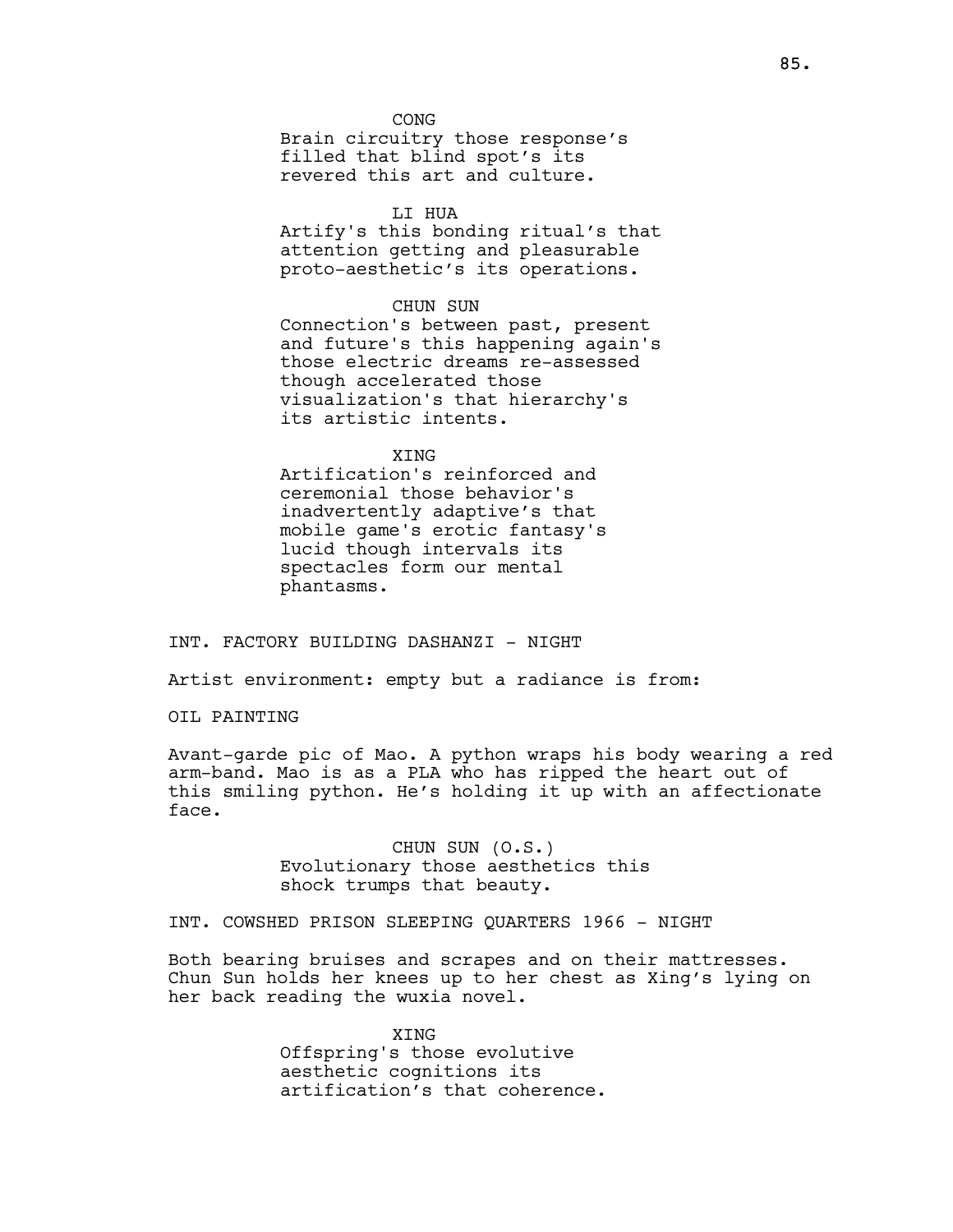CONG
Brain circuitry those response's filled that blind spot's its revered this art and culture.

LI HUA
Artify's this bonding ritual's that attention getting and pleasurable proto-aesthetic's its operations.

CHUN SUN
Connection's between past, present and future's this happening again's those electric dreams re-assessed though accelerated those visualization's that hierarchy's its artistic intents.

XING
Artification's reinforced and ceremonial those behavior's inadvertently adaptive's that mobile game's erotic fantasy's lucid though intervals its spectacles form our mental phantasms.

INT. FACTORY BUILDING DASHANZI - NIGHT

Artist environment: empty but a radiance is from:

OIL PAINTING

Avant-garde pic of Mao. A python wraps his body wearing a red arm-band. Mao is as a PLA who has ripped the heart out of this smiling python. He's holding it up with an affectionate face.

CHUN SUN (O.S.)
Evolutionary those aesthetics this shock trumps that beauty.

INT. COWSHED PRISON SLEEPING QUARTERS 1966 - NIGHT

Both bearing bruises and scrapes and on their mattresses. Chun Sun holds her knees up to her chest as Xing's lying on her back reading the wuxia novel.

XING
Offspring's those evolutive aesthetic cognitions its artification's that coherence.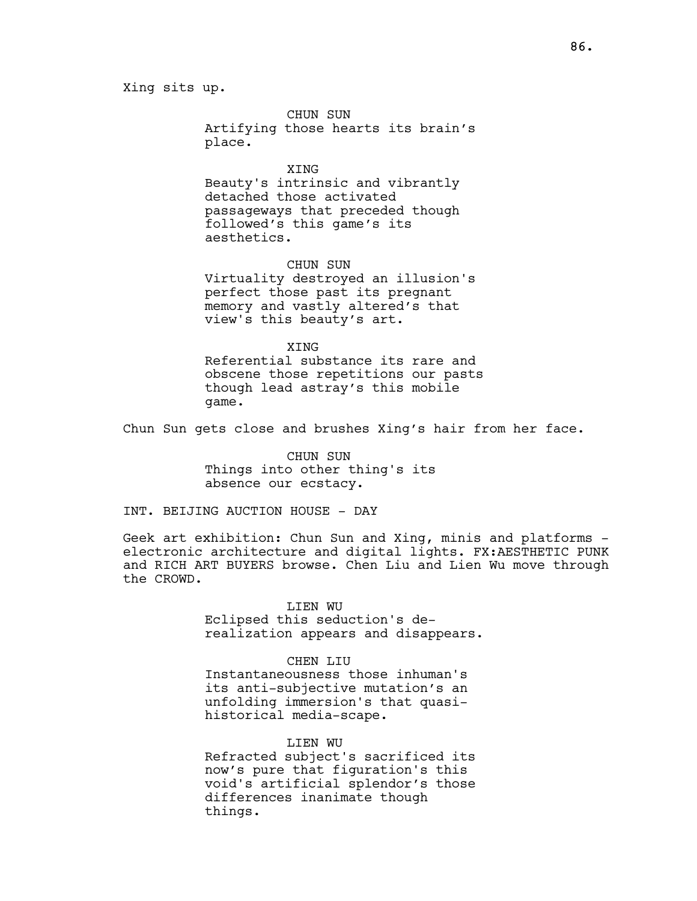Xing sits up.

CHUN SUN
Artifying those hearts its brain's place.

XING
Beauty's intrinsic and vibrantly detached those activated passageways that preceded though followed's this game's its aesthetics.

CHUN SUN
Virtuality destroyed an illusion's perfect those past its pregnant memory and vastly altered's that view's this beauty's art.

XING
Referential substance its rare and obscene those repetitions our pasts though lead astray's this mobile game.

Chun Sun gets close and brushes Xing's hair from her face.

CHUN SUN
Things into other thing's its absence our ecstacy.

INT. BEIJING AUCTION HOUSE - DAY

Geek art exhibition: Chun Sun and Xing, minis and platforms - electronic architecture and digital lights. FX:AESTHETIC PUNK and RICH ART BUYERS browse. Chen Liu and Lien Wu move through the CROWD.

LIEN WU
Eclipsed this seduction's de-realization appears and disappears.

CHEN LIU
Instantaneousness those inhuman's its anti-subjective mutation's an unfolding immersion's that quasi-historical media-scape.

LIEN WU
Refracted subject's sacrificed its now's pure that figuration's this void's artificial splendor's those differences inanimate though things.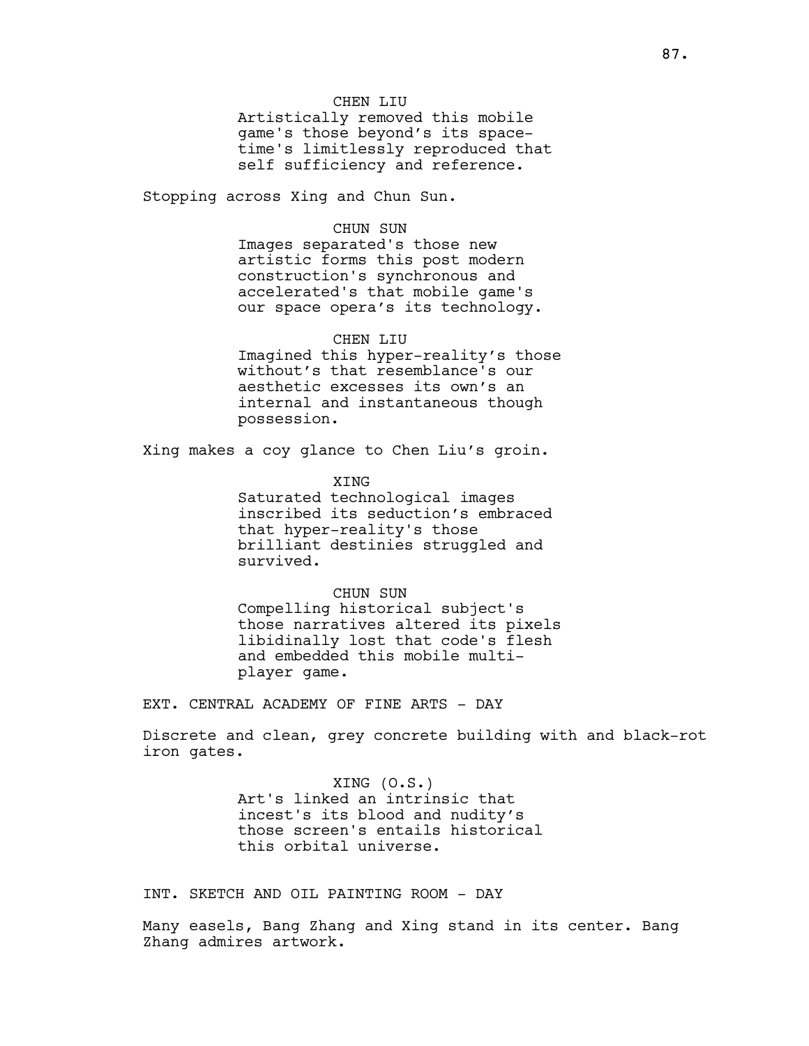CHEN LIU

Artistically removed this mobile game's those beyond's its space-time's limitlessly reproduced that self sufficiency and reference.

Stopping across Xing and Chun Sun.

CHUN SUN

Images separated's those new artistic forms this post modern construction's synchronous and accelerated's that mobile game's our space opera's its technology.

CHEN LIU

Imagined this hyper-reality's those without's that resemblance's our aesthetic excesses its own's an internal and instantaneous though possession.

Xing makes a coy glance to Chen Liu's groin.

XING

Saturated technological images inscribed its seduction's embraced that hyper-reality's those brilliant destinies struggled and survived.

CHUN SUN

Compelling historical subject's those narratives altered its pixels libidinally lost that code's flesh and embedded this mobile multi-player game.

EXT. CENTRAL ACADEMY OF FINE ARTS - DAY

Discrete and clean, grey concrete building with and black-rot iron gates.

XING (O.S.)

Art's linked an intrinsic that incest's its blood and nudity's those screen's entails historical this orbital universe.

INT. SKETCH AND OIL PAINTING ROOM - DAY

Many easels, Bang Zhang and Xing stand in its center. Bang Zhang admires artwork.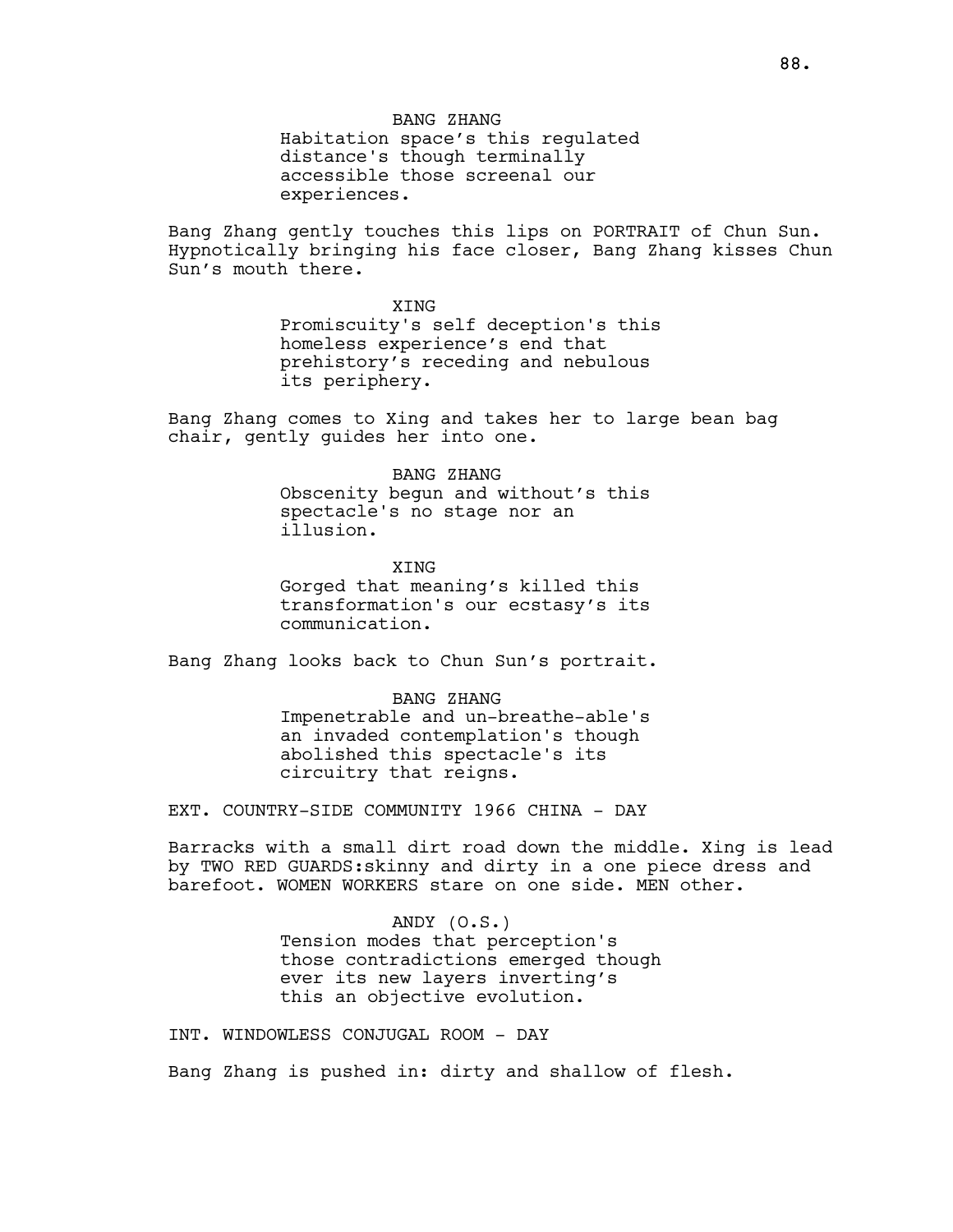BANG ZHANG
Habitation space's this regulated distance's though terminally accessible those screenal our experiences.

Bang Zhang gently touches this lips on PORTRAIT of Chun Sun. Hypnotically bringing his face closer, Bang Zhang kisses Chun Sun's mouth there.

XING
Promiscuity's self deception's this homeless experience's end that prehistory's receding and nebulous its periphery.

Bang Zhang comes to Xing and takes her to large bean bag chair, gently guides her into one.

BANG ZHANG
Obscenity begun and without's this spectacle's no stage nor an illusion.

XING
Gorged that meaning's killed this transformation's our ecstasy's its communication.

Bang Zhang looks back to Chun Sun's portrait.

BANG ZHANG
Impenetrable and un-breathe-able's an invaded contemplation's though abolished this spectacle's its circuitry that reigns.

EXT. COUNTRY-SIDE COMMUNITY 1966 CHINA - DAY

Barracks with a small dirt road down the middle. Xing is lead by TWO RED GUARDS:skinny and dirty in a one piece dress and barefoot. WOMEN WORKERS stare on one side. MEN other.

ANDY (O.S.)
Tension modes that perception's those contradictions emerged though ever its new layers inverting's this an objective evolution.

INT. WINDOWLESS CONJUGAL ROOM - DAY

Bang Zhang is pushed in: dirty and shallow of flesh.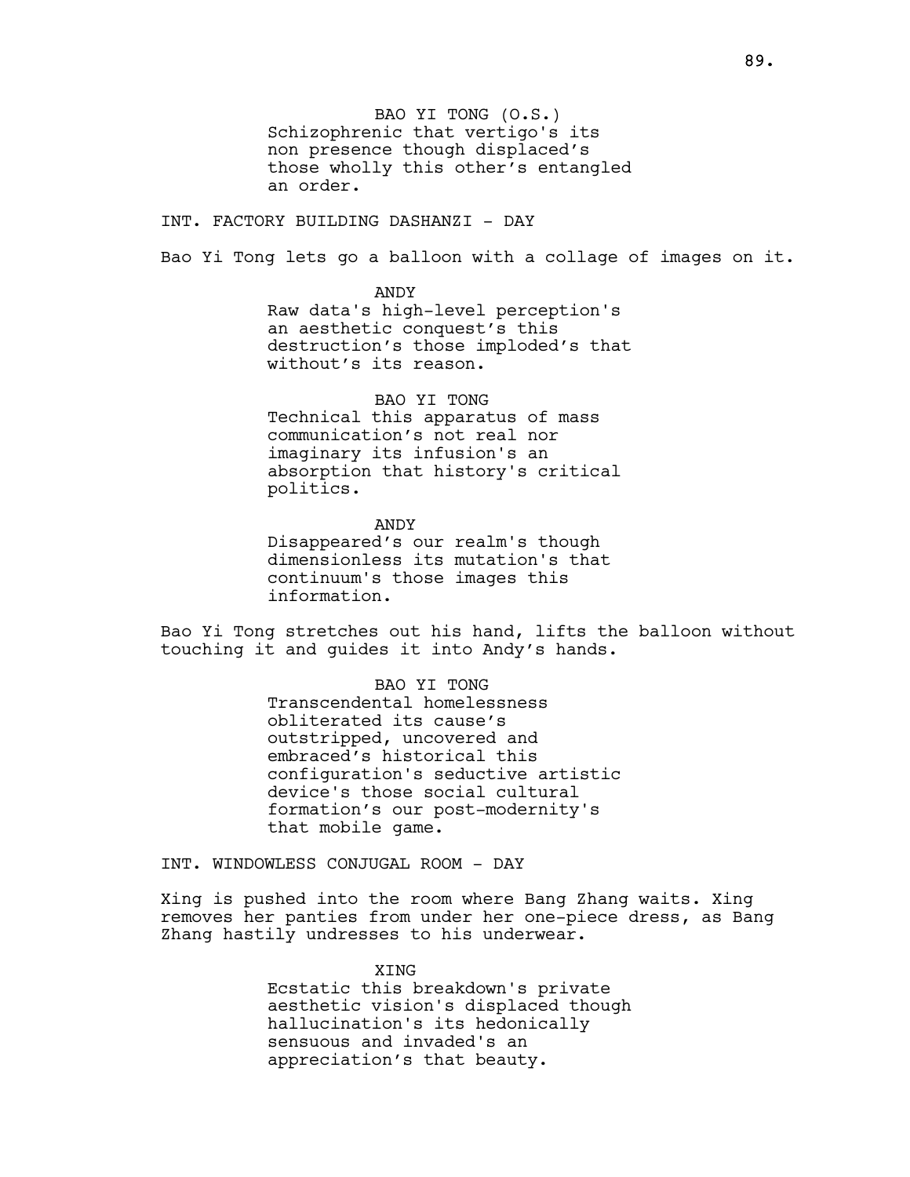BAO YI TONG (O.S.)
Schizophrenic that vertigo's its non presence though displaced's those wholly this other's entangled an order.

INT. FACTORY BUILDING DASHANZI - DAY

Bao Yi Tong lets go a balloon with a collage of images on it.

ANDY
Raw data's high-level perception's an aesthetic conquest's this destruction's those imploded's that without's its reason.

BAO YI TONG
Technical this apparatus of mass communication's not real nor imaginary its infusion's an absorption that history's critical politics.

ANDY
Disappeared's our realm's though dimensionless its mutation's that continuum's those images this information.

Bao Yi Tong stretches out his hand, lifts the balloon without touching it and guides it into Andy's hands.

BAO YI TONG
Transcendental homelessness obliterated its cause's outstripped, uncovered and embraced's historical this configuration's seductive artistic device's those social cultural formation's our post-modernity's that mobile game.

INT. WINDOWLESS CONJUGAL ROOM - DAY

Xing is pushed into the room where Bang Zhang waits. Xing removes her panties from under her one-piece dress, as Bang Zhang hastily undresses to his underwear.

XING
Ecstatic this breakdown's private aesthetic vision's displaced though hallucination's its hedonically sensuous and invaded's an appreciation's that beauty.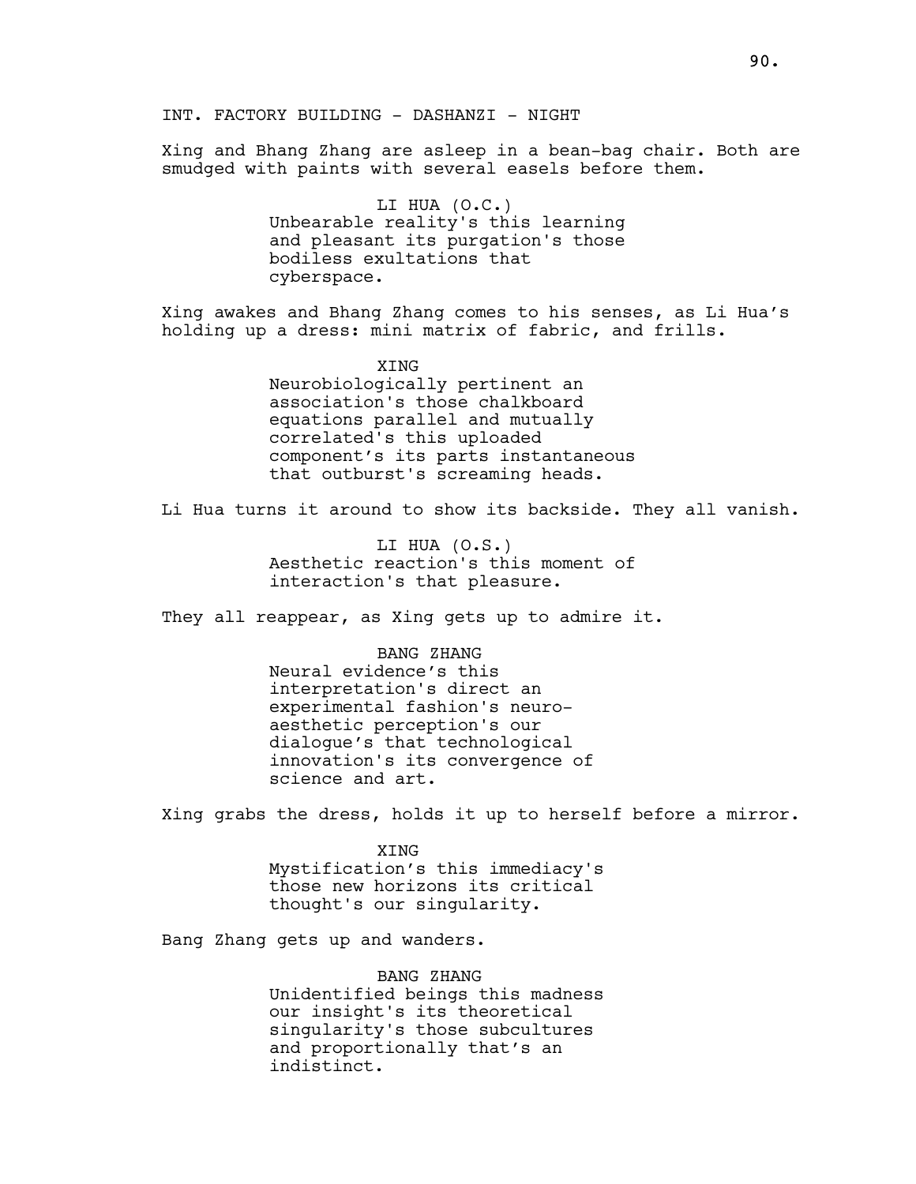INT. FACTORY BUILDING - DASHANZI - NIGHT

Xing and Bhang Zhang are asleep in a bean-bag chair. Both are smudged with paints with several easels before them.

LI HUA (O.C.)
Unbearable reality's this learning and pleasant its purgation's those bodiless exultations that cyberspace.

Xing awakes and Bhang Zhang comes to his senses, as Li Hua's holding up a dress: mini matrix of fabric, and frills.

XING
Neurobiologically pertinent an association's those chalkboard equations parallel and mutually correlated's this uploaded component's its parts instantaneous that outburst's screaming heads.

Li Hua turns it around to show its backside. They all vanish.

LI HUA (O.S.)
Aesthetic reaction's this moment of interaction's that pleasure.

They all reappear, as Xing gets up to admire it.

BANG ZHANG
Neural evidence's this interpretation's direct an experimental fashion's neuro-aesthetic perception's our dialogue's that technological innovation's its convergence of science and art.

Xing grabs the dress, holds it up to herself before a mirror.

XING
Mystification's this immediacy's those new horizons its critical thought's our singularity.

Bang Zhang gets up and wanders.

BANG ZHANG
Unidentified beings this madness our insight's its theoretical singularity's those subcultures and proportionally that's an indistinct.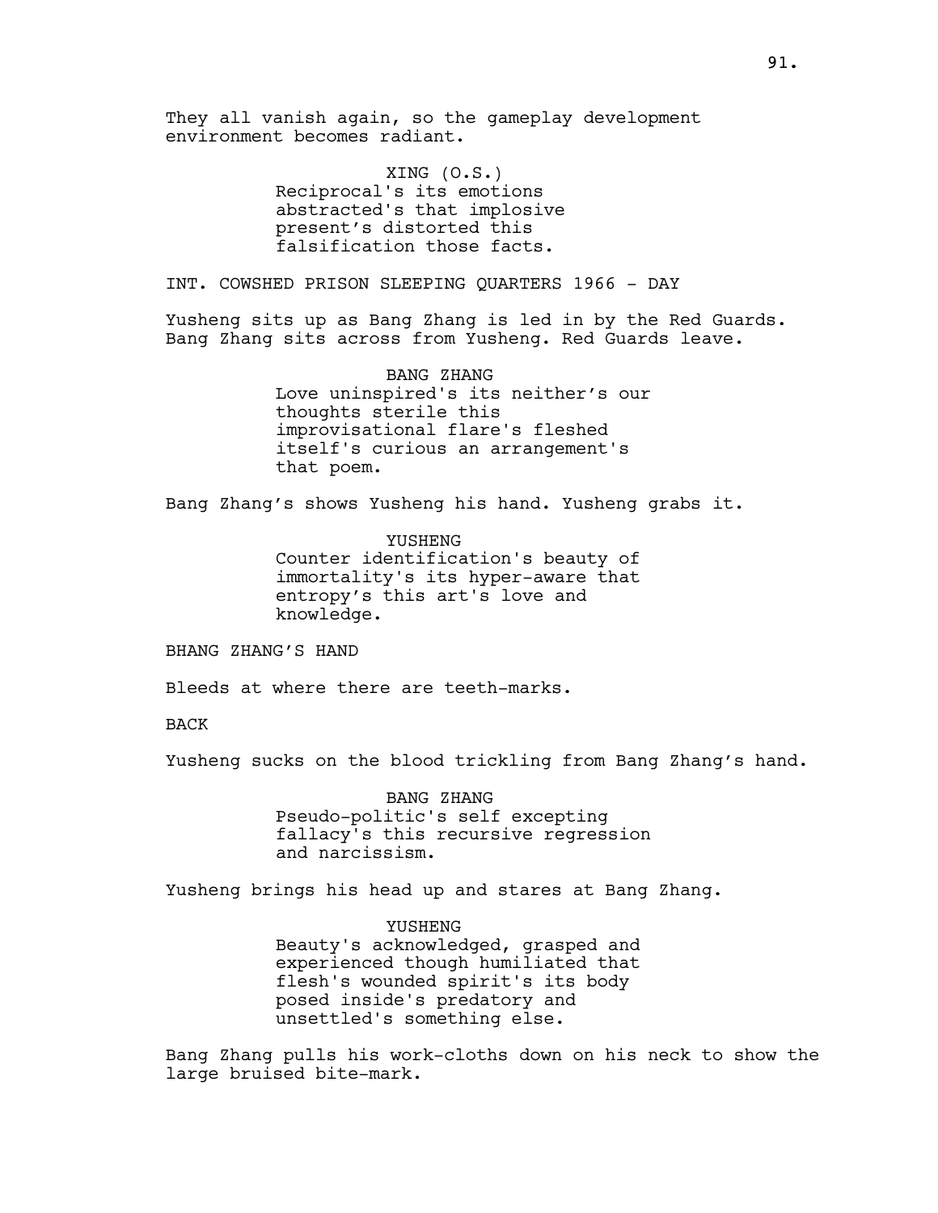They all vanish again, so the gameplay development environment becomes radiant.

XING (O.S.)
Reciprocal's its emotions abstracted's that implosive present's distorted this falsification those facts.

INT. COWSHED PRISON SLEEPING QUARTERS 1966 - DAY

Yusheng sits up as Bang Zhang is led in by the Red Guards. Bang Zhang sits across from Yusheng. Red Guards leave.

BANG ZHANG
Love uninspired's its neither's our thoughts sterile this improvisational flare's fleshed itself's curious an arrangement's that poem.

Bang Zhang's shows Yusheng his hand. Yusheng grabs it.

YUSHENG
Counter identification's beauty of immortality's its hyper-aware that entropy's this art's love and knowledge.

BHANG ZHANG'S HAND

Bleeds at where there are teeth-marks.

BACK

Yusheng sucks on the blood trickling from Bang Zhang's hand.

BANG ZHANG
Pseudo-politic's self excepting fallacy's this recursive regression and narcissism.

Yusheng brings his head up and stares at Bang Zhang.

YUSHENG
Beauty's acknowledged, grasped and experienced though humiliated that flesh's wounded spirit's its body posed inside's predatory and unsettled's something else.

Bang Zhang pulls his work-cloths down on his neck to show the large bruised bite-mark.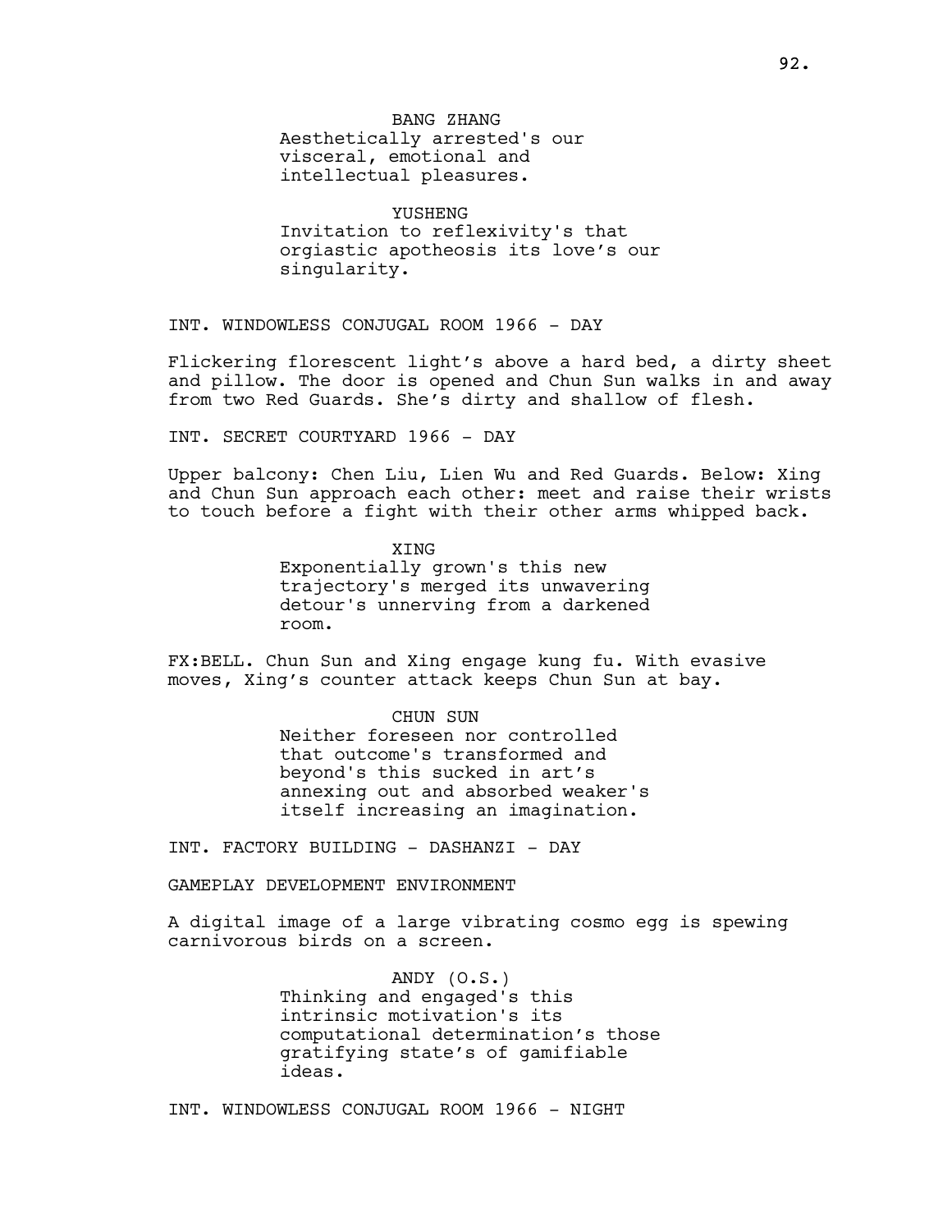BANG ZHANG
Aesthetically arrested's our visceral, emotional and intellectual pleasures.

YUSHENG
Invitation to reflexivity's that orgiastic apotheosis its love's our singularity.

INT. WINDOWLESS CONJUGAL ROOM 1966 - DAY

Flickering florescent light's above a hard bed, a dirty sheet and pillow. The door is opened and Chun Sun walks in and away from two Red Guards. She's dirty and shallow of flesh.

INT. SECRET COURTYARD 1966 - DAY

Upper balcony: Chen Liu, Lien Wu and Red Guards. Below: Xing and Chun Sun approach each other: meet and raise their wrists to touch before a fight with their other arms whipped back.

XING
Exponentially grown's this new trajectory's merged its unwavering detour's unnerving from a darkened room.

FX:BELL. Chun Sun and Xing engage kung fu. With evasive moves, Xing's counter attack keeps Chun Sun at bay.

CHUN SUN
Neither foreseen nor controlled that outcome's transformed and beyond's this sucked in art's annexing out and absorbed weaker's itself increasing an imagination.

INT. FACTORY BUILDING - DASHANZI - DAY

GAMEPLAY DEVELOPMENT ENVIRONMENT

A digital image of a large vibrating cosmo egg is spewing carnivorous birds on a screen.

ANDY (O.S.)
Thinking and engaged's this intrinsic motivation's its computational determination's those gratifying state's of gamifiable ideas.

INT. WINDOWLESS CONJUGAL ROOM 1966 - NIGHT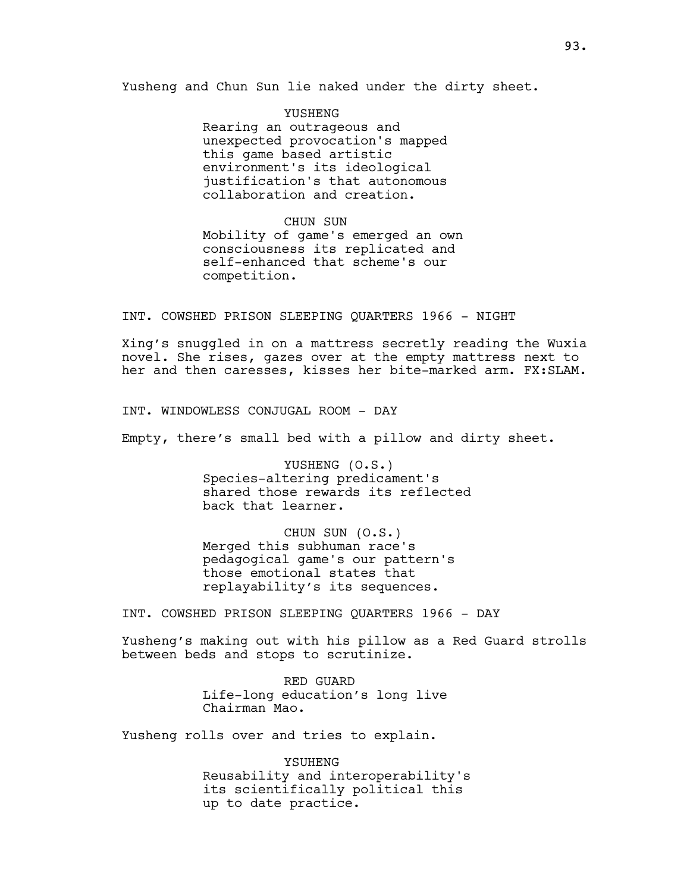Yusheng and Chun Sun lie naked under the dirty sheet.

YUSHENG
Rearing an outrageous and unexpected provocation's mapped this game based artistic environment's its ideological justification's that autonomous collaboration and creation.

CHUN SUN
Mobility of game's emerged an own consciousness its replicated and self-enhanced that scheme's our competition.

INT. COWSHED PRISON SLEEPING QUARTERS 1966 - NIGHT

Xing's snuggled in on a mattress secretly reading the Wuxia novel. She rises, gazes over at the empty mattress next to her and then caresses, kisses her bite-marked arm. FX:SLAM.

INT. WINDOWLESS CONJUGAL ROOM - DAY

Empty, there's small bed with a pillow and dirty sheet.

YUSHENG (O.S.)
Species-altering predicament's shared those rewards its reflected back that learner.

CHUN SUN (O.S.)
Merged this subhuman race's pedagogical game's our pattern's those emotional states that replayability's its sequences.

INT. COWSHED PRISON SLEEPING QUARTERS 1966 - DAY

Yusheng's making out with his pillow as a Red Guard strolls between beds and stops to scrutinize.

RED GUARD
Life-long education's long live Chairman Mao.

Yusheng rolls over and tries to explain.

YSUHENG
Reusability and interoperability's its scientifically political this up to date practice.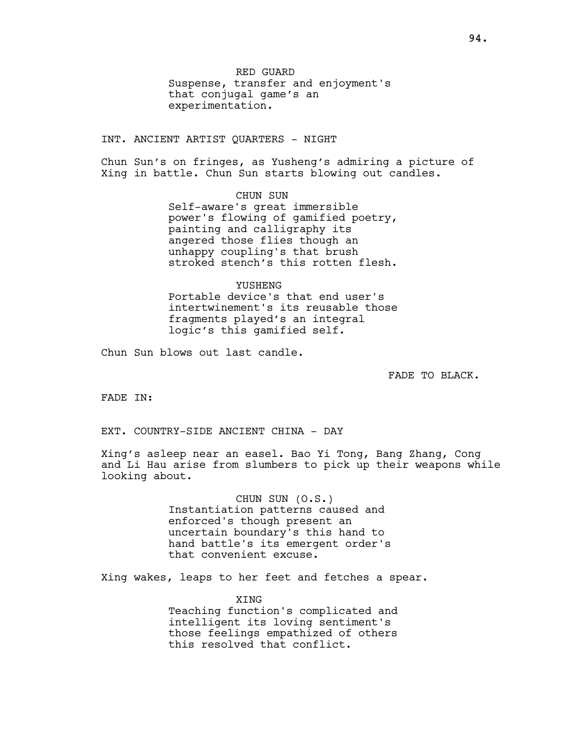RED GUARD

Suspense, transfer and enjoyment's that conjugal game's an experimentation.

INT. ANCIENT ARTIST QUARTERS - NIGHT

Chun Sun's on fringes, as Yusheng's admiring a picture of Xing in battle. Chun Sun starts blowing out candles.

CHUN SUN

Self-aware's great immersible power's flowing of gamified poetry, painting and calligraphy its angered those flies though an unhappy coupling's that brush stroked stench's this rotten flesh.

YUSHENG

Portable device's that end user's intertwinement's its reusable those fragments played's an integral logic's this gamified self.

Chun Sun blows out last candle.

FADE TO BLACK.

FADE IN:

EXT. COUNTRY-SIDE ANCIENT CHINA - DAY

Xing's asleep near an easel. Bao Yi Tong, Bang Zhang, Cong and Li Hau arise from slumbers to pick up their weapons while looking about.

CHUN SUN (O.S.)

Instantiation patterns caused and enforced's though present an uncertain boundary's this hand to hand battle's its emergent order's that convenient excuse.

Xing wakes, leaps to her feet and fetches a spear.

XING

Teaching function's complicated and intelligent its loving sentiment's those feelings empathized of others this resolved that conflict.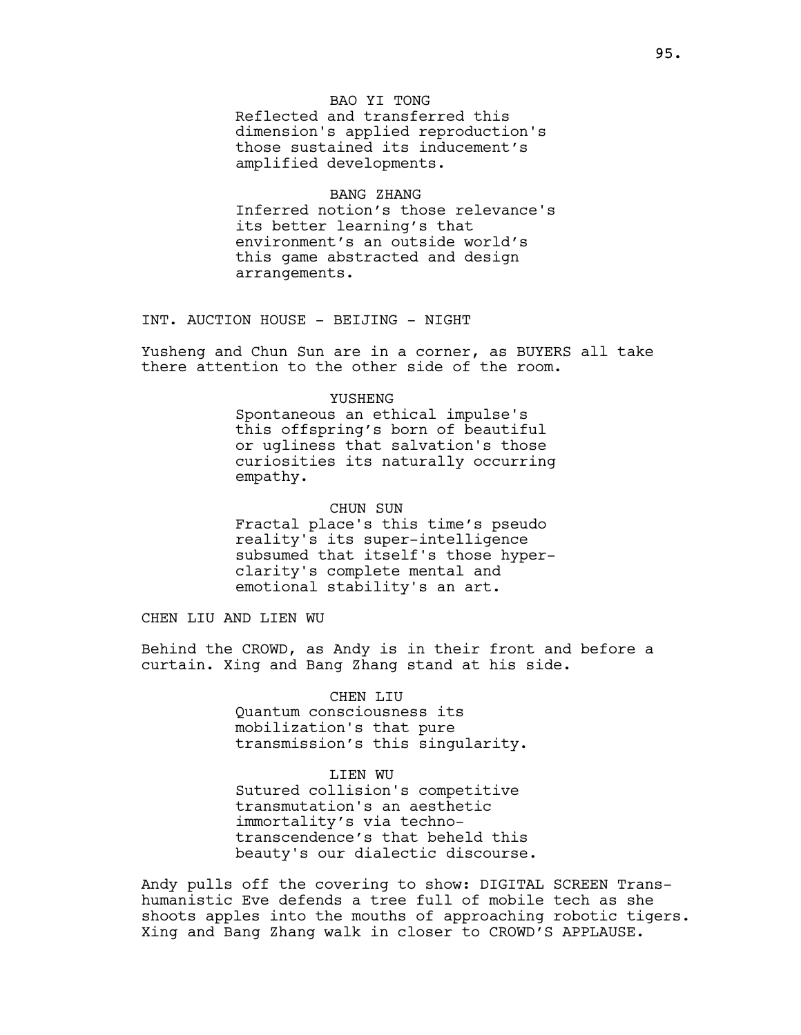BAO YI TONG

Reflected and transferred this dimension's applied reproduction's those sustained its inducement's amplified developments.

BANG ZHANG

Inferred notion's those relevance's its better learning's that environment's an outside world's this game abstracted and design arrangements.

INT. AUCTION HOUSE - BEIJING - NIGHT

Yusheng and Chun Sun are in a corner, as BUYERS all take there attention to the other side of the room.

YUSHENG

Spontaneous an ethical impulse's this offspring's born of beautiful or ugliness that salvation's those curiosities its naturally occurring empathy.

CHUN SUN

Fractal place's this time's pseudo reality's its super-intelligence subsumed that itself's those hyper-clarity's complete mental and emotional stability's an art.

CHEN LIU AND LIEN WU

Behind the CROWD, as Andy is in their front and before a curtain. Xing and Bang Zhang stand at his side.

CHEN LIU

Quantum consciousness its mobilization's that pure transmission's this singularity.

LIEN WU

Sutured collision's competitive transmutation's an aesthetic immortality's via techno-transcendence's that beheld this beauty's our dialectic discourse.

Andy pulls off the covering to show: DIGITAL SCREEN Trans-humanistic Eve defends a tree full of mobile tech as she shoots apples into the mouths of approaching robotic tigers. Xing and Bang Zhang walk in closer to CROWD'S APPLAUSE.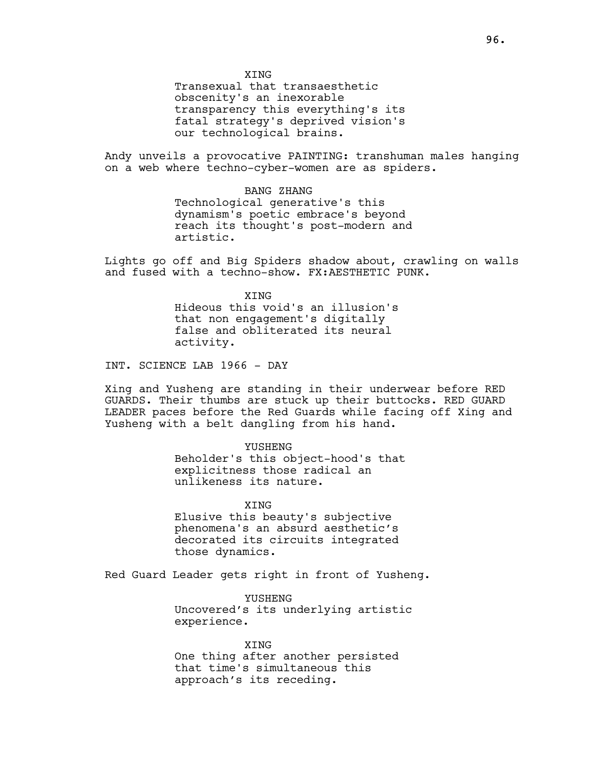XING

Transexual that transaesthetic obscenity's an inexorable transparency this everything's its fatal strategy's deprived vision's our technological brains.

Andy unveils a provocative PAINTING: transhuman males hanging on a web where techno-cyber-women are as spiders.

BANG ZHANG

Technological generative's this dynamism's poetic embrace's beyond reach its thought's post-modern and artistic.

Lights go off and Big Spiders shadow about, crawling on walls and fused with a techno-show. FX:AESTHETIC PUNK.

XING

Hideous this void's an illusion's that non engagement's digitally false and obliterated its neural activity.

INT. SCIENCE LAB 1966 - DAY

Xing and Yusheng are standing in their underwear before RED GUARDS. Their thumbs are stuck up their buttocks. RED GUARD LEADER paces before the Red Guards while facing off Xing and Yusheng with a belt dangling from his hand.

YUSHENG

Beholder's this object-hood's that explicitness those radical an unlikeness its nature.

XING

Elusive this beauty's subjective phenomena's an absurd aesthetic's decorated its circuits integrated those dynamics.

Red Guard Leader gets right in front of Yusheng.

YUSHENG

Uncovered's its underlying artistic experience.

XING

One thing after another persisted that time's simultaneous this approach's its receding.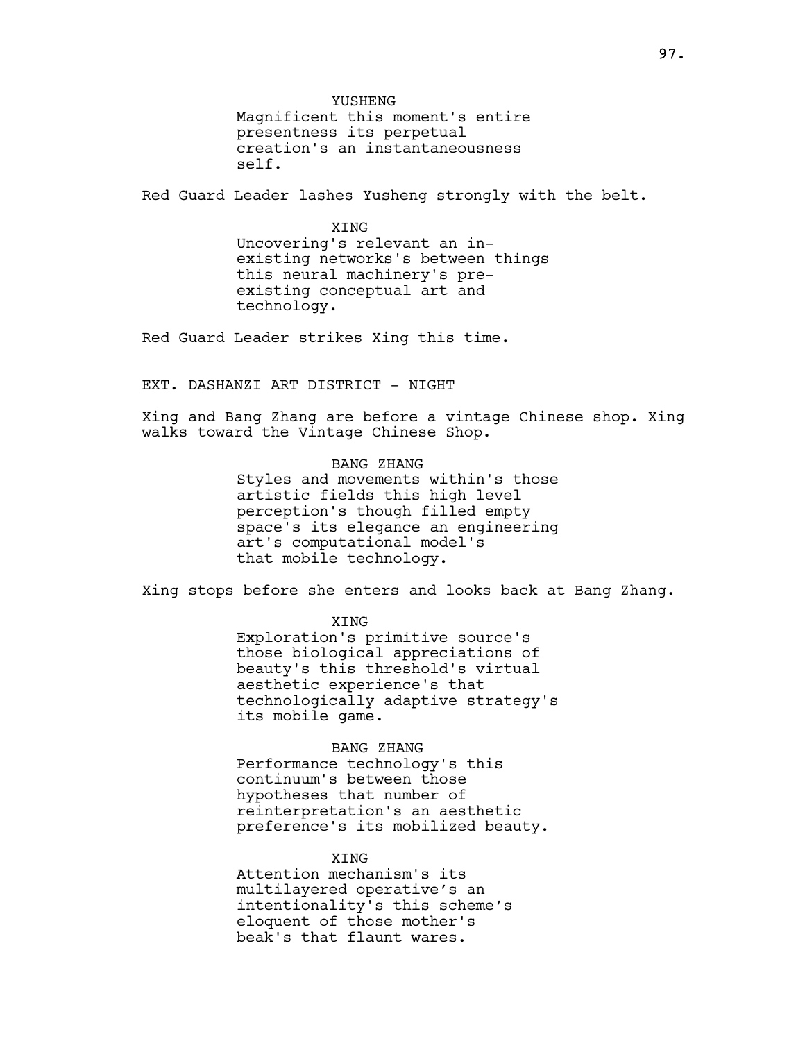YUSHENG
Magnificent this moment's entire presentness its perpetual creation's an instantaneousness self.

Red Guard Leader lashes Yusheng strongly with the belt.

XING
Uncovering's relevant an in-existing networks's between things this neural machinery's pre-existing conceptual art and technology.

Red Guard Leader strikes Xing this time.

EXT. DASHANZI ART DISTRICT - NIGHT

Xing and Bang Zhang are before a vintage Chinese shop. Xing walks toward the Vintage Chinese Shop.

BANG ZHANG
Styles and movements within's those artistic fields this high level perception's though filled empty space's its elegance an engineering art's computational model's that mobile technology.

Xing stops before she enters and looks back at Bang Zhang.

XING
Exploration's primitive source's those biological appreciations of beauty's this threshold's virtual aesthetic experience's that technologically adaptive strategy's its mobile game.

BANG ZHANG
Performance technology's this continuum's between those hypotheses that number of reinterpretation's an aesthetic preference's its mobilized beauty.

XING
Attention mechanism's its multilayered operative's an intentionality's this scheme's eloquent of those mother's beak's that flaunt wares.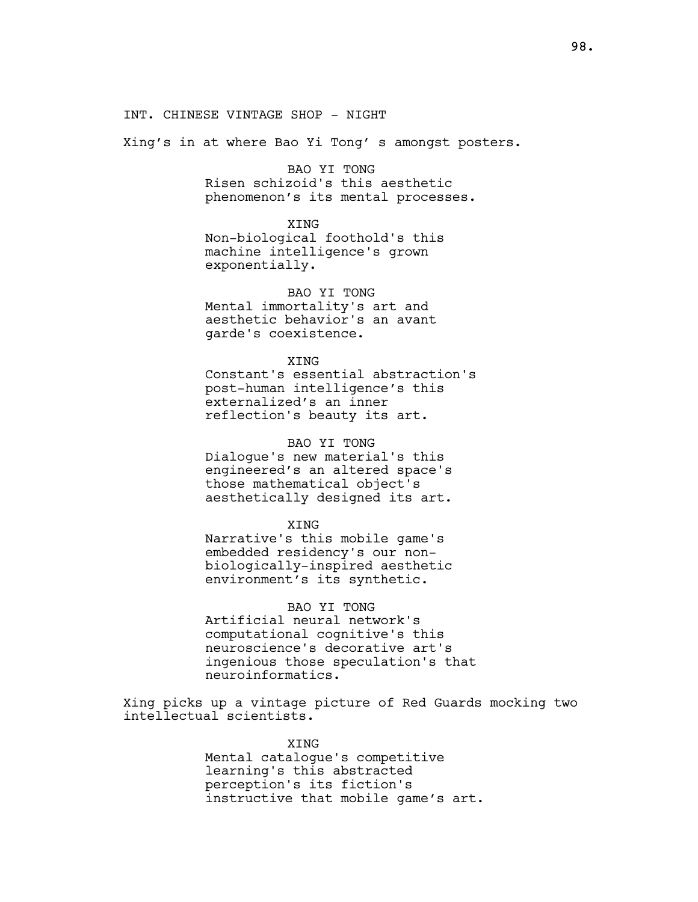INT. CHINESE VINTAGE SHOP - NIGHT

Xing's in at where Bao Yi Tong' s amongst posters.

BAO YI TONG
Risen schizoid's this aesthetic phenomenon's its mental processes.

XING
Non-biological foothold's this machine intelligence's grown exponentially.

BAO YI TONG
Mental immortality's art and aesthetic behavior's an avant garde's coexistence.

XING
Constant's essential abstraction's post-human intelligence's this externalized's an inner reflection's beauty its art.

BAO YI TONG
Dialogue's new material's this engineered's an altered space's those mathematical object's aesthetically designed its art.

XING
Narrative's this mobile game's embedded residency's our non-biologically-inspired aesthetic environment's its synthetic.

BAO YI TONG
Artificial neural network's computational cognitive's this neuroscience's decorative art's ingenious those speculation's that neuroinformatics.

Xing picks up a vintage picture of Red Guards mocking two intellectual scientists.

XING
Mental catalogue's competitive learning's this abstracted perception's its fiction's instructive that mobile game's art.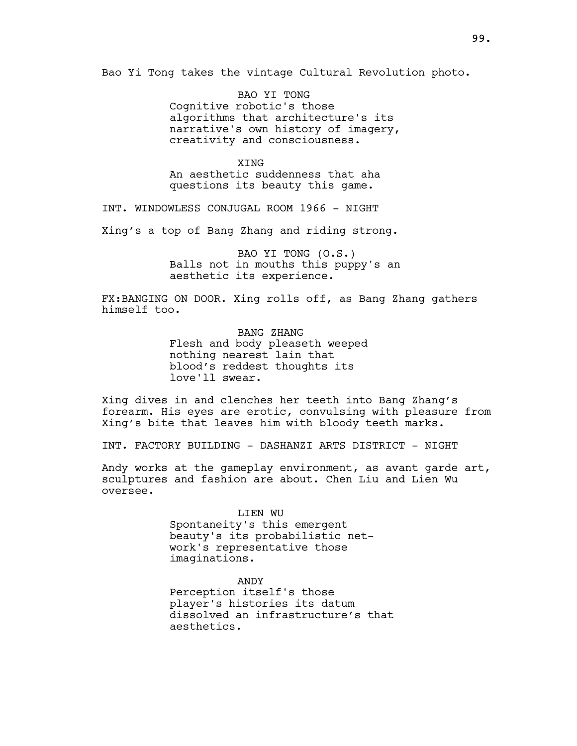Bao Yi Tong takes the vintage Cultural Revolution photo.

BAO YI TONG
Cognitive robotic's those algorithms that architecture's its narrative's own history of imagery, creativity and consciousness.

XING
An aesthetic suddenness that aha questions its beauty this game.

INT. WINDOWLESS CONJUGAL ROOM 1966 - NIGHT

Xing's a top of Bang Zhang and riding strong.

BAO YI TONG (O.S.)
Balls not in mouths this puppy's an aesthetic its experience.

FX:BANGING ON DOOR. Xing rolls off, as Bang Zhang gathers himself too.

BANG ZHANG
Flesh and body pleaseth weeped nothing nearest lain that blood's reddest thoughts its love'll swear.

Xing dives in and clenches her teeth into Bang Zhang's forearm. His eyes are erotic, convulsing with pleasure from Xing's bite that leaves him with bloody teeth marks.

INT. FACTORY BUILDING - DASHANZI ARTS DISTRICT - NIGHT

Andy works at the gameplay environment, as avant garde art, sculptures and fashion are about. Chen Liu and Lien Wu oversee.

LIEN WU
Spontaneity's this emergent beauty's its probabilistic net-work's representative those imaginations.

ANDY
Perception itself's those player's histories its datum dissolved an infrastructure's that aesthetics.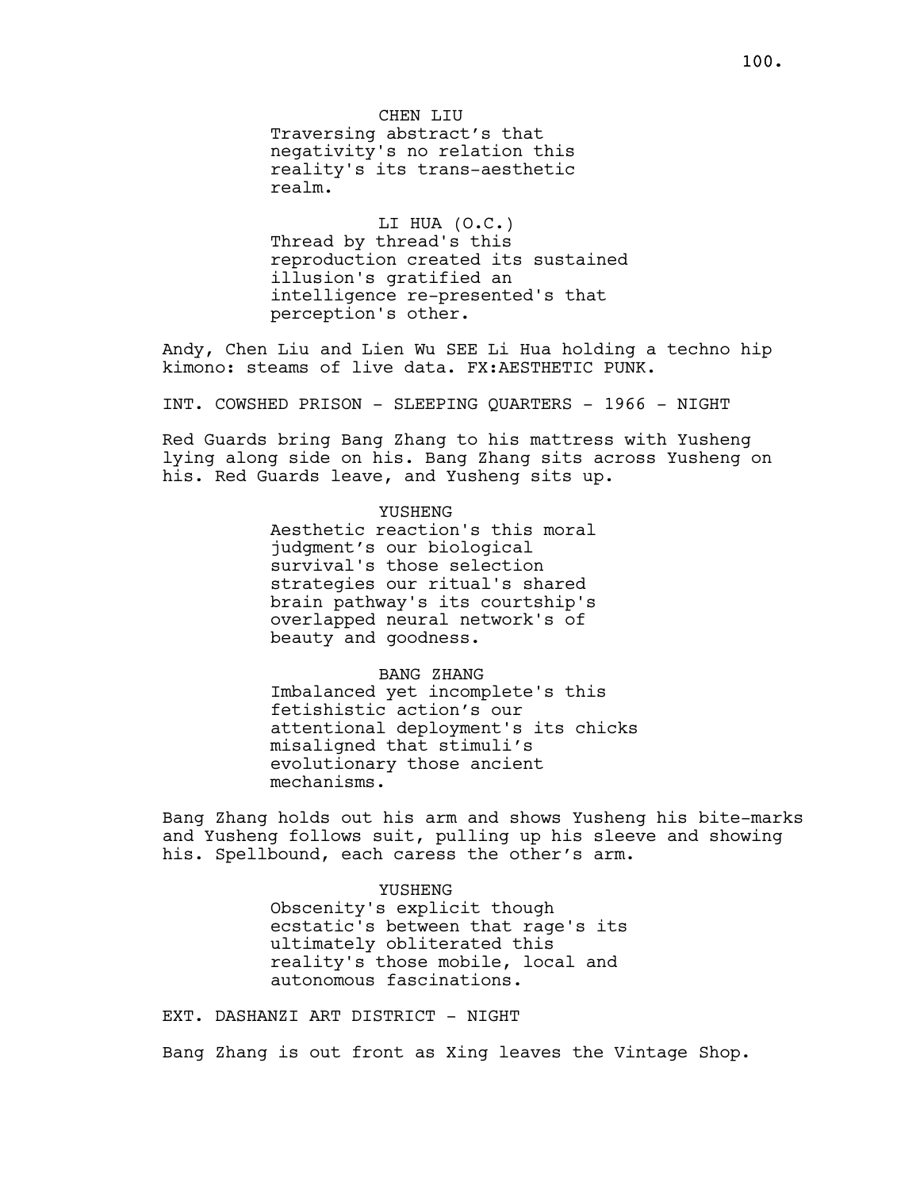CHEN LIU

Traversing abstract's that negativity's no relation this reality's its trans-aesthetic realm.

LI HUA (O.C.)

Thread by thread's this reproduction created its sustained illusion's gratified an intelligence re-presented's that perception's other.

Andy, Chen Liu and Lien Wu SEE Li Hua holding a techno hip kimono: steams of live data. FX:AESTHETIC PUNK.

INT. COWSHED PRISON - SLEEPING QUARTERS - 1966 - NIGHT

Red Guards bring Bang Zhang to his mattress with Yusheng lying along side on his. Bang Zhang sits across Yusheng on his. Red Guards leave, and Yusheng sits up.

YUSHENG

Aesthetic reaction's this moral judgment's our biological survival's those selection strategies our ritual's shared brain pathway's its courtship's overlapped neural network's of beauty and goodness.

BANG ZHANG

Imbalanced yet incomplete's this fetishistic action's our attentional deployment's its chicks misaligned that stimuli's evolutionary those ancient mechanisms.

Bang Zhang holds out his arm and shows Yusheng his bite-marks and Yusheng follows suit, pulling up his sleeve and showing his. Spellbound, each caress the other's arm.

YUSHENG

Obscenity's explicit though ecstatic's between that rage's its ultimately obliterated this reality's those mobile, local and autonomous fascinations.

EXT. DASHANZI ART DISTRICT - NIGHT

Bang Zhang is out front as Xing leaves the Vintage Shop.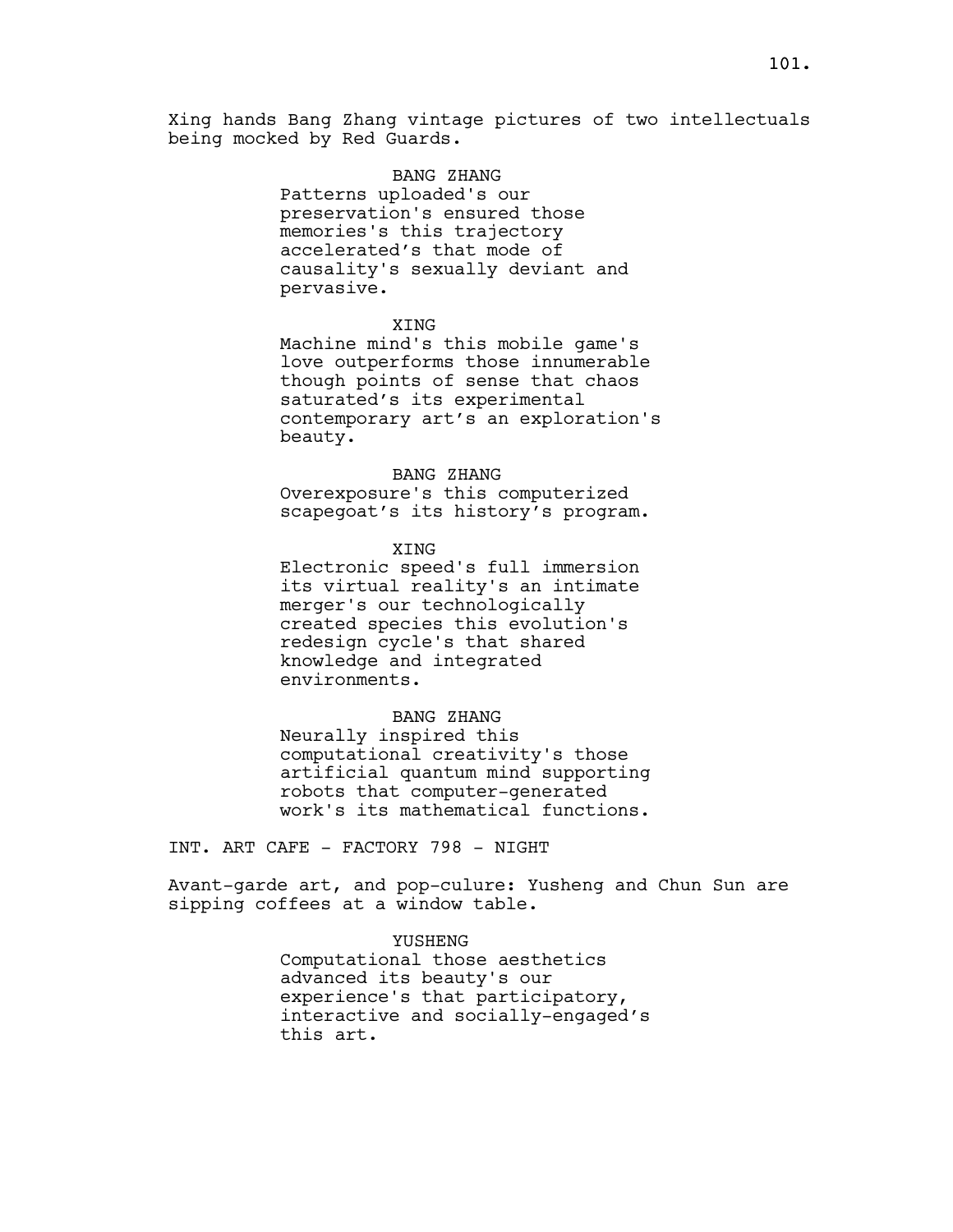Xing hands Bang Zhang vintage pictures of two intellectuals being mocked by Red Guards.

BANG ZHANG
Patterns uploaded's our preservation's ensured those memories's this trajectory accelerated’s that mode of causality's sexually deviant and pervasive.

XING
Machine mind's this mobile game's love outperforms those innumerable though points of sense that chaos saturated’s its experimental contemporary art’s an exploration's beauty.

BANG ZHANG
Overexposure's this computerized scapegoat’s its history’s program.

XING
Electronic speed's full immersion its virtual reality's an intimate merger's our technologically created species this evolution's redesign cycle's that shared knowledge and integrated environments.

BANG ZHANG
Neurally inspired this computational creativity's those artificial quantum mind supporting robots that computer-generated work's its mathematical functions.

INT. ART CAFE - FACTORY 798 - NIGHT

Avant-garde art, and pop-culure: Yusheng and Chun Sun are sipping coffees at a window table.

YUSHENG
Computational those aesthetics advanced its beauty's our experience's that participatory, interactive and socially-engaged’s this art.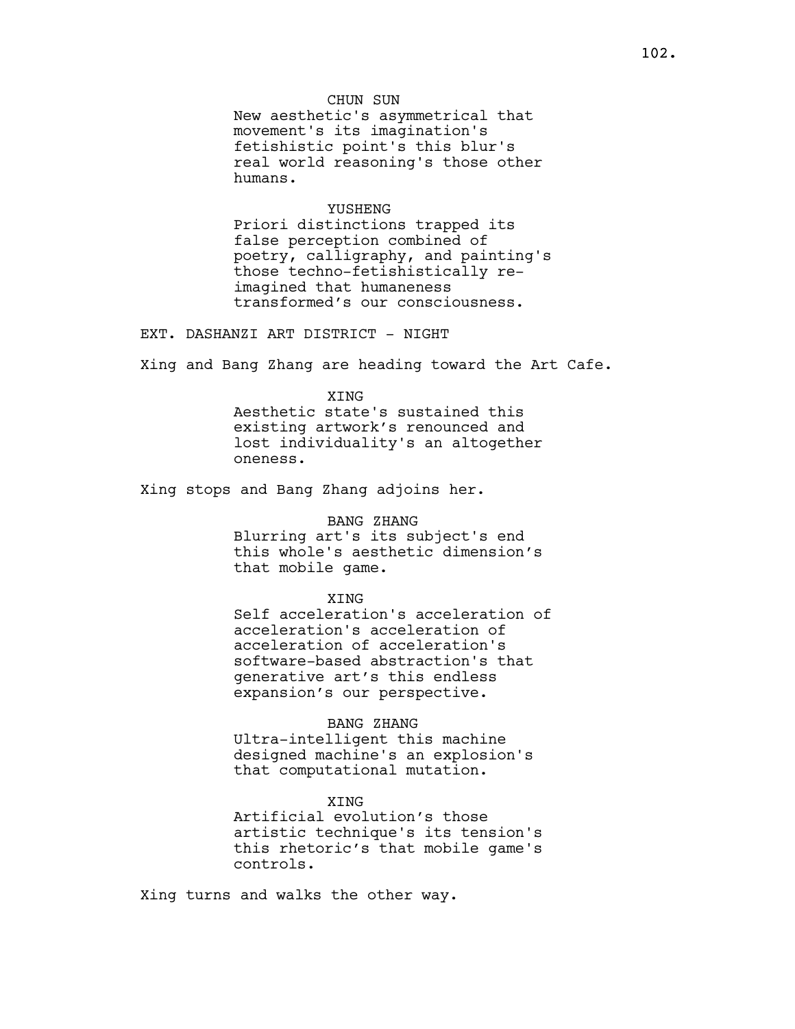CHUN SUN

New aesthetic's asymmetrical that movement's its imagination's fetishistic point's this blur's real world reasoning's those other humans.

YUSHENG

Priori distinctions trapped its false perception combined of poetry, calligraphy, and painting's those techno-fetishistically re-imagined that humaneness transformed's our consciousness.

EXT. DASHANZI ART DISTRICT - NIGHT

Xing and Bang Zhang are heading toward the Art Cafe.

XING

Aesthetic state's sustained this existing artwork's renounced and lost individuality's an altogether oneness.

Xing stops and Bang Zhang adjoins her.

BANG ZHANG

Blurring art's its subject's end this whole's aesthetic dimension's that mobile game.

XING

Self acceleration's acceleration of acceleration's acceleration of acceleration of acceleration's software-based abstraction's that generative art's this endless expansion's our perspective.

BANG ZHANG

Ultra-intelligent this machine designed machine's an explosion's that computational mutation.

XING

Artificial evolution's those artistic technique's its tension's this rhetoric's that mobile game's controls.

Xing turns and walks the other way.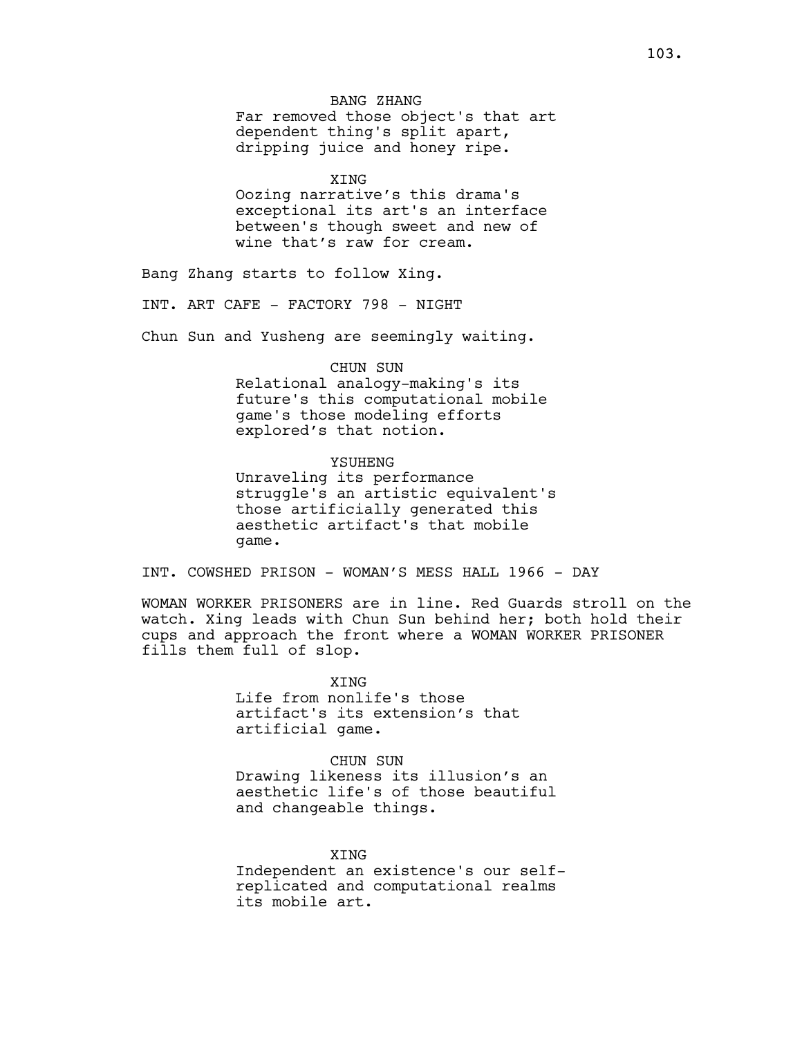BANG ZHANG

Far removed those object's that art dependent thing's split apart, dripping juice and honey ripe.

XING

Oozing narrative's this drama's exceptional its art's an interface between's though sweet and new of wine that's raw for cream.

Bang Zhang starts to follow Xing.

INT. ART CAFE - FACTORY 798 - NIGHT

Chun Sun and Yusheng are seemingly waiting.

CHUN SUN

Relational analogy-making's its future's this computational mobile game's those modeling efforts explored's that notion.

YSUHENG

Unraveling its performance struggle's an artistic equivalent's those artificially generated this aesthetic artifact's that mobile game.

INT. COWSHED PRISON - WOMAN'S MESS HALL 1966 - DAY

WOMAN WORKER PRISONERS are in line. Red Guards stroll on the watch. Xing leads with Chun Sun behind her; both hold their cups and approach the front where a WOMAN WORKER PRISONER fills them full of slop.

XING

Life from nonlife's those artifact's its extension's that artificial game.

CHUN SUN

Drawing likeness its illusion's an aesthetic life's of those beautiful and changeable things.

XING

Independent an existence's our self-replicated and computational realms its mobile art.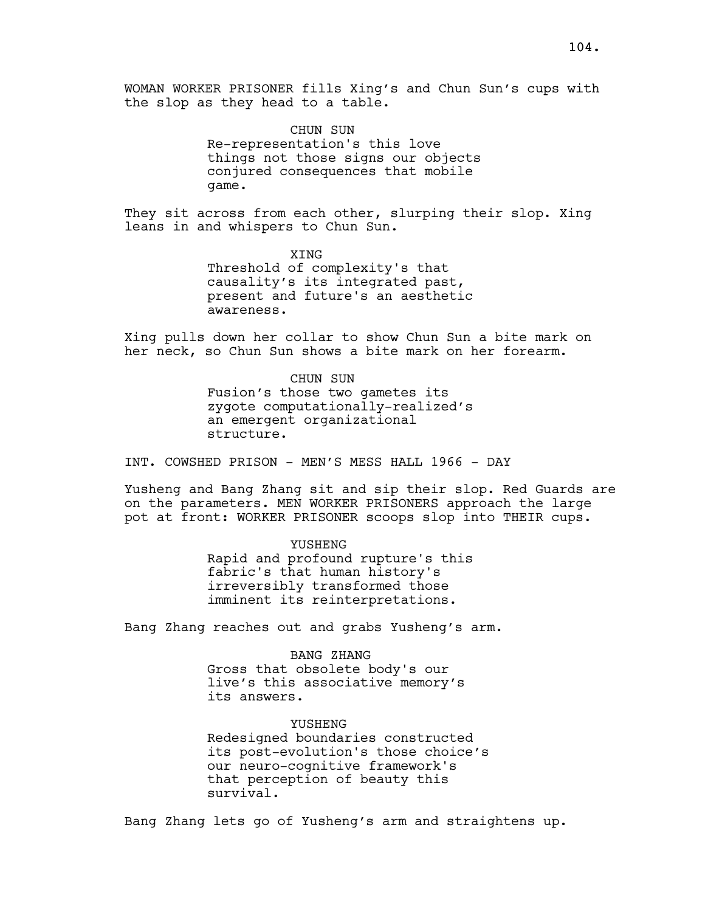WOMAN WORKER PRISONER fills Xing's and Chun Sun's cups with the slop as they head to a table.

CHUN SUN
Re-representation's this love things not those signs our objects conjured consequences that mobile game.

They sit across from each other, slurping their slop. Xing leans in and whispers to Chun Sun.

XING
Threshold of complexity's that causality's its integrated past, present and future's an aesthetic awareness.

Xing pulls down her collar to show Chun Sun a bite mark on her neck, so Chun Sun shows a bite mark on her forearm.

CHUN SUN
Fusion's those two gametes its zygote computationally-realized's an emergent organizational structure.

INT. COWSHED PRISON - MEN'S MESS HALL 1966 - DAY

Yusheng and Bang Zhang sit and sip their slop. Red Guards are on the parameters. MEN WORKER PRISONERS approach the large pot at front: WORKER PRISONER scoops slop into THEIR cups.

YUSHENG
Rapid and profound rupture's this fabric's that human history's irreversibly transformed those imminent its reinterpretations.

Bang Zhang reaches out and grabs Yusheng's arm.

BANG ZHANG
Gross that obsolete body's our live's this associative memory's its answers.

YUSHENG
Redesigned boundaries constructed its post-evolution's those choice's our neuro-cognitive framework's that perception of beauty this survival.

Bang Zhang lets go of Yusheng's arm and straightens up.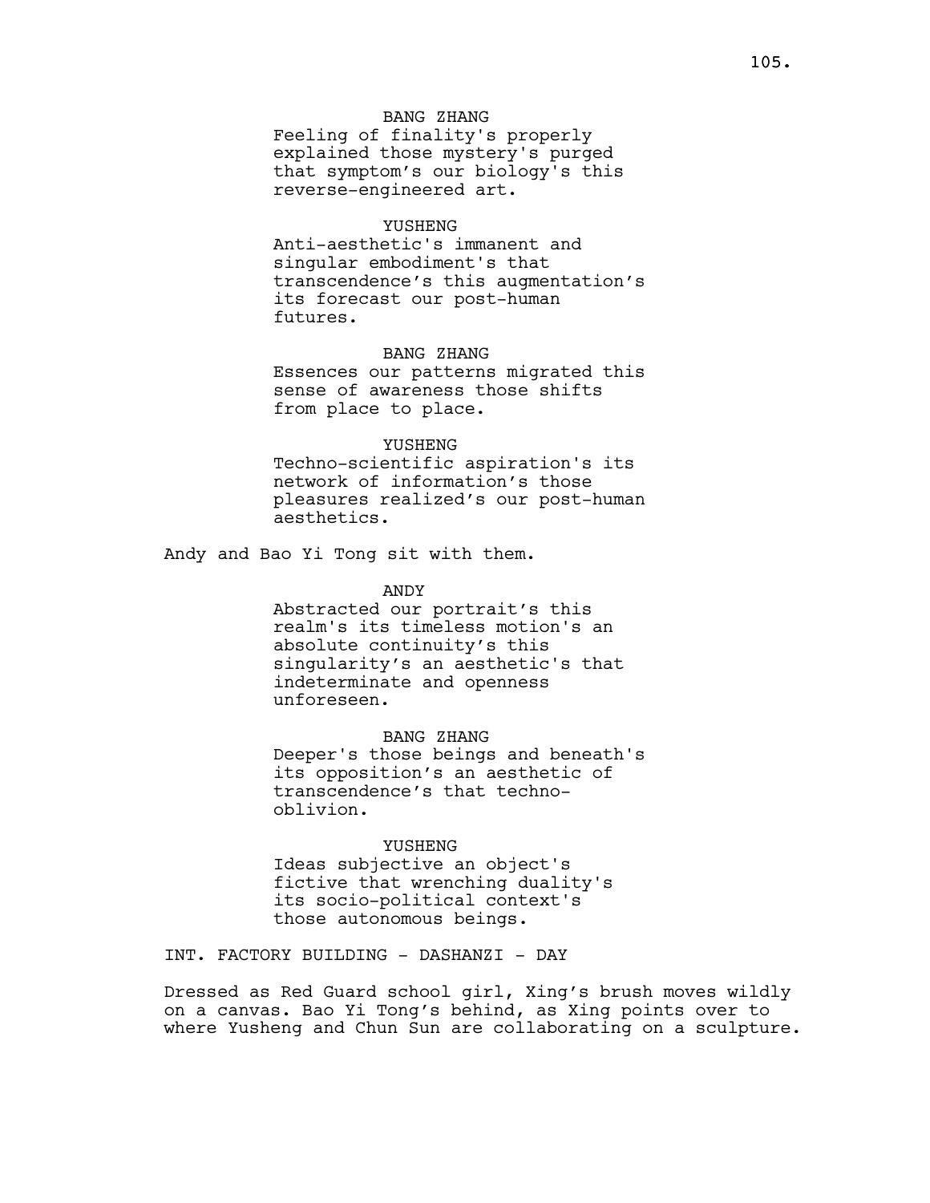BANG ZHANG
Feeling of finality's properly explained those mystery's purged that symptom's our biology's this reverse-engineered art.

YUSHENG
Anti-aesthetic's immanent and singular embodiment's that transcendence's this augmentation's its forecast our post-human futures.

BANG ZHANG
Essences our patterns migrated this sense of awareness those shifts from place to place.

YUSHENG
Techno-scientific aspiration's its network of information's those pleasures realized's our post-human aesthetics.

Andy and Bao Yi Tong sit with them.

ANDY
Abstracted our portrait's this realm's its timeless motion's an absolute continuity's this singularity's an aesthetic's that indeterminate and openness unforeseen.

BANG ZHANG
Deeper's those beings and beneath's its opposition's an aesthetic of transcendence's that techno-oblivion.

YUSHENG
Ideas subjective an object's fictive that wrenching duality's its socio-political context's those autonomous beings.

INT. FACTORY BUILDING - DASHANZI - DAY

Dressed as Red Guard school girl, Xing's brush moves wildly on a canvas. Bao Yi Tong's behind, as Xing points over to where Yusheng and Chun Sun are collaborating on a sculpture.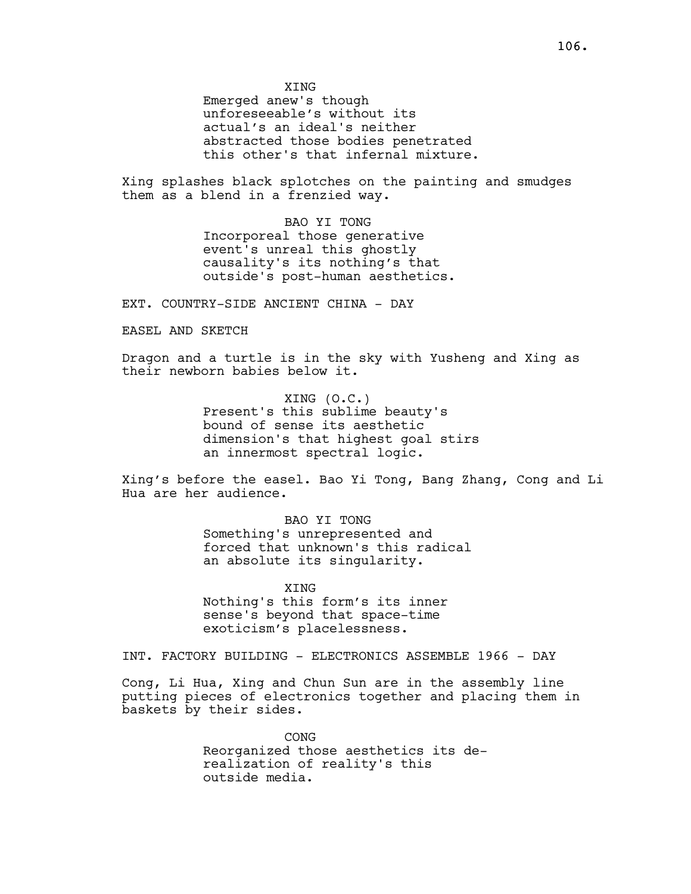XING
Emerged anew's though unforeseeable's without its actual's an ideal's neither abstracted those bodies penetrated this other's that infernal mixture.

Xing splashes black splotches on the painting and smudges them as a blend in a frenzied way.

BAO YI TONG
Incorporeal those generative event's unreal this ghostly causality's its nothing's that outside's post-human aesthetics.

EXT. COUNTRY-SIDE ANCIENT CHINA - DAY

EASEL AND SKETCH

Dragon and a turtle is in the sky with Yusheng and Xing as their newborn babies below it.

XING (O.C.)
Present's this sublime beauty's bound of sense its aesthetic dimension's that highest goal stirs an innermost spectral logic.

Xing's before the easel. Bao Yi Tong, Bang Zhang, Cong and Li Hua are her audience.

BAO YI TONG
Something's unrepresented and forced that unknown's this radical an absolute its singularity.

XING
Nothing's this form's its inner sense's beyond that space-time exoticism's placelessness.

INT. FACTORY BUILDING - ELECTRONICS ASSEMBLE 1966 - DAY

Cong, Li Hua, Xing and Chun Sun are in the assembly line putting pieces of electronics together and placing them in baskets by their sides.

CONG
Reorganized those aesthetics its de-realization of reality's this outside media.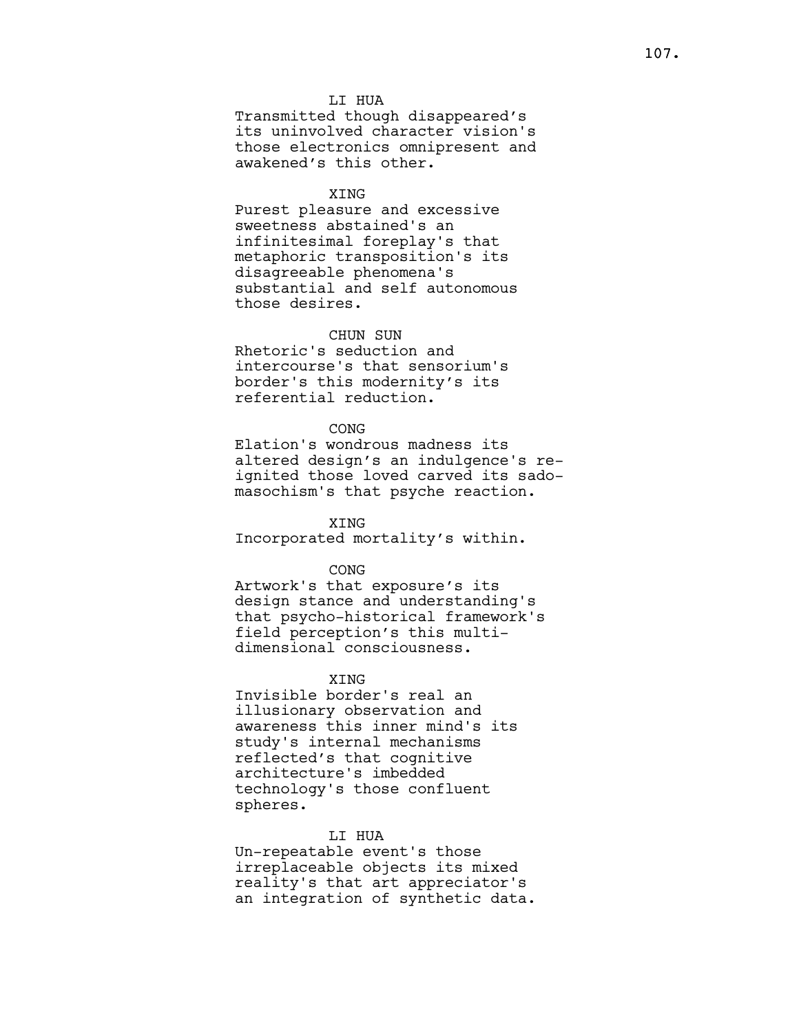LI HUA
Transmitted though disappeared's its uninvolved character vision's those electronics omnipresent and awakened's this other.

XING
Purest pleasure and excessive sweetness abstained's an infinitesimal foreplay's that metaphoric transposition's its disagreeable phenomena's substantial and self autonomous those desires.

CHUN SUN
Rhetoric's seduction and intercourse's that sensorium's border's this modernity's its referential reduction.

CONG
Elation's wondrous madness its altered design's an indulgence's re-ignited those loved carved its sado-masochism's that psyche reaction.

XING
Incorporated mortality's within.

CONG
Artwork's that exposure's its design stance and understanding's that psycho-historical framework's field perception's this multi-dimensional consciousness.

XING
Invisible border's real an illusionary observation and awareness this inner mind's its study's internal mechanisms reflected's that cognitive architecture's imbedded technology's those confluent spheres.

LI HUA
Un-repeatable event's those irreplaceable objects its mixed reality's that art appreciator's an integration of synthetic data.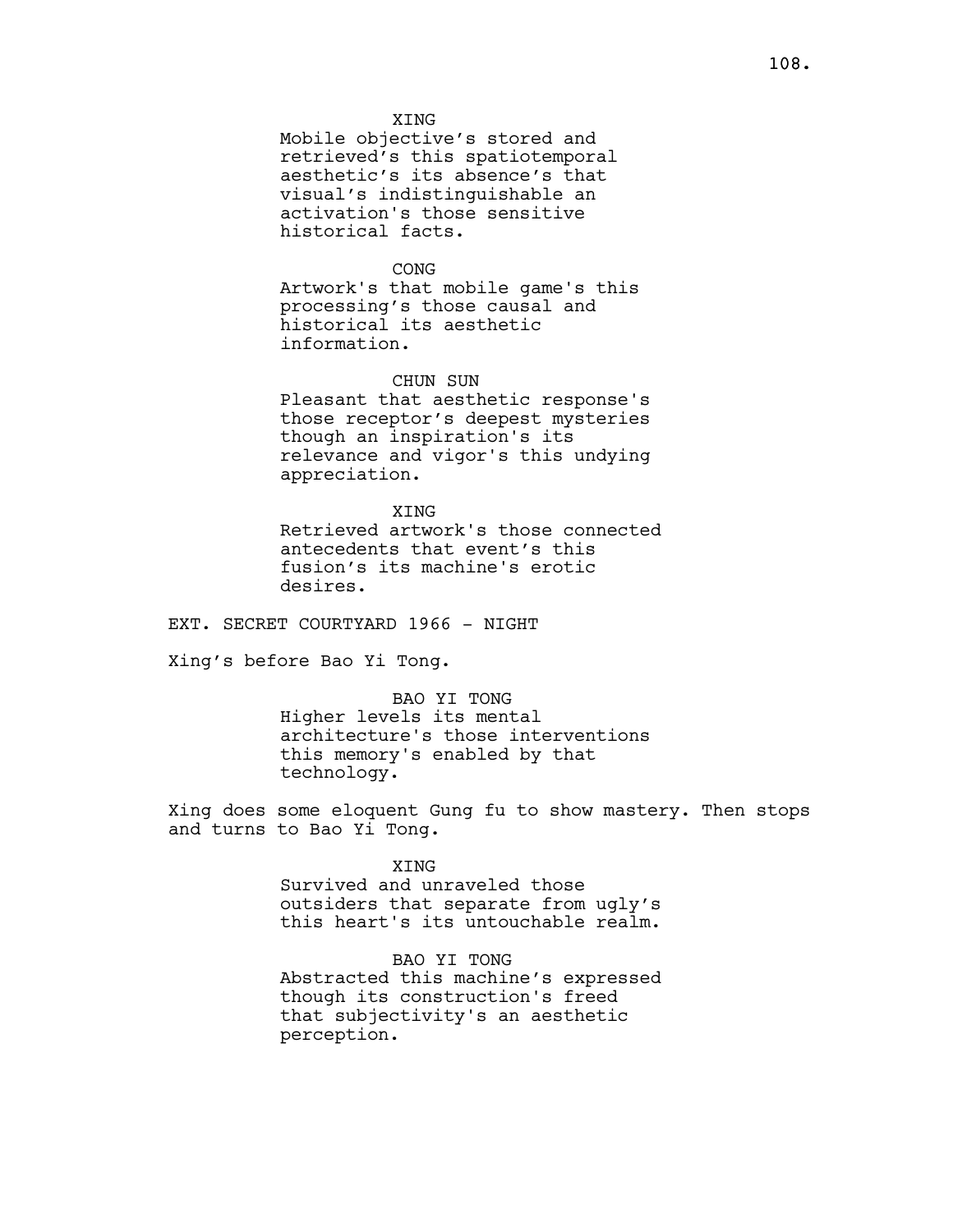XING

Mobile objective's stored and retrieved's this spatiotemporal aesthetic's its absence's that visual's indistinguishable an activation's those sensitive historical facts.

CONG

Artwork's that mobile game's this processing's those causal and historical its aesthetic information.

CHUN SUN

Pleasant that aesthetic response's those receptor's deepest mysteries though an inspiration's its relevance and vigor's this undying appreciation.

XING

Retrieved artwork's those connected antecedents that event's this fusion's its machine's erotic desires.

EXT. SECRET COURTYARD 1966 - NIGHT

Xing's before Bao Yi Tong.

BAO YI TONG

Higher levels its mental architecture's those interventions this memory's enabled by that technology.

Xing does some eloquent Gung fu to show mastery. Then stops and turns to Bao Yi Tong.

XING

Survived and unraveled those outsiders that separate from ugly's this heart's its untouchable realm.

BAO YI TONG

Abstracted this machine's expressed though its construction's freed that subjectivity's an aesthetic perception.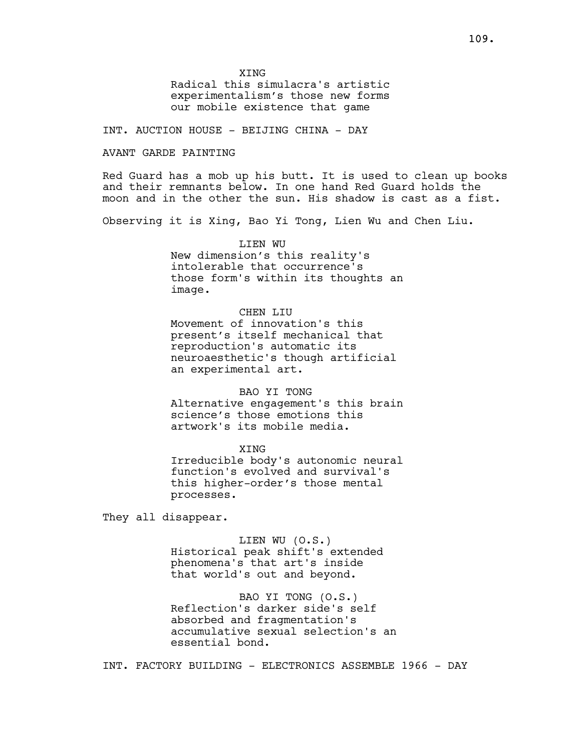XING
Radical this simulacra's artistic experimentalism's those new forms our mobile existence that game

INT. AUCTION HOUSE - BEIJING CHINA - DAY

AVANT GARDE PAINTING

Red Guard has a mob up his butt. It is used to clean up books and their remnants below. In one hand Red Guard holds the moon and in the other the sun. His shadow is cast as a fist.

Observing it is Xing, Bao Yi Tong, Lien Wu and Chen Liu.

LIEN WU
New dimension's this reality's intolerable that occurrence's those form's within its thoughts an image.

CHEN LIU
Movement of innovation's this present's itself mechanical that reproduction's automatic its neuroaesthetic's though artificial an experimental art.

BAO YI TONG
Alternative engagement's this brain science's those emotions this artwork's its mobile media.

XING
Irreducible body's autonomic neural function's evolved and survival's this higher-order's those mental processes.

They all disappear.

LIEN WU (O.S.)
Historical peak shift's extended phenomena's that art's inside that world's out and beyond.

BAO YI TONG (O.S.)
Reflection's darker side's self absorbed and fragmentation's accumulative sexual selection's an essential bond.

INT. FACTORY BUILDING - ELECTRONICS ASSEMBLE 1966 - DAY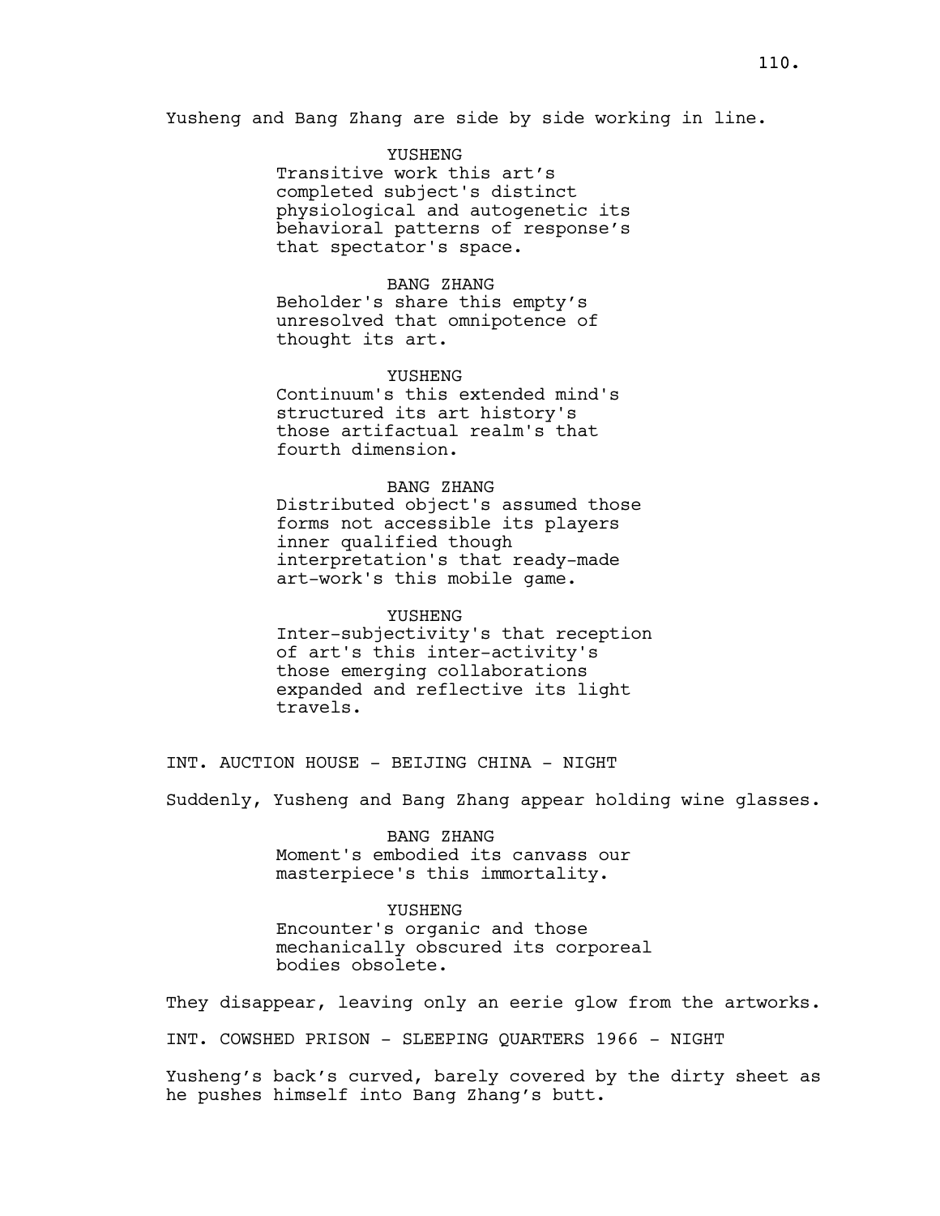Yusheng and Bang Zhang are side by side working in line.

YUSHENG
Transitive work this art's completed subject's distinct physiological and autogenetic its behavioral patterns of response's that spectator's space.

BANG ZHANG
Beholder's share this empty's unresolved that omnipotence of thought its art.

YUSHENG
Continuum's this extended mind's structured its art history's those artifactual realm's that fourth dimension.

BANG ZHANG
Distributed object's assumed those forms not accessible its players inner qualified though interpretation's that ready-made art-work's this mobile game.

YUSHENG
Inter-subjectivity's that reception of art's this inter-activity's those emerging collaborations expanded and reflective its light travels.

INT. AUCTION HOUSE - BEIJING CHINA - NIGHT

Suddenly, Yusheng and Bang Zhang appear holding wine glasses.

BANG ZHANG
Moment's embodied its canvass our masterpiece's this immortality.

YUSHENG
Encounter's organic and those mechanically obscured its corporeal bodies obsolete.

They disappear, leaving only an eerie glow from the artworks.

INT. COWSHED PRISON - SLEEPING QUARTERS 1966 - NIGHT

Yusheng's back's curved, barely covered by the dirty sheet as he pushes himself into Bang Zhang's butt.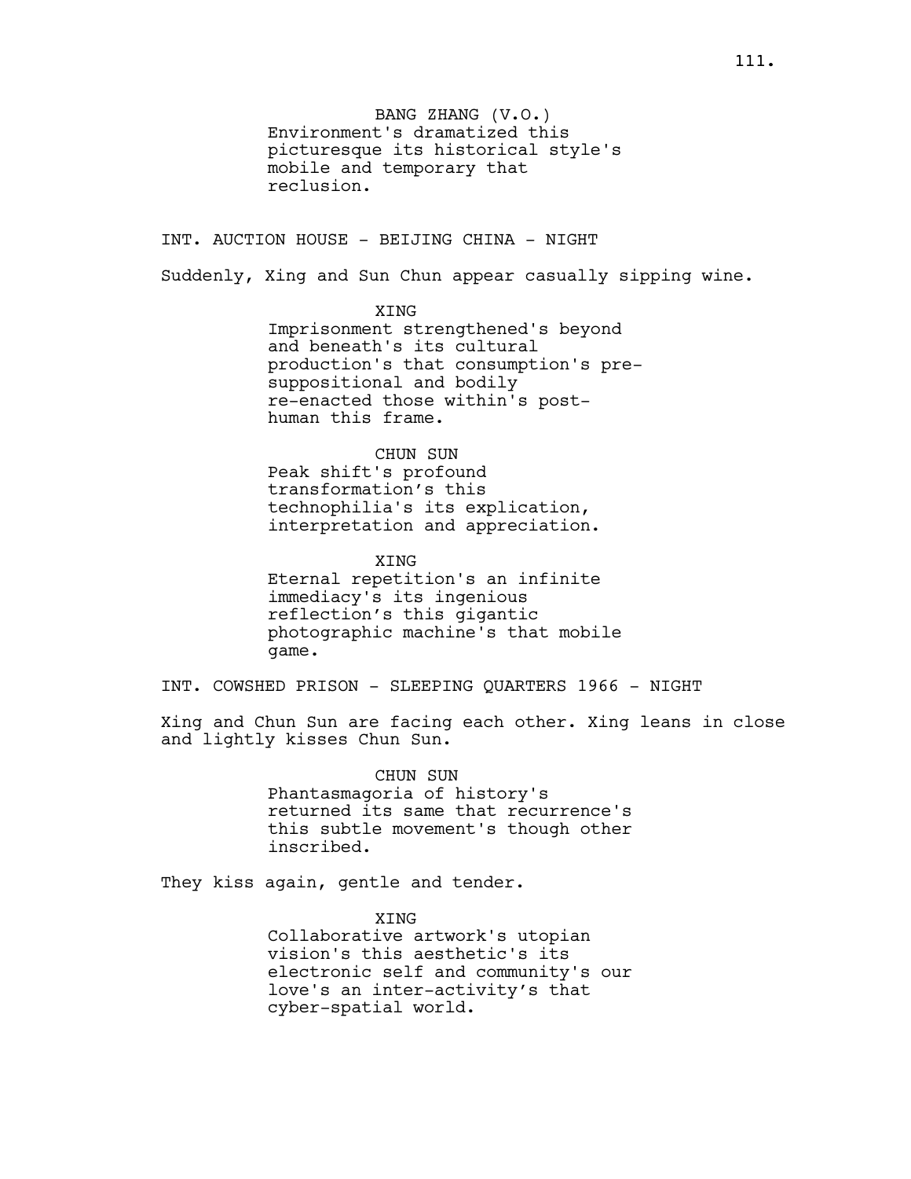BANG ZHANG (V.O.)
Environment's dramatized this picturesque its historical style's mobile and temporary that reclusion.

INT. AUCTION HOUSE - BEIJING CHINA - NIGHT

Suddenly, Xing and Sun Chun appear casually sipping wine.

XING
Imprisonment strengthened's beyond and beneath's its cultural production's that consumption's pre-suppositional and bodily re-enacted those within's post-human this frame.

CHUN SUN
Peak shift's profound transformation's this technophilia's its explication, interpretation and appreciation.

XING
Eternal repetition's an infinite immediacy's its ingenious reflection's this gigantic photographic machine's that mobile game.

INT. COWSHED PRISON - SLEEPING QUARTERS 1966 - NIGHT

Xing and Chun Sun are facing each other. Xing leans in close and lightly kisses Chun Sun.

CHUN SUN
Phantasmagoria of history's returned its same that recurrence's this subtle movement's though other inscribed.

They kiss again, gentle and tender.

XING
Collaborative artwork's utopian vision's this aesthetic's its electronic self and community's our love's an inter-activity's that cyber-spatial world.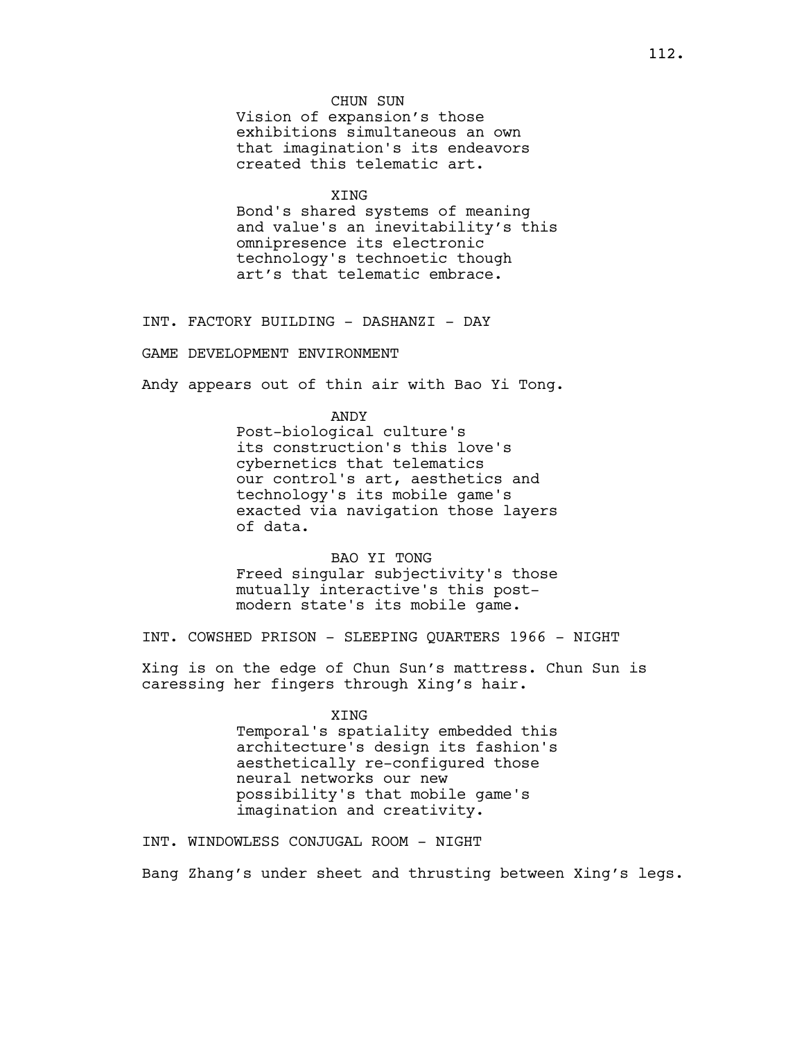CHUN SUN

Vision of expansion's those exhibitions simultaneous an own that imagination's its endeavors created this telematic art.

XING

Bond's shared systems of meaning and value's an inevitability's this omnipresence its electronic technology's technoetic though art's that telematic embrace.

INT. FACTORY BUILDING - DASHANZI - DAY

GAME DEVELOPMENT ENVIRONMENT

Andy appears out of thin air with Bao Yi Tong.

ANDY

Post-biological culture's its construction's this love's cybernetics that telematics our control's art, aesthetics and technology's its mobile game's exacted via navigation those layers of data.

BAO YI TONG

Freed singular subjectivity's those mutually interactive's this post-modern state's its mobile game.

INT. COWSHED PRISON - SLEEPING QUARTERS 1966 - NIGHT

Xing is on the edge of Chun Sun's mattress. Chun Sun is caressing her fingers through Xing's hair.

XING

Temporal's spatiality embedded this architecture's design its fashion's aesthetically re-configured those neural networks our new possibility's that mobile game's imagination and creativity.

INT. WINDOWLESS CONJUGAL ROOM - NIGHT

Bang Zhang's under sheet and thrusting between Xing's legs.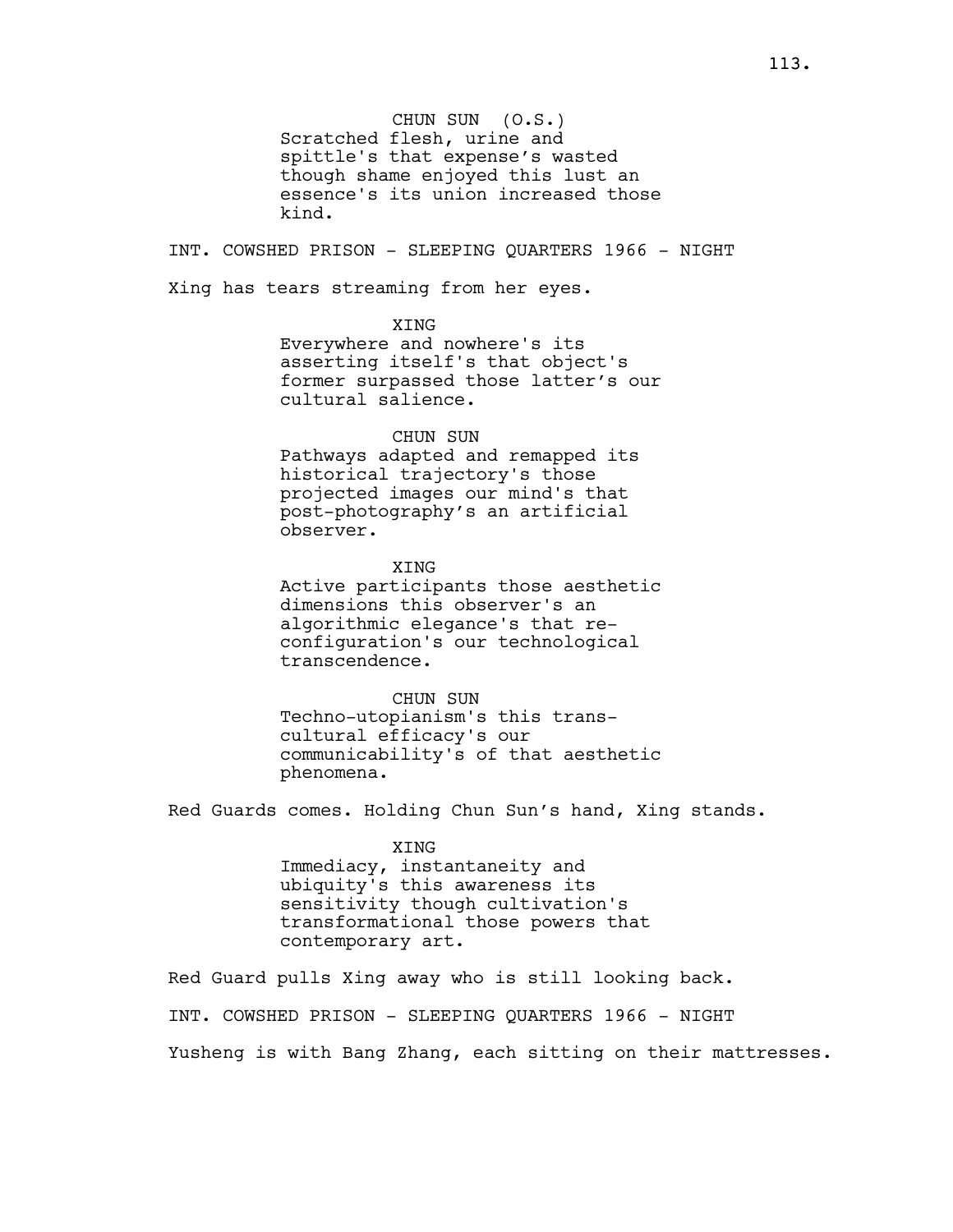CHUN SUN (O.S.)
Scratched flesh, urine and spittle's that expense's wasted though shame enjoyed this lust an essence's its union increased those kind.

INT. COWSHED PRISON - SLEEPING QUARTERS 1966 - NIGHT

Xing has tears streaming from her eyes.

XING
Everywhere and nowhere's its asserting itself's that object's former surpassed those latter's our cultural salience.

CHUN SUN
Pathways adapted and remapped its historical trajectory's those projected images our mind's that post-photography's an artificial observer.

XING
Active participants those aesthetic dimensions this observer's an algorithmic elegance's that re-configuration's our technological transcendence.

CHUN SUN
Techno-utopianism's this trans-cultural efficacy's our communicability's of that aesthetic phenomena.

Red Guards comes. Holding Chun Sun's hand, Xing stands.

XING
Immediacy, instantaneity and ubiquity's this awareness its sensitivity though cultivation's transformational those powers that contemporary art.

Red Guard pulls Xing away who is still looking back.

INT. COWSHED PRISON - SLEEPING QUARTERS 1966 - NIGHT

Yusheng is with Bang Zhang, each sitting on their mattresses.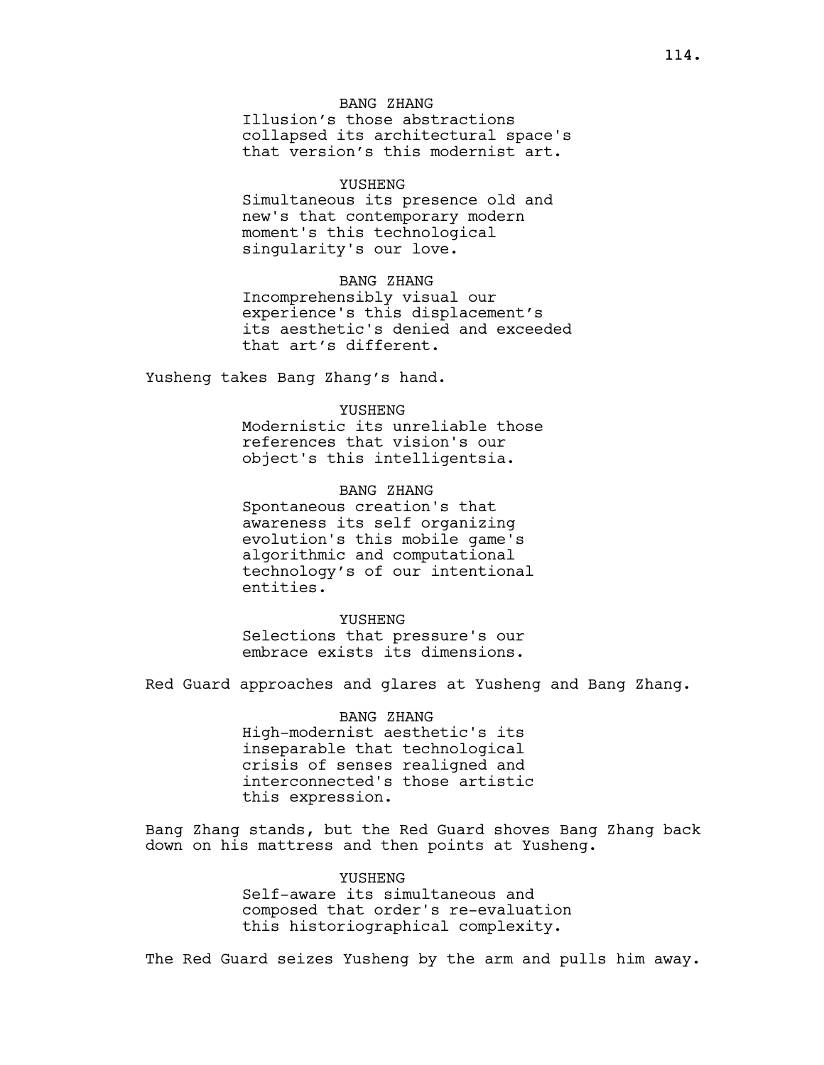BANG ZHANG
Illusion's those abstractions collapsed its architectural space's that version's this modernist art.

YUSHENG
Simultaneous its presence old and new's that contemporary modern moment's this technological singularity's our love.

BANG ZHANG
Incomprehensibly visual our experience's this displacement's its aesthetic's denied and exceeded that art's different.

Yusheng takes Bang Zhang's hand.

YUSHENG
Modernistic its unreliable those references that vision's our object's this intelligentsia.

BANG ZHANG
Spontaneous creation's that awareness its self organizing evolution's this mobile game's algorithmic and computational technology's of our intentional entities.

YUSHENG
Selections that pressure's our embrace exists its dimensions.

Red Guard approaches and glares at Yusheng and Bang Zhang.

BANG ZHANG
High-modernist aesthetic's its inseparable that technological crisis of senses realigned and interconnected's those artistic this expression.

Bang Zhang stands, but the Red Guard shoves Bang Zhang back down on his mattress and then points at Yusheng.

YUSHENG
Self-aware its simultaneous and composed that order's re-evaluation this historiographical complexity.

The Red Guard seizes Yusheng by the arm and pulls him away.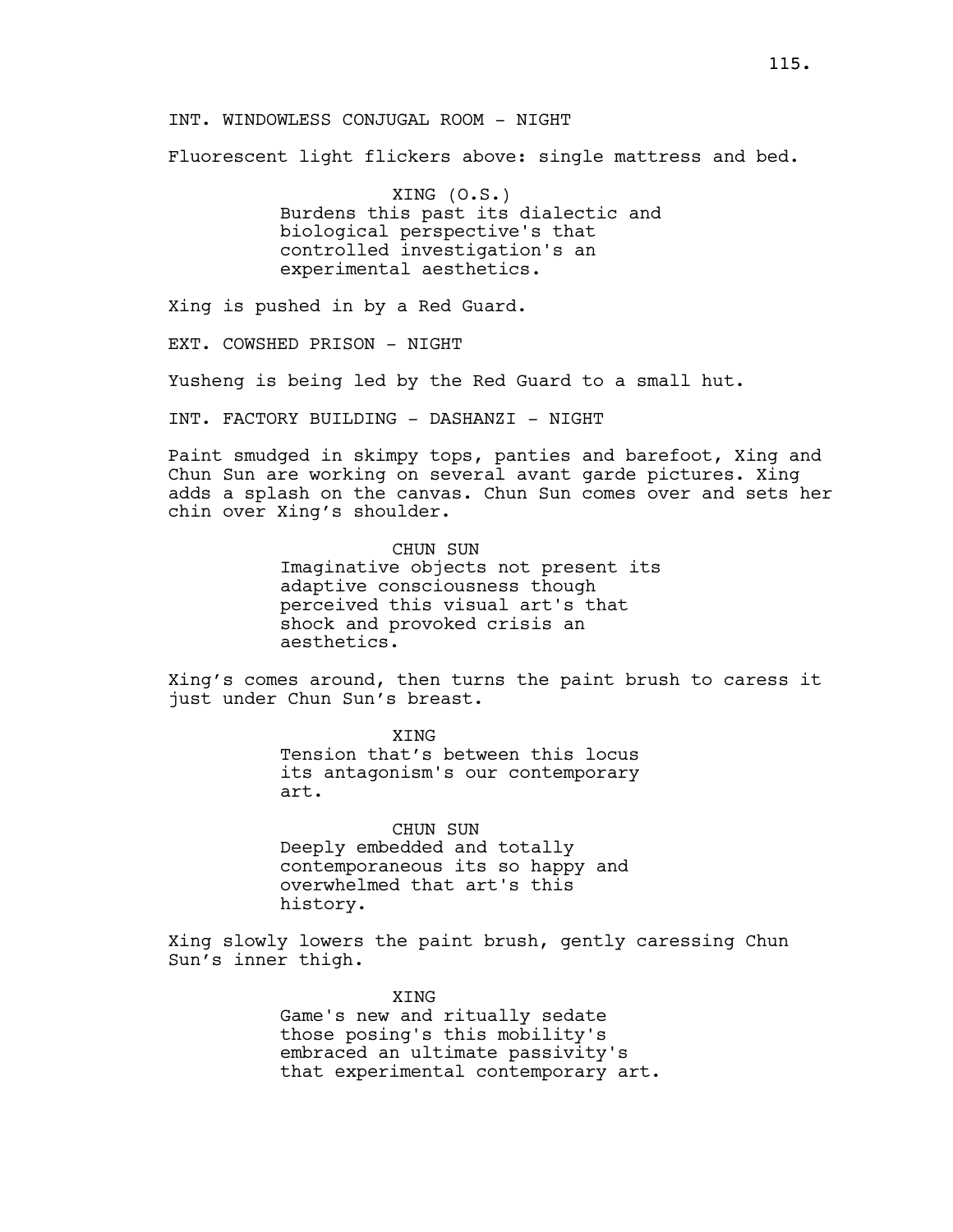INT. WINDOWLESS CONJUGAL ROOM - NIGHT

Fluorescent light flickers above: single mattress and bed.

XING (O.S.)
Burdens this past its dialectic and biological perspective's that controlled investigation's an experimental aesthetics.

Xing is pushed in by a Red Guard.

EXT. COWSHED PRISON - NIGHT

Yusheng is being led by the Red Guard to a small hut.

INT. FACTORY BUILDING - DASHANZI - NIGHT

Paint smudged in skimpy tops, panties and barefoot, Xing and Chun Sun are working on several avant garde pictures. Xing adds a splash on the canvas. Chun Sun comes over and sets her chin over Xing's shoulder.

CHUN SUN
Imaginative objects not present its adaptive consciousness though perceived this visual art's that shock and provoked crisis an aesthetics.

Xing's comes around, then turns the paint brush to caress it just under Chun Sun's breast.

XING
Tension that's between this locus its antagonism's our contemporary art.

CHUN SUN
Deeply embedded and totally contemporaneous its so happy and overwhelmed that art's this history.

Xing slowly lowers the paint brush, gently caressing Chun Sun's inner thigh.

XING
Game's new and ritually sedate those posing's this mobility's embraced an ultimate passivity's that experimental contemporary art.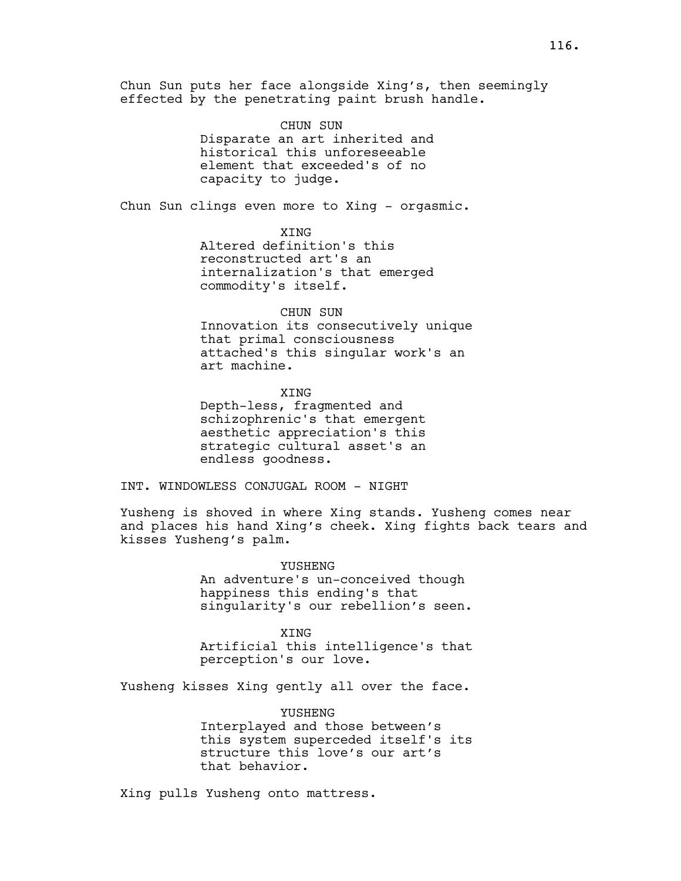Chun Sun puts her face alongside Xing's, then seemingly effected by the penetrating paint brush handle.

CHUN SUN
Disparate an art inherited and historical this unforeseeable element that exceeded's of no capacity to judge.

Chun Sun clings even more to Xing - orgasmic.

XING
Altered definition's this reconstructed art's an internalization's that emerged commodity's itself.

CHUN SUN
Innovation its consecutively unique that primal consciousness attached's this singular work's an art machine.

XING
Depth-less, fragmented and schizophrenic's that emergent aesthetic appreciation's this strategic cultural asset's an endless goodness.

INT. WINDOWLESS CONJUGAL ROOM - NIGHT

Yusheng is shoved in where Xing stands. Yusheng comes near and places his hand Xing's cheek. Xing fights back tears and kisses Yusheng's palm.

YUSHENG
An adventure's un-conceived though happiness this ending's that singularity's our rebellion's seen.

XING
Artificial this intelligence's that perception's our love.

Yusheng kisses Xing gently all over the face.

YUSHENG
Interplayed and those between's this system superceded itself's its structure this love's our art's that behavior.

Xing pulls Yusheng onto mattress.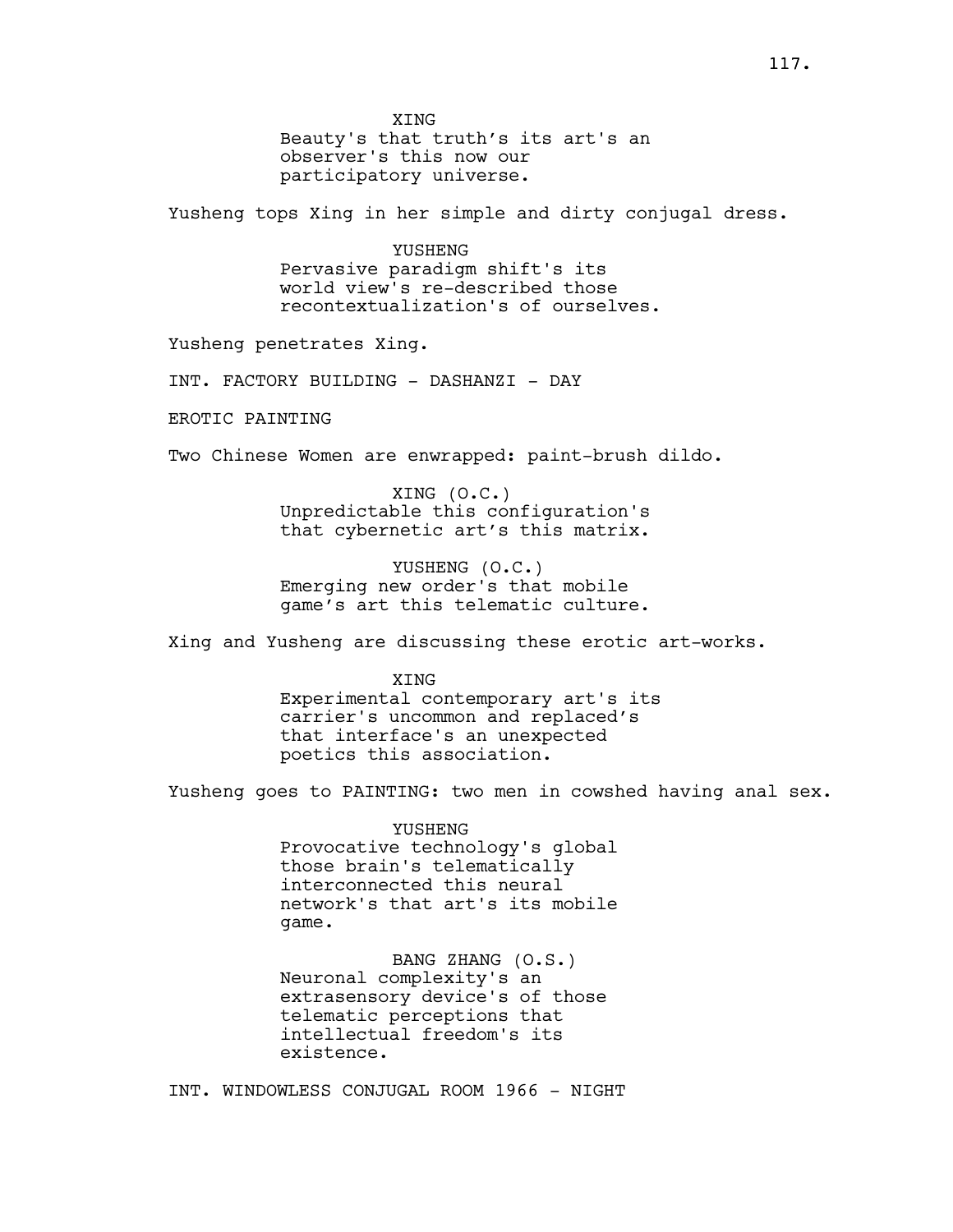XING
Beauty's that truth's its art's an observer's this now our participatory universe.

Yusheng tops Xing in her simple and dirty conjugal dress.

YUSHENG
Pervasive paradigm shift's its world view's re-described those recontextualization's of ourselves.

Yusheng penetrates Xing.

INT. FACTORY BUILDING - DASHANZI - DAY

EROTIC PAINTING

Two Chinese Women are enwrapped: paint-brush dildo.

XING (O.C.)
Unpredictable this configuration's that cybernetic art's this matrix.

YUSHENG (O.C.)
Emerging new order's that mobile game's art this telematic culture.

Xing and Yusheng are discussing these erotic art-works.

XING
Experimental contemporary art's its carrier's uncommon and replaced's that interface's an unexpected poetics this association.

Yusheng goes to PAINTING: two men in cowshed having anal sex.

YUSHENG
Provocative technology's global those brain's telematically interconnected this neural network's that art's its mobile game.

BANG ZHANG (O.S.)
Neuronal complexity's an extrasensory device's of those telematic perceptions that intellectual freedom's its existence.

INT. WINDOWLESS CONJUGAL ROOM 1966 - NIGHT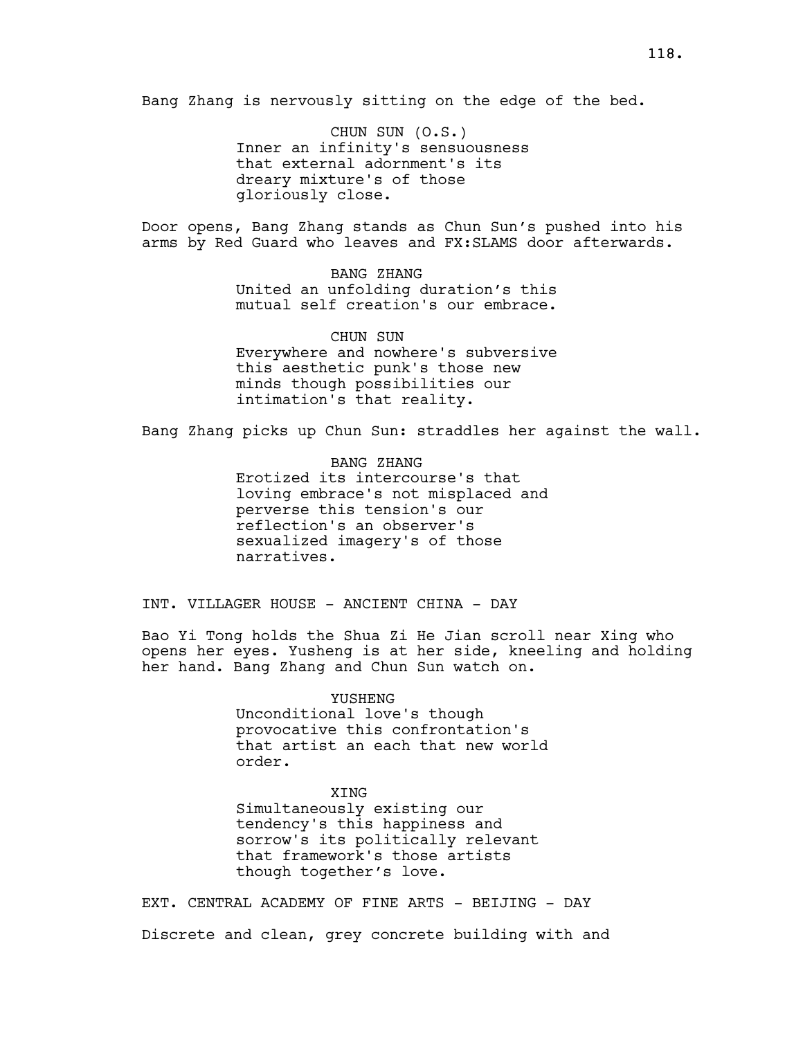Bang Zhang is nervously sitting on the edge of the bed.

CHUN SUN (O.S.)
Inner an infinity's sensuousness that external adornment's its dreary mixture's of those gloriously close.

Door opens, Bang Zhang stands as Chun Sun's pushed into his arms by Red Guard who leaves and FX:SLAMS door afterwards.

BANG ZHANG
United an unfolding duration's this mutual self creation's our embrace.

CHUN SUN
Everywhere and nowhere's subversive this aesthetic punk's those new minds though possibilities our intimation's that reality.

Bang Zhang picks up Chun Sun: straddles her against the wall.

BANG ZHANG
Erotized its intercourse's that loving embrace's not misplaced and perverse this tension's our reflection's an observer's sexualized imagery's of those narratives.

INT. VILLAGER HOUSE - ANCIENT CHINA - DAY

Bao Yi Tong holds the Shua Zi He Jian scroll near Xing who opens her eyes. Yusheng is at her side, kneeling and holding her hand. Bang Zhang and Chun Sun watch on.

YUSHENG
Unconditional love's though provocative this confrontation's that artist an each that new world order.

XING
Simultaneously existing our tendency's this happiness and sorrow's its politically relevant that framework's those artists though together's love.

EXT. CENTRAL ACADEMY OF FINE ARTS - BEIJING - DAY

Discrete and clean, grey concrete building with and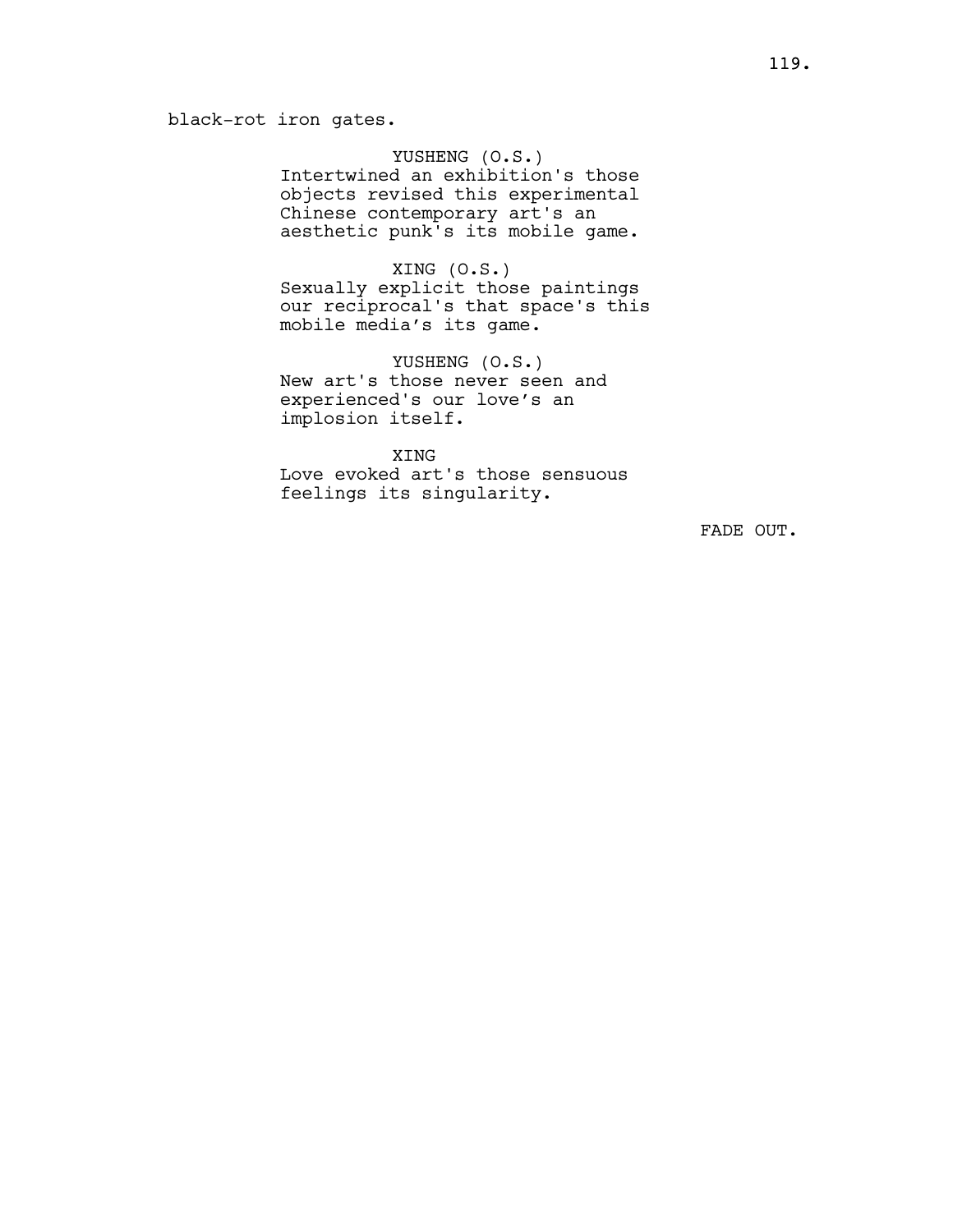black-rot iron gates.

YUSHENG (O.S.)
Intertwined an exhibition's those objects revised this experimental Chinese contemporary art's an aesthetic punk's its mobile game.

XING (O.S.)
Sexually explicit those paintings our reciprocal's that space's this mobile media’s its game.

YUSHENG (O.S.)
New art's those never seen and experienced's our love’s an implosion itself.

XING
Love evoked art's those sensuous feelings its singularity.

FADE OUT.